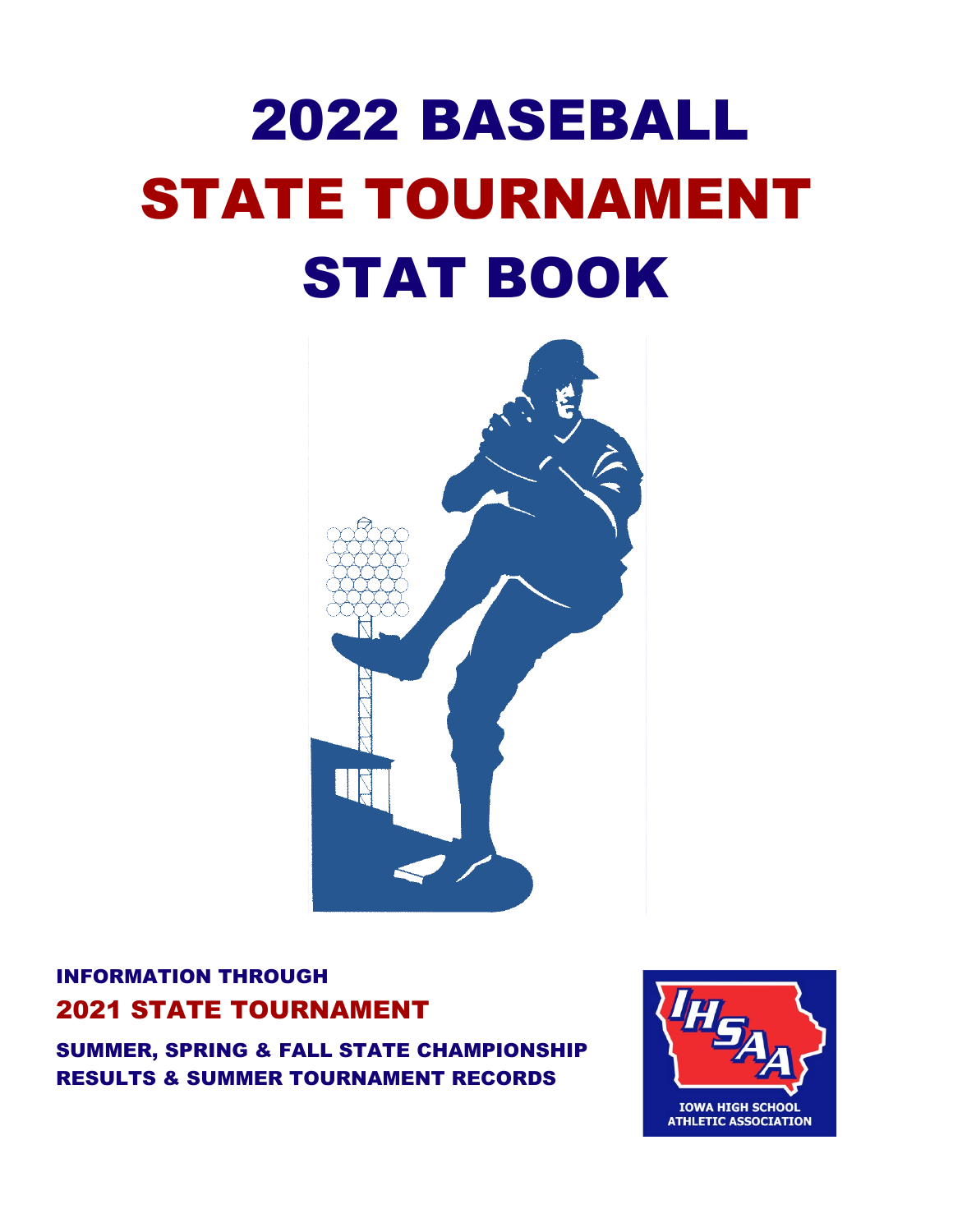# 2022 BASEBALL STATE TOURNAMENT STAT BOOK

INFORMATION THROUGH

**2021 STATE TOURNAMENT**

SUMMER, SPRING & FALL STATE CHAMPIONSHIP RESULTS & SUMMER TOURNAMENT RECORDS

IHSAA

IOWA HIGH SCHOOL ATHLETIC ASSOCIATION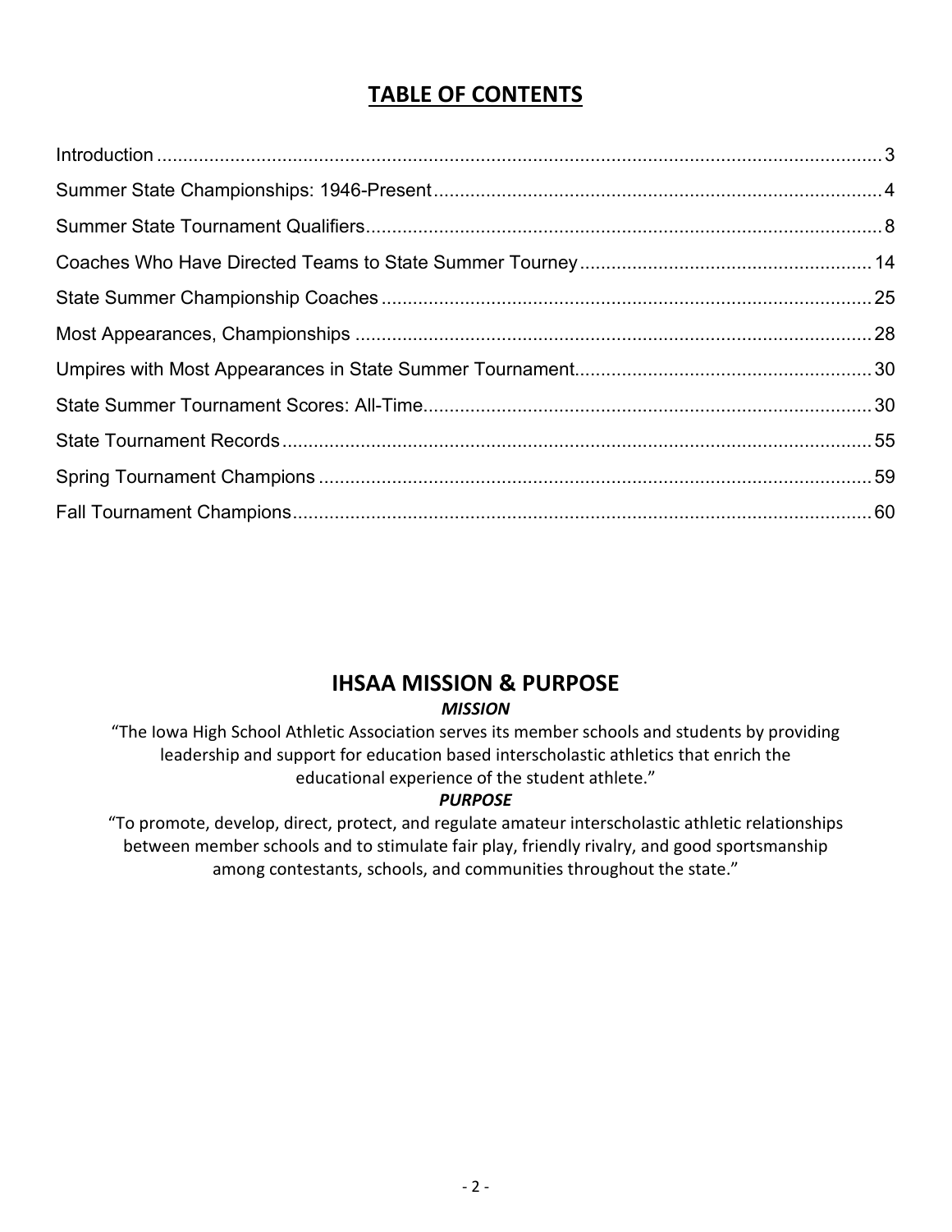# TABLE OF CONTENTS

| Section | Page |
|---|---|
| Introduction | 3 |
| Summer State Championships: 1946-Present | 4 |
| Summer State Tournament Qualifiers | 8 |
| Coaches Who Have Directed Teams to State Summer Tourney | 14 |
| State Summer Championship Coaches | 25 |
| Most Appearances, Championships | 28 |
| Umpires with Most Appearances in State Summer Tournament | 30 |
| State Summer Tournament Scores: All-Time | 30 |
| State Tournament Records | 55 |
| Spring Tournament Champions | 59 |
| Fall Tournament Champions | 60 |

## IHSAA MISSION & PURPOSE

***MISSION***

"The Iowa High School Athletic Association serves its member schools and students by providing leadership and support for education based interscholastic athletics that enrich the educational experience of the student athlete."

***PURPOSE***

"To promote, develop, direct, protect, and regulate amateur interscholastic athletic relationships between member schools and to stimulate fair play, friendly rivalry, and good sportsmanship among contestants, schools, and communities throughout the state."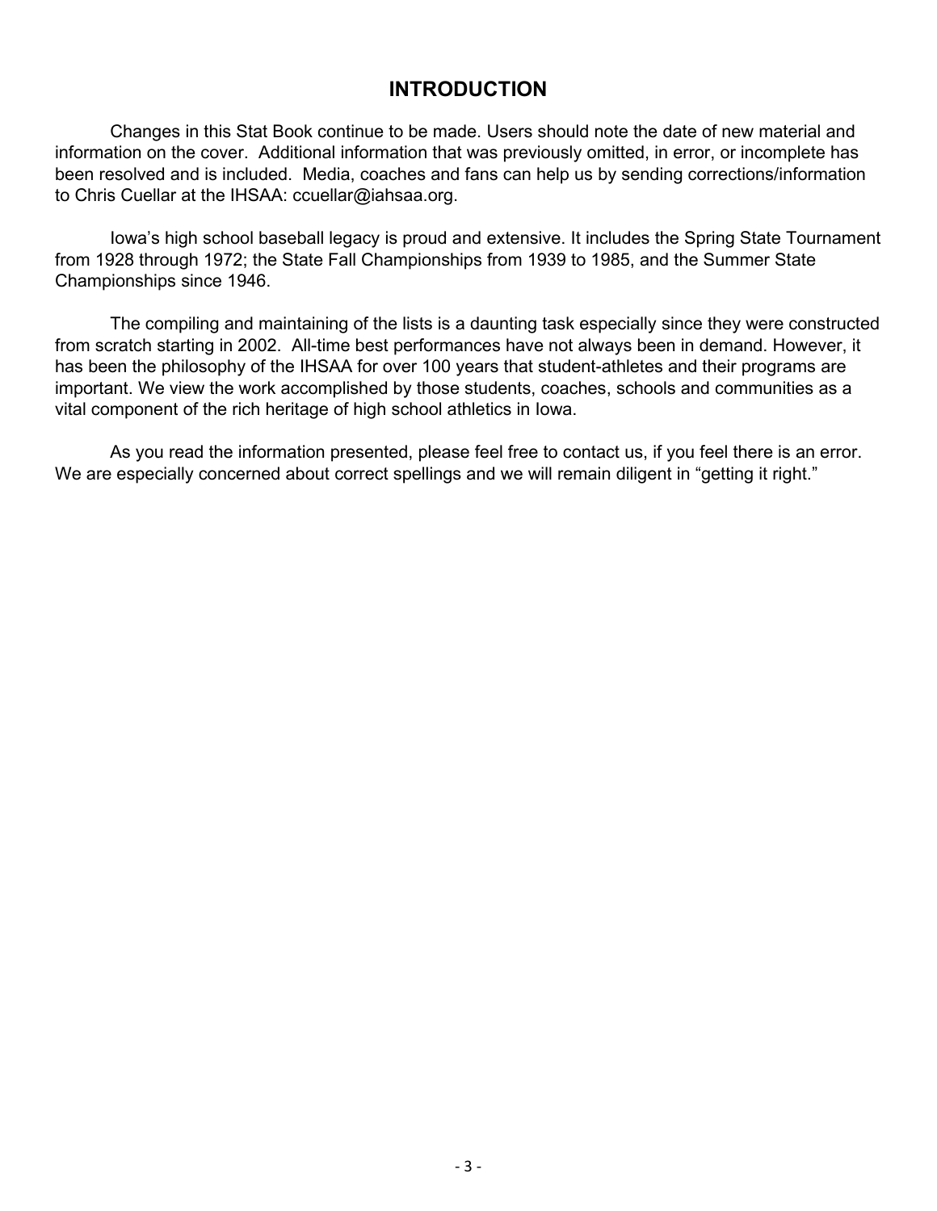# INTRODUCTION

Changes in this Stat Book continue to be made. Users should note the date of new material and information on the cover. Additional information that was previously omitted, in error, or incomplete has been resolved and is included. Media, coaches and fans can help us by sending corrections/information to Chris Cuellar at the IHSAA: ccuellar@iahsaa.org.

Iowa's high school baseball legacy is proud and extensive. It includes the Spring State Tournament from 1928 through 1972; the State Fall Championships from 1939 to 1985, and the Summer State Championships since 1946.

The compiling and maintaining of the lists is a daunting task especially since they were constructed from scratch starting in 2002. All-time best performances have not always been in demand. However, it has been the philosophy of the IHSAA for over 100 years that student-athletes and their programs are important. We view the work accomplished by those students, coaches, schools and communities as a vital component of the rich heritage of high school athletics in Iowa.

As you read the information presented, please feel free to contact us, if you feel there is an error. We are especially concerned about correct spellings and we will remain diligent in "getting it right."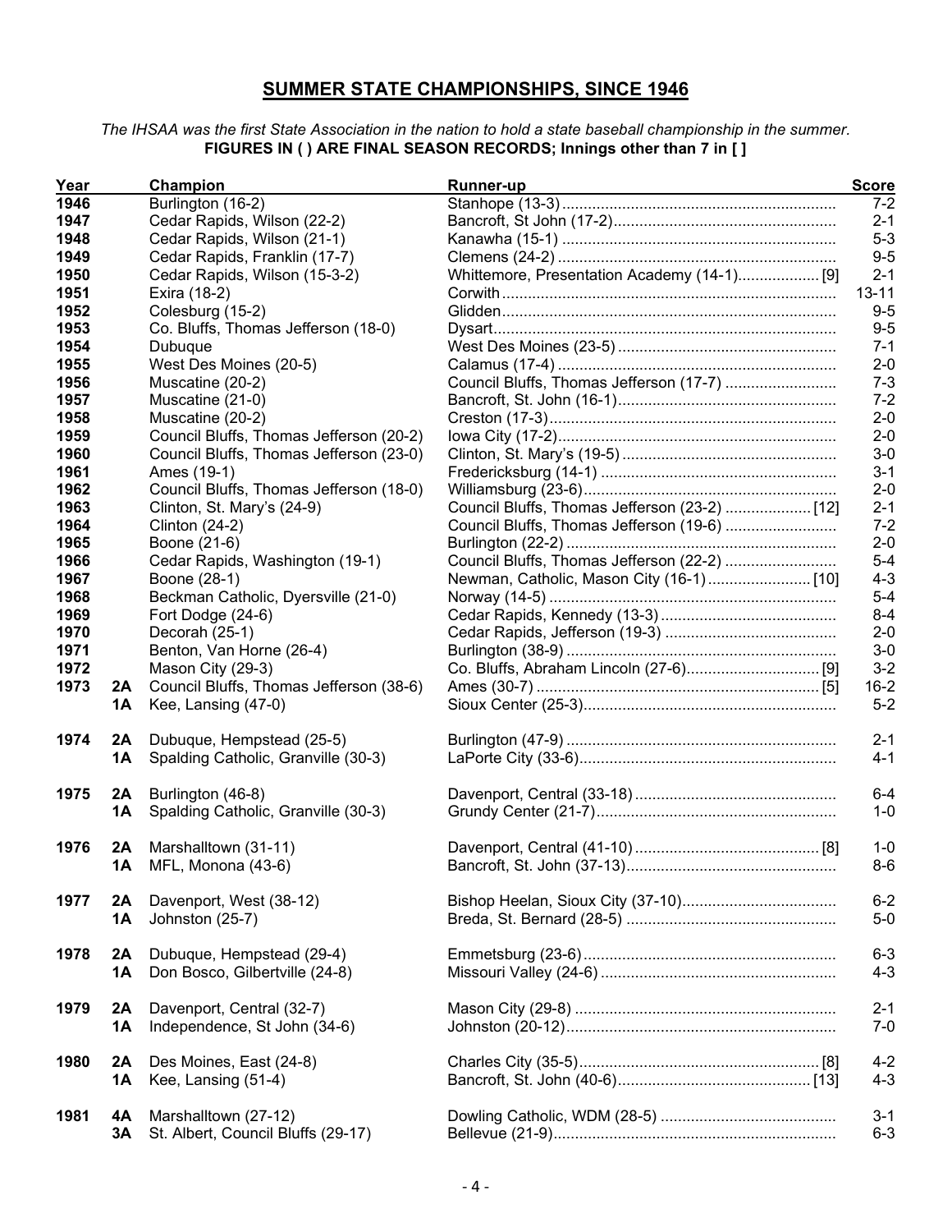# SUMMER STATE CHAMPIONSHIPS, SINCE 1946

*The IHSAA was the first State Association in the nation to hold a state baseball championship in the summer.*

**FIGURES IN ( ) ARE FINAL SEASON RECORDS; Innings other than 7 in [ ]**

| Year | | Champion | Runner-up | Score |
|---|---|---|---|---|
| 1946 | | Burlington (16-2) | Stanhope (13-3) | 7-2 |
| 1947 | | Cedar Rapids, Wilson (22-2) | Bancroft, St John (17-2) | 2-1 |
| 1948 | | Cedar Rapids, Wilson (21-1) | Kanawha (15-1) | 5-3 |
| 1949 | | Cedar Rapids, Franklin (17-7) | Clemens (24-2) | 9-5 |
| 1950 | | Cedar Rapids, Wilson (15-3-2) | Whittemore, Presentation Academy (14-1) [9] | 2-1 |
| 1951 | | Exira (18-2) | Corwith | 13-11 |
| 1952 | | Colesburg (15-2) | Glidden | 9-5 |
| 1953 | | Co. Bluffs, Thomas Jefferson (18-0) | Dysart | 9-5 |
| 1954 | | Dubuque | West Des Moines (23-5) | 7-1 |
| 1955 | | West Des Moines (20-5) | Calamus (17-4) | 2-0 |
| 1956 | | Muscatine (20-2) | Council Bluffs, Thomas Jefferson (17-7) | 7-3 |
| 1957 | | Muscatine (21-0) | Bancroft, St. John (16-1) | 7-2 |
| 1958 | | Muscatine (20-2) | Creston (17-3) | 2-0 |
| 1959 | | Council Bluffs, Thomas Jefferson (20-2) | Iowa City (17-2) | 2-0 |
| 1960 | | Council Bluffs, Thomas Jefferson (23-0) | Clinton, St. Mary's (19-5) | 3-0 |
| 1961 | | Ames (19-1) | Fredericksburg (14-1) | 3-1 |
| 1962 | | Council Bluffs, Thomas Jefferson (18-0) | Williamsburg (23-6) | 2-0 |
| 1963 | | Clinton, St. Mary's (24-9) | Council Bluffs, Thomas Jefferson (23-2) [12] | 2-1 |
| 1964 | | Clinton (24-2) | Council Bluffs, Thomas Jefferson (19-6) | 7-2 |
| 1965 | | Boone (21-6) | Burlington (22-2) | 2-0 |
| 1966 | | Cedar Rapids, Washington (19-1) | Council Bluffs, Thomas Jefferson (22-2) | 5-4 |
| 1967 | | Boone (28-1) | Newman, Catholic, Mason City (16-1) [10] | 4-3 |
| 1968 | | Beckman Catholic, Dyersville (21-0) | Norway (14-5) | 5-4 |
| 1969 | | Fort Dodge (24-6) | Cedar Rapids, Kennedy (13-3) | 8-4 |
| 1970 | | Decorah (25-1) | Cedar Rapids, Jefferson (19-3) | 2-0 |
| 1971 | | Benton, Van Horne (26-4) | Burlington (38-9) | 3-0 |
| 1972 | | Mason City (29-3) | Co. Bluffs, Abraham Lincoln (27-6) [9] | 3-2 |
| 1973 | 2A | Council Bluffs, Thomas Jefferson (38-6) | Ames (30-7) [5] | 16-2 |
| | 1A | Kee, Lansing (47-0) | Sioux Center (25-3) | 5-2 |
| 1974 | 2A | Dubuque, Hempstead (25-5) | Burlington (47-9) | 2-1 |
| | 1A | Spalding Catholic, Granville (30-3) | LaPorte City (33-6) | 4-1 |
| 1975 | 2A | Burlington (46-8) | Davenport, Central (33-18) | 6-4 |
| | 1A | Spalding Catholic, Granville (30-3) | Grundy Center (21-7) | 1-0 |
| 1976 | 2A | Marshalltown (31-11) | Davenport, Central (41-10) [8] | 1-0 |
| | 1A | MFL, Monona (43-6) | Bancroft, St. John (37-13) | 8-6 |
| 1977 | 2A | Davenport, West (38-12) | Bishop Heelan, Sioux City (37-10) | 6-2 |
| | 1A | Johnston (25-7) | Breda, St. Bernard (28-5) | 5-0 |
| 1978 | 2A | Dubuque, Hempstead (29-4) | Emmetsburg (23-6) | 6-3 |
| | 1A | Don Bosco, Gilbertville (24-8) | Missouri Valley (24-6) | 4-3 |
| 1979 | 2A | Davenport, Central (32-7) | Mason City (29-8) | 2-1 |
| | 1A | Independence, St John (34-6) | Johnston (20-12) | 7-0 |
| 1980 | 2A | Des Moines, East (24-8) | Charles City (35-5) [8] | 4-2 |
| | 1A | Kee, Lansing (51-4) | Bancroft, St. John (40-6) [13] | 4-3 |
| 1981 | 4A | Marshalltown (27-12) | Dowling Catholic, WDM (28-5) | 3-1 |
| | 3A | St. Albert, Council Bluffs (29-17) | Bellevue (21-9) | 6-3 |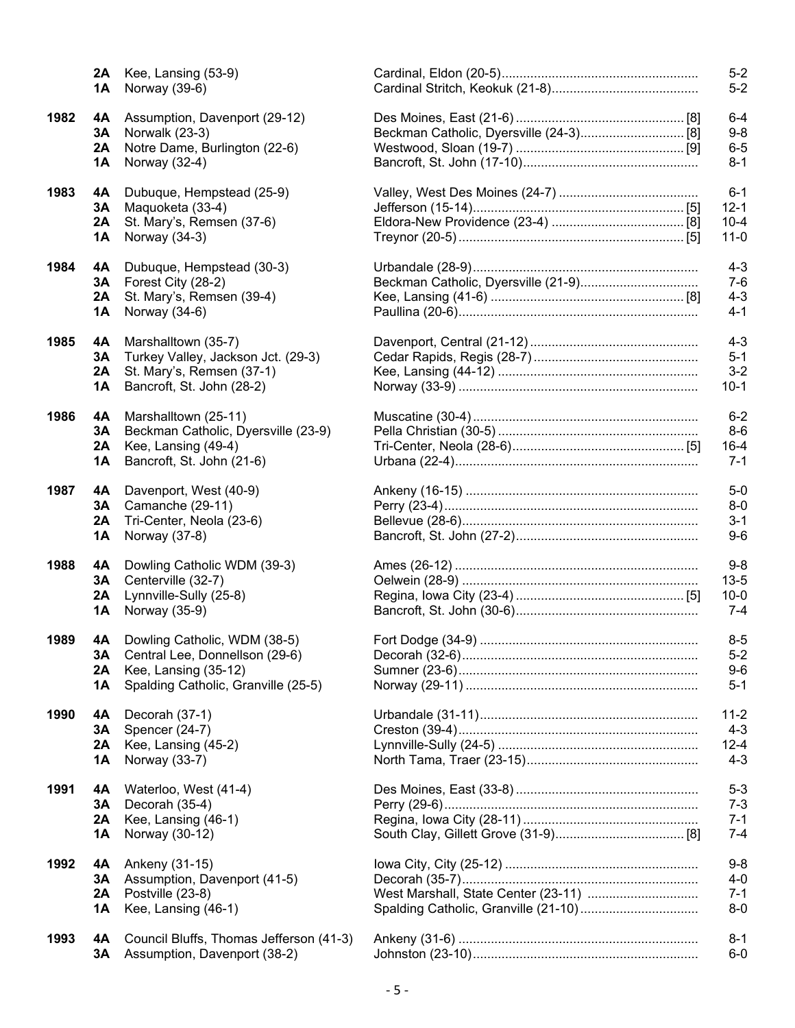| Year | Class | Champion | Runner-up | | Score |
|---|---|---|---|---|---|
| | 2A | Kee, Lansing (53-9) | Cardinal, Eldon (20-5) | | 5-2 |
| | 1A | Norway (39-6) | Cardinal Stritch, Keokuk (21-8) | | 5-2 |
| 1982 | 4A | Assumption, Davenport (29-12) | Des Moines, East (21-6) | [8] | 6-4 |
| | 3A | Norwalk (23-3) | Beckman Catholic, Dyersville (24-3) | [8] | 9-8 |
| | 2A | Notre Dame, Burlington (22-6) | Westwood, Sloan (19-7) | [9] | 6-5 |
| | 1A | Norway (32-4) | Bancroft, St. John (17-10) | | 8-1 |
| 1983 | 4A | Dubuque, Hempstead (25-9) | Valley, West Des Moines (24-7) | | 6-1 |
| | 3A | Maquoketa (33-4) | Jefferson (15-14) | [5] | 12-1 |
| | 2A | St. Mary's, Remsen (37-6) | Eldora-New Providence (23-4) | [8] | 10-4 |
| | 1A | Norway (34-3) | Treynor (20-5) | [5] | 11-0 |
| 1984 | 4A | Dubuque, Hempstead (30-3) | Urbandale (28-9) | | 4-3 |
| | 3A | Forest City (28-2) | Beckman Catholic, Dyersville (21-9) | | 7-6 |
| | 2A | St. Mary's, Remsen (39-4) | Kee, Lansing (41-6) | [8] | 4-3 |
| | 1A | Norway (34-6) | Paullina (20-6) | | 4-1 |
| 1985 | 4A | Marshalltown (35-7) | Davenport, Central (21-12) | | 4-3 |
| | 3A | Turkey Valley, Jackson Jct. (29-3) | Cedar Rapids, Regis (28-7) | | 5-1 |
| | 2A | St. Mary's, Remsen (37-1) | Kee, Lansing (44-12) | | 3-2 |
| | 1A | Bancroft, St. John (28-2) | Norway (33-9) | | 10-1 |
| 1986 | 4A | Marshalltown (25-11) | Muscatine (30-4) | | 6-2 |
| | 3A | Beckman Catholic, Dyersville (23-9) | Pella Christian (30-5) | | 8-6 |
| | 2A | Kee, Lansing (49-4) | Tri-Center, Neola (28-6) | [5] | 16-4 |
| | 1A | Bancroft, St. John (21-6) | Urbana (22-4) | | 7-1 |
| 1987 | 4A | Davenport, West (40-9) | Ankeny (16-15) | | 5-0 |
| | 3A | Camanche (29-11) | Perry (23-4) | | 8-0 |
| | 2A | Tri-Center, Neola (23-6) | Bellevue (28-6) | | 3-1 |
| | 1A | Norway (37-8) | Bancroft, St. John (27-2) | | 9-6 |
| 1988 | 4A | Dowling Catholic WDM (39-3) | Ames (26-12) | | 9-8 |
| | 3A | Centerville (32-7) | Oelwein (28-9) | | 13-5 |
| | 2A | Lynnville-Sully (25-8) | Regina, Iowa City (23-4) | [5] | 10-0 |
| | 1A | Norway (35-9) | Bancroft, St. John (30-6) | | 7-4 |
| 1989 | 4A | Dowling Catholic, WDM (38-5) | Fort Dodge (34-9) | | 8-5 |
| | 3A | Central Lee, Donnellson (29-6) | Decorah (32-6) | | 5-2 |
| | 2A | Kee, Lansing (35-12) | Sumner (23-6) | | 9-6 |
| | 1A | Spalding Catholic, Granville (25-5) | Norway (29-11) | | 5-1 |
| 1990 | 4A | Decorah (37-1) | Urbandale (31-11) | | 11-2 |
| | 3A | Spencer (24-7) | Creston (39-4) | | 4-3 |
| | 2A | Kee, Lansing (45-2) | Lynnville-Sully (24-5) | | 12-4 |
| | 1A | Norway (33-7) | North Tama, Traer (23-15) | | 4-3 |
| 1991 | 4A | Waterloo, West (41-4) | Des Moines, East (33-8) | | 5-3 |
| | 3A | Decorah (35-4) | Perry (29-6) | | 7-3 |
| | 2A | Kee, Lansing (46-1) | Regina, Iowa City (28-11) | | 7-1 |
| | 1A | Norway (30-12) | South Clay, Gillett Grove (31-9) | [8] | 7-4 |
| 1992 | 4A | Ankeny (31-15) | Iowa City, City (25-12) | | 9-8 |
| | 3A | Assumption, Davenport (41-5) | Decorah (35-7) | | 4-0 |
| | 2A | Postville (23-8) | West Marshall, State Center (23-11) | | 7-1 |
| | 1A | Kee, Lansing (46-1) | Spalding Catholic, Granville (21-10) | | 8-0 |
| 1993 | 4A | Council Bluffs, Thomas Jefferson (41-3) | Ankeny (31-6) | | 8-1 |
| | 3A | Assumption, Davenport (38-2) | Johnston (23-10) | | 6-0 |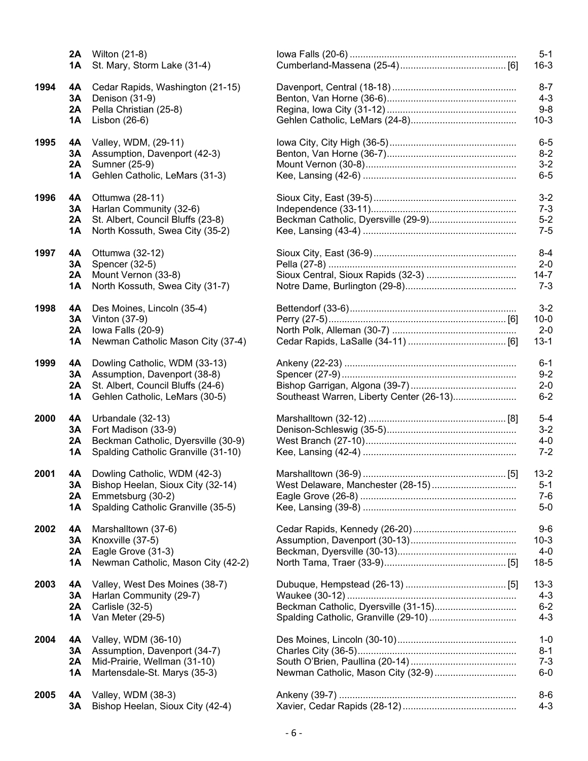| Year | Class | Champion | Runner-up | Score |
|---|---|---|---|---|
| | 2A | Wilton (21-8) | Iowa Falls (20-6) | 5-1 |
| | 1A | St. Mary, Storm Lake (31-4) | Cumberland-Massena (25-4) [6] | 16-3 |
| 1994 | 4A | Cedar Rapids, Washington (21-15) | Davenport, Central (18-18) | 8-7 |
| | 3A | Denison (31-9) | Benton, Van Horne (36-6) | 4-3 |
| | 2A | Pella Christian (25-8) | Regina, Iowa City (31-12) | 9-8 |
| | 1A | Lisbon (26-6) | Gehlen Catholic, LeMars (24-8) | 10-3 |
| 1995 | 4A | Valley, WDM, (29-11) | Iowa City, City High (36-5) | 6-5 |
| | 3A | Assumption, Davenport (42-3) | Benton, Van Horne (36-7) | 8-2 |
| | 2A | Sumner (25-9) | Mount Vernon (30-8) | 3-2 |
| | 1A | Gehlen Catholic, LeMars (31-3) | Kee, Lansing (42-6) | 6-5 |
| 1996 | 4A | Ottumwa (28-11) | Sioux City, East (39-5) | 3-2 |
| | 3A | Harlan Community (32-6) | Independence (33-11) | 7-3 |
| | 2A | St. Albert, Council Bluffs (23-8) | Beckman Catholic, Dyersville (29-9) | 5-2 |
| | 1A | North Kossuth, Swea City (35-2) | Kee, Lansing (43-4) | 7-5 |
| 1997 | 4A | Ottumwa (32-12) | Sioux City, East (36-9) | 8-4 |
| | 3A | Spencer (32-5) | Pella (27-8) | 2-0 |
| | 2A | Mount Vernon (33-8) | Sioux Central, Sioux Rapids (32-3) | 14-7 |
| | 1A | North Kossuth, Swea City (31-7) | Notre Dame, Burlington (29-8) | 7-3 |
| 1998 | 4A | Des Moines, Lincoln (35-4) | Bettendorf (33-6) | 3-2 |
| | 3A | Vinton (37-9) | Perry (27-5) [6] | 10-0 |
| | 2A | Iowa Falls (20-9) | North Polk, Alleman (30-7) | 2-0 |
| | 1A | Newman Catholic Mason City (37-4) | Cedar Rapids, LaSalle (34-11) [6] | 13-1 |
| 1999 | 4A | Dowling Catholic, WDM (33-13) | Ankeny (22-23) | 6-1 |
| | 3A | Assumption, Davenport (38-8) | Spencer (27-9) | 9-2 |
| | 2A | St. Albert, Council Bluffs (24-6) | Bishop Garrigan, Algona (39-7) | 2-0 |
| | 1A | Gehlen Catholic, LeMars (30-5) | Southeast Warren, Liberty Center (26-13) | 6-2 |
| 2000 | 4A | Urbandale (32-13) | Marshalltown (32-12) [8] | 5-4 |
| | 3A | Fort Madison (33-9) | Denison-Schleswig (35-5) | 3-2 |
| | 2A | Beckman Catholic, Dyersville (30-9) | West Branch (27-10) | 4-0 |
| | 1A | Spalding Catholic Granville (31-10) | Kee, Lansing (42-4) | 7-2 |
| 2001 | 4A | Dowling Catholic, WDM (42-3) | Marshalltown (36-9) [5] | 13-2 |
| | 3A | Bishop Heelan, Sioux City (32-14) | West Delaware, Manchester (28-15) | 5-1 |
| | 2A | Emmetsburg (30-2) | Eagle Grove (26-8) | 7-6 |
| | 1A | Spalding Catholic Granville (35-5) | Kee, Lansing (39-8) | 5-0 |
| 2002 | 4A | Marshalltown (37-6) | Cedar Rapids, Kennedy (26-20) | 9-6 |
| | 3A | Knoxville (37-5) | Assumption, Davenport (30-13) | 10-3 |
| | 2A | Eagle Grove (31-3) | Beckman, Dyersville (30-13) | 4-0 |
| | 1A | Newman Catholic, Mason City (42-2) | North Tama, Traer (33-9) [5] | 18-5 |
| 2003 | 4A | Valley, West Des Moines (38-7) | Dubuque, Hempstead (26-13) [5] | 13-3 |
| | 3A | Harlan Community (29-7) | Waukee (30-12) | 4-3 |
| | 2A | Carlisle (32-5) | Beckman Catholic, Dyersville (31-15) | 6-2 |
| | 1A | Van Meter (29-5) | Spalding Catholic, Granville (29-10) | 4-3 |
| 2004 | 4A | Valley, WDM (36-10) | Des Moines, Lincoln (30-10) | 1-0 |
| | 3A | Assumption, Davenport (34-7) | Charles City (36-5) | 8-1 |
| | 2A | Mid-Prairie, Wellman (31-10) | South O'Brien, Paullina (20-14) | 7-3 |
| | 1A | Martensdale-St. Marys (35-3) | Newman Catholic, Mason City (32-9) | 6-0 |
| 2005 | 4A | Valley, WDM (38-3) | Ankeny (39-7) | 8-6 |
| | 3A | Bishop Heelan, Sioux City (42-4) | Xavier, Cedar Rapids (28-12) | 4-3 |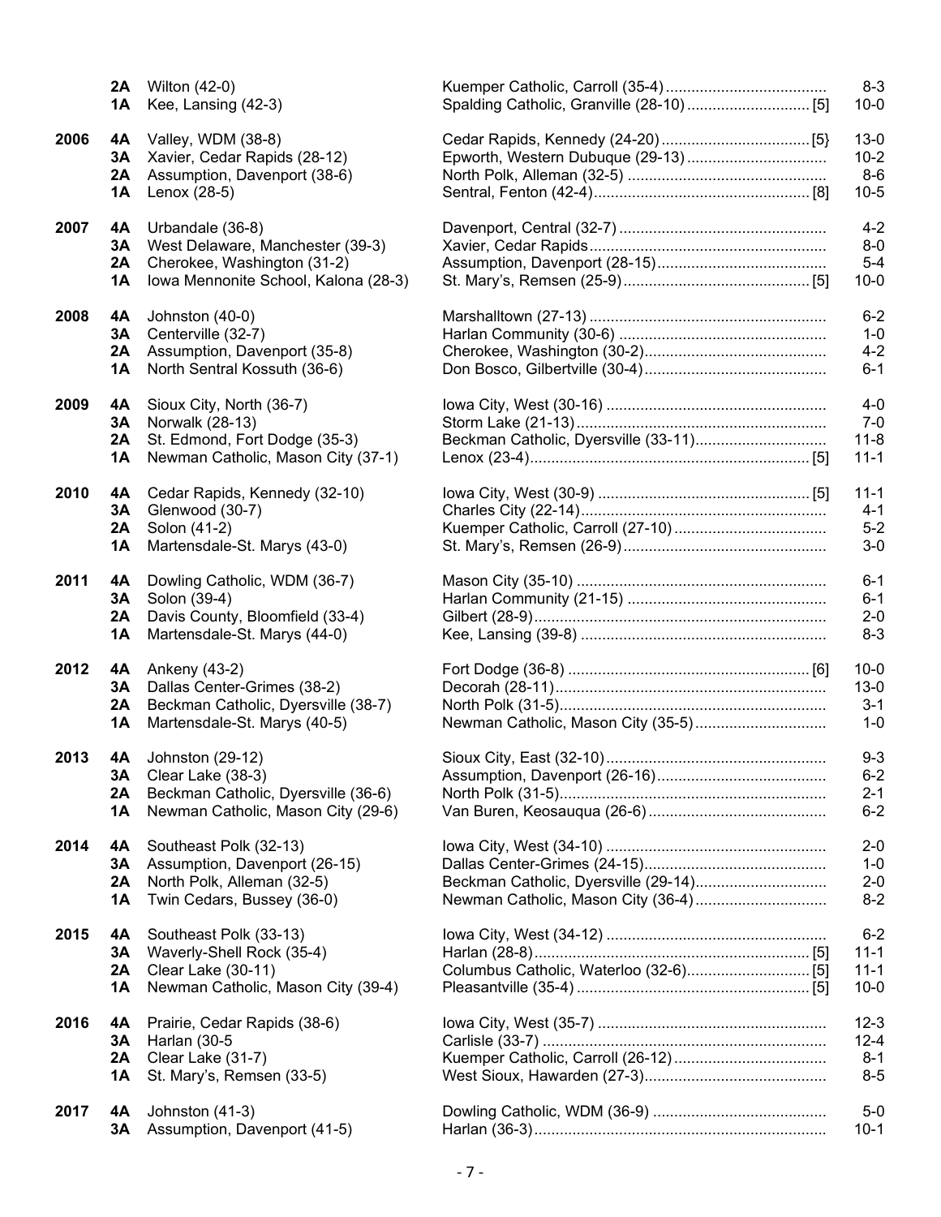| Year | Class | Champion | Runner-up | Score |
|---|---|---|---|---|
| | 2A | Wilton (42-0) | Kuemper Catholic, Carroll (35-4) | 8-3 |
| | 1A | Kee, Lansing (42-3) | Spalding Catholic, Granville (28-10) [5] | 10-0 |
| 2006 | 4A | Valley, WDM (38-8) | Cedar Rapids, Kennedy (24-20) [5} | 13-0 |
| | 3A | Xavier, Cedar Rapids (28-12) | Epworth, Western Dubuque (29-13) | 10-2 |
| | 2A | Assumption, Davenport (38-6) | North Polk, Alleman (32-5) | 8-6 |
| | 1A | Lenox (28-5) | Sentral, Fenton (42-4) [8] | 10-5 |
| 2007 | 4A | Urbandale (36-8) | Davenport, Central (32-7) | 4-2 |
| | 3A | West Delaware, Manchester (39-3) | Xavier, Cedar Rapids | 8-0 |
| | 2A | Cherokee, Washington (31-2) | Assumption, Davenport (28-15) | 5-4 |
| | 1A | Iowa Mennonite School, Kalona (28-3) | St. Mary's, Remsen (25-9) [5] | 10-0 |
| 2008 | 4A | Johnston (40-0) | Marshalltown (27-13) | 6-2 |
| | 3A | Centerville (32-7) | Harlan Community (30-6) | 1-0 |
| | 2A | Assumption, Davenport (35-8) | Cherokee, Washington (30-2) | 4-2 |
| | 1A | North Sentral Kossuth (36-6) | Don Bosco, Gilbertville (30-4) | 6-1 |
| 2009 | 4A | Sioux City, North (36-7) | Iowa City, West (30-16) | 4-0 |
| | 3A | Norwalk (28-13) | Storm Lake (21-13) | 7-0 |
| | 2A | St. Edmond, Fort Dodge (35-3) | Beckman Catholic, Dyersville (33-11) | 11-8 |
| | 1A | Newman Catholic, Mason City (37-1) | Lenox (23-4) [5] | 11-1 |
| 2010 | 4A | Cedar Rapids, Kennedy (32-10) | Iowa City, West (30-9) [5] | 11-1 |
| | 3A | Glenwood (30-7) | Charles City (22-14) | 4-1 |
| | 2A | Solon (41-2) | Kuemper Catholic, Carroll (27-10) | 5-2 |
| | 1A | Martensdale-St. Marys (43-0) | St. Mary's, Remsen (26-9) | 3-0 |
| 2011 | 4A | Dowling Catholic, WDM (36-7) | Mason City (35-10) | 6-1 |
| | 3A | Solon (39-4) | Harlan Community (21-15) | 6-1 |
| | 2A | Davis County, Bloomfield (33-4) | Gilbert (28-9) | 2-0 |
| | 1A | Martensdale-St. Marys (44-0) | Kee, Lansing (39-8) | 8-3 |
| 2012 | 4A | Ankeny (43-2) | Fort Dodge (36-8) [6] | 10-0 |
| | 3A | Dallas Center-Grimes (38-2) | Decorah (28-11) | 13-0 |
| | 2A | Beckman Catholic, Dyersville (38-7) | North Polk (31-5) | 3-1 |
| | 1A | Martensdale-St. Marys (40-5) | Newman Catholic, Mason City (35-5) | 1-0 |
| 2013 | 4A | Johnston (29-12) | Sioux City, East (32-10) | 9-3 |
| | 3A | Clear Lake (38-3) | Assumption, Davenport (26-16) | 6-2 |
| | 2A | Beckman Catholic, Dyersville (36-6) | North Polk (31-5) | 2-1 |
| | 1A | Newman Catholic, Mason City (29-6) | Van Buren, Keosauqua (26-6) | 6-2 |
| 2014 | 4A | Southeast Polk (32-13) | Iowa City, West (34-10) | 2-0 |
| | 3A | Assumption, Davenport (26-15) | Dallas Center-Grimes (24-15) | 1-0 |
| | 2A | North Polk, Alleman (32-5) | Beckman Catholic, Dyersville (29-14) | 2-0 |
| | 1A | Twin Cedars, Bussey (36-0) | Newman Catholic, Mason City (36-4) | 8-2 |
| 2015 | 4A | Southeast Polk (33-13) | Iowa City, West (34-12) | 6-2 |
| | 3A | Waverly-Shell Rock (35-4) | Harlan (28-8) [5] | 11-1 |
| | 2A | Clear Lake (30-11) | Columbus Catholic, Waterloo (32-6) [5] | 11-1 |
| | 1A | Newman Catholic, Mason City (39-4) | Pleasantville (35-4) [5] | 10-0 |
| 2016 | 4A | Prairie, Cedar Rapids (38-6) | Iowa City, West (35-7) | 12-3 |
| | 3A | Harlan (30-5 | Carlisle (33-7) | 12-4 |
| | 2A | Clear Lake (31-7) | Kuemper Catholic, Carroll (26-12) | 8-1 |
| | 1A | St. Mary's, Remsen (33-5) | West Sioux, Hawarden (27-3) | 8-5 |
| 2017 | 4A | Johnston (41-3) | Dowling Catholic, WDM (36-9) | 5-0 |
| | 3A | Assumption, Davenport (41-5) | Harlan (36-3) | 10-1 |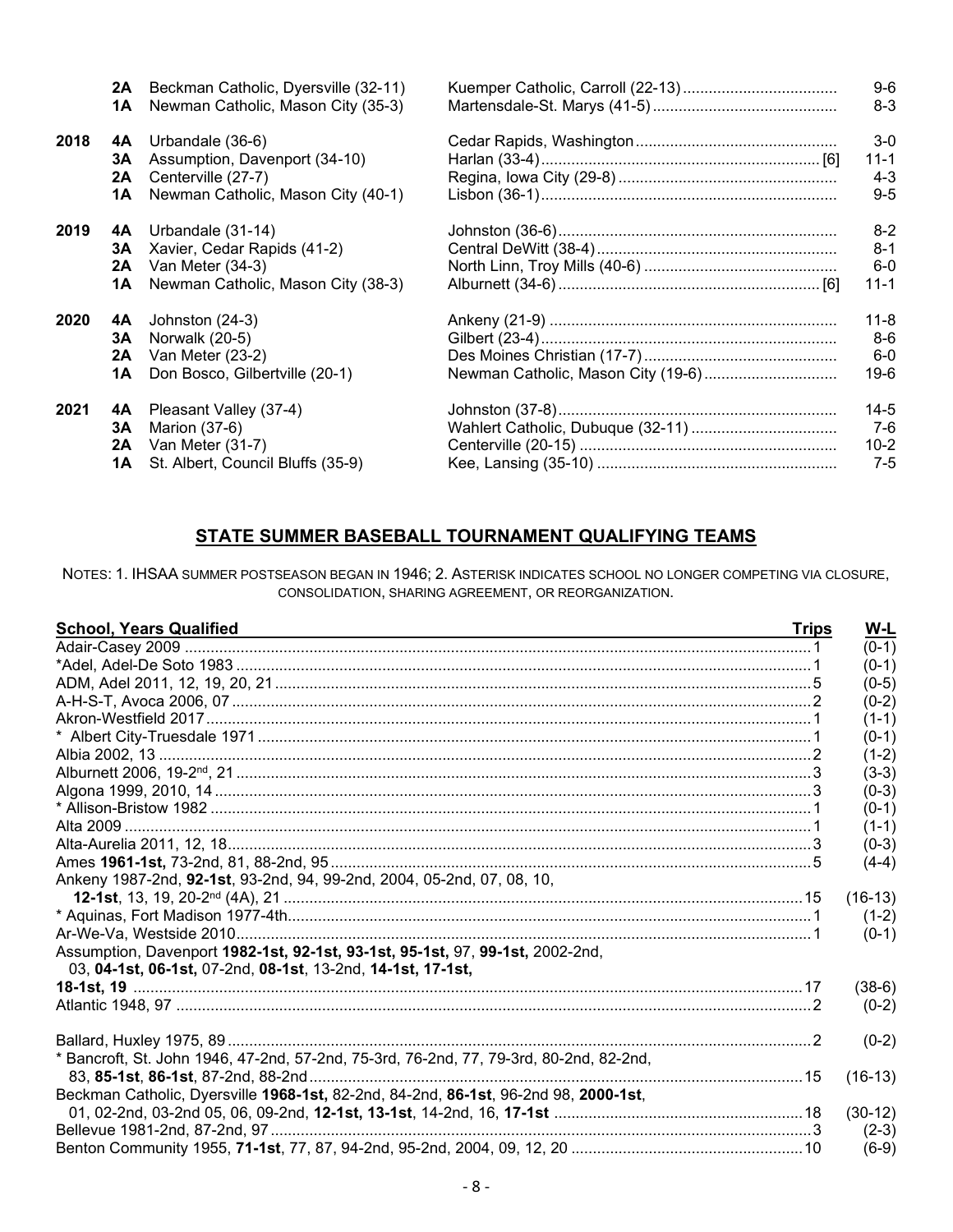| Year | Class | Champion | Runner-up | Score |
|---|---|---|---|---|
| | 2A | Beckman Catholic, Dyersville (32-11) | Kuemper Catholic, Carroll (22-13) | 9-6 |
| | 1A | Newman Catholic, Mason City (35-3) | Martensdale-St. Marys (41-5) | 8-3 |
| 2018 | 4A | Urbandale (36-6) | Cedar Rapids, Washington | 3-0 |
| | 3A | Assumption, Davenport (34-10) | Harlan (33-4) [6] | 11-1 |
| | 2A | Centerville (27-7) | Regina, Iowa City (29-8) | 4-3 |
| | 1A | Newman Catholic, Mason City (40-1) | Lisbon (36-1) | 9-5 |
| 2019 | 4A | Urbandale (31-14) | Johnston (36-6) | 8-2 |
| | 3A | Xavier, Cedar Rapids (41-2) | Central DeWitt (38-4) | 8-1 |
| | 2A | Van Meter (34-3) | North Linn, Troy Mills (40-6) | 6-0 |
| | 1A | Newman Catholic, Mason City (38-3) | Alburnett (34-6) [6] | 11-1 |
| 2020 | 4A | Johnston (24-3) | Ankeny (21-9) | 11-8 |
| | 3A | Norwalk (20-5) | Gilbert (23-4) | 8-6 |
| | 2A | Van Meter (23-2) | Des Moines Christian (17-7) | 6-0 |
| | 1A | Don Bosco, Gilbertville (20-1) | Newman Catholic, Mason City (19-6) | 19-6 |
| 2021 | 4A | Pleasant Valley (37-4) | Johnston (37-8) | 14-5 |
| | 3A | Marion (37-6) | Wahlert Catholic, Dubuque (32-11) | 7-6 |
| | 2A | Van Meter (31-7) | Centerville (20-15) | 10-2 |
| | 1A | St. Albert, Council Bluffs (35-9) | Kee, Lansing (35-10) | 7-5 |

## STATE SUMMER BASEBALL TOURNAMENT QUALIFYING TEAMS

NOTES: 1. IHSAA SUMMER POSTSEASON BEGAN IN 1946; 2. ASTERISK INDICATES SCHOOL NO LONGER COMPETING VIA CLOSURE, CONSOLIDATION, SHARING AGREEMENT, OR REORGANIZATION.

| School, Years Qualified | Trips | W-L |
|---|---|---|
| Adair-Casey 2009 | 1 | (0-1) |
| *Adel, Adel-De Soto 1983 | 1 | (0-1) |
| ADM, Adel 2011, 12, 19, 20, 21 | 5 | (0-5) |
| A-H-S-T, Avoca 2006, 07 | 2 | (0-2) |
| Akron-Westfield 2017 | 1 | (1-1) |
| * Albert City-Truesdale 1971 | 1 | (0-1) |
| Albia 2002, 13 | 2 | (1-2) |
| Alburnett 2006, 19-2nd, 21 | 3 | (3-3) |
| Algona 1999, 2010, 14 | 3 | (0-3) |
| * Allison-Bristow 1982 | 1 | (0-1) |
| Alta 2009 | 1 | (1-1) |
| Alta-Aurelia 2011, 12, 18 | 3 | (0-3) |
| Ames **1961-1st,** 73-2nd, 81, 88-2nd, 95 | 5 | (4-4) |
| Ankeny 1987-2nd, **92-1st**, 93-2nd, 94, 99-2nd, 2004, 05-2nd, 07, 08, 10, **12-1st**, 13, 19, 20-2nd (4A), 21 | 15 | (16-13) |
| * Aquinas, Fort Madison 1977-4th | 1 | (1-2) |
| Ar-We-Va, Westside 2010 | 1 | (0-1) |
| Assumption, Davenport **1982-1st, 92-1st, 93-1st, 95-1st,** 97, **99-1st,** 2002-2nd, 03, **04-1st, 06-1st,** 07-2nd, **08-1st**, 13-2nd, **14-1st, 17-1st, 18-1st,** 19 | 17 | (38-6) |
| Atlantic 1948, 97 | 2 | (0-2) |
| Ballard, Huxley 1975, 89 | 2 | (0-2) |
| * Bancroft, St. John 1946, 47-2nd, 57-2nd, 75-3rd, 76-2nd, 77, 79-3rd, 80-2nd, 82-2nd, 83, **85-1st**, **86-1st**, 87-2nd, 88-2nd | 15 | (16-13) |
| Beckman Catholic, Dyersville **1968-1st,** 82-2nd, 84-2nd, **86-1st**, 96-2nd 98, **2000-1st**, 01, 02-2nd, 03-2nd 05, 06, 09-2nd, **12-1st, 13-1st**, 14-2nd, 16, **17-1st** | 18 | (30-12) |
| Bellevue 1981-2nd, 87-2nd, 97 | 3 | (2-3) |
| Benton Community 1955, **71-1st**, 77, 87, 94-2nd, 95-2nd, 2004, 09, 12, 20 | 10 | (6-9) |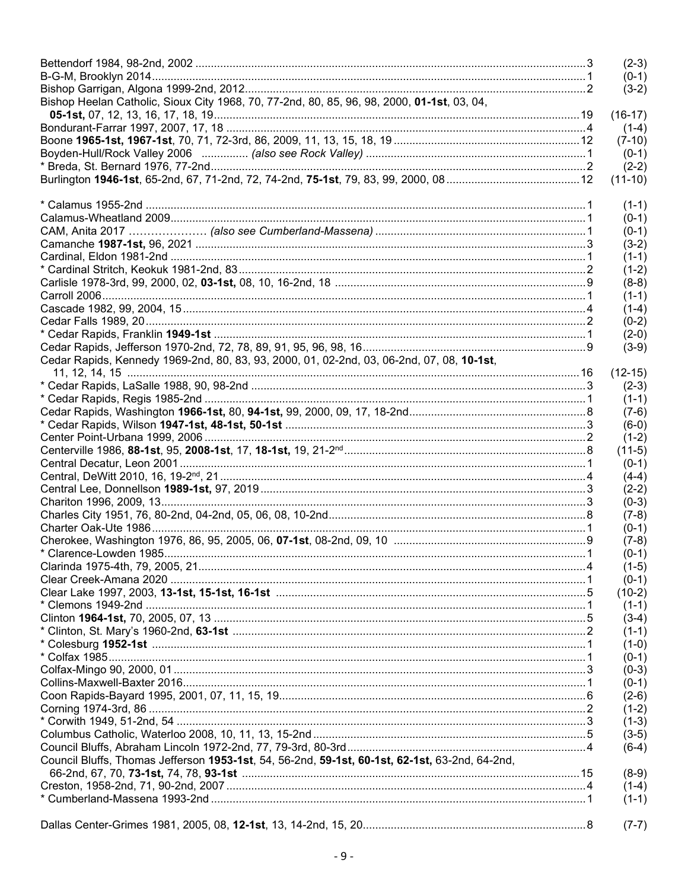Bettendorf 1984, 98-2nd, 2002 ........................................................................................................3 (2-3)
B-G-M, Brooklyn 2014.....................................................................................................................1 (0-1)
Bishop Garrigan, Algona 1999-2nd, 2012........................................................................................2 (3-2)
Bishop Heelan Catholic, Sioux City 1968, 70, 77-2nd, 80, 85, 96, 98, 2000, **01-1st**, 03, 04,
**05-1st,** 07, 12, 13, 16, 17, 18, 19.................................................................................................19 (16-17)
Bondurant-Farrar 1997, 2007, 17, 18 ..............................................................................................4 (1-4)
Boone **1965-1st, 1967-1st**, 70, 71, 72-3rd, 86, 2009, 11, 13, 15, 18, 19 .........................................12 (7-10)
Boyden-Hull/Rock Valley 2006 ............... *(also see Rock Valley)* ...................................................1 (0-1)
* Breda, St. Bernard 1976, 77-2nd.....................................................................................................2 (2-2)
Burlington **1946-1st**, 65-2nd, 67, 71-2nd, 72, 74-2nd, **75-1st**, 79, 83, 99, 2000, 08 .........................12 (11-10)

* Calamus 1955-2nd ..........................................................................................................................1 (1-1)
Calamus-Wheatland 2009..................................................................................................................1 (0-1)
CAM, Anita 2017 ………………… *(also see Cumberland-Massena)* ...................................................1 (0-1)
Camanche **1987-1st,** 96, 2021 .......................................................................................................3 (3-2)
Cardinal, Eldon 1981-2nd .................................................................................................................1 (1-1)
* Cardinal Stritch, Keokuk 1981-2nd, 83 ............................................................................................2 (1-2)
Carlisle 1978-3rd, 99, 2000, 02, **03-1st,** 08, 10, 16-2nd, 18 ................................................................9 (8-8)
Carroll 2006.......................................................................................................................................1 (1-1)
Cascade 1982, 99, 2004, 15 ..............................................................................................................4 (1-4)
Cedar Falls 1989, 20..........................................................................................................................2 (0-2)
* Cedar Rapids, Franklin **1949-1st** ....................................................................................................1 (2-0)
Cedar Rapids, Jefferson 1970-2nd, 72, 78, 89, 91, 95, 96, 98, 16.......................................................9 (3-9)
Cedar Rapids, Kennedy 1969-2nd, 80, 83, 93, 2000, 01, 02-2nd, 03, 06-2nd, 07, 08, **10-1st**,
11, 12, 14, 15 ...................................................................................................................................16 (12-15)
* Cedar Rapids, LaSalle 1988, 90, 98-2nd .........................................................................................3 (2-3)
* Cedar Rapids, Regis 1985-2nd .........................................................................................................1 (1-1)
Cedar Rapids, Washington **1966-1st,** 80, **94-1st,** 99, 2000, 09, 17, 18-2nd.........................................8 (7-6)
* Cedar Rapids, Wilson **1947-1st, 48-1st, 50-1st** ................................................................................3 (6-0)
Center Point-Urbana 1999, 2006 ........................................................................................................2 (1-2)
Centerville 1986, **88-1st**, 95, **2008-1st**, 17, **18-1st,** 19, 21-2nd............................................................8 (11-5)
Central Decatur, Leon 2001 ................................................................................................................1 (0-1)
Central, DeWitt 2010, 16, 19-2nd, 21 ....................................................................................................4 (4-4)
Central Lee, Donnellson **1989-1st,** 97, 2019 .......................................................................................3 (2-2)
Chariton 1996, 2009, 13......................................................................................................................3 (0-3)
Charles City 1951, 76, 80-2nd, 04-2nd, 05, 06, 08, 10-2nd....................................................................8 (7-8)
Charter Oak-Ute 1986..........................................................................................................................1 (0-1)
Cherokee, Washington 1976, 86, 95, 2005, 06, **07-1st**, 08-2nd, 09, 10 .............................................9 (7-8)
* Clarence-Lowden 1985......................................................................................................................1 (0-1)
Clarinda 1975-4th, 79, 2005, 21...........................................................................................................4 (1-5)
Clear Creek-Amana 2020 ....................................................................................................................1 (0-1)
Clear Lake 1997, 2003, **13-1st, 15-1st, 16-1st** ...................................................................................5 (10-2)
* Clemons 1949-2nd ............................................................................................................................1 (1-1)
Clinton **1964-1st,** 70, 2005, 07, 13 .......................................................................................................5 (3-4)
* Clinton, St. Mary's 1960-2nd, **63-1st** .................................................................................................2 (1-1)
* Colesburg **1952-1st** ..........................................................................................................................1 (1-0)
* Colfax 1985........................................................................................................................................1 (0-1)
Colfax-Mingo 90, 2000, 01 ..................................................................................................................3 (0-3)
Collins-Maxwell-Baxter 2016................................................................................................................1 (0-1)
Coon Rapids-Bayard 1995, 2001, 07, 11, 15, 19..................................................................................6 (2-6)
Corning 1974-3rd, 86 ...........................................................................................................................2 (1-2)
* Corwith 1949, 51-2nd, 54 ..................................................................................................................3 (1-3)
Columbus Catholic, Waterloo 2008, 10, 11, 13, 15-2nd .......................................................................5 (3-5)
Council Bluffs, Abraham Lincoln 1972-2nd, 77, 79-3rd, 80-3rd............................................................4 (6-4)
Council Bluffs, Thomas Jefferson **1953-1st**, 54, 56-2nd, **59-1st, 60-1st, 62-1st,** 63-2nd, 64-2nd,
66-2nd, 67, 70, **73-1st,** 74, 78, **93-1st** ...........................................................................................15 (8-9)
Creston, 1958-2nd, 71, 90-2nd, 2007 ..................................................................................................4 (1-4)
* Cumberland-Massena 1993-2nd .......................................................................................................1 (1-1)

Dallas Center-Grimes 1981, 2005, 08, **12-1st**, 13, 14-2nd, 15, 20.......................................................8 (7-7)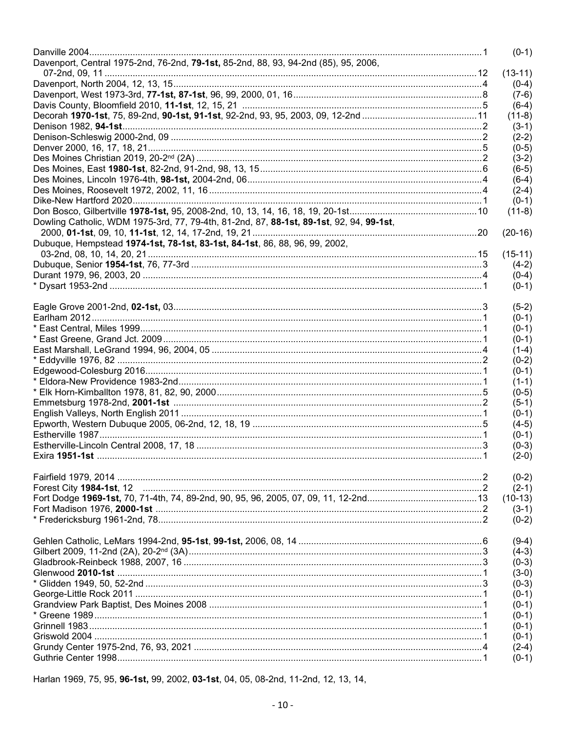Danville 2004 .......... 1 (0-1)

Davenport, Central 1975-2nd, 76-2nd, **79-1st,** 85-2nd, 88, 93, 94-2nd (85), 95, 2006,
07-2nd, 09, 11 .......... 12 (13-11)

Davenport, North 2004, 12, 13, 15 .......... 4 (0-4)

Davenport, West 1973-3rd, **77-1st, 87-1st**, 96, 99, 2000, 01, 16 .......... 8 (7-6)

Davis County, Bloomfield 2010, **11-1st**, 12, 15, 21 .......... 5 (6-4)

Decorah **1970-1st**, 75, 89-2nd, **90-1st, 91-1st**, 92-2nd, 93, 95, 2003, 09, 12-2nd .......... 11 (11-8)

Denison 1982, **94-1st** .......... 2 (3-1)

Denison-Schleswig 2000-2nd, 09 .......... 2 (2-2)

Denver 2000, 16, 17, 18, 21 .......... 5 (0-5)

Des Moines Christian 2019, 20-2nd (2A) .......... 2 (3-2)

Des Moines, East **1980-1st**, 82-2nd, 91-2nd, 98, 13, 15 .......... 6 (6-5)

Des Moines, Lincoln 1976-4th, **98-1st,** 2004-2nd, 06 .......... 4 (6-4)

Des Moines, Roosevelt 1972, 2002, 11, 16 .......... 4 (2-4)

Dike-New Hartford 2020 .......... 1 (0-1)

Don Bosco, Gilbertville **1978-1st,** 95, 2008-2nd, 10, 13, 14, 16, 18, 19, 20-1st .......... 10 (11-8)

Dowling Catholic, WDM 1975-3rd, 77, 79-4th, 81-2nd, 87, **88-1st, 89-1st**, 92, 94, **99-1st**,
2000, **01-1st**, 09, 10, **11-1st**, 12, 14, 17-2nd, 19, 21 .......... 20 (20-16)

Dubuque, Hempstead **1974-1st, 78-1st, 83-1st, 84-1st**, 86, 88, 96, 99, 2002,
03-2nd, 08, 10, 14, 20, 21 .......... 15 (15-11)

Dubuque, Senior **1954-1st**, 76, 77-3rd .......... 3 (4-2)

Durant 1979, 96, 2003, 20 .......... 4 (0-4)

* Dysart 1953-2nd .......... 1 (0-1)

Eagle Grove 2001-2nd, **02-1st,** 03 .......... 3 (5-2)

Earlham 2012 .......... 1 (0-1)

* East Central, Miles 1999 .......... 1 (0-1)

* East Greene, Grand Jct. 2009 .......... 1 (0-1)

East Marshall, LeGrand 1994, 96, 2004, 05 .......... 4 (1-4)

* Eddyville 1976, 82 .......... 2 (0-2)

Edgewood-Colesburg 2016 .......... 1 (0-1)

* Eldora-New Providence 1983-2nd .......... 1 (1-1)

* Elk Horn-Kimballton 1978, 81, 82, 90, 2000 .......... 5 (0-5)

Emmetsburg 1978-2nd, **2001-1st** .......... 2 (5-1)

English Valleys, North English 2011 .......... 1 (0-1)

Epworth, Western Dubuque 2005, 06-2nd, 12, 18, 19 .......... 5 (4-5)

Estherville 1987 .......... 1 (0-1)

Estherville-Lincoln Central 2008, 17, 18 .......... 3 (0-3)

Exira **1951-1st** .......... 1 (2-0)

Fairfield 1979, 2014 .......... 2 (0-2)

Forest City **1984-1st**, 12 .......... 2 (2-1)

Fort Dodge **1969-1st,** 70, 71-4th, 74, 89-2nd, 90, 95, 96, 2005, 07, 09, 11, 12-2nd .......... 13 (10-13)

Fort Madison 1976, **2000-1st** .......... 2 (3-1)

* Fredericksburg 1961-2nd, 78 .......... 2 (0-2)

Gehlen Catholic, LeMars 1994-2nd, **95-1st**, **99-1st,** 2006, 08, 14 .......... 6 (9-4)

Gilbert 2009, 11-2nd (2A), 20-2nd (3A) .......... 3 (4-3)

Gladbrook-Reinbeck 1988, 2007, 16 .......... 3 (0-3)

Glenwood **2010-1st** .......... 1 (3-0)

* Glidden 1949, 50, 52-2nd .......... 3 (0-3)

George-Little Rock 2011 .......... 1 (0-1)

Grandview Park Baptist, Des Moines 2008 .......... 1 (0-1)

* Greene 1989 .......... 1 (0-1)

Grinnell 1983 .......... 1 (0-1)

Griswold 2004 .......... 1 (0-1)

Grundy Center 1975-2nd, 76, 93, 2021 .......... 4 (2-4)

Guthrie Center 1998 .......... 1 (0-1)

Harlan 1969, 75, 95, **96-1st,** 99, 2002, **03-1st**, 04, 05, 08-2nd, 11-2nd, 12, 13, 14,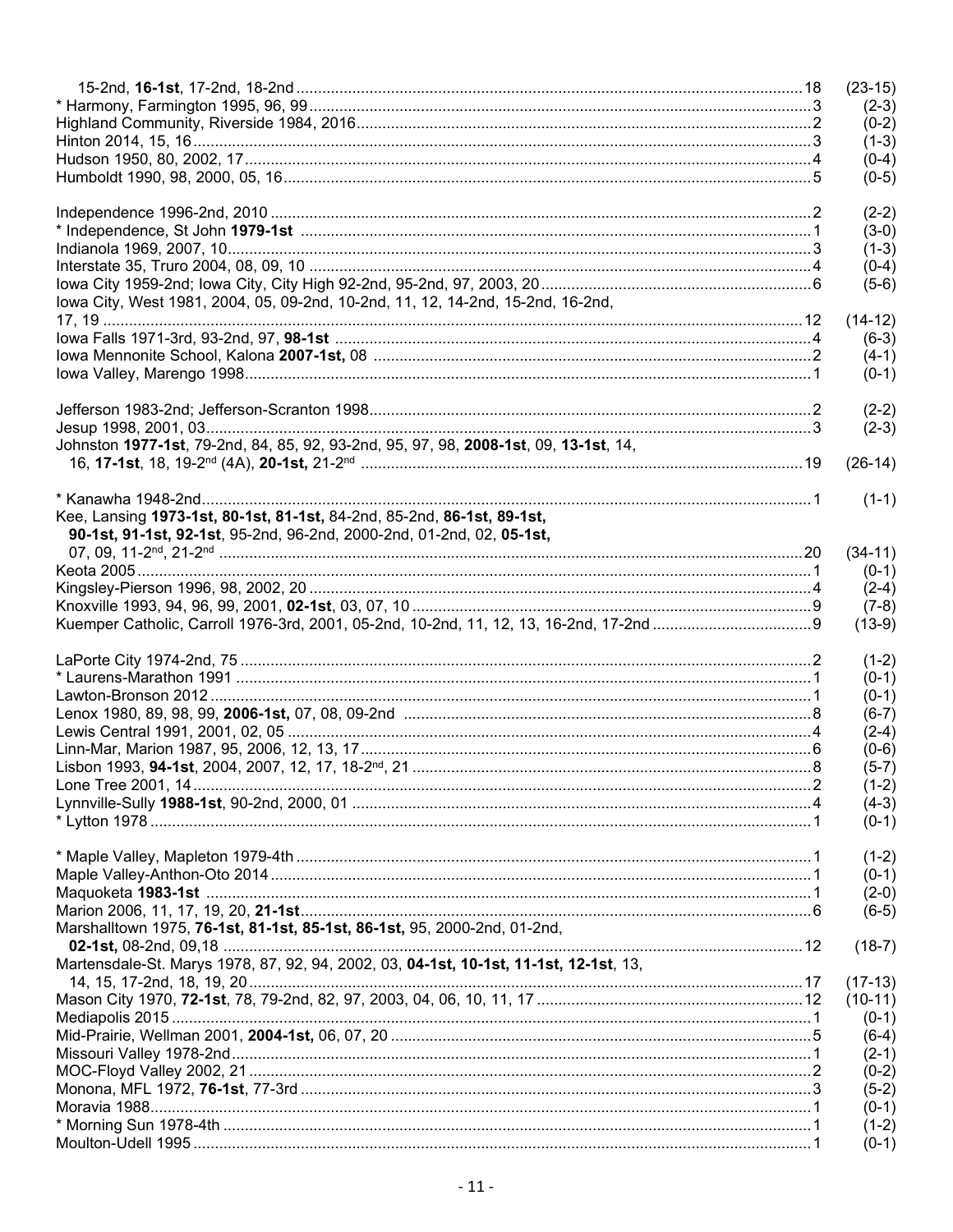15-2nd, **16-1st**, 17-2nd, 18-2nd ........................................................ 18 (23-15)
* Harmony, Farmington 1995, 96, 99 ........................................................ 3 (2-3)
Highland Community, Riverside 1984, 2016 ........................................................ 2 (0-2)
Hinton 2014, 15, 16 ........................................................ 3 (1-3)
Hudson 1950, 80, 2002, 17 ........................................................ 4 (0-4)
Humboldt 1990, 98, 2000, 05, 16 ........................................................ 5 (0-5)

Independence 1996-2nd, 2010 ........................................................ 2 (2-2)
* Independence, St John **1979-1st** ........................................................ 1 (3-0)
Indianola 1969, 2007, 10 ........................................................ 3 (1-3)
Interstate 35, Truro 2004, 08, 09, 10 ........................................................ 4 (0-4)
Iowa City 1959-2nd; Iowa City, City High 92-2nd, 95-2nd, 97, 2003, 20 ........................................................ 6 (5-6)
Iowa City, West 1981, 2004, 05, 09-2nd, 10-2nd, 11, 12, 14-2nd, 15-2nd, 16-2nd, 17, 19 ........................................................ 12 (14-12)
Iowa Falls 1971-3rd, 93-2nd, 97, **98-1st** ........................................................ 4 (6-3)
Iowa Mennonite School, Kalona **2007-1st,** 08 ........................................................ 2 (4-1)
Iowa Valley, Marengo 1998 ........................................................ 1 (0-1)

Jefferson 1983-2nd; Jefferson-Scranton 1998 ........................................................ 2 (2-2)
Jesup 1998, 2001, 03 ........................................................ 3 (2-3)
Johnston **1977-1st**, 79-2nd, 84, 85, 92, 93-2nd, 95, 97, 98, **2008-1st**, 09, **13-1st**, 14, 16, **17-1st**, 18, 19-2nd (4A), **20-1st,** 21-2nd ........................................................ 19 (26-14)

* Kanawha 1948-2nd ........................................................ 1 (1-1)
Kee, Lansing **1973-1st, 80-1st, 81-1st,** 84-2nd, 85-2nd, **86-1st, 89-1st, 90-1st, 91-1st, 92-1st**, 95-2nd, 96-2nd, 2000-2nd, 01-2nd, 02, **05-1st,** 07, 09, 11-2nd, 21-2nd ........................................................ 20 (34-11)
Keota 2005 ........................................................ 1 (0-1)
Kingsley-Pierson 1996, 98, 2002, 20 ........................................................ 4 (2-4)
Knoxville 1993, 94, 96, 99, 2001, **02-1st**, 03, 07, 10 ........................................................ 9 (7-8)
Kuemper Catholic, Carroll 1976-3rd, 2001, 05-2nd, 10-2nd, 11, 12, 13, 16-2nd, 17-2nd ........................................................ 9 (13-9)

LaPorte City 1974-2nd, 75 ........................................................ 2 (1-2)
* Laurens-Marathon 1991 ........................................................ 1 (0-1)
Lawton-Bronson 2012 ........................................................ 1 (0-1)
Lenox 1980, 89, 98, 99, **2006-1st,** 07, 08, 09-2nd ........................................................ 8 (6-7)
Lewis Central 1991, 2001, 02, 05 ........................................................ 4 (2-4)
Linn-Mar, Marion 1987, 95, 2006, 12, 13, 17 ........................................................ 6 (0-6)
Lisbon 1993, **94-1st**, 2004, 2007, 12, 17, 18-2nd, 21 ........................................................ 8 (5-7)
Lone Tree 2001, 14 ........................................................ 2 (1-2)
Lynnville-Sully **1988-1st**, 90-2nd, 2000, 01 ........................................................ 4 (4-3)
* Lytton 1978 ........................................................ 1 (0-1)

* Maple Valley, Mapleton 1979-4th ........................................................ 1 (1-2)
Maple Valley-Anthon-Oto 2014 ........................................................ 1 (0-1)
Maquoketa **1983-1st** ........................................................ 1 (2-0)
Marion 2006, 11, 17, 19, 20, **21-1st** ........................................................ 6 (6-5)
Marshalltown 1975, **76-1st, 81-1st, 85-1st, 86-1st,** 95, 2000-2nd, 01-2nd, **02-1st,** 08-2nd, 09,18 ........................................................ 12 (18-7)
Martensdale-St. Marys 1978, 87, 92, 94, 2002, 03, **04-1st, 10-1st, 11-1st, 12-1st**, 13, 14, 15, 17-2nd, 18, 19, 20 ........................................................ 17 (17-13)
Mason City 1970, **72-1st**, 78, 79-2nd, 82, 97, 2003, 04, 06, 10, 11, 17 ........................................................ 12 (10-11)
Mediapolis 2015 ........................................................ 1 (0-1)
Mid-Prairie, Wellman 2001, **2004-1st,** 06, 07, 20 ........................................................ 5 (6-4)
Missouri Valley 1978-2nd ........................................................ 1 (2-1)
MOC-Floyd Valley 2002, 21 ........................................................ 2 (0-2)
Monona, MFL 1972, **76-1st**, 77-3rd ........................................................ 3 (5-2)
Moravia 1988 ........................................................ 1 (0-1)
* Morning Sun 1978-4th ........................................................ 1 (1-2)
Moulton-Udell 1995 ........................................................ 1 (0-1)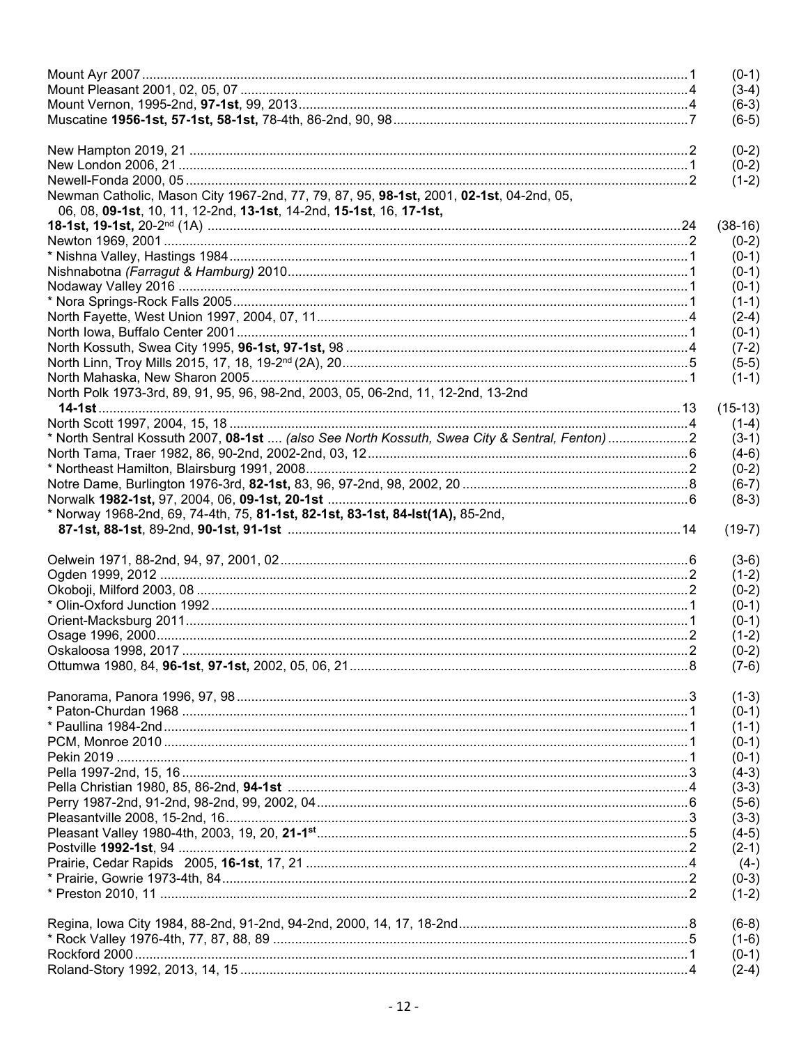Mount Ayr 2007 ............ 1 (0-1)
Mount Pleasant 2001, 02, 05, 07 ............ 4 (3-4)
Mount Vernon, 1995-2nd, **97-1st**, 99, 2013 ............ 4 (6-3)
Muscatine **1956-1st, 57-1st, 58-1st,** 78-4th, 86-2nd, 90, 98 ............ 7 (6-5)

New Hampton 2019, 21 ............ 2 (0-2)
New London 2006, 21 ............ 1 (0-2)
Newell-Fonda 2000, 05 ............ 2 (1-2)
Newman Catholic, Mason City 1967-2nd, 77, 79, 87, 95, **98-1st,** 2001, **02-1st**, 04-2nd, 05, 06, 08, **09-1st**, 10, 11, 12-2nd, **13-1st**, 14-2nd, **15-1st**, 16, **17-1st, 18-1st, 19-1st,** 20-2nd (1A) ............ 24 (38-16)
Newton 1969, 2001 ............ 2 (0-2)
* Nishna Valley, Hastings 1984 ............ 1 (0-1)
Nishnabotna *(Farragut & Hamburg)* 2010 ............ 1 (0-1)
Nodaway Valley 2016 ............ 1 (0-1)
* Nora Springs-Rock Falls 2005 ............ 1 (1-1)
North Fayette, West Union 1997, 2004, 07, 11 ............ 4 (2-4)
North Iowa, Buffalo Center 2001 ............ 1 (0-1)
North Kossuth, Swea City 1995, **96-1st, 97-1st,** 98 ............ 4 (7-2)
North Linn, Troy Mills 2015, 17, 18, 19-2nd (2A), 20 ............ 5 (5-5)
North Mahaska, New Sharon 2005 ............ 1 (1-1)
North Polk 1973-3rd, 89, 91, 95, 96, 98-2nd, 2003, 05, 06-2nd, 11, 12-2nd, 13-2nd **14-1st** ............ 13 (15-13)
North Scott 1997, 2004, 15, 18 ............ 4 (1-4)
* North Sentral Kossuth 2007, **08-1st** .... *(also See North Kossuth, Swea City & Sentral, Fenton)* ............ 2 (3-1)
North Tama, Traer 1982, 86, 90-2nd, 2002-2nd, 03, 12 ............ 6 (4-6)
* Northeast Hamilton, Blairsburg 1991, 2008 ............ 2 (0-2)
Notre Dame, Burlington 1976-3rd, **82-1st,** 83, 96, 97-2nd, 98, 2002, 20 ............ 8 (6-7)
Norwalk **1982-1st,** 97, 2004, 06, **09-1st, 20-1st** ............ 6 (8-3)
* Norway 1968-2nd, 69, 74-4th, 75, **81-1st, 82-1st, 83-1st, 84-lst(1A),** 85-2nd, **87-1st, 88-1st**, 89-2nd, **90-1st, 91-1st** ............ 14 (19-7)

Oelwein 1971, 88-2nd, 94, 97, 2001, 02 ............ 6 (3-6)
Ogden 1999, 2012 ............ 2 (1-2)
Okoboji, Milford 2003, 08 ............ 2 (0-2)
* Olin-Oxford Junction 1992 ............ 1 (0-1)
Orient-Macksburg 2011 ............ 1 (0-1)
Osage 1996, 2000 ............ 2 (1-2)
Oskaloosa 1998, 2017 ............ 2 (0-2)
Ottumwa 1980, 84, **96-1st**, **97-1st,** 2002, 05, 06, 21 ............ 8 (7-6)

Panorama, Panora 1996, 97, 98 ............ 3 (1-3)
* Paton-Churdan 1968 ............ 1 (0-1)
* Paullina 1984-2nd ............ 1 (1-1)
PCM, Monroe 2010 ............ 1 (0-1)
Pekin 2019 ............ 1 (0-1)
Pella 1997-2nd, 15, 16 ............ 3 (4-3)
Pella Christian 1980, 85, 86-2nd, **94-1st** ............ 4 (3-3)
Perry 1987-2nd, 91-2nd, 98-2nd, 99, 2002, 04 ............ 6 (5-6)
Pleasantville 2008, 15-2nd, 16 ............ 3 (3-3)
Pleasant Valley 1980-4th, 2003, 19, 20, **21-1st** ............ 5 (4-5)
Postville **1992-1st**, 94 ............ 2 (2-1)
Prairie, Cedar Rapids 2005, **16-1st**, 17, 21 ............ 4 (4-)
* Prairie, Gowrie 1973-4th, 84 ............ 2 (0-3)
* Preston 2010, 11 ............ 2 (1-2)

Regina, Iowa City 1984, 88-2nd, 91-2nd, 94-2nd, 2000, 14, 17, 18-2nd ............ 8 (6-8)
* Rock Valley 1976-4th, 77, 87, 88, 89 ............ 5 (1-6)
Rockford 2000 ............ 1 (0-1)
Roland-Story 1992, 2013, 14, 15 ............ 4 (2-4)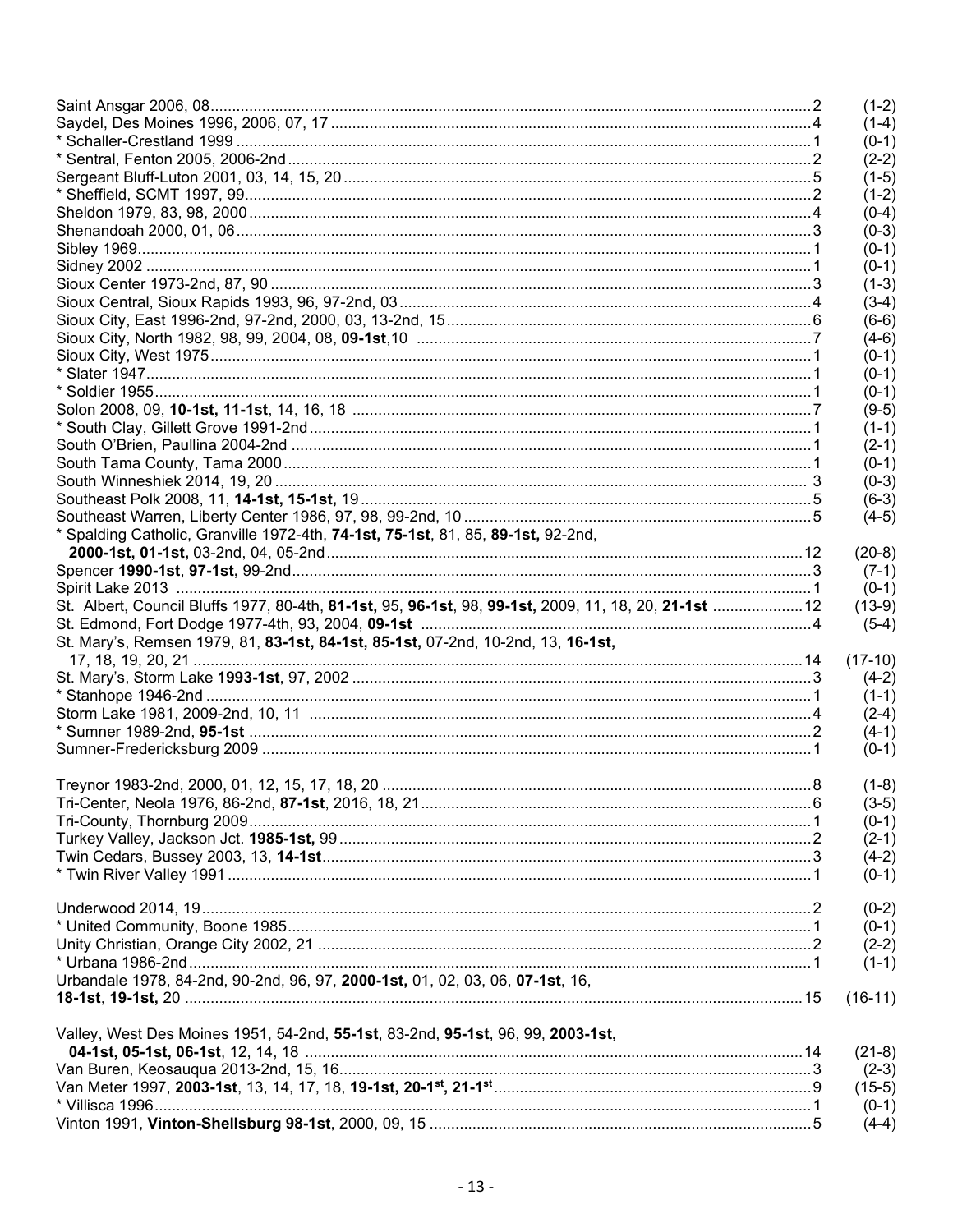Saint Ansgar 2006, 08 ........................................................................................................ 2 (1-2)
Saydel, Des Moines 1996, 2006, 07, 17 ........................................................................... 4 (1-4)
* Schaller-Crestland 1999 ................................................................................................. 1 (0-1)
* Sentral, Fenton 2005, 2006-2nd ..................................................................................... 2 (2-2)
Sergeant Bluff-Luton 2001, 03, 14, 15, 20 ......................................................................... 5 (1-5)
* Sheffield, SCMT 1997, 99 ................................................................................................ 2 (1-2)
Sheldon 1979, 83, 98, 2000 ............................................................................................... 4 (0-4)
Shenandoah 2000, 01, 06 .................................................................................................. 3 (0-3)
Sibley 1969 ......................................................................................................................... 1 (0-1)
Sidney 2002 ....................................................................................................................... 1 (0-1)
Sioux Center 1973-2nd, 87, 90 ........................................................................................... 3 (1-3)
Sioux Central, Sioux Rapids 1993, 96, 97-2nd, 03 ............................................................. 4 (3-4)
Sioux City, East 1996-2nd, 97-2nd, 2000, 03, 13-2nd, 15 .................................................. 6 (6-6)
Sioux City, North 1982, 98, 99, 2004, 08, **09-1st**,10 ........................................................... 7 (4-6)
Sioux City, West 1975 ........................................................................................................ 1 (0-1)
* Slater 1947 ....................................................................................................................... 1 (0-1)
* Soldier 1955 ..................................................................................................................... 1 (0-1)
Solon 2008, 09, **10-1st, 11-1st**, 14, 16, 18 ........................................................................ 7 (9-5)
* South Clay, Gillett Grove 1991-2nd .................................................................................. 1 (1-1)
South O'Brien, Paullina 2004-2nd ...................................................................................... 1 (2-1)
South Tama County, Tama 2000 ........................................................................................ 1 (0-1)
South Winneshiek 2014, 19, 20 ......................................................................................... 3 (0-3)
Southeast Polk 2008, 11, **14-1st, 15-1st,** 19 ....................................................................... 5 (6-3)
Southeast Warren, Liberty Center 1986, 97, 98, 99-2nd, 10 ............................................... 5 (4-5)
* Spalding Catholic, Granville 1972-4th, **74-1st, 75-1st**, 81, 85, **89-1st,** 92-2nd,
**2000-1st, 01-1st,** 03-2nd, 04, 05-2nd ............................................................................... 12 (20-8)
Spencer **1990-1st**, **97-1st,** 99-2nd ...................................................................................... 3 (7-1)
Spirit Lake 2013 ................................................................................................................. 1 (0-1)
St. Albert, Council Bluffs 1977, 80-4th, **81-1st,** 95, **96-1st**, 98, **99-1st,** 2009, 11, 18, 20, **21-1st** ..................... 12 (13-9)
St. Edmond, Fort Dodge 1977-4th, 93, 2004, **09-1st** .......................................................... 4 (5-4)
St. Mary's, Remsen 1979, 81, **83-1st, 84-1st, 85-1st,** 07-2nd, 10-2nd, 13, **16-1st,**
17, 18, 19, 20, 21 ............................................................................................................. 14 (17-10)
St. Mary's, Storm Lake **1993-1st**, 97, 2002 .......................................................................... 3 (4-2)
* Stanhope 1946-2nd .......................................................................................................... 1 (1-1)
Storm Lake 1981, 2009-2nd, 10, 11 ................................................................................... 4 (2-4)
* Sumner 1989-2nd, **95-1st** ................................................................................................. 2 (4-1)
Sumner-Fredericksburg 2009 ............................................................................................. 1 (0-1)

Treynor 1983-2nd, 2000, 01, 12, 15, 17, 18, 20 .................................................................. 8 (1-8)
Tri-Center, Neola 1976, 86-2nd, **87-1st**, 2016, 18, 21 ......................................................... 6 (3-5)
Tri-County, Thornburg 2009 ................................................................................................ 1 (0-1)
Turkey Valley, Jackson Jct. **1985-1st,** 99 ............................................................................ 2 (2-1)
Twin Cedars, Bussey 2003, 13, **14-1st** ................................................................................ 3 (4-2)
* Twin River Valley 1991 ..................................................................................................... 1 (0-1)

Underwood 2014, 19 .......................................................................................................... 2 (0-2)
* United Community, Boone 1985 ........................................................................................ 1 (0-1)
Unity Christian, Orange City 2002, 21 ................................................................................ 2 (2-2)
* Urbana 1986-2nd .............................................................................................................. 1 (1-1)
Urbandale 1978, 84-2nd, 90-2nd, 96, 97, **2000-1st,** 01, 02, 03, 06, **07-1st**, 16,
**18-1st**, **19-1st,** 20 ............................................................................................................ 15 (16-11)

Valley, West Des Moines 1951, 54-2nd, **55-1st**, 83-2nd, **95-1st**, 96, 99, **2003-1st,**
**04-1st, 05-1st, 06-1st**, 12, 14, 18 ...................................................................................... 14 (21-8)
Van Buren, Keosauqua 2013-2nd, 15, 16 ........................................................................... 3 (2-3)
Van Meter 1997, **2003-1st**, 13, 14, 17, 18, **19-1st, 20-1st, 21-1st** ........................................ 9 (15-5)
* Villisca 1996 ..................................................................................................................... 1 (0-1)
Vinton 1991, **Vinton-Shellsburg 98-1st**, 2000, 09, 15 .......................................................... 5 (4-4)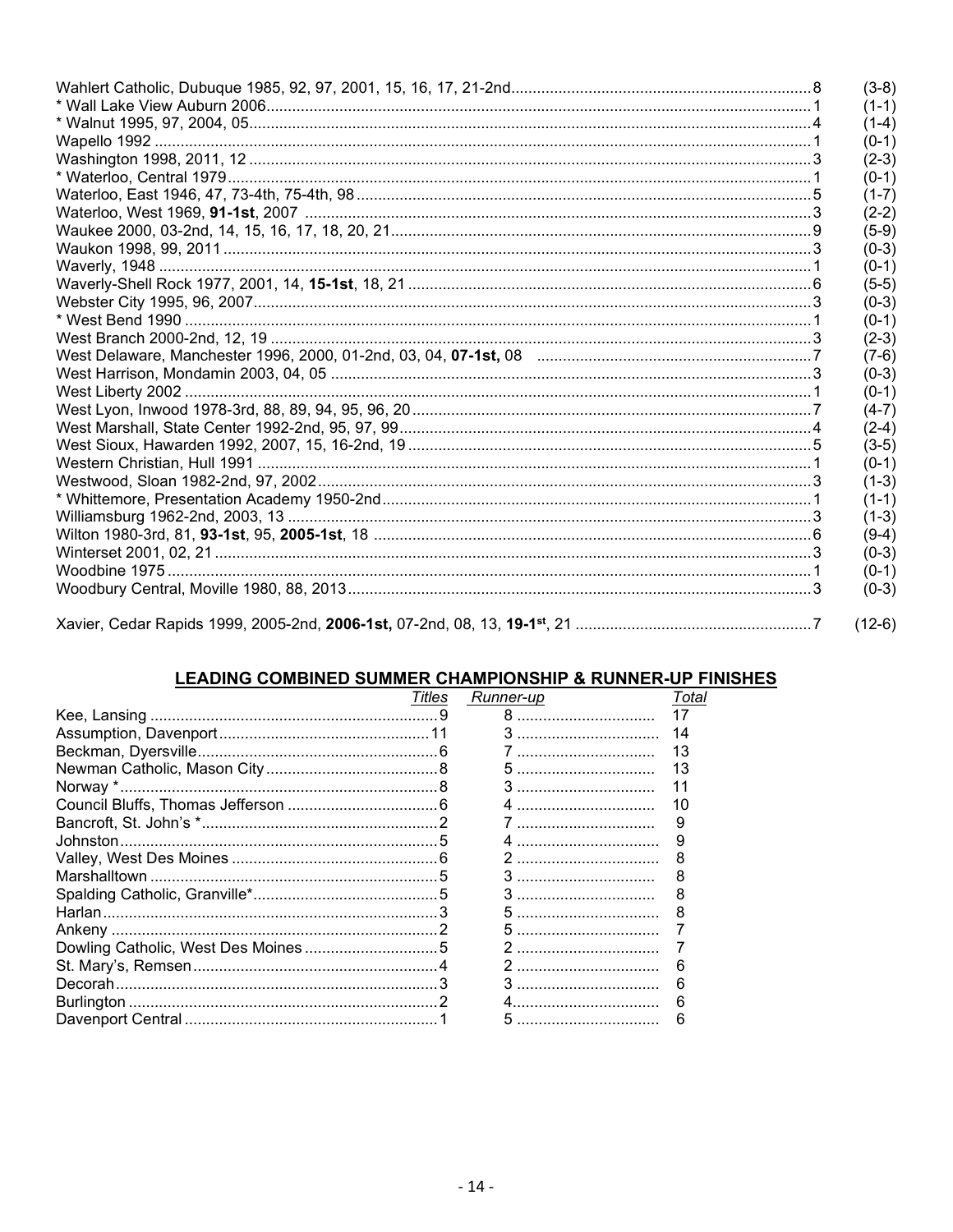| School | Appearances | Record |
|---|---|---|
| Wahlert Catholic, Dubuque 1985, 92, 97, 2001, 15, 16, 17, 21-2nd | 8 | (3-8) |
| * Wall Lake View Auburn 2006 | 1 | (1-1) |
| * Walnut 1995, 97, 2004, 05 | 4 | (1-4) |
| Wapello 1992 | 1 | (0-1) |
| Washington 1998, 2011, 12 | 3 | (2-3) |
| * Waterloo, Central 1979 | 1 | (0-1) |
| Waterloo, East 1946, 47, 73-4th, 75-4th, 98 | 5 | (1-7) |
| Waterloo, West 1969, **91-1st**, 2007 | 3 | (2-2) |
| Waukee 2000, 03-2nd, 14, 15, 16, 17, 18, 20, 21 | 9 | (5-9) |
| Waukon 1998, 99, 2011 | 3 | (0-3) |
| Waverly, 1948 | 1 | (0-1) |
| Waverly-Shell Rock 1977, 2001, 14, **15-1st**, 18, 21 | 6 | (5-5) |
| Webster City 1995, 96, 2007 | 3 | (0-3) |
| * West Bend 1990 | 1 | (0-1) |
| West Branch 2000-2nd, 12, 19 | 3 | (2-3) |
| West Delaware, Manchester 1996, 2000, 01-2nd, 03, 04, **07-1st,** 08 | 7 | (7-6) |
| West Harrison, Mondamin 2003, 04, 05 | 3 | (0-3) |
| West Liberty 2002 | 1 | (0-1) |
| West Lyon, Inwood 1978-3rd, 88, 89, 94, 95, 96, 20 | 7 | (4-7) |
| West Marshall, State Center 1992-2nd, 95, 97, 99 | 4 | (2-4) |
| West Sioux, Hawarden 1992, 2007, 15, 16-2nd, 19 | 5 | (3-5) |
| Western Christian, Hull 1991 | 1 | (0-1) |
| Westwood, Sloan 1982-2nd, 97, 2002 | 3 | (1-3) |
| * Whittemore, Presentation Academy 1950-2nd | 1 | (1-1) |
| Williamsburg 1962-2nd, 2003, 13 | 3 | (1-3) |
| Wilton 1980-3rd, 81, **93-1st**, 95, **2005-1st**, 18 | 6 | (9-4) |
| Winterset 2001, 02, 21 | 3 | (0-3) |
| Woodbine 1975 | 1 | (0-1) |
| Woodbury Central, Moville 1980, 88, 2013 | 3 | (0-3) |
| Xavier, Cedar Rapids 1999, 2005-2nd, **2006-1st,** 07-2nd, 08, 13, **19-1st**, 21 | 7 | (12-6) |

## LEADING COMBINED SUMMER CHAMPIONSHIP & RUNNER-UP FINISHES

| School | *Titles* | *Runner-up* | *Total* |
|---|---|---|---|
| Kee, Lansing | 9 | 8 | 17 |
| Assumption, Davenport | 11 | 3 | 14 |
| Beckman, Dyersville | 6 | 7 | 13 |
| Newman Catholic, Mason City | 8 | 5 | 13 |
| Norway * | 8 | 3 | 11 |
| Council Bluffs, Thomas Jefferson | 6 | 4 | 10 |
| Bancroft, St. John's * | 2 | 7 | 9 |
| Johnston | 5 | 4 | 9 |
| Valley, West Des Moines | 6 | 2 | 8 |
| Marshalltown | 5 | 3 | 8 |
| Spalding Catholic, Granville* | 5 | 3 | 8 |
| Harlan | 3 | 5 | 8 |
| Ankeny | 2 | 5 | 7 |
| Dowling Catholic, West Des Moines | 5 | 2 | 7 |
| St. Mary's, Remsen | 4 | 2 | 6 |
| Decorah | 3 | 3 | 6 |
| Burlington | 2 | 4 | 6 |
| Davenport Central | 1 | 5 | 6 |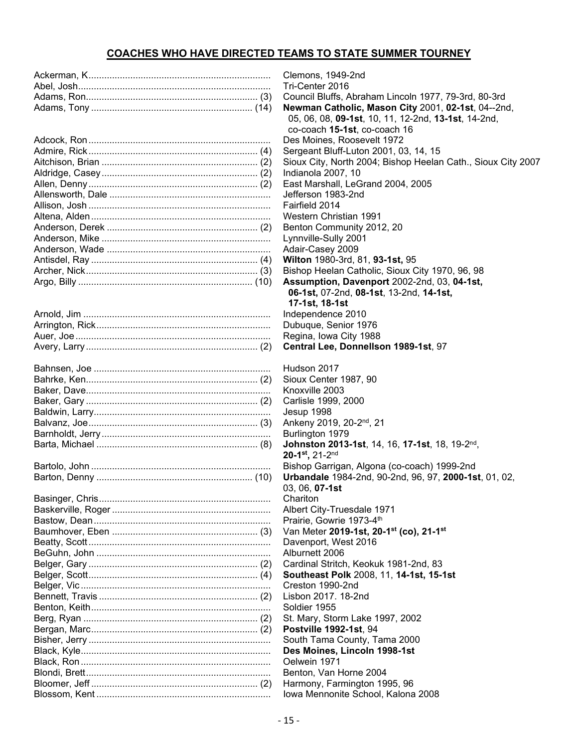## COACHES WHO HAVE DIRECTED TEAMS TO STATE SUMMER TOURNEY

| Coach | Teams |
|---|---|
| Ackerman, K | Clemons, 1949-2nd |
| Abel, Josh | Tri-Center 2016 |
| Adams, Ron (3) | Council Bluffs, Abraham Lincoln 1977, 79-3rd, 80-3rd |
| Adams, Tony (14) | **Newman Catholic, Mason City** 2001, **02-1st**, 04--2nd, 05, 06, 08, **09-1st**, 10, 11, 12-2nd, **13-1st**, 14-2nd, co-coach **15-1st**, co-coach 16 |
| Adcock, Ron | Des Moines, Roosevelt 1972 |
| Admire, Rick (4) | Sergeant Bluff-Luton 2001, 03, 14, 15 |
| Aitchison, Brian (2) | Sioux City, North 2004; Bishop Heelan Cath., Sioux City 2007 |
| Aldridge, Casey (2) | Indianola 2007, 10 |
| Allen, Denny (2) | East Marshall, LeGrand 2004, 2005 |
| Allensworth, Dale | Jefferson 1983-2nd |
| Allison, Josh | Fairfield 2014 |
| Altena, Alden | Western Christian 1991 |
| Anderson, Derek (2) | Benton Community 2012, 20 |
| Anderson, Mike | Lynnville-Sully 2001 |
| Anderson, Wade | Adair-Casey 2009 |
| Antisdel, Ray (4) | **Wilton** 1980-3rd, 81, **93-1st,** 95 |
| Archer, Nick (3) | Bishop Heelan Catholic, Sioux City 1970, 96, 98 |
| Argo, Billy (10) | **Assumption, Davenport** 2002-2nd, 03, **04-1st, 06-1st,** 07-2nd, **08-1st**, 13-2nd, **14-1st, 17-1st, 18-1st** |
| Arnold, Jim | Independence 2010 |
| Arrington, Rick | Dubuque, Senior 1976 |
| Auer, Joe | Regina, Iowa City 1988 |
| Avery, Larry (2) | **Central Lee, Donnellson 1989-1st**, 97 |
| Bahnsen, Joe | Hudson 2017 |
| Bahrke, Ken (2) | Sioux Center 1987, 90 |
| Baker, Dave | Knoxville 2003 |
| Baker, Gary (2) | Carlisle 1999, 2000 |
| Baldwin, Larry | Jesup 1998 |
| Balvanz, Joe (3) | Ankeny 2019, 20-2nd, 21 |
| Barnholdt, Jerry | Burlington 1979 |
| Barta, Michael (8) | **Johnston 2013-1st**, 14, 16, **17-1st**, 18, 19-2nd, **20-1st,** 21-2nd |
| Bartolo, John | Bishop Garrigan, Algona (co-coach) 1999-2nd |
| Barton, Denny (10) | **Urbandale** 1984-2nd, 90-2nd, 96, 97, **2000-1st**, 01, 02, 03, 06, **07-1st** |
| Basinger, Chris | Chariton |
| Baskerville, Roger | Albert City-Truesdale 1971 |
| Bastow, Dean | Prairie, Gowrie 1973-4th |
| Baumhover, Eben (3) | Van Meter **2019-1st, 20-1st (co), 21-1st** |
| Beatty, Scott | Davenport, West 2016 |
| BeGuhn, John | Alburnett 2006 |
| Belger, Gary (2) | Cardinal Stritch, Keokuk 1981-2nd, 83 |
| Belger, Scott (4) | **Southeast Polk** 2008, 11, **14-1st, 15-1st** |
| Belger, Vic | Creston 1990-2nd |
| Bennett, Travis (2) | Lisbon 2017. 18-2nd |
| Benton, Keith | Soldier 1955 |
| Berg, Ryan (2) | St. Mary, Storm Lake 1997, 2002 |
| Bergan, Marc (2) | **Postville 1992-1st**, 94 |
| Bisher, Jerry | South Tama County, Tama 2000 |
| Black, Kyle | **Des Moines, Lincoln 1998-1st** |
| Black, Ron | Oelwein 1971 |
| Blondi, Brett | Benton, Van Horne 2004 |
| Bloomer, Jeff (2) | Harmony, Farmington 1995, 96 |
| Blossom, Kent | Iowa Mennonite School, Kalona 2008 |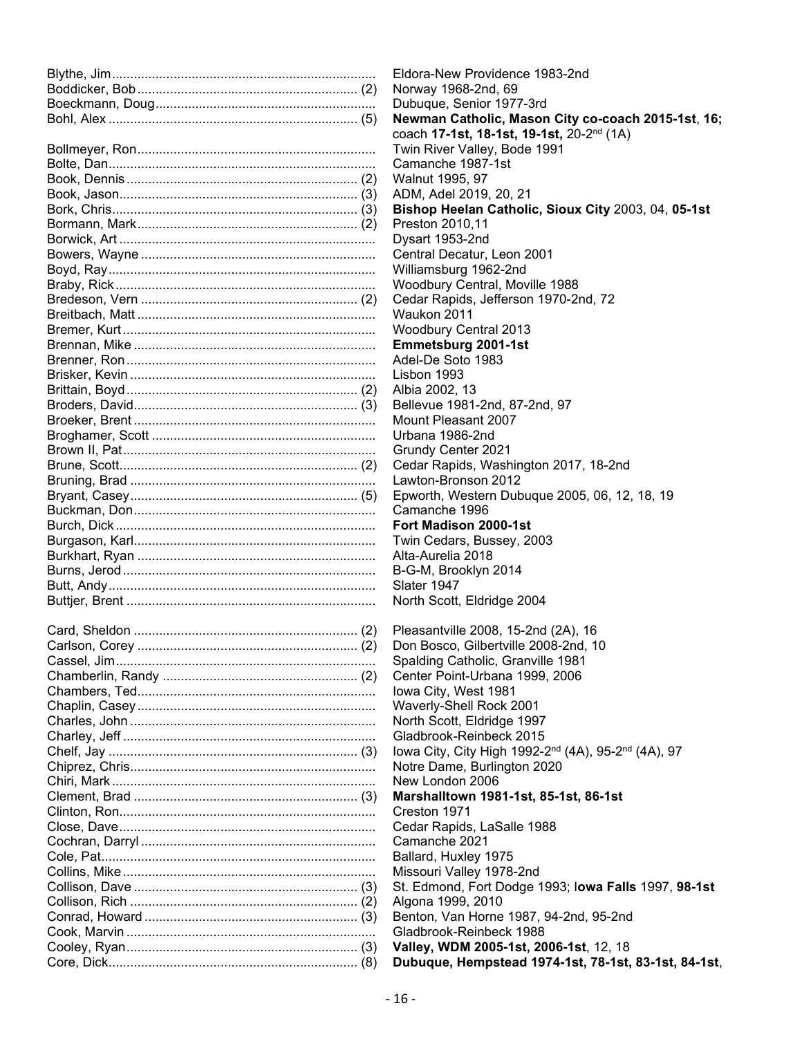| Coach | School / Years |
|---|---|
| Blythe, Jim | Eldora-New Providence 1983-2nd |
| Boddicker, Bob (2) | Norway 1968-2nd, 69 |
| Boeckmann, Doug | Dubuque, Senior 1977-3rd |
| Bohl, Alex (5) | **Newman Catholic, Mason City co-coach 2015-1st**, **16;** coach **17-1st, 18-1st, 19-1st,** 20-2nd (1A) |
| Bollmeyer, Ron | Twin River Valley, Bode 1991 |
| Bolte, Dan | Camanche 1987-1st |
| Book, Dennis (2) | Walnut 1995, 97 |
| Book, Jason (3) | ADM, Adel 2019, 20, 21 |
| Bork, Chris (3) | **Bishop Heelan Catholic, Sioux City** 2003, 04, **05-1st** |
| Bormann, Mark (2) | Preston 2010,11 |
| Borwick, Art | Dysart 1953-2nd |
| Bowers, Wayne | Central Decatur, Leon 2001 |
| Boyd, Ray | Williamsburg 1962-2nd |
| Braby, Rick | Woodbury Central, Moville 1988 |
| Bredeson, Vern (2) | Cedar Rapids, Jefferson 1970-2nd, 72 |
| Breitbach, Matt | Waukon 2011 |
| Bremer, Kurt | Woodbury Central 2013 |
| Brennan, Mike | **Emmetsburg 2001-1st** |
| Brenner, Ron | Adel-De Soto 1983 |
| Brisker, Kevin | Lisbon 1993 |
| Brittain, Boyd (2) | Albia 2002, 13 |
| Broders, David (3) | Bellevue 1981-2nd, 87-2nd, 97 |
| Broeker, Brent | Mount Pleasant 2007 |
| Broghamer, Scott | Urbana 1986-2nd |
| Brown II, Pat | Grundy Center 2021 |
| Brune, Scott (2) | Cedar Rapids, Washington 2017, 18-2nd |
| Bruning, Brad | Lawton-Bronson 2012 |
| Bryant, Casey (5) | Epworth, Western Dubuque 2005, 06, 12, 18, 19 |
| Buckman, Don | Camanche 1996 |
| Burch, Dick | **Fort Madison 2000-1st** |
| Burgason, Karl | Twin Cedars, Bussey, 2003 |
| Burkhart, Ryan | Alta-Aurelia 2018 |
| Burns, Jerod | B-G-M, Brooklyn 2014 |
| Butt, Andy | Slater 1947 |
| Buttjer, Brent | North Scott, Eldridge 2004 |
| Card, Sheldon (2) | Pleasantville 2008, 15-2nd (2A), 16 |
| Carlson, Corey (2) | Don Bosco, Gilbertville 2008-2nd, 10 |
| Cassel, Jim | Spalding Catholic, Granville 1981 |
| Chamberlin, Randy (2) | Center Point-Urbana 1999, 2006 |
| Chambers, Ted | Iowa City, West 1981 |
| Chaplin, Casey | Waverly-Shell Rock 2001 |
| Charles, John | North Scott, Eldridge 1997 |
| Charley, Jeff | Gladbrook-Reinbeck 2015 |
| Chelf, Jay (3) | Iowa City, City High 1992-2nd (4A), 95-2nd (4A), 97 |
| Chiprez, Chris | Notre Dame, Burlington 2020 |
| Chiri, Mark | New London 2006 |
| Clement, Brad (3) | **Marshalltown 1981-1st, 85-1st, 86-1st** |
| Clinton, Ron | Creston 1971 |
| Close, Dave | Cedar Rapids, LaSalle 1988 |
| Cochran, Darryl | Camanche 2021 |
| Cole, Pat | Ballard, Huxley 1975 |
| Collins, Mike | Missouri Valley 1978-2nd |
| Collison, Dave (3) | St. Edmond, Fort Dodge 1993; I**owa Falls** 1997, **98-1st** |
| Collison, Rich (2) | Algona 1999, 2010 |
| Conrad, Howard (3) | Benton, Van Horne 1987, 94-2nd, 95-2nd |
| Cook, Marvin | Gladbrook-Reinbeck 1988 |
| Cooley, Ryan (3) | **Valley, WDM 2005-1st, 2006-1st**, 12, 18 |
| Core, Dick (8) | **Dubuque, Hempstead 1974-1st, 78-1st, 83-1st, 84-1st**, |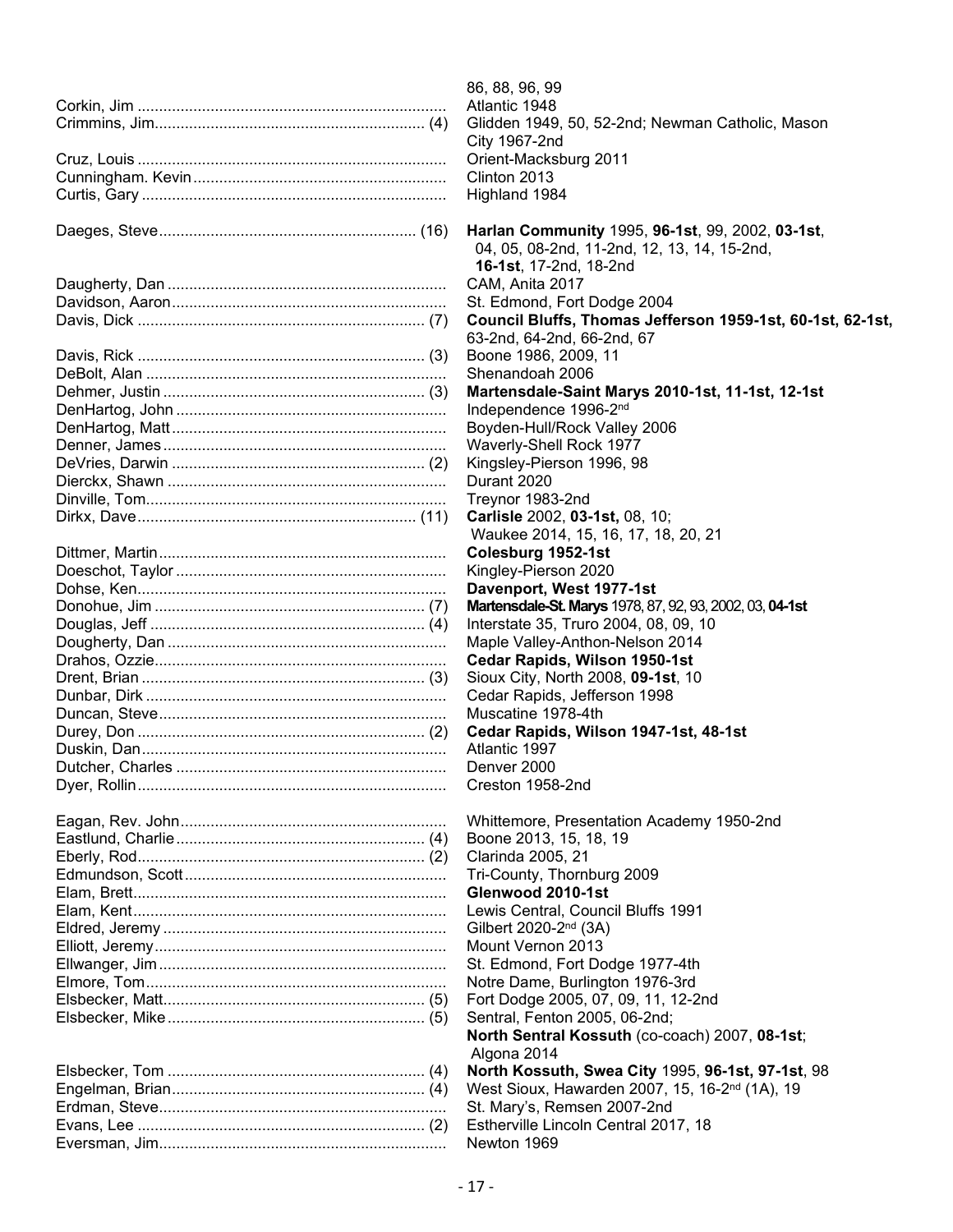| | |
|---|---|
| | 86, 88, 96, 99 |
| Corkin, Jim | Atlantic 1948 |
| Crimmins, Jim (4) | Glidden 1949, 50, 52-2nd; Newman Catholic, Mason City 1967-2nd |
| Cruz, Louis | Orient-Macksburg 2011 |
| Cunningham. Kevin | Clinton 2013 |
| Curtis, Gary | Highland 1984 |
| Daeges, Steve (16) | **Harlan Community** 1995, **96-1st**, 99, 2002, **03-1st**, 04, 05, 08-2nd, 11-2nd, 12, 13, 14, 15-2nd, **16-1st**, 17-2nd, 18-2nd |
| Daugherty, Dan | CAM, Anita 2017 |
| Davidson, Aaron | St. Edmond, Fort Dodge 2004 |
| Davis, Dick (7) | **Council Bluffs, Thomas Jefferson 1959-1st, 60-1st, 62-1st,** 63-2nd, 64-2nd, 66-2nd, 67 |
| Davis, Rick (3) | Boone 1986, 2009, 11 |
| DeBolt, Alan | Shenandoah 2006 |
| Dehmer, Justin (3) | **Martensdale-Saint Marys 2010-1st, 11-1st, 12-1st** |
| DenHartog, John | Independence 1996-2nd |
| DenHartog, Matt | Boyden-Hull/Rock Valley 2006 |
| Denner, James | Waverly-Shell Rock 1977 |
| DeVries, Darwin (2) | Kingsley-Pierson 1996, 98 |
| Dierckx, Shawn | Durant 2020 |
| Dinville, Tom | Treynor 1983-2nd |
| Dirkx, Dave (11) | **Carlisle** 2002, **03-1st,** 08, 10; Waukee 2014, 15, 16, 17, 18, 20, 21 |
| Dittmer, Martin | **Colesburg 1952-1st** |
| Doeschot, Taylor | Kingley-Pierson 2020 |
| Dohse, Ken | **Davenport, West 1977-1st** |
| Donohue, Jim (7) | **Martensdale-St. Marys** 1978, 87, 92, 93, 2002, 03, **04-1st** |
| Douglas, Jeff (4) | Interstate 35, Truro 2004, 08, 09, 10 |
| Dougherty, Dan | Maple Valley-Anthon-Nelson 2014 |
| Drahos, Ozzie | **Cedar Rapids, Wilson 1950-1st** |
| Drent, Brian (3) | Sioux City, North 2008, **09-1st**, 10 |
| Dunbar, Dirk | Cedar Rapids, Jefferson 1998 |
| Duncan, Steve | Muscatine 1978-4th |
| Durey, Don (2) | **Cedar Rapids, Wilson 1947-1st, 48-1st** |
| Duskin, Dan | Atlantic 1997 |
| Dutcher, Charles | Denver 2000 |
| Dyer, Rollin | Creston 1958-2nd |
| Eagan, Rev. John | Whittemore, Presentation Academy 1950-2nd |
| Eastlund, Charlie (4) | Boone 2013, 15, 18, 19 |
| Eberly, Rod (2) | Clarinda 2005, 21 |
| Edmundson, Scott | Tri-County, Thornburg 2009 |
| Elam, Brett | **Glenwood 2010-1st** |
| Elam, Kent | Lewis Central, Council Bluffs 1991 |
| Eldred, Jeremy | Gilbert 2020-2nd (3A) |
| Elliott, Jeremy | Mount Vernon 2013 |
| Ellwanger, Jim | St. Edmond, Fort Dodge 1977-4th |
| Elmore, Tom | Notre Dame, Burlington 1976-3rd |
| Elsbecker, Matt (5) | Fort Dodge 2005, 07, 09, 11, 12-2nd |
| Elsbecker, Mike (5) | Sentral, Fenton 2005, 06-2nd; **North Sentral Kossuth** (co-coach) 2007, **08-1st**; Algona 2014 |
| Elsbecker, Tom (4) | **North Kossuth, Swea City** 1995, **96-1st, 97-1st**, 98 |
| Engelman, Brian (4) | West Sioux, Hawarden 2007, 15, 16-2nd (1A), 19 |
| Erdman, Steve | St. Mary's, Remsen 2007-2nd |
| Evans, Lee (2) | Estherville Lincoln Central 2017, 18 |
| Eversman, Jim | Newton 1969 |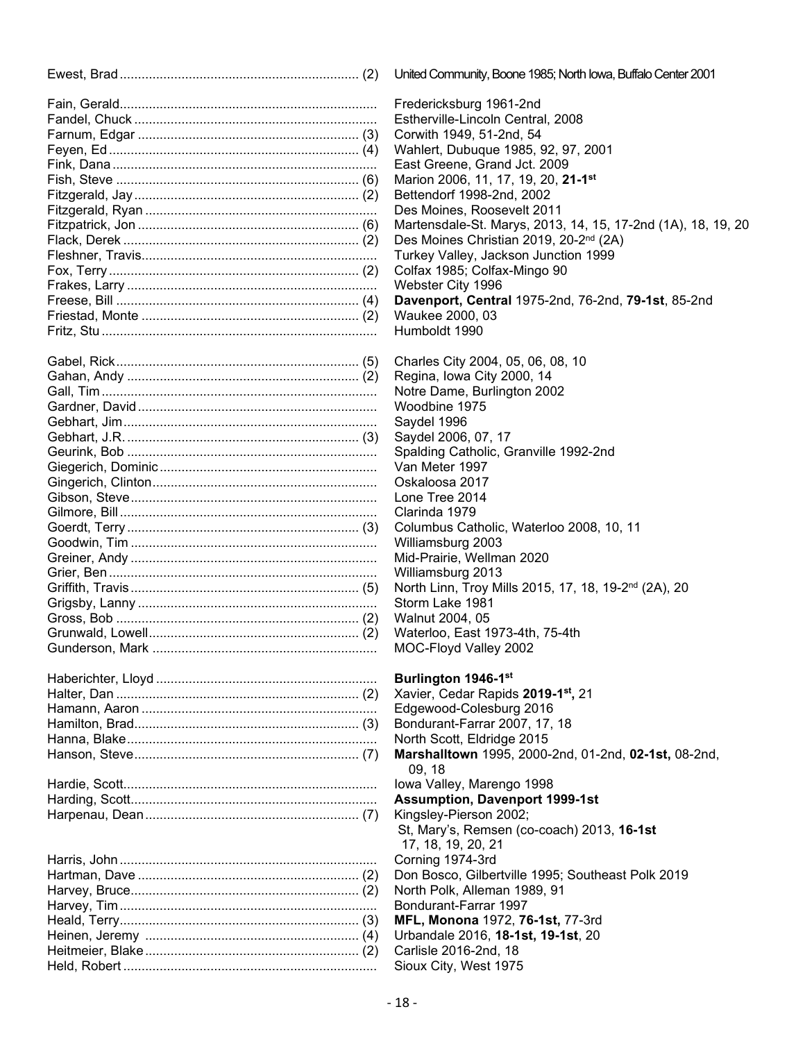Ewest, Brad ................................................................ (2) United Community, Boone 1985; North Iowa, Buffalo Center 2001

Fain, Gerald...................................................................... Fredericksburg 1961-2nd
Fandel, Chuck .................................................................. Estherville-Lincoln Central, 2008
Farnum, Edgar ............................................................ (3) Corwith 1949, 51-2nd, 54
Feyen, Ed .................................................................... (4) Wahlert, Dubuque 1985, 92, 97, 2001
Fink, Dana ........................................................................ East Greene, Grand Jct. 2009
Fish, Steve ................................................................... (6) Marion 2006, 11, 17, 19, 20, **21-1st**
Fitzgerald, Jay .............................................................. (2) Bettendorf 1998-2nd, 2002
Fitzgerald, Ryan ............................................................... Des Moines, Roosevelt 2011
Fitzpatrick, Jon ............................................................. (6) Martensdale-St. Marys, 2013, 14, 15, 17-2nd (1A), 18, 19, 20
Flack, Derek ................................................................. (2) Des Moines Christian 2019, 20-2nd (2A)
Fleshner, Travis................................................................ Turkey Valley, Jackson Junction 1999
Fox, Terry .................................................................... (2) Colfax 1985; Colfax-Mingo 90
Frakes, Larry .................................................................... Webster City 1996
Freese, Bill ................................................................... (4) **Davenport, Central** 1975-2nd, 76-2nd, **79-1st**, 85-2nd
Friestad, Monte ............................................................ (2) Waukee 2000, 03
Fritz, Stu ........................................................................... Humboldt 1990

Gabel, Rick................................................................... (5) Charles City 2004, 05, 06, 08, 10
Gahan, Andy ................................................................ (2) Regina, Iowa City 2000, 14
Gall, Tim ........................................................................... Notre Dame, Burlington 2002
Gardner, David ................................................................. Woodbine 1975
Gebhart, Jim ...................................................................... Saydel 1996
Gebhart, J.R. ................................................................. (3) Saydel 2006, 07, 17
Geurink, Bob .................................................................... Spalding Catholic, Granville 1992-2nd
Giegerich, Dominic ............................................................ Van Meter 1997
Gingerich, Clinton .............................................................. Oskaloosa 2017
Gibson, Steve .................................................................... Lone Tree 2014
Gilmore, Bill ....................................................................... Clarinda 1979
Goerdt, Terry ................................................................ (3) Columbus Catholic, Waterloo 2008, 10, 11
Goodwin, Tim ................................................................... Williamsburg 2003
Greiner, Andy ................................................................... Mid-Prairie, Wellman 2020
Grier, Ben ......................................................................... Williamsburg 2013
Griffith, Travis ............................................................... (5) North Linn, Troy Mills 2015, 17, 18, 19-2nd (2A), 20
Grigsby, Lanny ................................................................. Storm Lake 1981
Gross, Bob ................................................................... (2) Walnut 2004, 05
Grunwald, Lowell .......................................................... (2) Waterloo, East 1973-4th, 75-4th
Gunderson, Mark ............................................................. MOC-Floyd Valley 2002

Haberichter, Lloyd ............................................................ **Burlington 1946-1st**
Halter, Dan ................................................................... (2) Xavier, Cedar Rapids **2019-1st,** 21
Hamann, Aaron ................................................................ Edgewood-Colesburg 2016
Hamilton, Brad.............................................................. (3) Bondurant-Farrar 2007, 17, 18
Hanna, Blake .................................................................... North Scott, Eldridge 2015
Hanson, Steve.............................................................. (7) **Marshalltown** 1995, 2000-2nd, 01-2nd, **02-1st,** 08-2nd, 09, 18
Hardie, Scott...................................................................... Iowa Valley, Marengo 1998
Harding, Scott.................................................................... **Assumption, Davenport 1999-1st**
Harpenau, Dean ............................................................ (7) Kingsley-Pierson 2002; St, Mary's, Remsen (co-coach) 2013, **16-1st** 17, 18, 19, 20, 21
Harris, John ....................................................................... Corning 1974-3rd
Hartman, Dave ............................................................. (2) Don Bosco, Gilbertville 1995; Southeast Polk 2019
Harvey, Bruce............................................................... (2) North Polk, Alleman 1989, 91
Harvey, Tim ....................................................................... Bondurant-Farrar 1997
Heald, Terry.................................................................. (3) **MFL, Monona** 1972, **76-1st,** 77-3rd
Heinen, Jeremy ........................................................... (4) Urbandale 2016, **18-1st, 19-1st**, 20
Heitmeier, Blake ........................................................... (2) Carlisle 2016-2nd, 18
Held, Robert ...................................................................... Sioux City, West 1975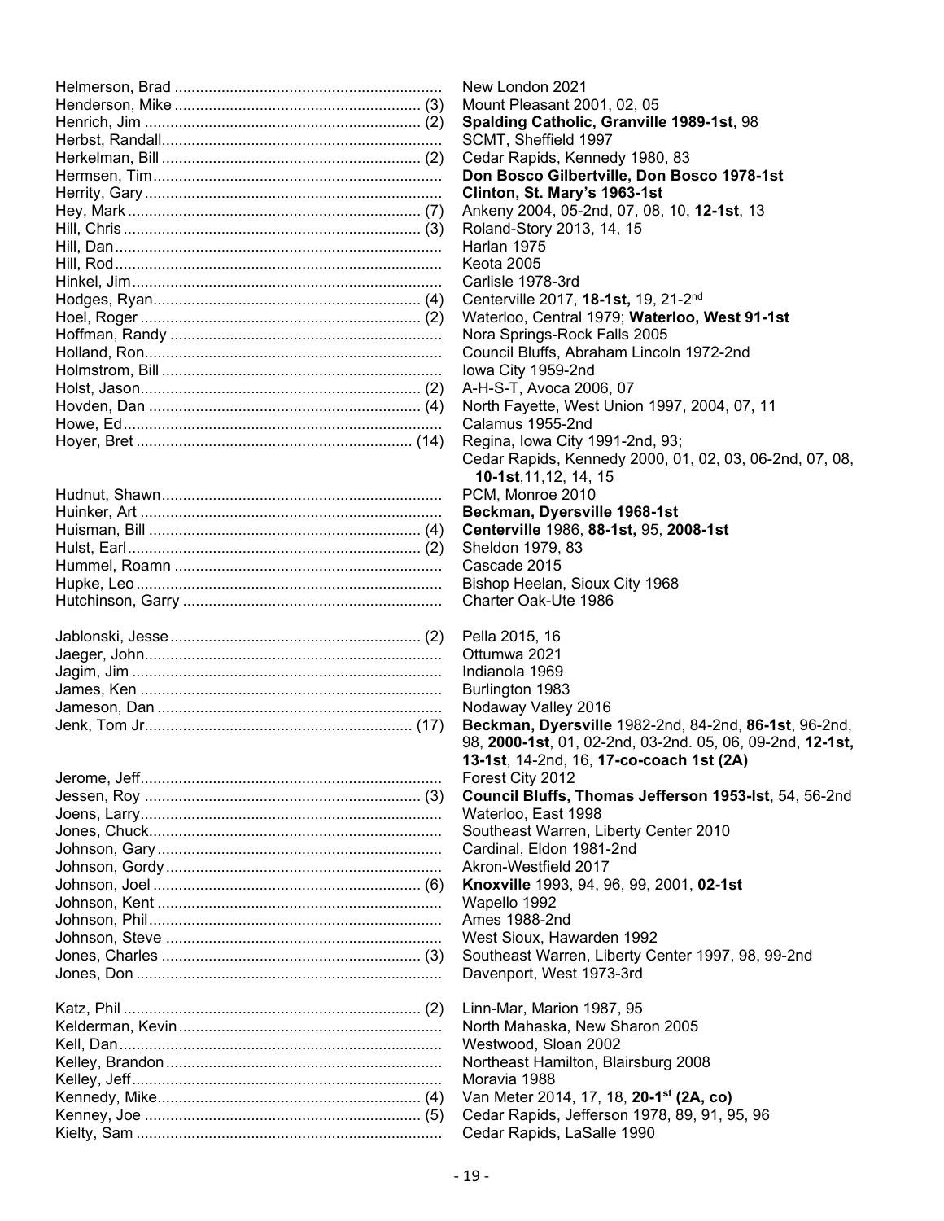| Name | Count | Schools / Years |
|---|---|---|
| Helmerson, Brad | | New London 2021 |
| Henderson, Mike | (3) | Mount Pleasant 2001, 02, 05 |
| Henrich, Jim | (2) | **Spalding Catholic, Granville 1989-1st**, 98 |
| Herbst, Randall | | SCMT, Sheffield 1997 |
| Herkelman, Bill | (2) | Cedar Rapids, Kennedy 1980, 83 |
| Hermsen, Tim | | **Don Bosco Gilbertville, Don Bosco 1978-1st** |
| Herrity, Gary | | **Clinton, St. Mary's 1963-1st** |
| Hey, Mark | (7) | Ankeny 2004, 05-2nd, 07, 08, 10, **12-1st**, 13 |
| Hill, Chris | (3) | Roland-Story 2013, 14, 15 |
| Hill, Dan | | Harlan 1975 |
| Hill, Rod | | Keota 2005 |
| Hinkel, Jim | | Carlisle 1978-3rd |
| Hodges, Ryan | (4) | Centerville 2017, **18-1st,** 19, 21-2nd |
| Hoel, Roger | (2) | Waterloo, Central 1979; **Waterloo, West 91-1st** |
| Hoffman, Randy | | Nora Springs-Rock Falls 2005 |
| Holland, Ron | | Council Bluffs, Abraham Lincoln 1972-2nd |
| Holmstrom, Bill | | Iowa City 1959-2nd |
| Holst, Jason | (2) | A-H-S-T, Avoca 2006, 07 |
| Hovden, Dan | (4) | North Fayette, West Union 1997, 2004, 07, 11 |
| Howe, Ed | | Calamus 1955-2nd |
| Hoyer, Bret | (14) | Regina, Iowa City 1991-2nd, 93; Cedar Rapids, Kennedy 2000, 01, 02, 03, 06-2nd, 07, 08, **10-1st**,11,12, 14, 15 |
| Hudnut, Shawn | | PCM, Monroe 2010 |
| Huinker, Art | | **Beckman, Dyersville 1968-1st** |
| Huisman, Bill | (4) | **Centerville** 1986, **88-1st,** 95, **2008-1st** |
| Hulst, Earl | (2) | Sheldon 1979, 83 |
| Hummel, Roamn | | Cascade 2015 |
| Hupke, Leo | | Bishop Heelan, Sioux City 1968 |
| Hutchinson, Garry | | Charter Oak-Ute 1986 |
| Jablonski, Jesse | (2) | Pella 2015, 16 |
| Jaeger, John | | Ottumwa 2021 |
| Jagim, Jim | | Indianola 1969 |
| James, Ken | | Burlington 1983 |
| Jameson, Dan | | Nodaway Valley 2016 |
| Jenk, Tom Jr. | (17) | **Beckman, Dyersville** 1982-2nd, 84-2nd, **86-1st**, 96-2nd, 98, **2000-1st**, 01, 02-2nd, 03-2nd. 05, 06, 09-2nd, **12-1st, 13-1st**, 14-2nd, 16, **17-co-coach 1st (2A)** |
| Jerome, Jeff | | Forest City 2012 |
| Jessen, Roy | (3) | **Council Bluffs, Thomas Jefferson 1953-lst**, 54, 56-2nd |
| Joens, Larry | | Waterloo, East 1998 |
| Jones, Chuck | | Southeast Warren, Liberty Center 2010 |
| Johnson, Gary | | Cardinal, Eldon 1981-2nd |
| Johnson, Gordy | | Akron-Westfield 2017 |
| Johnson, Joel | (6) | **Knoxville** 1993, 94, 96, 99, 2001, **02-1st** |
| Johnson, Kent | | Wapello 1992 |
| Johnson, Phil | | Ames 1988-2nd |
| Johnson, Steve | | West Sioux, Hawarden 1992 |
| Jones, Charles | (3) | Southeast Warren, Liberty Center 1997, 98, 99-2nd |
| Jones, Don | | Davenport, West 1973-3rd |
| Katz, Phil | (2) | Linn-Mar, Marion 1987, 95 |
| Kelderman, Kevin | | North Mahaska, New Sharon 2005 |
| Kell, Dan | | Westwood, Sloan 2002 |
| Kelley, Brandon | | Northeast Hamilton, Blairsburg 2008 |
| Kelley, Jeff | | Moravia 1988 |
| Kennedy, Mike | (4) | Van Meter 2014, 17, 18, **20-1st (2A, co)** |
| Kenney, Joe | (5) | Cedar Rapids, Jefferson 1978, 89, 91, 95, 96 |
| Kielty, Sam | | Cedar Rapids, LaSalle 1990 |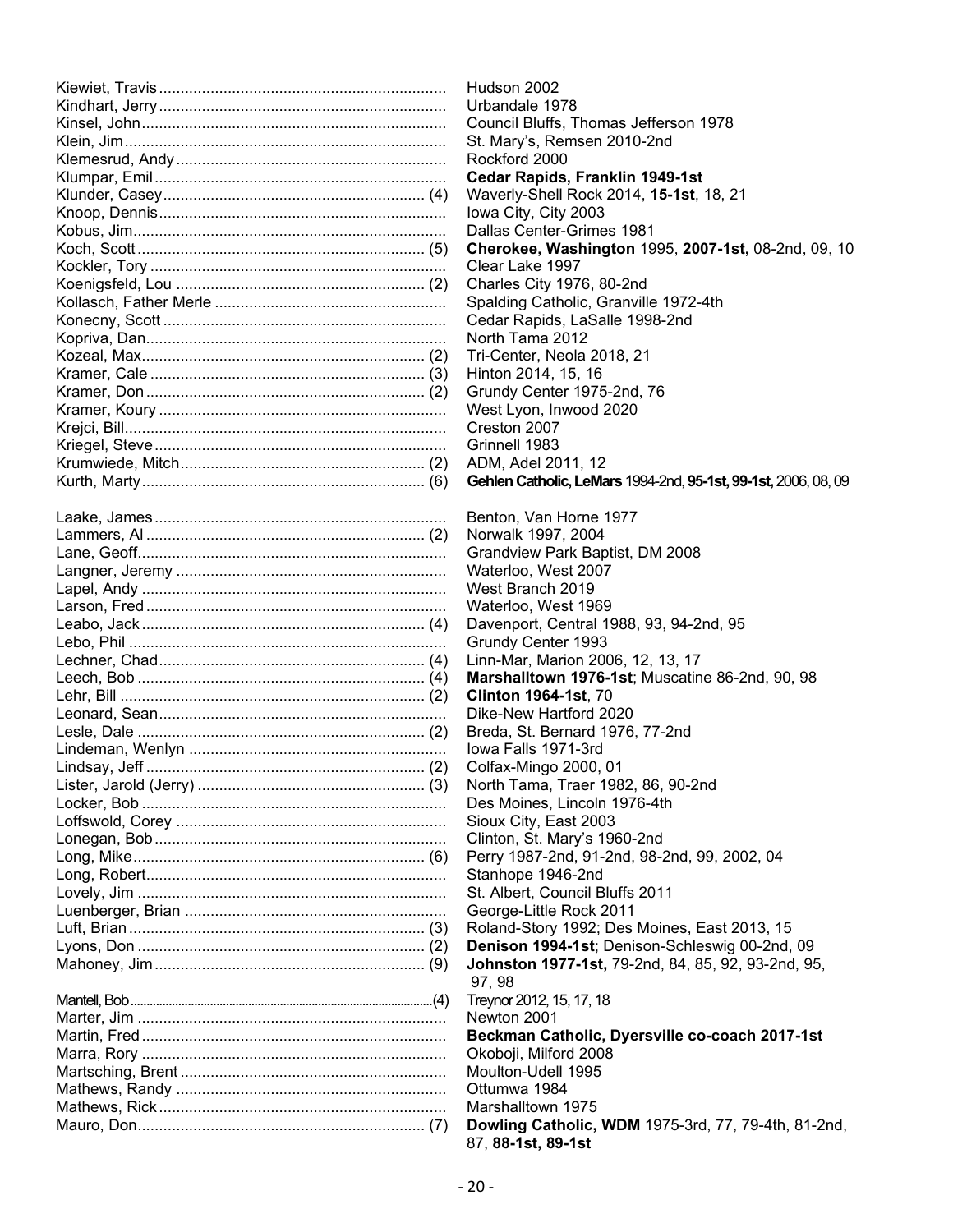Kiewiet, Travis .................................................................. Hudson 2002
Kindhart, Jerry .................................................................. Urbandale 1978
Kinsel, John ...................................................................... Council Bluffs, Thomas Jefferson 1978
Klein, Jim .......................................................................... St. Mary's, Remsen 2010-2nd
Klemesrud, Andy .............................................................. Rockford 2000
Klumpar, Emil .................................................................... **Cedar Rapids, Franklin 1949-1st**
Klunder, Casey ............................................................ (4) Waverly-Shell Rock 2014, **15-1st**, 18, 21
Knoop, Dennis .................................................................. Iowa City, City 2003
Kobus, Jim ......................................................................... Dallas Center-Grimes 1981
Koch, Scott ................................................................... (5) **Cherokee, Washington** 1995, **2007-1st,** 08-2nd, 09, 10
Kockler, Tory ..................................................................... Clear Lake 1997
Koenigsfeld, Lou ......................................................... (2) Charles City 1976, 80-2nd
Kollasch, Father Merle ...................................................... Spalding Catholic, Granville 1972-4th
Konecny, Scott ................................................................. Cedar Rapids, LaSalle 1998-2nd
Kopriva, Dan ...................................................................... North Tama 2012
Kozeal, Max ................................................................. (2) Tri-Center, Neola 2018, 21
Kramer, Cale ................................................................ (3) Hinton 2014, 15, 16
Kramer, Don ................................................................. (2) Grundy Center 1975-2nd, 76
Kramer, Koury ................................................................... West Lyon, Inwood 2020
Krejci, Bill ........................................................................... Creston 2007
Kriegel, Steve .................................................................... Grinnell 1983
Krumwiede, Mitch ........................................................ (2) ADM, Adel 2011, 12
Kurth, Marty .................................................................. (6) **Gehlen Catholic, LeMars** 1994-2nd, **95-1st, 99-1st,** 2006, 08, 09

Laake, James .................................................................... Benton, Van Horne 1977
Lammers, Al ................................................................. (2) Norwalk 1997, 2004
Lane, Geoff ........................................................................ Grandview Park Baptist, DM 2008
Langner, Jeremy ............................................................... Waterloo, West 2007
Lapel, Andy ....................................................................... West Branch 2019
Larson, Fred ...................................................................... Waterloo, West 1969
Leabo, Jack .................................................................. (4) Davenport, Central 1988, 93, 94-2nd, 95
Lebo, Phil .......................................................................... Grundy Center 1993
Lechner, Chad .............................................................. (4) Linn-Mar, Marion 2006, 12, 13, 17
Leech, Bob ................................................................... (4) **Marshalltown 1976-1st**; Muscatine 86-2nd, 90, 98
Lehr, Bill ........................................................................ (2) **Clinton 1964-1st**, 70
Leonard, Sean ................................................................... Dike-New Hartford 2020
Lesle, Dale .................................................................... (2) Breda, St. Bernard 1976, 77-2nd
Lindeman, Wenlyn ............................................................ Iowa Falls 1971-3rd
Lindsay, Jeff ................................................................. (2) Colfax-Mingo 2000, 01
Lister, Jarold (Jerry) ..................................................... (3) North Tama, Traer 1982, 86, 90-2nd
Locker, Bob ....................................................................... Des Moines, Lincoln 1976-4th
Loffswold, Corey ............................................................... Sioux City, East 2003
Lonegan, Bob .................................................................... Clinton, St. Mary's 1960-2nd
Long, Mike .................................................................... (6) Perry 1987-2nd, 91-2nd, 98-2nd, 99, 2002, 04
Long, Robert ...................................................................... Stanhope 1946-2nd
Lovely, Jim ......................................................................... St. Albert, Council Bluffs 2011
Luenberger, Brian ............................................................. George-Little Rock 2011
Luft, Brian ..................................................................... (3) Roland-Story 1992; Des Moines, East 2013, 15
Lyons, Don .................................................................... (2) **Denison 1994-1st**; Denison-Schleswig 00-2nd, 09
Mahoney, Jim ................................................................ (9) **Johnston 1977-1st,** 79-2nd, 84, 85, 92, 93-2nd, 95, 97, 98

Mantell, Bob .................................................................. (4) Treynor 2012, 15, 17, 18
Marter, Jim ......................................................................... Newton 2001
Martin, Fred ....................................................................... **Beckman Catholic, Dyersville co-coach 2017-1st**
Marra, Rory ....................................................................... Okoboji, Milford 2008
Martsching, Brent .............................................................. Moulton-Udell 1995
Mathews, Randy ............................................................... Ottumwa 1984
Mathews, Rick ................................................................... Marshalltown 1975
Mauro, Don .................................................................... (7) **Dowling Catholic, WDM** 1975-3rd, 77, 79-4th, 81-2nd, 87, **88-1st, 89-1st**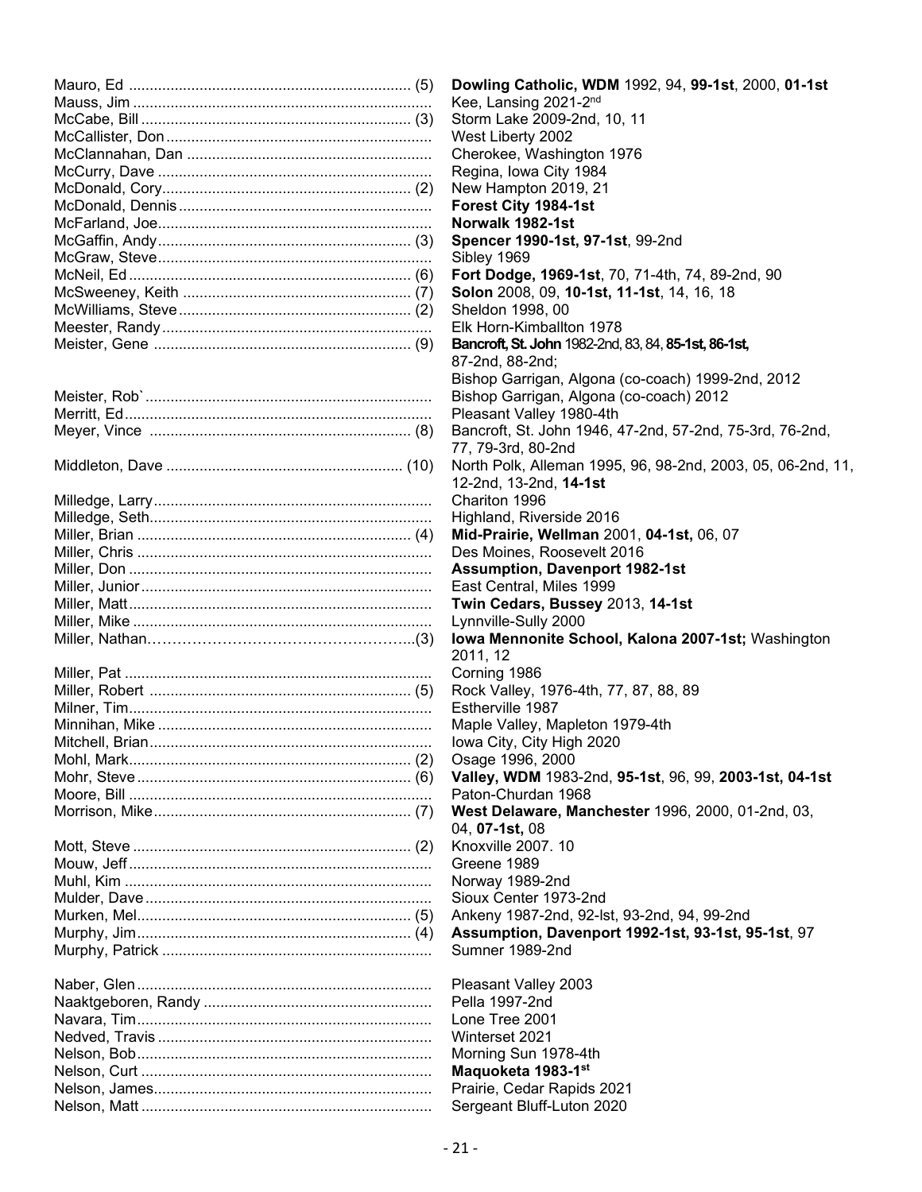| | |
|---|---|
| Mauro, Ed ........ (5) | **Dowling Catholic, WDM** 1992, 94, **99-1st**, 2000, **01-1st** |
| Mauss, Jim ........ | Kee, Lansing 2021-2nd |
| McCabe, Bill ........ (3) | Storm Lake 2009-2nd, 10, 11 |
| McCallister, Don ........ | West Liberty 2002 |
| McClannahan, Dan ........ | Cherokee, Washington 1976 |
| McCurry, Dave ........ | Regina, Iowa City 1984 |
| McDonald, Cory ........ (2) | New Hampton 2019, 21 |
| McDonald, Dennis ........ | **Forest City 1984-1st** |
| McFarland, Joe ........ | **Norwalk 1982-1st** |
| McGaffin, Andy ........ (3) | **Spencer 1990-1st, 97-1st**, 99-2nd |
| McGraw, Steve ........ | Sibley 1969 |
| McNeil, Ed ........ (6) | **Fort Dodge, 1969-1st**, 70, 71-4th, 74, 89-2nd, 90 |
| McSweeney, Keith ........ (7) | **Solon** 2008, 09, **10-1st, 11-1st**, 14, 16, 18 |
| McWilliams, Steve ........ (2) | Sheldon 1998, 00 |
| Meester, Randy ........ | Elk Horn-Kimballton 1978 |
| Meister, Gene ........ (9) | **Bancroft, St. John** 1982-2nd, 83, 84, **85-1st, 86-1st,** 87-2nd, 88-2nd; Bishop Garrigan, Algona (co-coach) 1999-2nd, 2012 |
| Meister, Rob` ........ | Bishop Garrigan, Algona (co-coach) 2012 |
| Merritt, Ed ........ | Pleasant Valley 1980-4th |
| Meyer, Vince ........ (8) | Bancroft, St. John 1946, 47-2nd, 57-2nd, 75-3rd, 76-2nd, 77, 79-3rd, 80-2nd |
| Middleton, Dave ........ (10) | North Polk, Alleman 1995, 96, 98-2nd, 2003, 05, 06-2nd, 11, 12-2nd, 13-2nd, **14-1st** |
| Milledge, Larry ........ | Chariton 1996 |
| Milledge, Seth ........ | Highland, Riverside 2016 |
| Miller, Brian ........ (4) | **Mid-Prairie, Wellman** 2001, **04-1st,** 06, 07 |
| Miller, Chris ........ | Des Moines, Roosevelt 2016 |
| Miller, Don ........ | **Assumption, Davenport 1982-1st** |
| Miller, Junior ........ | East Central, Miles 1999 |
| Miller, Matt ........ | **Twin Cedars, Bussey** 2013, **14-1st** |
| Miller, Mike ........ | Lynnville-Sully 2000 |
| Miller, Nathan........(3) | **Iowa Mennonite School, Kalona 2007-1st;** Washington 2011, 12 |
| Miller, Pat ........ | Corning 1986 |
| Miller, Robert ........ (5) | Rock Valley, 1976-4th, 77, 87, 88, 89 |
| Milner, Tim ........ | Estherville 1987 |
| Minnihan, Mike ........ | Maple Valley, Mapleton 1979-4th |
| Mitchell, Brian ........ | Iowa City, City High 2020 |
| Mohl, Mark ........ (2) | Osage 1996, 2000 |
| Mohr, Steve ........ (6) | **Valley, WDM** 1983-2nd, **95-1st**, 96, 99, **2003-1st, 04-1st** |
| Moore, Bill ........ | Paton-Churdan 1968 |
| Morrison, Mike ........ (7) | **West Delaware, Manchester** 1996, 2000, 01-2nd, 03, 04, **07-1st,** 08 |
| Mott, Steve ........ (2) | Knoxville 2007. 10 |
| Mouw, Jeff ........ | Greene 1989 |
| Muhl, Kim ........ | Norway 1989-2nd |
| Mulder, Dave ........ | Sioux Center 1973-2nd |
| Murken, Mel ........ (5) | Ankeny 1987-2nd, 92-lst, 93-2nd, 94, 99-2nd |
| Murphy, Jim ........ (4) | **Assumption, Davenport 1992-1st, 93-1st, 95-1st**, 97 |
| Murphy, Patrick ........ | Sumner 1989-2nd |
| Naber, Glen ........ | Pleasant Valley 2003 |
| Naaktgeboren, Randy ........ | Pella 1997-2nd |
| Navara, Tim ........ | Lone Tree 2001 |
| Nedved, Travis ........ | Winterset 2021 |
| Nelson, Bob ........ | Morning Sun 1978-4th |
| Nelson, Curt ........ | **Maquoketa 1983-1st** |
| Nelson, James ........ | Prairie, Cedar Rapids 2021 |
| Nelson, Matt ........ | Sergeant Bluff-Luton 2020 |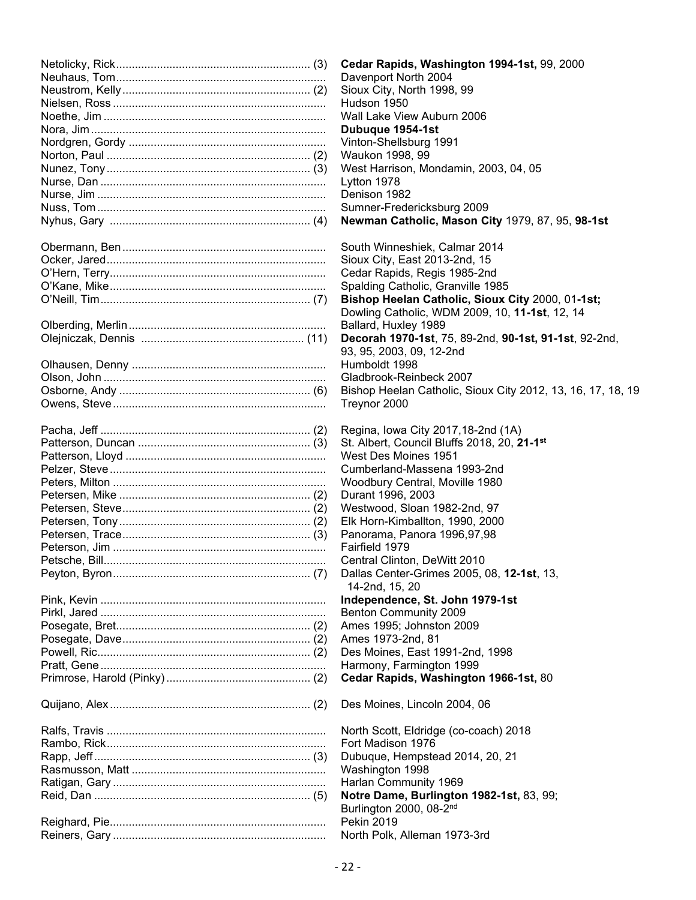| Name | Schools |
|---|---|
| Netolicky, Rick (3) | **Cedar Rapids, Washington 1994-1st,** 99, 2000 |
| Neuhaus, Tom | Davenport North 2004 |
| Neustrom, Kelly (2) | Sioux City, North 1998, 99 |
| Nielsen, Ross | Hudson 1950 |
| Noethe, Jim | Wall Lake View Auburn 2006 |
| Nora, Jim | **Dubuque 1954-1st** |
| Nordgren, Gordy | Vinton-Shellsburg 1991 |
| Norton, Paul (2) | Waukon 1998, 99 |
| Nunez, Tony (3) | West Harrison, Mondamin, 2003, 04, 05 |
| Nurse, Dan | Lytton 1978 |
| Nurse, Jim | Denison 1982 |
| Nuss, Tom | Sumner-Fredericksburg 2009 |
| Nyhus, Gary (4) | **Newman Catholic, Mason City** 1979, 87, 95, **98-1st** |
| | |
| Obermann, Ben | South Winneshiek, Calmar 2014 |
| Ocker, Jared | Sioux City, East 2013-2nd, 15 |
| O'Hern, Terry | Cedar Rapids, Regis 1985-2nd |
| O'Kane, Mike | Spalding Catholic, Granville 1985 |
| O'Neill, Tim (7) | **Bishop Heelan Catholic, Sioux City** 2000, 01**-1st;** Dowling Catholic, WDM 2009, 10, **11-1st**, 12, 14 |
| Olberding, Merlin | Ballard, Huxley 1989 |
| Olejniczak, Dennis (11) | **Decorah 1970-1st**, 75, 89-2nd, **90-1st, 91-1st**, 92-2nd, 93, 95, 2003, 09, 12-2nd |
| Olhausen, Denny | Humboldt 1998 |
| Olson, John | Gladbrook-Reinbeck 2007 |
| Osborne, Andy (6) | Bishop Heelan Catholic, Sioux City 2012, 13, 16, 17, 18, 19 |
| Owens, Steve | Treynor 2000 |
| | |
| Pacha, Jeff (2) | Regina, Iowa City 2017,18-2nd (1A) |
| Patterson, Duncan (3) | St. Albert, Council Bluffs 2018, 20, **21-1st** |
| Patterson, Lloyd | West Des Moines 1951 |
| Pelzer, Steve | Cumberland-Massena 1993-2nd |
| Peters, Milton | Woodbury Central, Moville 1980 |
| Petersen, Mike (2) | Durant 1996, 2003 |
| Petersen, Steve (2) | Westwood, Sloan 1982-2nd, 97 |
| Petersen, Tony (2) | Elk Horn-Kimballton, 1990, 2000 |
| Petersen, Trace (3) | Panorama, Panora 1996,97,98 |
| Peterson, Jim | Fairfield 1979 |
| Petsche, Bill | Central Clinton, DeWitt 2010 |
| Peyton, Byron (7) | Dallas Center-Grimes 2005, 08, **12-1st**, 13, 14-2nd, 15, 20 |
| Pink, Kevin | **Independence, St. John 1979-1st** |
| Pirkl, Jared | Benton Community 2009 |
| Posegate, Bret (2) | Ames 1995; Johnston 2009 |
| Posegate, Dave (2) | Ames 1973-2nd, 81 |
| Powell, Ric (2) | Des Moines, East 1991-2nd, 1998 |
| Pratt, Gene | Harmony, Farmington 1999 |
| Primrose, Harold (Pinky) (2) | **Cedar Rapids, Washington 1966-1st,** 80 |
| | |
| Quijano, Alex (2) | Des Moines, Lincoln 2004, 06 |
| | |
| Ralfs, Travis | North Scott, Eldridge (co-coach) 2018 |
| Rambo, Rick | Fort Madison 1976 |
| Rapp, Jeff (3) | Dubuque, Hempstead 2014, 20, 21 |
| Rasmusson, Matt | Washington 1998 |
| Ratigan, Gary | Harlan Community 1969 |
| Reid, Dan (5) | **Notre Dame, Burlington 1982-1st,** 83, 99; Burlington 2000, 08-2nd |
| Reighard, Pie | Pekin 2019 |
| Reiners, Gary | North Polk, Alleman 1973-3rd |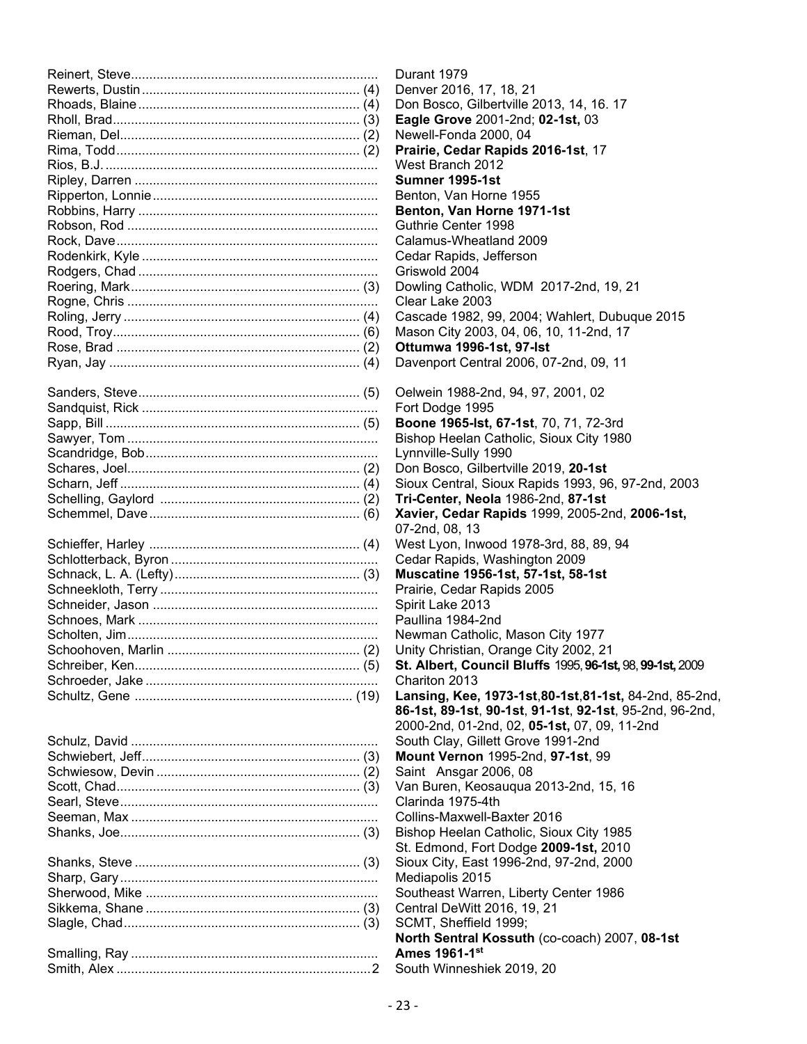| Coach | Count | Schools and Years |
|---|---|---|
| Reinert, Steve | | Durant 1979 |
| Rewerts, Dustin | (4) | Denver 2016, 17, 18, 21 |
| Rhoads, Blaine | (4) | Don Bosco, Gilbertville 2013, 14, 16. 17 |
| Rholl, Brad | (3) | **Eagle Grove** 2001-2nd; **02-1st,** 03 |
| Rieman, Del | (2) | Newell-Fonda 2000, 04 |
| Rima, Todd | (2) | **Prairie, Cedar Rapids 2016-1st**, 17 |
| Rios, B.J. | | West Branch 2012 |
| Ripley, Darren | | **Sumner 1995-1st** |
| Ripperton, Lonnie | | Benton, Van Horne 1955 |
| Robbins, Harry | | **Benton, Van Horne 1971-1st** |
| Robson, Rod | | Guthrie Center 1998 |
| Rock, Dave | | Calamus-Wheatland 2009 |
| Rodenkirk, Kyle | | Cedar Rapids, Jefferson |
| Rodgers, Chad | | Griswold 2004 |
| Roering, Mark | (3) | Dowling Catholic, WDM 2017-2nd, 19, 21 |
| Rogne, Chris | | Clear Lake 2003 |
| Roling, Jerry | (4) | Cascade 1982, 99, 2004; Wahlert, Dubuque 2015 |
| Rood, Troy | (6) | Mason City 2003, 04, 06, 10, 11-2nd, 17 |
| Rose, Brad | (2) | **Ottumwa 1996-1st, 97-lst** |
| Ryan, Jay | (4) | Davenport Central 2006, 07-2nd, 09, 11 |
| Sanders, Steve | (5) | Oelwein 1988-2nd, 94, 97, 2001, 02 |
| Sandquist, Rick | | Fort Dodge 1995 |
| Sapp, Bill | (5) | **Boone 1965-lst, 67-1st**, 70, 71, 72-3rd |
| Sawyer, Tom | | Bishop Heelan Catholic, Sioux City 1980 |
| Scandridge, Bob | | Lynnville-Sully 1990 |
| Schares, Joel | (2) | Don Bosco, Gilbertville 2019, **20-1st** |
| Scharn, Jeff | (4) | Sioux Central, Sioux Rapids 1993, 96, 97-2nd, 2003 |
| Schelling, Gaylord | (2) | **Tri-Center, Neola** 1986-2nd, **87-1st** |
| Schemmel, Dave | (6) | **Xavier, Cedar Rapids** 1999, 2005-2nd, **2006-1st,** 07-2nd, 08, 13 |
| Schieffer, Harley | (4) | West Lyon, Inwood 1978-3rd, 88, 89, 94 |
| Schlotterback, Byron | | Cedar Rapids, Washington 2009 |
| Schnack, L. A. (Lefty) | (3) | **Muscatine 1956-1st, 57-1st, 58-1st** |
| Schneekloth, Terry | | Prairie, Cedar Rapids 2005 |
| Schneider, Jason | | Spirit Lake 2013 |
| Schnoes, Mark | | Paullina 1984-2nd |
| Scholten, Jim | | Newman Catholic, Mason City 1977 |
| Schoohoven, Marlin | (2) | Unity Christian, Orange City 2002, 21 |
| Schreiber, Ken | (5) | **St. Albert, Council Bluffs** 1995, **96-1st,** 98, **99-1st,** 2009 |
| Schroeder, Jake | | Chariton 2013 |
| Schultz, Gene | (19) | **Lansing, Kee, 1973-1st**,**80-1st**,**81-1st,** 84-2nd, 85-2nd, **86-1st, 89-1st**, **90-1st**, **91-1st**, **92-1st**, 95-2nd, 96-2nd, 2000-2nd, 01-2nd, 02, **05-1st,** 07, 09, 11-2nd |
| Schulz, David | | South Clay, Gillett Grove 1991-2nd |
| Schwiebert, Jeff | (3) | **Mount Vernon** 1995-2nd, **97-1st**, 99 |
| Schwiesow, Devin | (2) | Saint Ansgar 2006, 08 |
| Scott, Chad | (3) | Van Buren, Keosauqua 2013-2nd, 15, 16 |
| Searl, Steve | | Clarinda 1975-4th |
| Seeman, Max | | Collins-Maxwell-Baxter 2016 |
| Shanks, Joe | (3) | Bishop Heelan Catholic, Sioux City 1985; St. Edmond, Fort Dodge **2009-1st,** 2010 |
| Shanks, Steve | (3) | Sioux City, East 1996-2nd, 97-2nd, 2000 |
| Sharp, Gary | | Mediapolis 2015 |
| Sherwood, Mike | | Southeast Warren, Liberty Center 1986 |
| Sikkema, Shane | (3) | Central DeWitt 2016, 19, 21 |
| Slagle, Chad | (3) | SCMT, Sheffield 1999; **North Sentral Kossuth** (co-coach) 2007, **08-1st** |
| Smalling, Ray | | **Ames 1961-1st** |
| Smith, Alex | 2 | South Winneshiek 2019, 20 |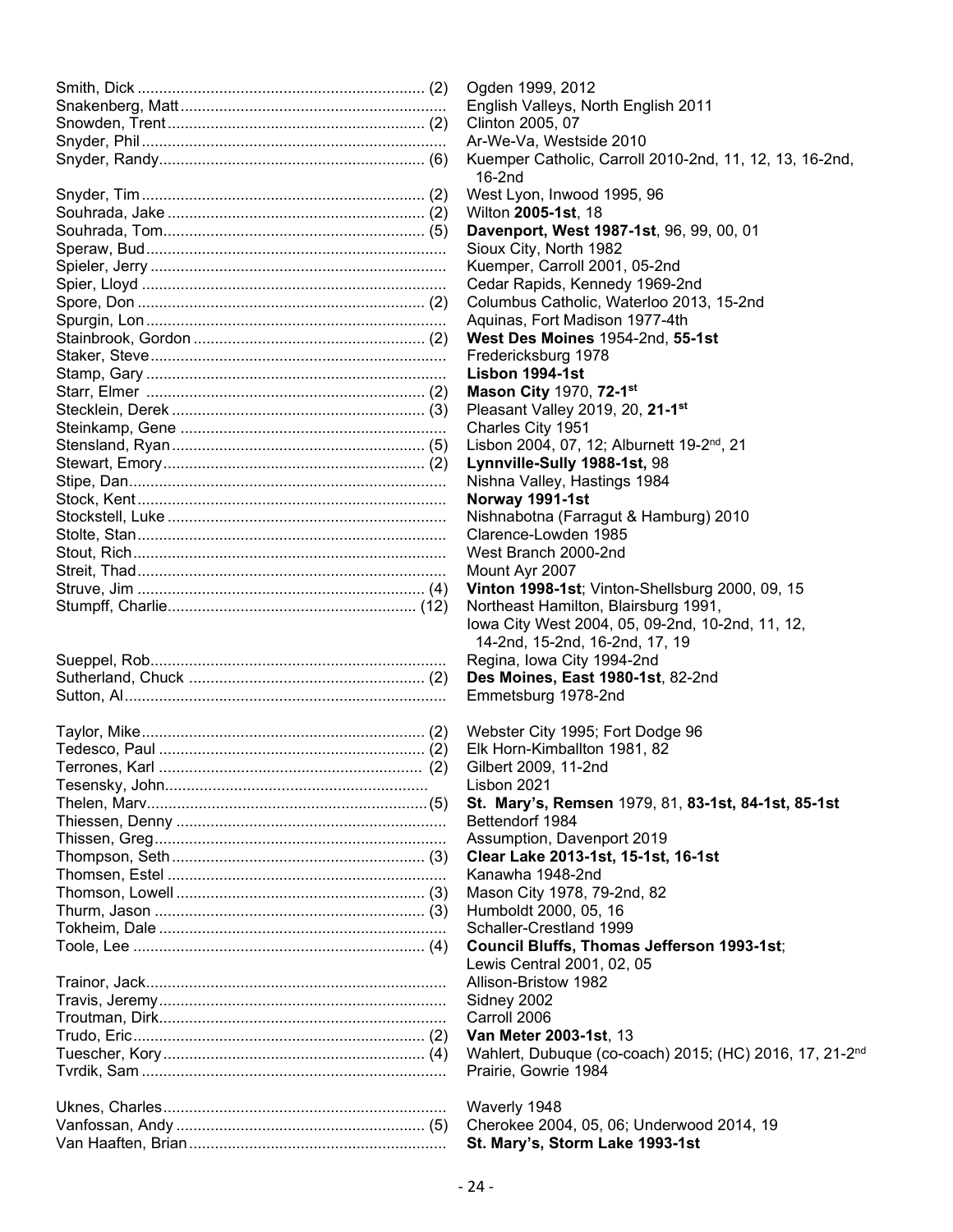| Name | Count | School / Years |
|---|---|---|
| Smith, Dick | (2) | Ogden 1999, 2012 |
| Snakenberg, Matt | | English Valleys, North English 2011 |
| Snowden, Trent | (2) | Clinton 2005, 07 |
| Snyder, Phil | | Ar-We-Va, Westside 2010 |
| Snyder, Randy | (6) | Kuemper Catholic, Carroll 2010-2nd, 11, 12, 13, 16-2nd, 16-2nd |
| Snyder, Tim | (2) | West Lyon, Inwood 1995, 96 |
| Souhrada, Jake | (2) | Wilton **2005-1st**, 18 |
| Souhrada, Tom | (5) | **Davenport, West 1987-1st**, 96, 99, 00, 01 |
| Speraw, Bud | | Sioux City, North 1982 |
| Spieler, Jerry | | Kuemper, Carroll 2001, 05-2nd |
| Spier, Lloyd | | Cedar Rapids, Kennedy 1969-2nd |
| Spore, Don | (2) | Columbus Catholic, Waterloo 2013, 15-2nd |
| Spurgin, Lon | | Aquinas, Fort Madison 1977-4th |
| Stainbrook, Gordon | (2) | **West Des Moines** 1954-2nd, **55-1st** |
| Staker, Steve | | Fredericksburg 1978 |
| Stamp, Gary | | **Lisbon 1994-1st** |
| Starr, Elmer | (2) | **Mason City** 1970, **72-1st** |
| Stecklein, Derek | (3) | Pleasant Valley 2019, 20, **21-1st** |
| Steinkamp, Gene | | Charles City 1951 |
| Stensland, Ryan | (5) | Lisbon 2004, 07, 12; Alburnett 19-2nd, 21 |
| Stewart, Emory | (2) | **Lynnville-Sully 1988-1st,** 98 |
| Stipe, Dan | | Nishna Valley, Hastings 1984 |
| Stock, Kent | | **Norway 1991-1st** |
| Stockstell, Luke | | Nishnabotna (Farragut & Hamburg) 2010 |
| Stolte, Stan | | Clarence-Lowden 1985 |
| Stout, Rich | | West Branch 2000-2nd |
| Streit, Thad | | Mount Ayr 2007 |
| Struve, Jim | (4) | **Vinton 1998-1st**; Vinton-Shellsburg 2000, 09, 15 |
| Stumpff, Charlie | (12) | Northeast Hamilton, Blairsburg 1991, Iowa City West 2004, 05, 09-2nd, 10-2nd, 11, 12, 14-2nd, 15-2nd, 16-2nd, 17, 19 |
| Sueppel, Rob | | Regina, Iowa City 1994-2nd |
| Sutherland, Chuck | (2) | **Des Moines, East 1980-1st**, 82-2nd |
| Sutton, Al | | Emmetsburg 1978-2nd |
| Taylor, Mike | (2) | Webster City 1995; Fort Dodge 96 |
| Tedesco, Paul | (2) | Elk Horn-Kimballton 1981, 82 |
| Terrones, Karl | (2) | Gilbert 2009, 11-2nd |
| Tesensky, John | | Lisbon 2021 |
| Thelen, Marv | (5) | **St. Mary's, Remsen** 1979, 81, **83-1st, 84-1st, 85-1st** |
| Thiessen, Denny | | Bettendorf 1984 |
| Thissen, Greg | | Assumption, Davenport 2019 |
| Thompson, Seth | (3) | **Clear Lake 2013-1st, 15-1st, 16-1st** |
| Thomsen, Estel | | Kanawha 1948-2nd |
| Thomson, Lowell | (3) | Mason City 1978, 79-2nd, 82 |
| Thurm, Jason | (3) | Humboldt 2000, 05, 16 |
| Tokheim, Dale | | Schaller-Crestland 1999 |
| Toole, Lee | (4) | **Council Bluffs, Thomas Jefferson 1993-1st**; Lewis Central 2001, 02, 05 |
| Trainor, Jack | | Allison-Bristow 1982 |
| Travis, Jeremy | | Sidney 2002 |
| Troutman, Dirk | | Carroll 2006 |
| Trudo, Eric | (2) | **Van Meter 2003-1st**, 13 |
| Tuescher, Kory | (4) | Wahlert, Dubuque (co-coach) 2015; (HC) 2016, 17, 21-2nd |
| Tvrdik, Sam | | Prairie, Gowrie 1984 |
| Uknes, Charles | | Waverly 1948 |
| Vanfossan, Andy | (5) | Cherokee 2004, 05, 06; Underwood 2014, 19 |
| Van Haaften, Brian | | **St. Mary's, Storm Lake 1993-1st** |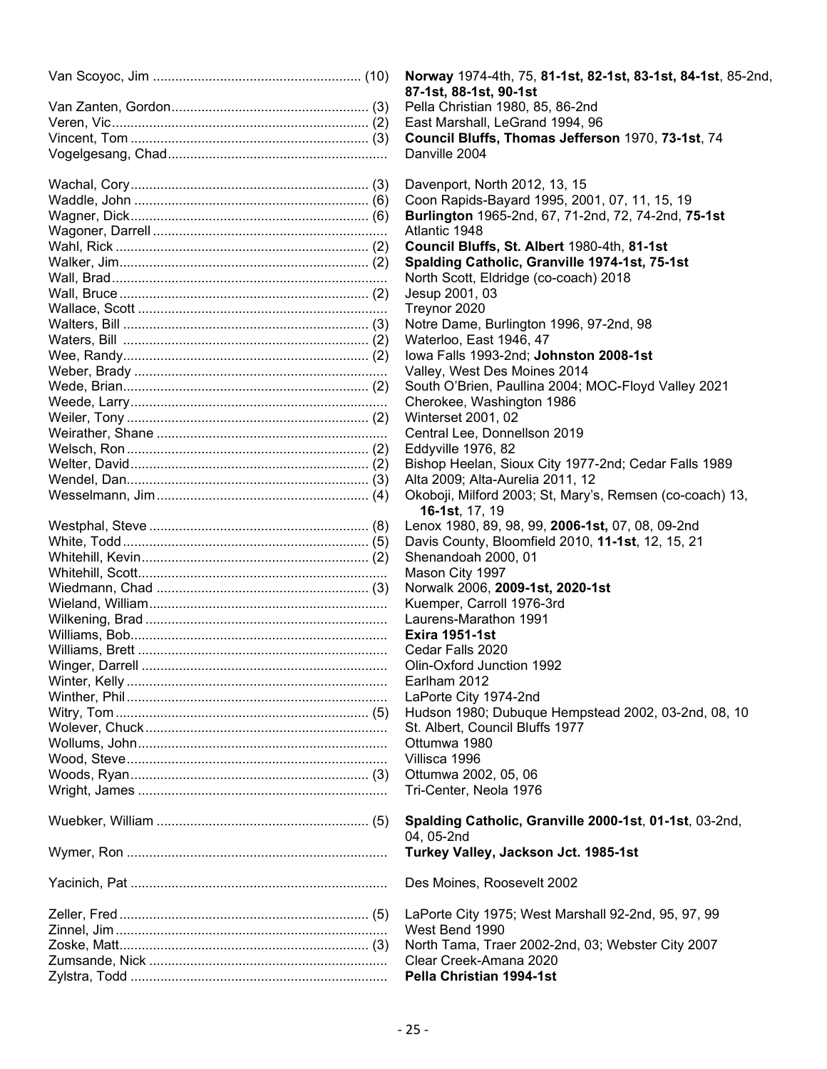| | |
|---|---|
| Van Scoyoc, Jim (10) | **Norway** 1974-4th, 75, **81-1st, 82-1st, 83-1st, 84-1st**, 85-2nd, **87-1st, 88-1st, 90-1st** |
| Van Zanten, Gordon (3) | Pella Christian 1980, 85, 86-2nd |
| Veren, Vic (2) | East Marshall, LeGrand 1994, 96 |
| Vincent, Tom (3) | **Council Bluffs, Thomas Jefferson** 1970, **73-1st**, 74 |
| Vogelgesang, Chad | Danville 2004 |
| | |
| Wachal, Cory (3) | Davenport, North 2012, 13, 15 |
| Waddle, John (6) | Coon Rapids-Bayard 1995, 2001, 07, 11, 15, 19 |
| Wagner, Dick (6) | **Burlington** 1965-2nd, 67, 71-2nd, 72, 74-2nd, **75-1st** |
| Wagoner, Darrell | Atlantic 1948 |
| Wahl, Rick (2) | **Council Bluffs, St. Albert** 1980-4th, **81-1st** |
| Walker, Jim (2) | **Spalding Catholic, Granville 1974-1st, 75-1st** |
| Wall, Brad | North Scott, Eldridge (co-coach) 2018 |
| Wall, Bruce (2) | Jesup 2001, 03 |
| Wallace, Scott | Treynor 2020 |
| Walters, Bill (3) | Notre Dame, Burlington 1996, 97-2nd, 98 |
| Waters, Bill (2) | Waterloo, East 1946, 47 |
| Wee, Randy (2) | Iowa Falls 1993-2nd; **Johnston 2008-1st** |
| Weber, Brady | Valley, West Des Moines 2014 |
| Wede, Brian (2) | South O'Brien, Paullina 2004; MOC-Floyd Valley 2021 |
| Weede, Larry | Cherokee, Washington 1986 |
| Weiler, Tony (2) | Winterset 2001, 02 |
| Weirather, Shane | Central Lee, Donnellson 2019 |
| Welsch, Ron (2) | Eddyville 1976, 82 |
| Welter, David (2) | Bishop Heelan, Sioux City 1977-2nd; Cedar Falls 1989 |
| Wendel, Dan (3) | Alta 2009; Alta-Aurelia 2011, 12 |
| Wesselmann, Jim (4) | Okoboji, Milford 2003; St, Mary's, Remsen (co-coach) 13, **16-1st**, 17, 19 |
| Westphal, Steve (8) | Lenox 1980, 89, 98, 99, **2006-1st,** 07, 08, 09-2nd |
| White, Todd (5) | Davis County, Bloomfield 2010, **11-1st**, 12, 15, 21 |
| Whitehill, Kevin (2) | Shenandoah 2000, 01 |
| Whitehill, Scott | Mason City 1997 |
| Wiedmann, Chad (3) | Norwalk 2006, **2009-1st, 2020-1st** |
| Wieland, William | Kuemper, Carroll 1976-3rd |
| Wilkening, Brad | Laurens-Marathon 1991 |
| Williams, Bob | **Exira 1951-1st** |
| Williams, Brett | Cedar Falls 2020 |
| Winger, Darrell | Olin-Oxford Junction 1992 |
| Winter, Kelly | Earlham 2012 |
| Winther, Phil | LaPorte City 1974-2nd |
| Witry, Tom (5) | Hudson 1980; Dubuque Hempstead 2002, 03-2nd, 08, 10 |
| Wolever, Chuck | St. Albert, Council Bluffs 1977 |
| Wollums, John | Ottumwa 1980 |
| Wood, Steve | Villisca 1996 |
| Woods, Ryan (3) | Ottumwa 2002, 05, 06 |
| Wright, James | Tri-Center, Neola 1976 |
| | |
| Wuebker, William (5) | **Spalding Catholic, Granville 2000-1st**, **01-1st**, 03-2nd, 04, 05-2nd |
| Wymer, Ron | **Turkey Valley, Jackson Jct. 1985-1st** |
| | |
| Yacinich, Pat | Des Moines, Roosevelt 2002 |
| | |
| Zeller, Fred (5) | LaPorte City 1975; West Marshall 92-2nd, 95, 97, 99 |
| Zinnel, Jim | West Bend 1990 |
| Zoske, Matt (3) | North Tama, Traer 2002-2nd, 03; Webster City 2007 |
| Zumsande, Nick | Clear Creek-Amana 2020 |
| Zylstra, Todd | **Pella Christian 1994-1st** |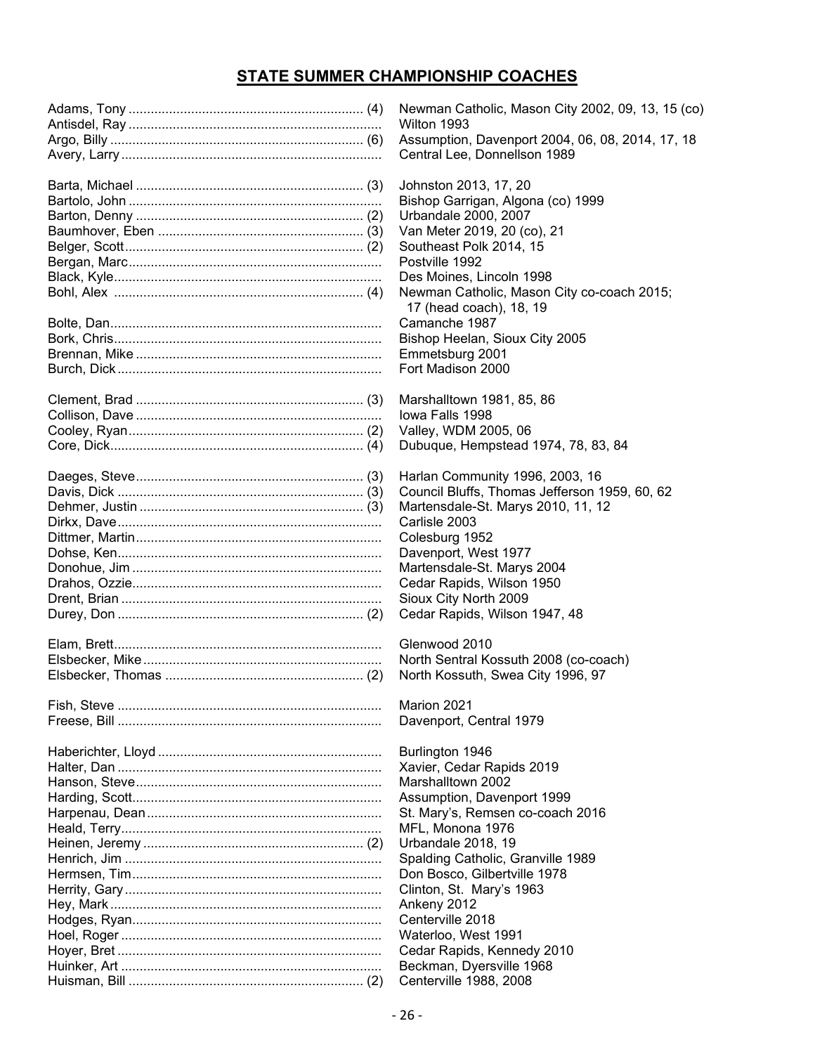## STATE SUMMER CHAMPIONSHIP COACHES

| Coach | Championships |
|---|---|
| Adams, Tony ............ (4) | Newman Catholic, Mason City 2002, 09, 13, 15 (co) |
| Antisdel, Ray ............ | Wilton 1993 |
| Argo, Billy ............ (6) | Assumption, Davenport 2004, 06, 08, 2014, 17, 18 |
| Avery, Larry ............ | Central Lee, Donnellson 1989 |
| | |
| Barta, Michael ............ (3) | Johnston 2013, 17, 20 |
| Bartolo, John ............ | Bishop Garrigan, Algona (co) 1999 |
| Barton, Denny ............ (2) | Urbandale 2000, 2007 |
| Baumhover, Eben ............ (3) | Van Meter 2019, 20 (co), 21 |
| Belger, Scott ............ (2) | Southeast Polk 2014, 15 |
| Bergan, Marc ............ | Postville 1992 |
| Black, Kyle ............ | Des Moines, Lincoln 1998 |
| Bohl, Alex ............ (4) | Newman Catholic, Mason City co-coach 2015; 17 (head coach), 18, 19 |
| Bolte, Dan ............ | Camanche 1987 |
| Bork, Chris ............ | Bishop Heelan, Sioux City 2005 |
| Brennan, Mike ............ | Emmetsburg 2001 |
| Burch, Dick ............ | Fort Madison 2000 |
| | |
| Clement, Brad ............ (3) | Marshalltown 1981, 85, 86 |
| Collison, Dave ............ | Iowa Falls 1998 |
| Cooley, Ryan ............ (2) | Valley, WDM 2005, 06 |
| Core, Dick ............ (4) | Dubuque, Hempstead 1974, 78, 83, 84 |
| | |
| Daeges, Steve ............ (3) | Harlan Community 1996, 2003, 16 |
| Davis, Dick ............ (3) | Council Bluffs, Thomas Jefferson 1959, 60, 62 |
| Dehmer, Justin ............ (3) | Martensdale-St. Marys 2010, 11, 12 |
| Dirkx, Dave ............ | Carlisle 2003 |
| Dittmer, Martin ............ | Colesburg 1952 |
| Dohse, Ken ............ | Davenport, West 1977 |
| Donohue, Jim ............ | Martensdale-St. Marys 2004 |
| Drahos, Ozzie ............ | Cedar Rapids, Wilson 1950 |
| Drent, Brian ............ | Sioux City North 2009 |
| Durey, Don ............ (2) | Cedar Rapids, Wilson 1947, 48 |
| | |
| Elam, Brett ............ | Glenwood 2010 |
| Elsbecker, Mike ............ | North Sentral Kossuth 2008 (co-coach) |
| Elsbecker, Thomas ............ (2) | North Kossuth, Swea City 1996, 97 |
| | |
| Fish, Steve ............ | Marion 2021 |
| Freese, Bill ............ | Davenport, Central 1979 |
| | |
| Haberichter, Lloyd ............ | Burlington 1946 |
| Halter, Dan ............ | Xavier, Cedar Rapids 2019 |
| Hanson, Steve ............ | Marshalltown 2002 |
| Harding, Scott ............ | Assumption, Davenport 1999 |
| Harpenau, Dean ............ | St. Mary's, Remsen co-coach 2016 |
| Heald, Terry ............ | MFL, Monona 1976 |
| Heinen, Jeremy ............ (2) | Urbandale 2018, 19 |
| Henrich, Jim ............ | Spalding Catholic, Granville 1989 |
| Hermsen, Tim ............ | Don Bosco, Gilbertville 1978 |
| Herrity, Gary ............ | Clinton, St. Mary's 1963 |
| Hey, Mark ............ | Ankeny 2012 |
| Hodges, Ryan ............ | Centerville 2018 |
| Hoel, Roger ............ | Waterloo, West 1991 |
| Hoyer, Bret ............ | Cedar Rapids, Kennedy 2010 |
| Huinker, Art ............ | Beckman, Dyersville 1968 |
| Huisman, Bill ............ (2) | Centerville 1988, 2008 |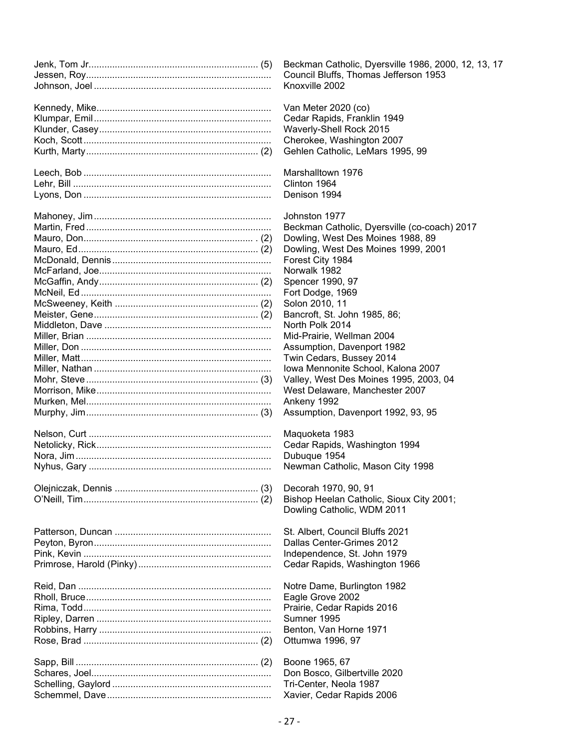| Name | | School / Years |
|---|---|---|
| Jenk, Tom Jr. | (5) | Beckman Catholic, Dyersville 1986, 2000, 12, 13, 17 |
| Jessen, Roy | | Council Bluffs, Thomas Jefferson 1953 |
| Johnson, Joel | | Knoxville 2002 |
| | | |
| Kennedy, Mike | | Van Meter 2020 (co) |
| Klumpar, Emil | | Cedar Rapids, Franklin 1949 |
| Klunder, Casey | | Waverly-Shell Rock 2015 |
| Koch, Scott | | Cherokee, Washington 2007 |
| Kurth, Marty | (2) | Gehlen Catholic, LeMars 1995, 99 |
| | | |
| Leech, Bob | | Marshalltown 1976 |
| Lehr, Bill | | Clinton 1964 |
| Lyons, Don | | Denison 1994 |
| | | |
| Mahoney, Jim | | Johnston 1977 |
| Martin, Fred | | Beckman Catholic, Dyersville (co-coach) 2017 |
| Mauro, Don | (2) | Dowling, West Des Moines 1988, 89 |
| Mauro, Ed | (2) | Dowling, West Des Moines 1999, 2001 |
| McDonald, Dennis | | Forest City 1984 |
| McFarland, Joe | | Norwalk 1982 |
| McGaffin, Andy | (2) | Spencer 1990, 97 |
| McNeil, Ed | | Fort Dodge, 1969 |
| McSweeney, Keith | (2) | Solon 2010, 11 |
| Meister, Gene | (2) | Bancroft, St. John 1985, 86; |
| Middleton, Dave | | North Polk 2014 |
| Miller, Brian | | Mid-Prairie, Wellman 2004 |
| Miller, Don | | Assumption, Davenport 1982 |
| Miller, Matt | | Twin Cedars, Bussey 2014 |
| Miller, Nathan | | Iowa Mennonite School, Kalona 2007 |
| Mohr, Steve | (3) | Valley, West Des Moines 1995, 2003, 04 |
| Morrison, Mike | | West Delaware, Manchester 2007 |
| Murken, Mel | | Ankeny 1992 |
| Murphy, Jim | (3) | Assumption, Davenport 1992, 93, 95 |
| | | |
| Nelson, Curt | | Maquoketa 1983 |
| Netolicky, Rick | | Cedar Rapids, Washington 1994 |
| Nora, Jim | | Dubuque 1954 |
| Nyhus, Gary | | Newman Catholic, Mason City 1998 |
| | | |
| Olejniczak, Dennis | (3) | Decorah 1970, 90, 91 |
| O'Neill, Tim | (2) | Bishop Heelan Catholic, Sioux City 2001; Dowling Catholic, WDM 2011 |
| | | |
| Patterson, Duncan | | St. Albert, Council Bluffs 2021 |
| Peyton, Byron | | Dallas Center-Grimes 2012 |
| Pink, Kevin | | Independence, St. John 1979 |
| Primrose, Harold (Pinky) | | Cedar Rapids, Washington 1966 |
| | | |
| Reid, Dan | | Notre Dame, Burlington 1982 |
| Rholl, Bruce | | Eagle Grove 2002 |
| Rima, Todd | | Prairie, Cedar Rapids 2016 |
| Ripley, Darren | | Sumner 1995 |
| Robbins, Harry | | Benton, Van Horne 1971 |
| Rose, Brad | (2) | Ottumwa 1996, 97 |
| | | |
| Sapp, Bill | (2) | Boone 1965, 67 |
| Schares, Joel | | Don Bosco, Gilbertville 2020 |
| Schelling, Gaylord | | Tri-Center, Neola 1987 |
| Schemmel, Dave | | Xavier, Cedar Rapids 2006 |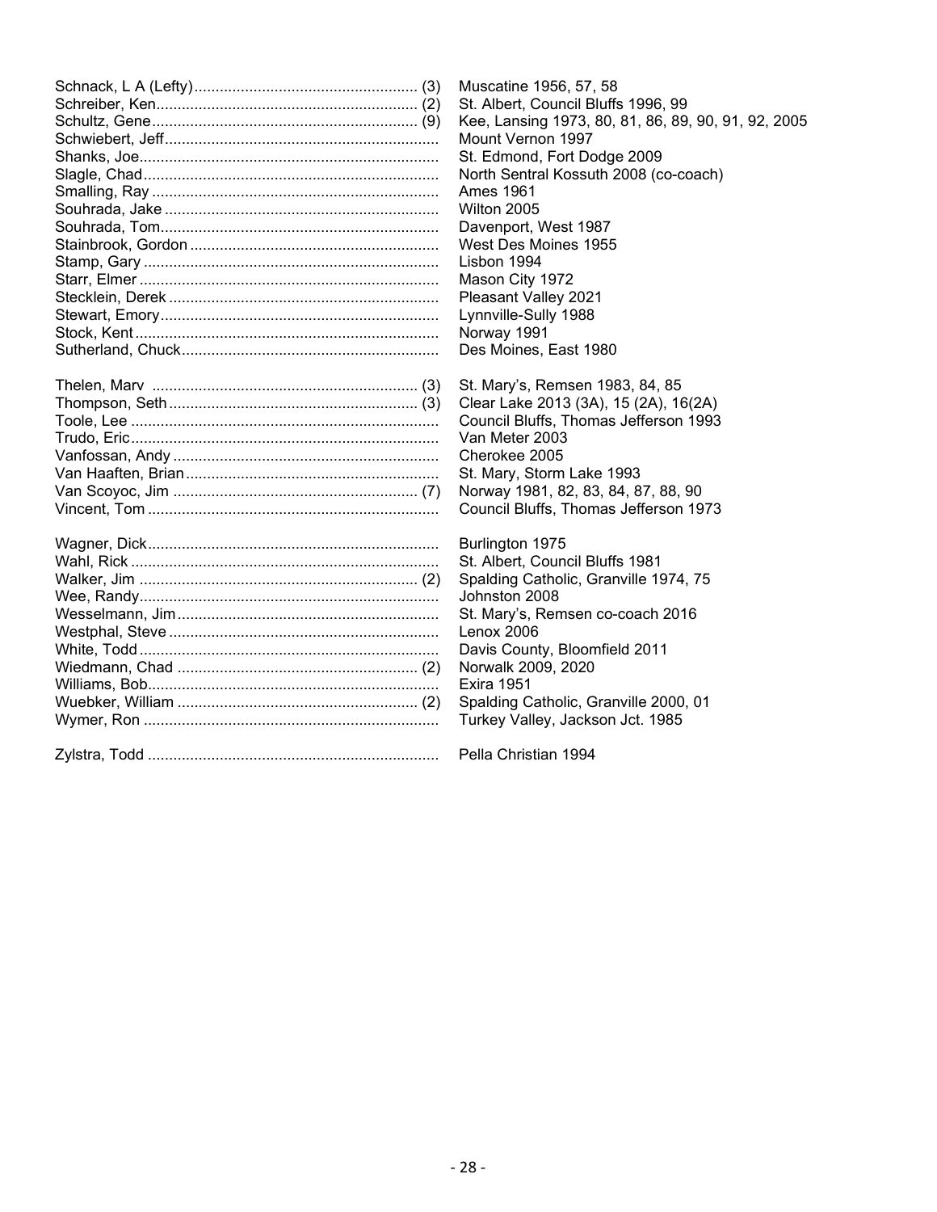| | |
|---|---|
| Schnack, L A (Lefty) .................................................... (3) | Muscatine 1956, 57, 58 |
| Schreiber, Ken............................................................. (2) | St. Albert, Council Bluffs 1996, 99 |
| Schultz, Gene.............................................................. (9) | Kee, Lansing 1973, 80, 81, 86, 89, 90, 91, 92, 2005 |
| Schwiebert, Jeff................................................................ | Mount Vernon 1997 |
| Shanks, Joe...................................................................... | St. Edmond, Fort Dodge 2009 |
| Slagle, Chad..................................................................... | North Sentral Kossuth 2008 (co-coach) |
| Smalling, Ray ................................................................... | Ames 1961 |
| Souhrada, Jake ................................................................ | Wilton 2005 |
| Souhrada, Tom................................................................. | Davenport, West 1987 |
| Stainbrook, Gordon .......................................................... | West Des Moines 1955 |
| Stamp, Gary ..................................................................... | Lisbon 1994 |
| Starr, Elmer ...................................................................... | Mason City 1972 |
| Stecklein, Derek ............................................................... | Pleasant Valley 2021 |
| Stewart, Emory................................................................. | Lynnville-Sully 1988 |
| Stock, Kent ....................................................................... | Norway 1991 |
| Sutherland, Chuck............................................................ | Des Moines, East 1980 |
| | |
| Thelen, Marv .............................................................. (3) | St. Mary's, Remsen 1983, 84, 85 |
| Thompson, Seth .......................................................... (3) | Clear Lake 2013 (3A), 15 (2A), 16(2A) |
| Toole, Lee ........................................................................ | Council Bluffs, Thomas Jefferson 1993 |
| Trudo, Eric........................................................................ | Van Meter 2003 |
| Vanfossan, Andy .............................................................. | Cherokee 2005 |
| Van Haaften, Brian ........................................................... | St. Mary, Storm Lake 1993 |
| Van Scoyoc, Jim .......................................................... (7) | Norway 1981, 82, 83, 84, 87, 88, 90 |
| Vincent, Tom .................................................................... | Council Bluffs, Thomas Jefferson 1973 |
| | |
| Wagner, Dick.................................................................... | Burlington 1975 |
| Wahl, Rick ........................................................................ | St. Albert, Council Bluffs 1981 |
| Walker, Jim ................................................................. (2) | Spalding Catholic, Granville 1974, 75 |
| Wee, Randy...................................................................... | Johnston 2008 |
| Wesselmann, Jim ............................................................. | St. Mary's, Remsen co-coach 2016 |
| Westphal, Steve ............................................................... | Lenox 2006 |
| White, Todd ...................................................................... | Davis County, Bloomfield 2011 |
| Wiedmann, Chad ......................................................... (2) | Norwalk 2009, 2020 |
| Williams, Bob.................................................................... | Exira 1951 |
| Wuebker, William ......................................................... (2) | Spalding Catholic, Granville 2000, 01 |
| Wymer, Ron ..................................................................... | Turkey Valley, Jackson Jct. 1985 |
| | |
| Zylstra, Todd .................................................................... | Pella Christian 1994 |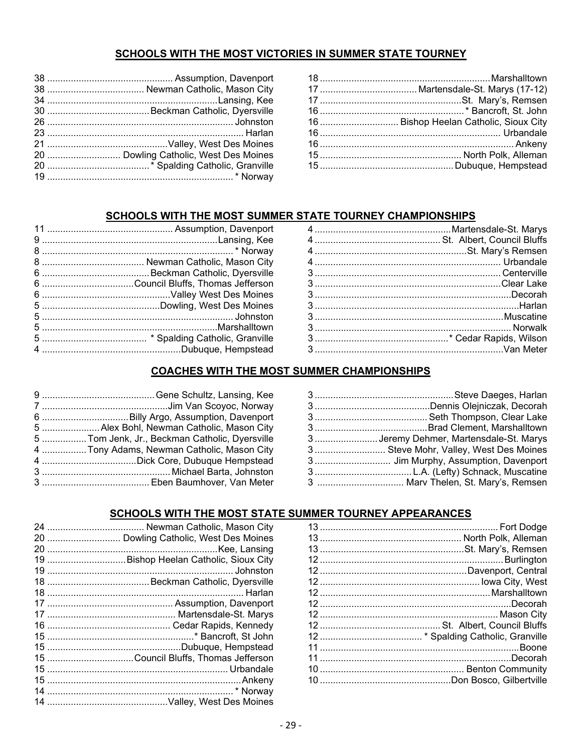## SCHOOLS WITH THE MOST VICTORIES IN SUMMER STATE TOURNEY

38 ................................................ Assumption, Davenport
38 .................................... Newman Catholic, Mason City
34 ..................................................................Lansing, Kee
30 ......................................Beckman Catholic, Dyersville
26 ........................................................................ Johnston
23 ............................................................................ Harlan
21 .............................................Valley, West Des Moines
20 ........................... Dowling Catholic, West Des Moines
20 ....................................... * Spalding Catholic, Granville
19 ........................................................................ * Norway
18 ...................................................................Marshalltown
17 .................................... Martensdale-St. Marys (17-12)
17 ......................................................St. Mary's, Remsen
16 ...................................................... * Bancroft, St. John
16 ............................. Bishop Heelan Catholic, Sioux City
16 ....................................................................... Urbandale
16 .......................................................................... Ankeny
15 ...................................................... North Polk, Alleman
15 ...................................................Dubuque, Hempstead

## SCHOOLS WITH THE MOST SUMMER STATE TOURNEY CHAMPIONSHIPS

11 ................................................ Assumption, Davenport
9 ...................................................................Lansing, Kee
8 ......................................................................... * Norway
8 ....................................... Newman Catholic, Mason City
6 .........................................Beckman Catholic, Dyersville
6 ...................................Council Bluffs, Thomas Jefferson
6 .................................................Valley West Des Moines
5 .............................................Dowling, West Des Moines
5 ........................................................................ Johnston
5 ...................................................................Marshalltown
5 ....................................... * Spalding Catholic, Granville
4 ....................................................Dubuque, Hempstead
4 ...................................................Martensdale-St. Marys
4 ................................................ St. Albert, Council Bluffs
4 .........................................................St. Mary's Remsen
4 ....................................................................... Urbandale
3 ...................................................................... Centerville
3 ......................................................................Clear Lake
3 .........................................................................Decorah
3 .............................................................................Harlan
3 .......................................................................Muscatine
3 .......................................................................... Norwalk
3 ...................................................* Cedar Rapids, Wilson
3 .......................................................................Van Meter

## COACHES WITH THE MOST SUMMER CHAMPIONSHIPS

9 ...........................................Gene Schultz, Lansing, Kee
7 ................................................Jim Van Scoyoc, Norway
6 .................................Billy Argo, Assumption, Davenport
5 ......................Alex Bohl, Newman Catholic, Mason City
5 .................Tom Jenk, Jr., Beckman Catholic, Dyersville
4 ................Tony Adams, Newman Catholic, Mason City
4 ....................................Dick Core, Dubuque Hempstead
3 ................................................. Michael Barta, Johnston
3 .......................................... Eben Baumhover, Van Meter
3 ....................................................Steve Daeges, Harlan
3 ...........................................Dennis Olejniczak, Decorah
3 ........................................... Seth Thompson, Clear Lake
3 ...........................................Brad Clement, Marshalltown
3 ........................ Jeremy Dehmer, Martensdale-St. Marys
3 ........................... Steve Mohr, Valley, West Des Moines
3 ............................. Jim Murphy, Assumption, Davenport
3 ..................................... L.A. (Lefty) Schnack, Muscatine
3 ................................ Marv Thelen, St. Mary's, Remsen

## SCHOOLS WITH THE MOST STATE SUMMER TOURNEY APPEARANCES

24 .................................... Newman Catholic, Mason City
20 ............................ Dowling Catholic, West Des Moines
20 ................................................................Kee, Lansing
19 .............................Bishop Heelan Catholic, Sioux City
19 ....................................................................... Johnston
18 .......................................Beckman Catholic, Dyersville
18 ........................................................................... Harlan
17 ............................................... Assumption, Davenport
17 ................................................. Martensdale-St. Marys
16 .............................................. Cedar Rapids, Kennedy
15 ........................................................* Bancroft, St John
15 ..................................................Dubuque, Hempstead
15 .................................Council Bluffs, Thomas Jefferson
15 .................................................................... Urbandale
15 .........................................................................Ankeny
14 ....................................................................... * Norway
14 .............................................Valley, West Des Moines
13 ....................................................................Fort Dodge
13 ..................................................... North Polk, Alleman
13 ......................................................St. Mary's, Remsen
12 ......................................................................Burlington
12 .......................................................Davenport, Central
12 ............................................................. Iowa City, West
12 ................................................................Marshalltown
12 .........................................................................Decorah
12 ....................................................................Mason City
12 ............................................. St. Albert, Council Bluffs
12 ...................................... * Spalding Catholic, Granville
11 ............................................................................Boone
11 .........................................................................Decorah
10 ...................................................... Benton Community
10 .................................................Don Bosco, Gilbertville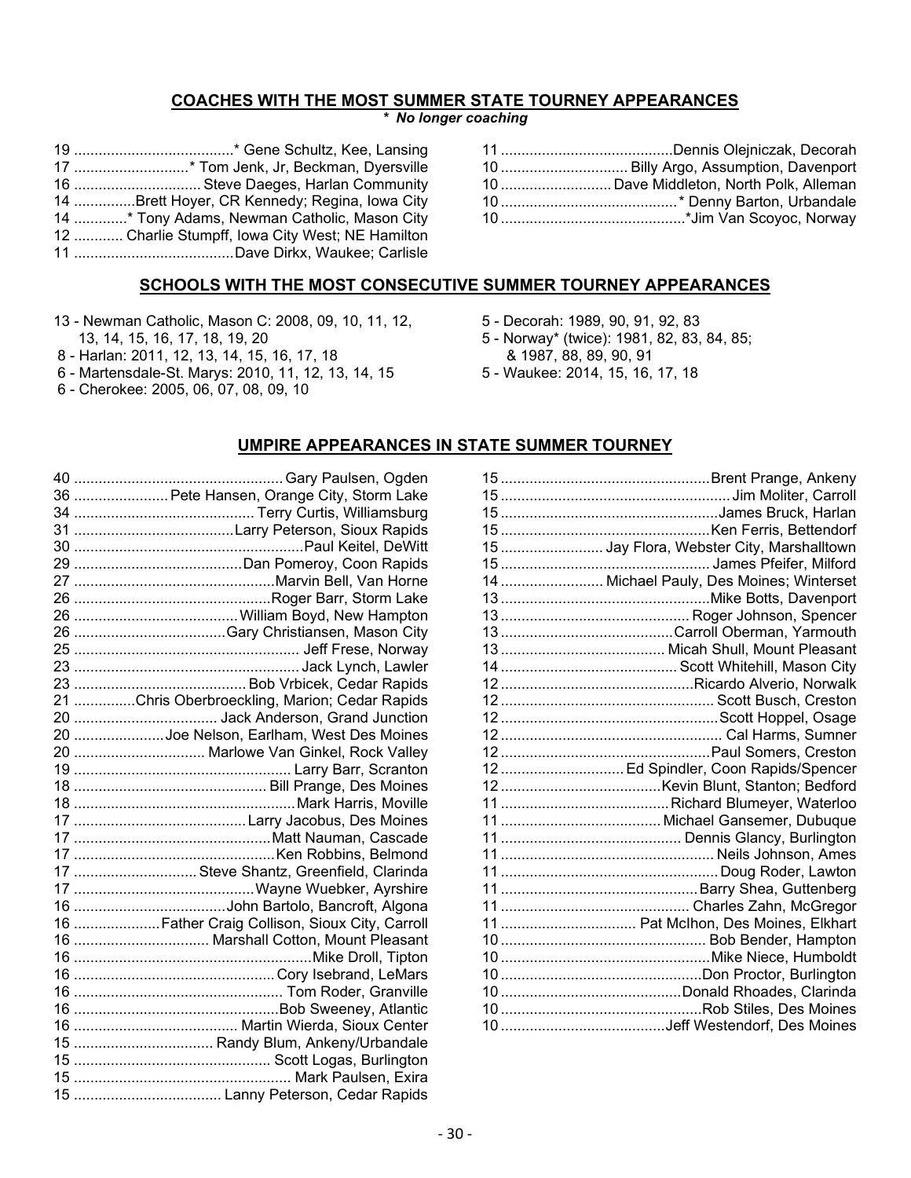## COACHES WITH THE MOST SUMMER STATE TOURNEY APPEARANCES

*\* No longer coaching*

19 ....................................* Gene Schultz, Kee, Lansing
17 ............................* Tom Jenk, Jr, Beckman, Dyersville
16 ............................... Steve Daeges, Harlan Community
14 ...............Brett Hoyer, CR Kennedy; Regina, Iowa City
14 .............* Tony Adams, Newman Catholic, Mason City
12 ............ Charlie Stumpff, Iowa City West; NE Hamilton
11 .......................................Dave Dirkx, Waukee; Carlisle
11 ..........................................Dennis Olejniczak, Decorah
10 .............................. Billy Argo, Assumption, Davenport
10 ........................... Dave Middleton, North Polk, Alleman
10 ...........................................* Denny Barton, Urbandale
10 ............................................*Jim Van Scoyoc, Norway

## SCHOOLS WITH THE MOST CONSECUTIVE SUMMER TOURNEY APPEARANCES

13 - Newman Catholic, Mason C: 2008, 09, 10, 11, 12, 13, 14, 15, 16, 17, 18, 19, 20
8 - Harlan: 2011, 12, 13, 14, 15, 16, 17, 18
6 - Martensdale-St. Marys: 2010, 11, 12, 13, 14, 15
6 - Cherokee: 2005, 06, 07, 08, 09, 10
5 - Decorah: 1989, 90, 91, 92, 83
5 - Norway* (twice): 1981, 82, 83, 84, 85; & 1987, 88, 89, 90, 91
5 - Waukee: 2014, 15, 16, 17, 18

## UMPIRE APPEARANCES IN STATE SUMMER TOURNEY

40 ................................................... Gary Paulsen, Ogden
36 ....................... Pete Hansen, Orange City, Storm Lake
34 ............................................ Terry Curtis, Williamsburg
31 .......................................Larry Peterson, Sioux Rapids
30 ........................................................Paul Keitel, DeWitt
29 .........................................Dan Pomeroy, Coon Rapids
27 ................................................Marvin Bell, Van Horne
26 ................................................Roger Barr, Storm Lake
26 ........................................William Boyd, New Hampton
26 .....................................Gary Christiansen, Mason City
25 ....................................................... Jeff Frese, Norway
23 ....................................................... Jack Lynch, Lawler
23 ........................................... Bob Vrbicek, Cedar Rapids
21 ..............Chris Oberbroeckling, Marion; Cedar Rapids
20 ................................... Jack Anderson, Grand Junction
20 ......................Joe Nelson, Earlham, West Des Moines
20 ................................ Marlowe Van Ginkel, Rock Valley
19 .................................................... Larry Barr, Scranton
18 ............................................... Bill Prange, Des Moines
18 ......................................................Mark Harris, Moville
17 ..........................................Larry Jacobus, Des Moines
17 ................................................Matt Nauman, Cascade
17 .................................................Ken Robbins, Belmond
17 .............................. Steve Shantz, Greenfield, Clarinda
17 ............................................Wayne Wuebker, Ayrshire
16 .....................................John Bartolo, Bancroft, Algona
16 .....................Father Craig Collison, Sioux City, Carroll
16 ................................. Marshall Cotton, Mount Pleasant
16 ..........................................................Mike Droll, Tipton
16 ................................................. Cory Isebrand, LeMars
16 ................................................... Tom Roder, Granville
16 ..................................................Bob Sweeney, Atlantic
16 ........................................ Martin Wierda, Sioux Center
15 .................................. Randy Blum, Ankeny/Urbandale
15 ................................................ Scott Logas, Burlington
15 ..................................................... Mark Paulsen, Exira
15 .................................... Lanny Peterson, Cedar Rapids
15 ...................................................Brent Prange, Ankeny
15 ........................................................ Jim Moliter, Carroll
15 .....................................................James Bruck, Harlan
15 ...................................................Ken Ferris, Bettendorf
15 ......................... Jay Flora, Webster City, Marshalltown
15 ................................................... James Pfeifer, Milford
14 ......................... Michael Pauly, Des Moines; Winterset
13 ...................................................Mike Botts, Davenport
13 .............................................. Roger Johnson, Spencer
13 ..........................................Carroll Oberman, Yarmouth
13 ........................................ Micah Shull, Mount Pleasant
14 ........................................... Scott Whitehill, Mason City
12 ...............................................Ricardo Alverio, Norwalk
12 .................................................... Scott Busch, Creston
12 .....................................................Scott Hoppel, Osage
12 ...................................................... Cal Harms, Sumner
12 ...................................................Paul Somers, Creston
12 ............................... Ed Spindler, Coon Rapids/Spencer
12 .......................................Kevin Blunt, Stanton; Bedford
11 .........................................Richard Blumeyer, Waterloo
11 ....................................... Michael Gansemer, Dubuque
11 ............................................ Dennis Glancy, Burlington
11 ................................................... Neils Johnson, Ames
11 .....................................................Doug Roder, Lawton
11 ...............................................Barry Shea, Guttenberg
11 .............................................. Charles Zahn, McGregor
11 ................................. Pat McIhon, Des Moines, Elkhart
10 .................................................. Bob Bender, Hampton
10 ...................................................Mike Niece, Humboldt
10 .................................................Don Proctor, Burlington
10 ............................................Donald Rhoades, Clarinda
10 .................................................Rob Stiles, Des Moines
10 ........................................Jeff Westendorf, Des Moines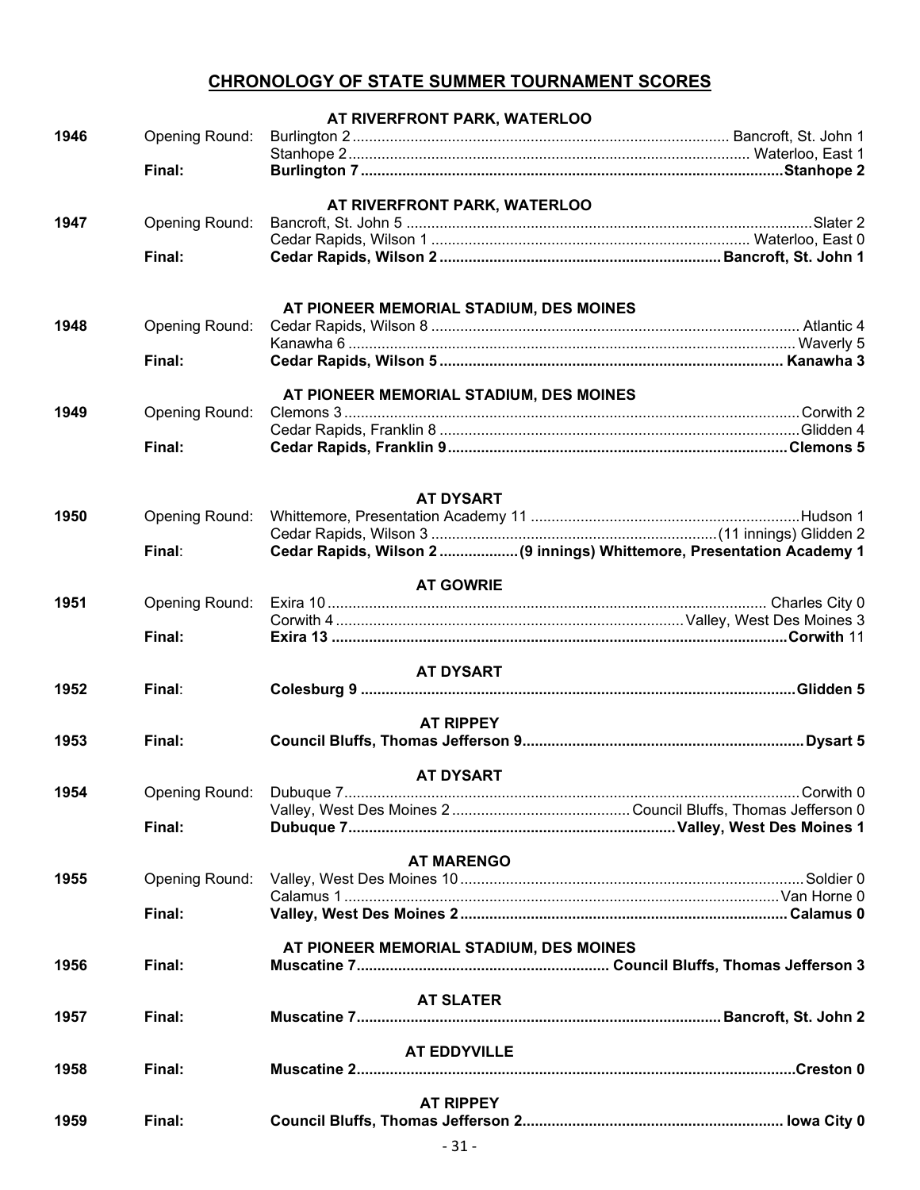## CHRONOLOGY OF STATE SUMMER TOURNAMENT SCORES

**AT RIVERFRONT PARK, WATERLOO**

| Year | Round | Winner | Loser |
|---|---|---|---|
| **1946** | Opening Round: | Burlington 2 | Bancroft, St. John 1 |
| | | Stanhope 2 | Waterloo, East 1 |
| | **Final:** | **Burlington 7** | **Stanhope 2** |

**AT RIVERFRONT PARK, WATERLOO**

| Year | Round | Winner | Loser |
|---|---|---|---|
| **1947** | Opening Round: | Bancroft, St. John 5 | Slater 2 |
| | | Cedar Rapids, Wilson 1 | Waterloo, East 0 |
| | **Final:** | **Cedar Rapids, Wilson 2** | **Bancroft, St. John 1** |

**AT PIONEER MEMORIAL STADIUM, DES MOINES**

| Year | Round | Winner | Loser |
|---|---|---|---|
| **1948** | Opening Round: | Cedar Rapids, Wilson 8 | Atlantic 4 |
| | | Kanawha 6 | Waverly 5 |
| | **Final:** | **Cedar Rapids, Wilson 5** | **Kanawha 3** |

**AT PIONEER MEMORIAL STADIUM, DES MOINES**

| Year | Round | Winner | Loser |
|---|---|---|---|
| **1949** | Opening Round: | Clemons 3 | Corwith 2 |
| | | Cedar Rapids, Franklin 8 | Glidden 4 |
| | **Final:** | **Cedar Rapids, Franklin 9** | **Clemons 5** |

**AT DYSART**

| Year | Round | Winner | Loser |
|---|---|---|---|
| **1950** | Opening Round: | Whittemore, Presentation Academy 11 | Hudson 1 |
| | | Cedar Rapids, Wilson 3 | (11 innings) Glidden 2 |
| | **Final**: | **Cedar Rapids, Wilson 2** | **(9 innings) Whittemore, Presentation Academy 1** |

**AT GOWRIE**

| Year | Round | Winner | Loser |
|---|---|---|---|
| **1951** | Opening Round: | Exira 10 | Charles City 0 |
| | | Corwith 4 | Valley, West Des Moines 3 |
| | **Final:** | **Exira 13** | **Corwith** 11 |

**AT DYSART**

| Year | Round | Winner | Loser |
|---|---|---|---|
| **1952** | **Final**: | **Colesburg 9** | **Glidden 5** |

**AT RIPPEY**

| Year | Round | Winner | Loser |
|---|---|---|---|
| **1953** | **Final:** | **Council Bluffs, Thomas Jefferson 9** | **Dysart 5** |

**AT DYSART**

| Year | Round | Winner | Loser |
|---|---|---|---|
| **1954** | Opening Round: | Dubuque 7 | Corwith 0 |
| | | Valley, West Des Moines 2 | Council Bluffs, Thomas Jefferson 0 |
| | **Final:** | **Dubuque 7** | **Valley, West Des Moines 1** |

**AT MARENGO**

| Year | Round | Winner | Loser |
|---|---|---|---|
| **1955** | Opening Round: | Valley, West Des Moines 10 | Soldier 0 |
| | | Calamus 1 | Van Horne 0 |
| | **Final:** | **Valley, West Des Moines 2** | **Calamus 0** |

**AT PIONEER MEMORIAL STADIUM, DES MOINES**

| Year | Round | Winner | Loser |
|---|---|---|---|
| **1956** | **Final:** | **Muscatine 7** | **Council Bluffs, Thomas Jefferson 3** |

**AT SLATER**

| Year | Round | Winner | Loser |
|---|---|---|---|
| **1957** | **Final:** | **Muscatine 7** | **Bancroft, St. John 2** |

**AT EDDYVILLE**

| Year | Round | Winner | Loser |
|---|---|---|---|
| **1958** | **Final:** | **Muscatine 2** | **Creston 0** |

**AT RIPPEY**

| Year | Round | Winner | Loser |
|---|---|---|---|
| **1959** | **Final:** | **Council Bluffs, Thomas Jefferson 2** | **Iowa City 0** |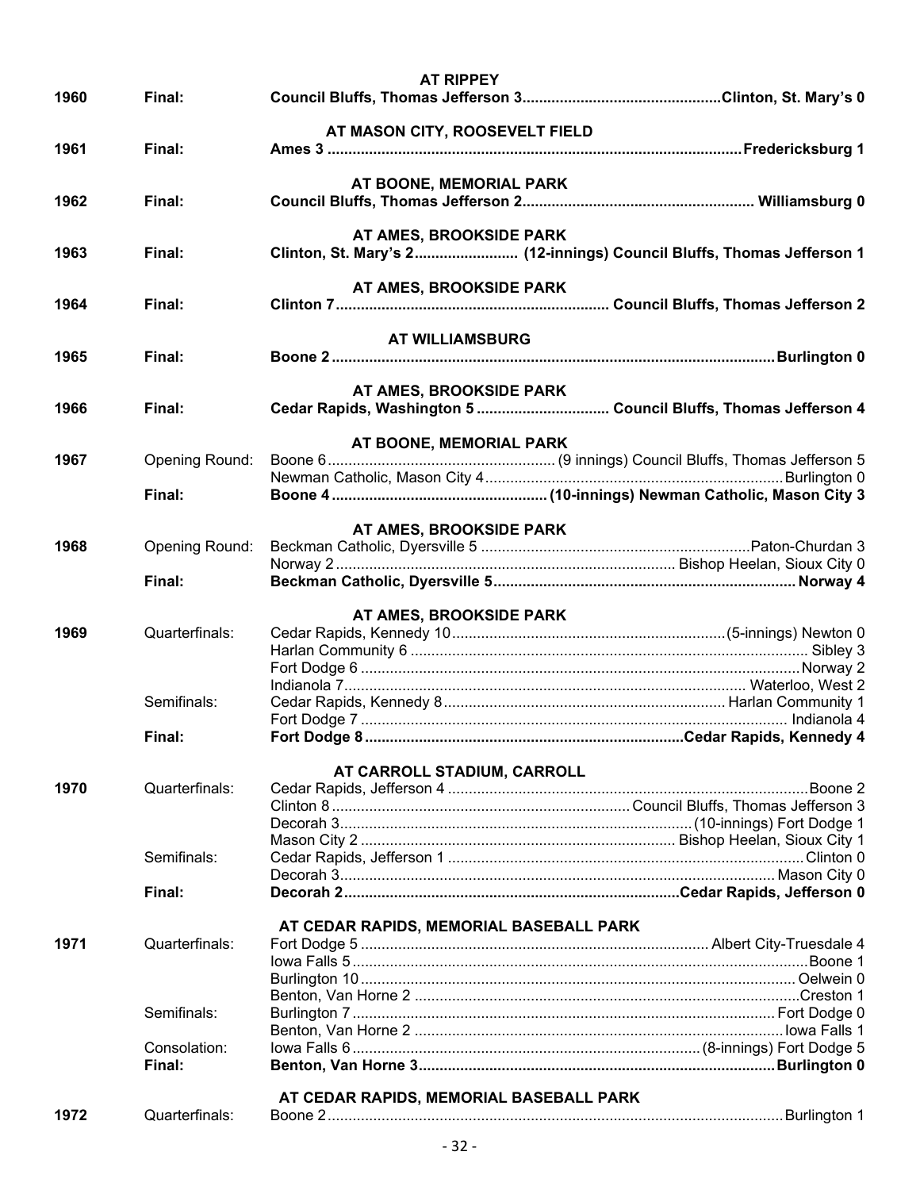**AT RIPPEY**

| | | |
|---|---|---|
| **1960** | **Final:** | **Council Bluffs, Thomas Jefferson 3................................................Clinton, St. Mary's 0** |

**AT MASON CITY, ROOSEVELT FIELD**

| | | |
|---|---|---|
| **1961** | **Final:** | **Ames 3 ..................................................................................................Fredericksburg 1** |

**AT BOONE, MEMORIAL PARK**

| | | |
|---|---|---|
| **1962** | **Final:** | **Council Bluffs, Thomas Jefferson 2....................................................... Williamsburg 0** |

**AT AMES, BROOKSIDE PARK**

| | | |
|---|---|---|
| **1963** | **Final:** | **Clinton, St. Mary's 2......................... (12-innings) Council Bluffs, Thomas Jefferson 1** |

**AT AMES, BROOKSIDE PARK**

| | | |
|---|---|---|
| **1964** | **Final:** | **Clinton 7................................................................. Council Bluffs, Thomas Jefferson 2** |

**AT WILLIAMSBURG**

| | | |
|---|---|---|
| **1965** | **Final:** | **Boone 2 ..........................................................................................................Burlington 0** |

**AT AMES, BROOKSIDE PARK**

| | | |
|---|---|---|
| **1966** | **Final:** | **Cedar Rapids, Washington 5 ................................ Council Bluffs, Thomas Jefferson 4** |

**AT BOONE, MEMORIAL PARK**

| | | |
|---|---|---|
| **1967** | Opening Round: | Boone 6...................................................... (9 innings) Council Bluffs, Thomas Jefferson 5 |
| | | Newman Catholic, Mason City 4.......................................................................Burlington 0 |
| | **Final:** | **Boone 4 .................................................. (10-innings) Newman Catholic, Mason City 3** |

**AT AMES, BROOKSIDE PARK**

| | | |
|---|---|---|
| **1968** | Opening Round: | Beckman Catholic, Dyersville 5 ................................................................Paton-Churdan 3 |
| | | Norway 2 ................................................................................ Bishop Heelan, Sioux City 0 |
| | **Final:** | **Beckman Catholic, Dyersville 5........................................................................ Norway 4** |

**AT AMES, BROOKSIDE PARK**

| | | |
|---|---|---|
| **1969** | Quarterfinals: | Cedar Rapids, Kennedy 10.................................................................(5-innings) Newton 0 |
| | | Harlan Community 6 ............................................................................................. Sibley 3 |
| | | Fort Dodge 6 .........................................................................................................Norway 2 |
| | | Indianola 7............................................................................................... Waterloo, West 2 |
| | Semifinals: | Cedar Rapids, Kennedy 8.................................................................. Harlan Community 1 |
| | | Fort Dodge 7 ...................................................................................................... Indianola 4 |
| | **Final:** | **Fort Dodge 8 ............................................................................Cedar Rapids, Kennedy 4** |

**AT CARROLL STADIUM, CARROLL**

| | | |
|---|---|---|
| **1970** | Quarterfinals: | Cedar Rapids, Jefferson 4 .....................................................................................Boone 2 |
| | | Clinton 8 ...................................................................... Council Bluffs, Thomas Jefferson 3 |
| | | Decorah 3...................................................................................(10-innings) Fort Dodge 1 |
| | | Mason City 2 .......................................................................... Bishop Heelan, Sioux City 1 |
| | Semifinals: | Cedar Rapids, Jefferson 1 ....................................................................................Clinton 0 |
| | | Decorah 3....................................................................................................... Mason City 0 |
| | **Final:** | **Decorah 2...............................................................................Cedar Rapids, Jefferson 0** |

**AT CEDAR RAPIDS, MEMORIAL BASEBALL PARK**

| | | |
|---|---|---|
| **1971** | Quarterfinals: | Fort Dodge 5 .................................................................................. Albert City-Truesdale 4 |
| | | Iowa Falls 5...........................................................................................................Boone 1 |
| | | Burlington 10....................................................................................................... Oelwein 0 |
| | | Benton, Van Horne 2 ..........................................................................................Creston 1 |
| | Semifinals: | Burlington 7.................................................................................................... Fort Dodge 0 |
| | | Benton, Van Horne 2 ......................................................................................Iowa Falls 1 |
| | Consolation: | Iowa Falls 6...................................................................................(8-innings) Fort Dodge 5 |
| | **Final:** | **Benton, Van Horne 3....................................................................................Burlington 0** |

**AT CEDAR RAPIDS, MEMORIAL BASEBALL PARK**

| | | |
|---|---|---|
| **1972** | Quarterfinals: | Boone 2...........................................................................................................Burlington 1 |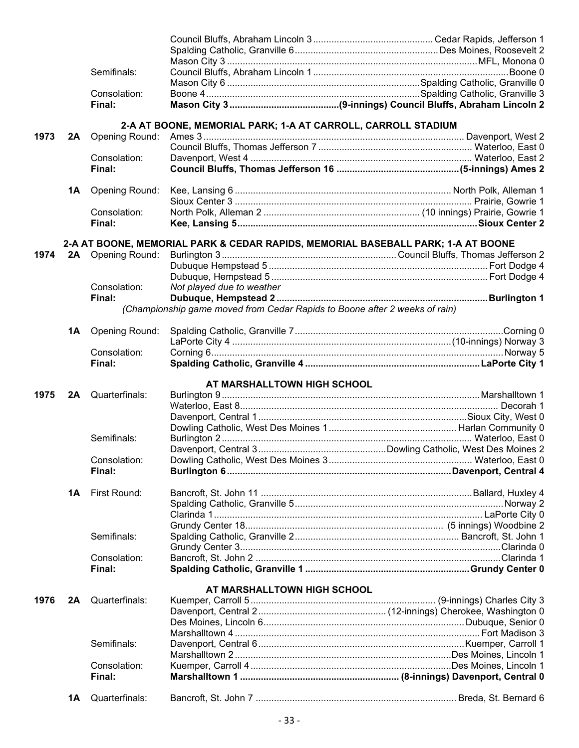| Year | Class | Round | Winner | Loser |
|---|---|---|---|---|
| | | | Council Bluffs, Abraham Lincoln 3 | Cedar Rapids, Jefferson 1 |
| | | | Spalding Catholic, Granville 6 | Des Moines, Roosevelt 2 |
| | | | Mason City 3 | MFL, Monona 0 |
| | | Semifinals: | Council Bluffs, Abraham Lincoln 1 | Boone 0 |
| | | | Mason City 6 | Spalding Catholic, Granville 0 |
| | | Consolation: | Boone 4 | Spalding Catholic, Granville 3 |
| | | **Final:** | **Mason City 3** | **(9-innings) Council Bluffs, Abraham Lincoln 2** |

**2-A AT BOONE, MEMORIAL PARK; 1-A AT CARROLL, CARROLL STADIUM**

| Year | Class | Round | Winner | Loser |
|---|---|---|---|---|
| **1973** | **2A** | Opening Round: | Ames 3 | Davenport, West 2 |
| | | | Council Bluffs, Thomas Jefferson 7 | Waterloo, East 0 |
| | | Consolation: | Davenport, West 4 | Waterloo, East 2 |
| | | **Final:** | **Council Bluffs, Thomas Jefferson 16** | **(5-innings) Ames 2** |
| | **1A** | Opening Round: | Kee, Lansing 6 | North Polk, Alleman 1 |
| | | | Sioux Center 3 | Prairie, Gowrie 1 |
| | | Consolation: | North Polk, Alleman 2 | (10 innings) Prairie, Gowrie 1 |
| | | **Final:** | **Kee, Lansing 5** | **Sioux Center 2** |

**2-A AT BOONE, MEMORIAL PARK & CEDAR RAPIDS, MEMORIAL BASEBALL PARK; 1-A AT BOONE**

| Year | Class | Round | Winner | Loser |
|---|---|---|---|---|
| **1974** | **2A** | Opening Round: | Burlington 3 | Council Bluffs, Thomas Jefferson 2 |
| | | | Dubuque Hempstead 5 | Fort Dodge 4 |
| | | | Dubuque, Hempstead 5 | Fort Dodge 4 |
| | | Consolation: | *Not played due to weather* | |
| | | **Final:** | **Dubuque, Hempstead 2** | **Burlington 1** |
| | | | *(Championship game moved from Cedar Rapids to Boone after 2 weeks of rain)* | |
| | **1A** | Opening Round: | Spalding Catholic, Granville 7 | Corning 0 |
| | | | LaPorte City 4 | (10-innings) Norway 3 |
| | | Consolation: | Corning 6 | Norway 5 |
| | | **Final:** | **Spalding Catholic, Granville 4** | **LaPorte City 1** |

**AT MARSHALLTOWN HIGH SCHOOL**

| Year | Class | Round | Winner | Loser |
|---|---|---|---|---|
| **1975** | **2A** | Quarterfinals: | Burlington 9 | Marshalltown 1 |
| | | | Waterloo, East 8 | Decorah 1 |
| | | | Davenport, Central 1 | Sioux City, West 0 |
| | | | Dowling Catholic, West Des Moines 1 | Harlan Community 0 |
| | | Semifinals: | Burlington 2 | Waterloo, East 0 |
| | | | Davenport, Central 3 | Dowling Catholic, West Des Moines 2 |
| | | Consolation: | Dowling Catholic, West Des Moines 3 | Waterloo, East 0 |
| | | **Final:** | **Burlington 6** | **Davenport, Central 4** |
| | **1A** | First Round: | Bancroft, St. John 11 | Ballard, Huxley 4 |
| | | | Spalding Catholic, Granville 5 | Norway 2 |
| | | | Clarinda 1 | LaPorte City 0 |
| | | | Grundy Center 18 | (5 innings) Woodbine 2 |
| | | Semifinals: | Spalding Catholic, Granville 2 | Bancroft, St. John 1 |
| | | | Grundy Center 3 | Clarinda 0 |
| | | Consolation: | Bancroft, St. John 2 | Clarinda 1 |
| | | **Final:** | **Spalding Catholic, Granville 1** | **Grundy Center 0** |

**AT MARSHALLTOWN HIGH SCHOOL**

| Year | Class | Round | Winner | Loser |
|---|---|---|---|---|
| **1976** | **2A** | Quarterfinals: | Kuemper, Carroll 5 | (9-innings) Charles City 3 |
| | | | Davenport, Central 2 | (12-innings) Cherokee, Washington 0 |
| | | | Des Moines, Lincoln 6 | Dubuque, Senior 0 |
| | | | Marshalltown 4 | Fort Madison 3 |
| | | Semifinals: | Davenport, Central 6 | Kuemper, Carroll 1 |
| | | | Marshalltown 2 | Des Moines, Lincoln 1 |
| | | Consolation: | Kuemper, Carroll 4 | Des Moines, Lincoln 1 |
| | | **Final:** | **Marshalltown 1** | **(8-innings) Davenport, Central 0** |
| | **1A** | Quarterfinals: | Bancroft, St. John 7 | Breda, St. Bernard 6 |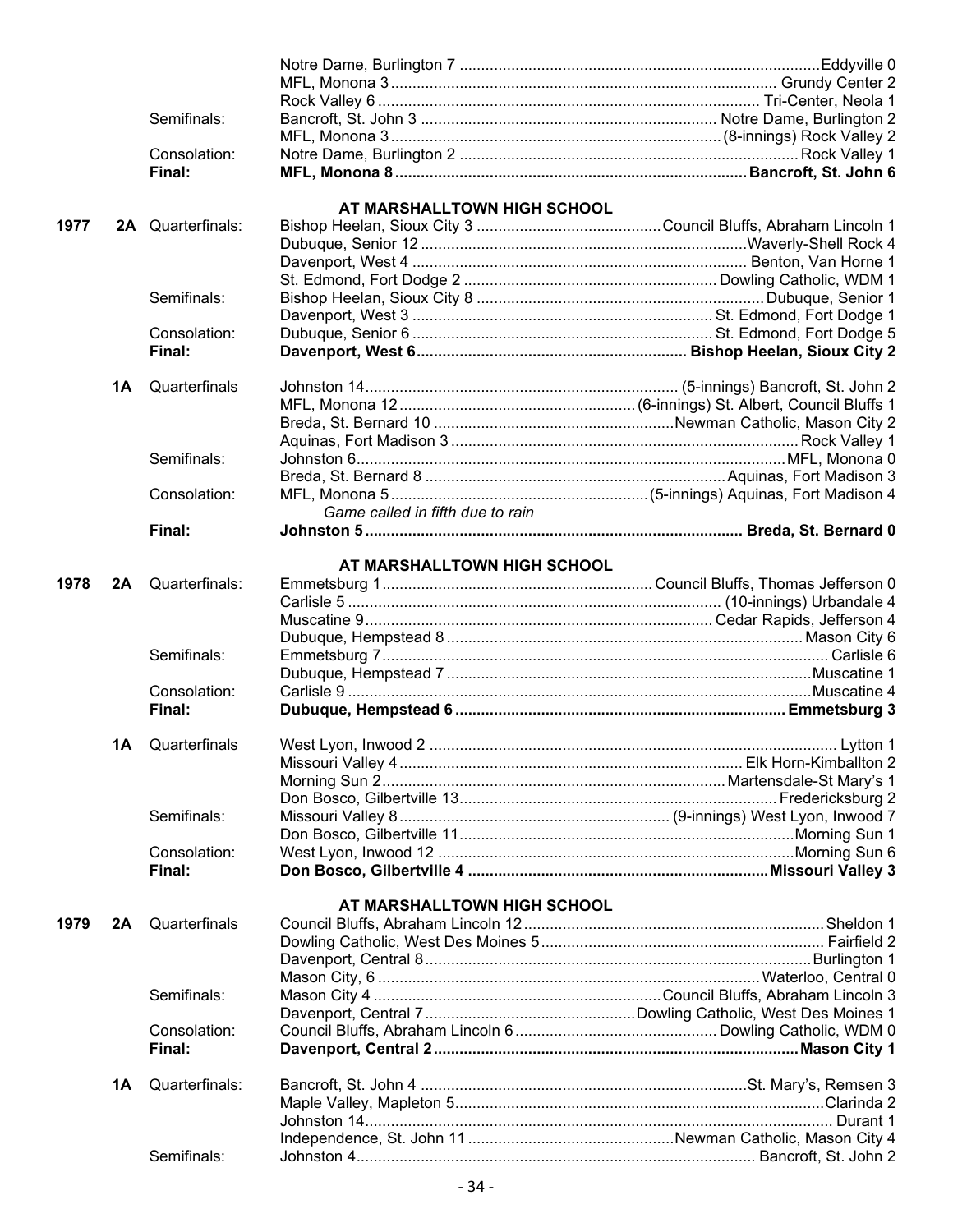| Year | Class | Round | Winner | Loser |
|---|---|---|---|---|
| | | | Notre Dame, Burlington 7 | Eddyville 0 |
| | | | MFL, Monona 3 | Grundy Center 2 |
| | | | Rock Valley 6 | Tri-Center, Neola 1 |
| | | Semifinals: | Bancroft, St. John 3 | Notre Dame, Burlington 2 |
| | | | MFL, Monona 3 | (8-innings) Rock Valley 2 |
| | | Consolation: | Notre Dame, Burlington 2 | Rock Valley 1 |
| | | **Final:** | **MFL, Monona 8** | **Bancroft, St. John 6** |

**AT MARSHALLTOWN HIGH SCHOOL**

| Year | Class | Round | Winner | Loser |
|---|---|---|---|---|
| 1977 | 2A | Quarterfinals: | Bishop Heelan, Sioux City 3 | Council Bluffs, Abraham Lincoln 1 |
| | | | Dubuque, Senior 12 | Waverly-Shell Rock 4 |
| | | | Davenport, West 4 | Benton, Van Horne 1 |
| | | | St. Edmond, Fort Dodge 2 | Dowling Catholic, WDM 1 |
| | | Semifinals: | Bishop Heelan, Sioux City 8 | Dubuque, Senior 1 |
| | | | Davenport, West 3 | St. Edmond, Fort Dodge 1 |
| | | Consolation: | Dubuque, Senior 6 | St. Edmond, Fort Dodge 5 |
| | | **Final:** | **Davenport, West 6** | **Bishop Heelan, Sioux City 2** |
| | 1A | Quarterfinals | Johnston 14 | (5-innings) Bancroft, St. John 2 |
| | | | MFL, Monona 12 | (6-innings) St. Albert, Council Bluffs 1 |
| | | | Breda, St. Bernard 10 | Newman Catholic, Mason City 2 |
| | | | Aquinas, Fort Madison 3 | Rock Valley 1 |
| | | Semifinals: | Johnston 6 | MFL, Monona 0 |
| | | | Breda, St. Bernard 8 | Aquinas, Fort Madison 3 |
| | | Consolation: | MFL, Monona 5 | (5-innings) Aquinas, Fort Madison 4 |
| | | | *Game called in fifth due to rain* | |
| | | **Final:** | **Johnston 5** | **Breda, St. Bernard 0** |

**AT MARSHALLTOWN HIGH SCHOOL**

| Year | Class | Round | Winner | Loser |
|---|---|---|---|---|
| 1978 | 2A | Quarterfinals: | Emmetsburg 1 | Council Bluffs, Thomas Jefferson 0 |
| | | | Carlisle 5 | (10-innings) Urbandale 4 |
| | | | Muscatine 9 | Cedar Rapids, Jefferson 4 |
| | | | Dubuque, Hempstead 8 | Mason City 6 |
| | | Semifinals: | Emmetsburg 7 | Carlisle 6 |
| | | | Dubuque, Hempstead 7 | Muscatine 1 |
| | | Consolation: | Carlisle 9 | Muscatine 4 |
| | | **Final:** | **Dubuque, Hempstead 6** | **Emmetsburg 3** |
| | 1A | Quarterfinals | West Lyon, Inwood 2 | Lytton 1 |
| | | | Missouri Valley 4 | Elk Horn-Kimballton 2 |
| | | | Morning Sun 2 | Martensdale-St Mary's 1 |
| | | | Don Bosco, Gilbertville 13 | Fredericksburg 2 |
| | | Semifinals: | Missouri Valley 8 | (9-innings) West Lyon, Inwood 7 |
| | | | Don Bosco, Gilbertville 11 | Morning Sun 1 |
| | | Consolation: | West Lyon, Inwood 12 | Morning Sun 6 |
| | | **Final:** | **Don Bosco, Gilbertville 4** | **Missouri Valley 3** |

**AT MARSHALLTOWN HIGH SCHOOL**

| Year | Class | Round | Winner | Loser |
|---|---|---|---|---|
| 1979 | 2A | Quarterfinals | Council Bluffs, Abraham Lincoln 12 | Sheldon 1 |
| | | | Dowling Catholic, West Des Moines 5 | Fairfield 2 |
| | | | Davenport, Central 8 | Burlington 1 |
| | | | Mason City, 6 | Waterloo, Central 0 |
| | | Semifinals: | Mason City 4 | Council Bluffs, Abraham Lincoln 3 |
| | | | Davenport, Central 7 | Dowling Catholic, West Des Moines 1 |
| | | Consolation: | Council Bluffs, Abraham Lincoln 6 | Dowling Catholic, WDM 0 |
| | | **Final:** | **Davenport, Central 2** | **Mason City 1** |
| | 1A | Quarterfinals: | Bancroft, St. John 4 | St. Mary's, Remsen 3 |
| | | | Maple Valley, Mapleton 5 | Clarinda 2 |
| | | | Johnston 14 | Durant 1 |
| | | | Independence, St. John 11 | Newman Catholic, Mason City 4 |
| | | Semifinals: | Johnston 4 | Bancroft, St. John 2 |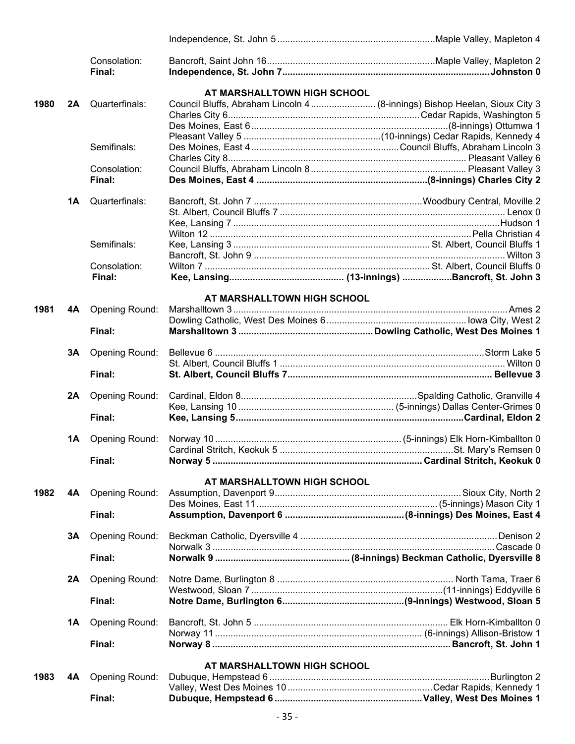| Year | Class | Round | Winner | Opponent |
|---|---|---|---|---|
| | | | Independence, St. John 5 | Maple Valley, Mapleton 4 |
| | | Consolation: | Bancroft, Saint John 16 | Maple Valley, Mapleton 2 |
| | | **Final:** | **Independence, St. John 7** | **Johnston 0** |

**AT MARSHALLTOWN HIGH SCHOOL**

| Year | Class | Round | Winner | Opponent |
|---|---|---|---|---|
| 1980 | 2A | Quarterfinals: | Council Bluffs, Abraham Lincoln 4 | (8-innings) Bishop Heelan, Sioux City 3 |
| | | | Charles City 6 | Cedar Rapids, Washington 5 |
| | | | Des Moines, East 6 | (8-innings) Ottumwa 1 |
| | | | Pleasant Valley 5 | (10-innings) Cedar Rapids, Kennedy 4 |
| | | Semifinals: | Des Moines, East 4 | Council Bluffs, Abraham Lincoln 3 |
| | | | Charles City 8 | Pleasant Valley 6 |
| | | Consolation: | Council Bluffs, Abraham Lincoln 8 | Pleasant Valley 3 |
| | | **Final:** | **Des Moines, East 4** | **(8-innings) Charles City 2** |
| | 1A | Quarterfinals: | Bancroft, St. John 7 | Woodbury Central, Moville 2 |
| | | | St. Albert, Council Bluffs 7 | Lenox 0 |
| | | | Kee, Lansing 7 | Hudson 1 |
| | | | Wilton 12 | Pella Christian 4 |
| | | Semifinals: | Kee, Lansing 3 | St. Albert, Council Bluffs 1 |
| | | | Bancroft, St. John 9 | Wilton 3 |
| | | Consolation: | Wilton 7 | St. Albert, Council Bluffs 0 |
| | | **Final:** | **Kee, Lansing** | **(13-innings) Bancroft, St. John 3** |

**AT MARSHALLTOWN HIGH SCHOOL**

| Year | Class | Round | Winner | Opponent |
|---|---|---|---|---|
| 1981 | 4A | Opening Round: | Marshalltown 3 | Ames 2 |
| | | | Dowling Catholic, West Des Moines 6 | Iowa City, West 2 |
| | | **Final:** | **Marshalltown 3** | **Dowling Catholic, West Des Moines 1** |
| | 3A | Opening Round: | Bellevue 6 | Storm Lake 5 |
| | | | St. Albert, Council Bluffs 1 | Wilton 0 |
| | | **Final:** | **St. Albert, Council Bluffs 7** | **Bellevue 3** |
| | 2A | Opening Round: | Cardinal, Eldon 8 | Spalding Catholic, Granville 4 |
| | | | Kee, Lansing 10 | (5-innings) Dallas Center-Grimes 0 |
| | | **Final:** | **Kee, Lansing 5** | **Cardinal, Eldon 2** |
| | 1A | Opening Round: | Norway 10 | (5-innings) Elk Horn-Kimballton 0 |
| | | | Cardinal Stritch, Keokuk 5 | St. Mary's Remsen 0 |
| | | **Final:** | **Norway 5** | **Cardinal Stritch, Keokuk 0** |

**AT MARSHALLTOWN HIGH SCHOOL**

| Year | Class | Round | Winner | Opponent |
|---|---|---|---|---|
| 1982 | 4A | Opening Round: | Assumption, Davenport 9 | Sioux City, North 2 |
| | | | Des Moines, East 11 | (5-innings) Mason City 1 |
| | | **Final:** | **Assumption, Davenport 6** | **(8-innings) Des Moines, East 4** |
| | 3A | Opening Round: | Beckman Catholic, Dyersville 4 | Denison 2 |
| | | | Norwalk 3 | Cascade 0 |
| | | **Final:** | **Norwalk 9** | **(8-innings) Beckman Catholic, Dyersville 8** |
| | 2A | Opening Round: | Notre Dame, Burlington 8 | North Tama, Traer 6 |
| | | | Westwood, Sloan 7 | (11-innings) Eddyville 6 |
| | | **Final:** | **Notre Dame, Burlington 6** | **(9-innings) Westwood, Sloan 5** |
| | 1A | Opening Round: | Bancroft, St. John 5 | Elk Horn-Kimballton 0 |
| | | | Norway 11 | (6-innings) Allison-Bristow 1 |
| | | **Final:** | **Norway 8** | **Bancroft, St. John 1** |

**AT MARSHALLTOWN HIGH SCHOOL**

| Year | Class | Round | Winner | Opponent |
|---|---|---|---|---|
| 1983 | 4A | Opening Round: | Dubuque, Hempstead 6 | Burlington 2 |
| | | | Valley, West Des Moines 10 | Cedar Rapids, Kennedy 1 |
| | | **Final:** | **Dubuque, Hempstead 6** | **Valley, West Des Moines 1** |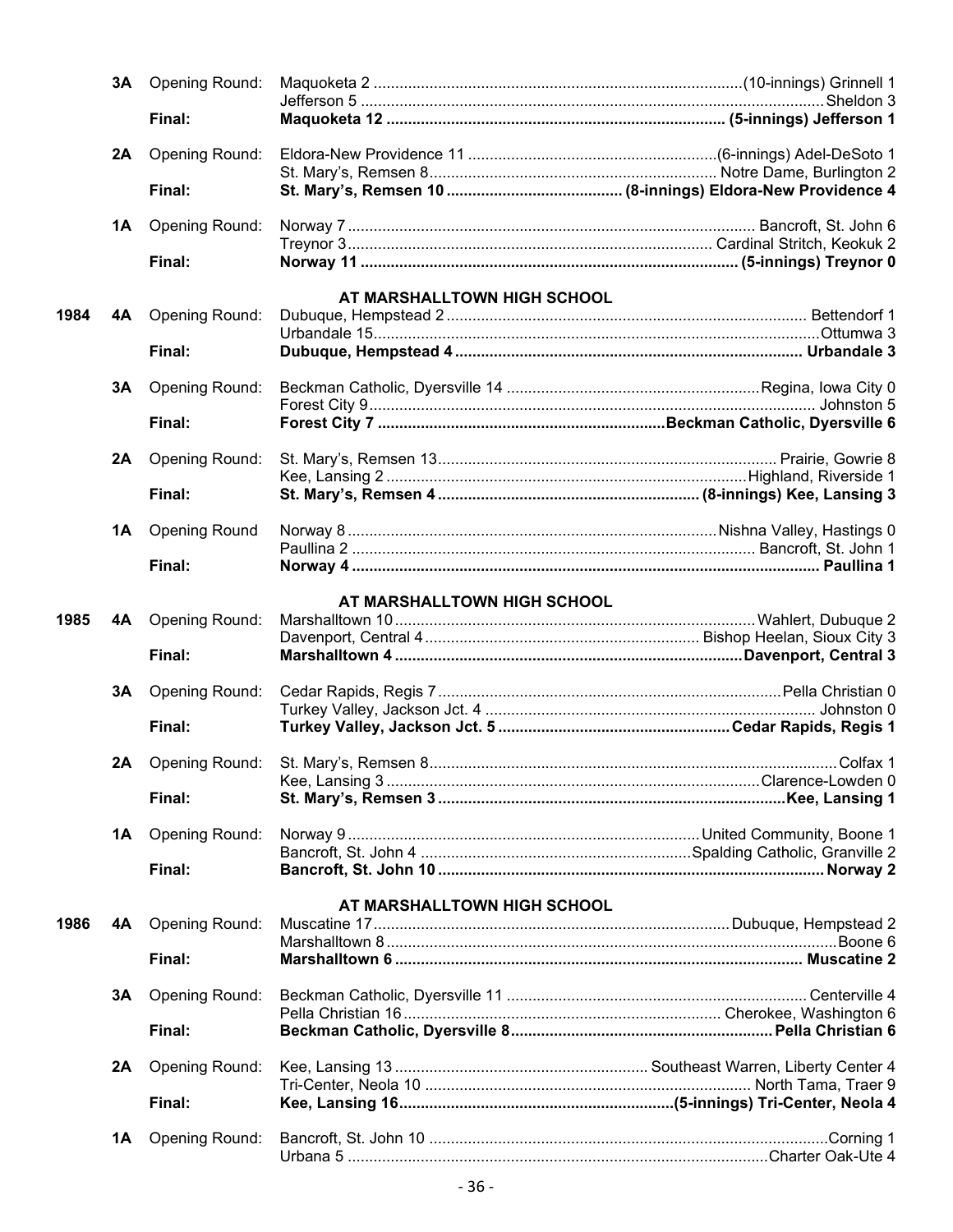| Year | Class | Round | Result |
|---|---|---|---|
| | 3A | Opening Round: | Maquoketa 2 ....................(10-innings) Grinnell 1 |
| | | | Jefferson 5 .................... Sheldon 3 |
| | | **Final:** | **Maquoketa 12 .................... (5-innings) Jefferson 1** |
| | 2A | Opening Round: | Eldora-New Providence 11 ....................(6-innings) Adel-DeSoto 1 |
| | | | St. Mary's, Remsen 8.................... Notre Dame, Burlington 2 |
| | | **Final:** | **St. Mary's, Remsen 10 .................... (8-innings) Eldora-New Providence 4** |
| | 1A | Opening Round: | Norway 7 .................... Bancroft, St. John 6 |
| | | | Treynor 3.................... Cardinal Stritch, Keokuk 2 |
| | | **Final:** | **Norway 11 .................... (5-innings) Treynor 0** |
| | | | **AT MARSHALLTOWN HIGH SCHOOL** |
| 1984 | 4A | Opening Round: | Dubuque, Hempstead 2 .................... Bettendorf 1 |
| | | | Urbandale 15.................... Ottumwa 3 |
| | | **Final:** | **Dubuque, Hempstead 4 .................... Urbandale 3** |
| | 3A | Opening Round: | Beckman Catholic, Dyersville 14 .................... Regina, Iowa City 0 |
| | | | Forest City 9.................... Johnston 5 |
| | | **Final:** | **Forest City 7 .................... Beckman Catholic, Dyersville 6** |
| | 2A | Opening Round: | St. Mary's, Remsen 13.................... Prairie, Gowrie 8 |
| | | | Kee, Lansing 2 .................... Highland, Riverside 1 |
| | | **Final:** | **St. Mary's, Remsen 4 .................... (8-innings) Kee, Lansing 3** |
| | 1A | Opening Round | Norway 8 .................... Nishna Valley, Hastings 0 |
| | | | Paullina 2 .................... Bancroft, St. John 1 |
| | | **Final:** | **Norway 4 .................... Paullina 1** |
| | | | **AT MARSHALLTOWN HIGH SCHOOL** |
| 1985 | 4A | Opening Round: | Marshalltown 10.................... Wahlert, Dubuque 2 |
| | | | Davenport, Central 4.................... Bishop Heelan, Sioux City 3 |
| | | **Final:** | **Marshalltown 4 .................... Davenport, Central 3** |
| | 3A | Opening Round: | Cedar Rapids, Regis 7.................... Pella Christian 0 |
| | | | Turkey Valley, Jackson Jct. 4 .................... Johnston 0 |
| | | **Final:** | **Turkey Valley, Jackson Jct. 5 .................... Cedar Rapids, Regis 1** |
| | 2A | Opening Round: | St. Mary's, Remsen 8.................... Colfax 1 |
| | | | Kee, Lansing 3 .................... Clarence-Lowden 0 |
| | | **Final:** | **St. Mary's, Remsen 3 .................... Kee, Lansing 1** |
| | 1A | Opening Round: | Norway 9.................... United Community, Boone 1 |
| | | | Bancroft, St. John 4 .................... Spalding Catholic, Granville 2 |
| | | **Final:** | **Bancroft, St. John 10 .................... Norway 2** |
| | | | **AT MARSHALLTOWN HIGH SCHOOL** |
| 1986 | 4A | Opening Round: | Muscatine 17.................... Dubuque, Hempstead 2 |
| | | | Marshalltown 8.................... Boone 6 |
| | | **Final:** | **Marshalltown 6 .................... Muscatine 2** |
| | 3A | Opening Round: | Beckman Catholic, Dyersville 11 .................... Centerville 4 |
| | | | Pella Christian 16.................... Cherokee, Washington 6 |
| | | **Final:** | **Beckman Catholic, Dyersville 8.................... Pella Christian 6** |
| | 2A | Opening Round: | Kee, Lansing 13 .................... Southeast Warren, Liberty Center 4 |
| | | | Tri-Center, Neola 10 .................... North Tama, Traer 9 |
| | | **Final:** | **Kee, Lansing 16....................(5-innings) Tri-Center, Neola 4** |
| | 1A | Opening Round: | Bancroft, St. John 10 .................... Corning 1 |
| | | | Urbana 5 .................... Charter Oak-Ute 4 |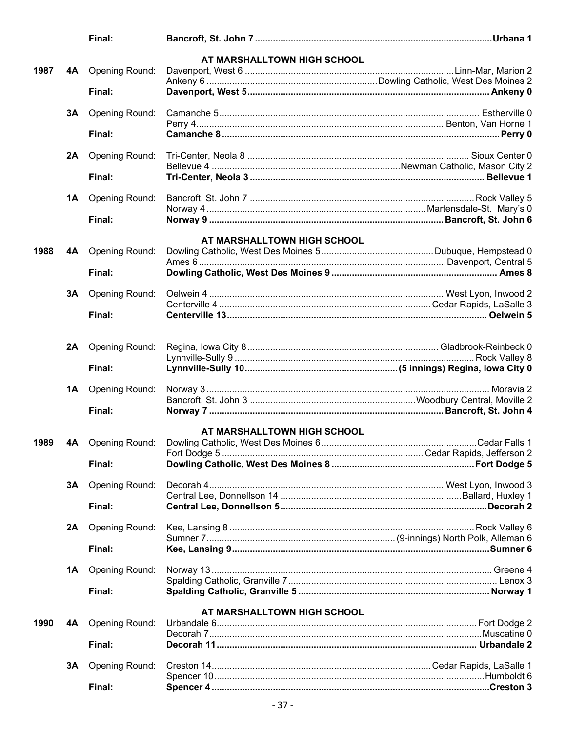| | | | | |
|---|---|---|---|---|
| | | **Final:** | **Bancroft, St. John 7** | **Urbana 1** |
| | | | **AT MARSHALLTOWN HIGH SCHOOL** | |
| 1987 | 4A | Opening Round: | Davenport, West 6 | Linn-Mar, Marion 2 |
| | | | Ankeny 6 | Dowling Catholic, West Des Moines 2 |
| | | **Final:** | **Davenport, West 5** | **Ankeny 0** |
| | 3A | Opening Round: | Camanche 5 | Estherville 0 |
| | | | Perry 4 | Benton, Van Horne 1 |
| | | **Final:** | **Camanche 8** | **Perry 0** |
| | 2A | Opening Round: | Tri-Center, Neola 8 | Sioux Center 0 |
| | | | Bellevue 4 | Newman Catholic, Mason City 2 |
| | | **Final:** | **Tri-Center, Neola 3** | **Bellevue 1** |
| | 1A | Opening Round: | Bancroft, St. John 7 | Rock Valley 5 |
| | | | Norway 4 | Martensdale-St. Mary's 0 |
| | | **Final:** | **Norway 9** | **Bancroft, St. John 6** |
| | | | **AT MARSHALLTOWN HIGH SCHOOL** | |
| 1988 | 4A | Opening Round: | Dowling Catholic, West Des Moines 5 | Dubuque, Hempstead 0 |
| | | | Ames 6 | Davenport, Central 5 |
| | | **Final:** | **Dowling Catholic, West Des Moines 9** | **Ames 8** |
| | 3A | Opening Round: | Oelwein 4 | West Lyon, Inwood 2 |
| | | | Centerville 4 | Cedar Rapids, LaSalle 3 |
| | | **Final:** | **Centerville 13** | **Oelwein 5** |
| | 2A | Opening Round: | Regina, Iowa City 8 | Gladbrook-Reinbeck 0 |
| | | | Lynnville-Sully 9 | Rock Valley 8 |
| | | **Final:** | **Lynnville-Sully 10** | **(5 innings) Regina, Iowa City 0** |
| | 1A | Opening Round: | Norway 3 | Moravia 2 |
| | | | Bancroft, St. John 3 | Woodbury Central, Moville 2 |
| | | **Final:** | **Norway 7** | **Bancroft, St. John 4** |
| | | | **AT MARSHALLTOWN HIGH SCHOOL** | |
| 1989 | 4A | Opening Round: | Dowling Catholic, West Des Moines 6 | Cedar Falls 1 |
| | | | Fort Dodge 5 | Cedar Rapids, Jefferson 2 |
| | | **Final:** | **Dowling Catholic, West Des Moines 8** | **Fort Dodge 5** |
| | 3A | Opening Round: | Decorah 4 | West Lyon, Inwood 3 |
| | | | Central Lee, Donnellson 14 | Ballard, Huxley 1 |
| | | **Final:** | **Central Lee, Donnellson 5** | **Decorah 2** |
| | 2A | Opening Round: | Kee, Lansing 8 | Rock Valley 6 |
| | | | Sumner 7 | (9-innings) North Polk, Alleman 6 |
| | | **Final:** | **Kee, Lansing 9** | **Sumner 6** |
| | 1A | Opening Round: | Norway 13 | Greene 4 |
| | | | Spalding Catholic, Granville 7 | Lenox 3 |
| | | **Final:** | **Spalding Catholic, Granville 5** | **Norway 1** |
| | | | **AT MARSHALLTOWN HIGH SCHOOL** | |
| 1990 | 4A | Opening Round: | Urbandale 6 | Fort Dodge 2 |
| | | | Decorah 7 | Muscatine 0 |
| | | **Final:** | **Decorah 11** | **Urbandale 2** |
| | 3A | Opening Round: | Creston 14 | Cedar Rapids, LaSalle 1 |
| | | | Spencer 10 | Humboldt 6 |
| | | **Final:** | **Spencer 4** | **Creston 3** |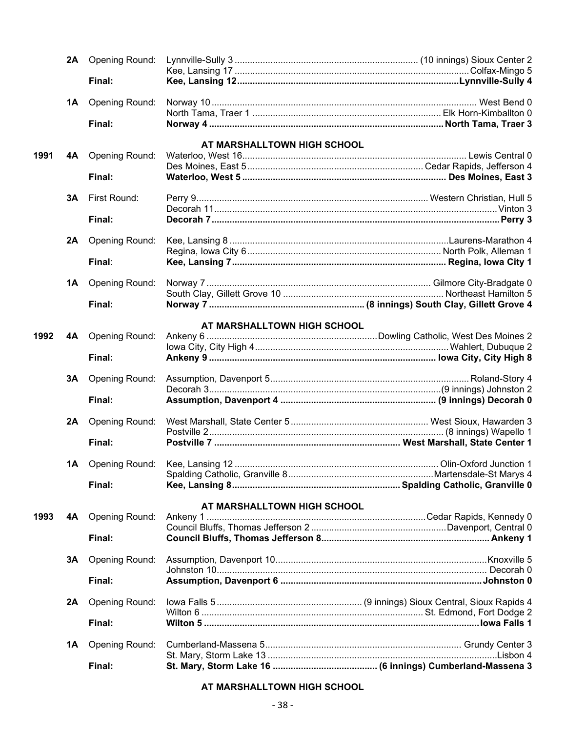| Year | Class | Round | Winner | Loser |
|---|---|---|---|---|
| | 2A | Opening Round: | Lynnville-Sully 3 | (10 innings) Sioux Center 2 |
| | | | Kee, Lansing 17 | Colfax-Mingo 5 |
| | | **Final:** | **Kee, Lansing 12** | **Lynnville-Sully 4** |
| | 1A | Opening Round: | Norway 10 | West Bend 0 |
| | | | North Tama, Traer 1 | Elk Horn-Kimballton 0 |
| | | **Final:** | **Norway 4** | **North Tama, Traer 3** |

**AT MARSHALLTOWN HIGH SCHOOL**

| Year | Class | Round | Winner | Loser |
|---|---|---|---|---|
| 1991 | 4A | Opening Round: | Waterloo, West 16 | Lewis Central 0 |
| | | | Des Moines, East 5 | Cedar Rapids, Jefferson 4 |
| | | **Final:** | **Waterloo, West 5** | **Des Moines, East 3** |
| | 3A | First Round: | Perry 9 | Western Christian, Hull 5 |
| | | | Decorah 11 | Vinton 3 |
| | | **Final:** | **Decorah 7** | **Perry 3** |
| | 2A | Opening Round: | Kee, Lansing 8 | Laurens-Marathon 4 |
| | | | Regina, Iowa City 6 | North Polk, Alleman 1 |
| | | **Final:** | **Kee, Lansing 7** | **Regina, Iowa City 1** |
| | 1A | Opening Round: | Norway 7 | Gilmore City-Bradgate 0 |
| | | | South Clay, Gillett Grove 10 | Northeast Hamilton 5 |
| | | **Final:** | **Norway 7** | **(8 innings) South Clay, Gillett Grove 4** |

**AT MARSHALLTOWN HIGH SCHOOL**

| Year | Class | Round | Winner | Loser |
|---|---|---|---|---|
| 1992 | 4A | Opening Round: | Ankeny 6 | Dowling Catholic, West Des Moines 2 |
| | | | Iowa City, City High 4 | Wahlert, Dubuque 2 |
| | | **Final:** | **Ankeny 9** | **Iowa City, City High 8** |
| | 3A | Opening Round: | Assumption, Davenport 5 | Roland-Story 4 |
| | | | Decorah 3 | (9 innings) Johnston 2 |
| | | **Final:** | **Assumption, Davenport 4** | **(9 innings) Decorah 0** |
| | 2A | Opening Round: | West Marshall, State Center 5 | West Sioux, Hawarden 3 |
| | | | Postville 2 | (8 innings) Wapello 1 |
| | | **Final:** | **Postville 7** | **West Marshall, State Center 1** |
| | 1A | Opening Round: | Kee, Lansing 12 | Olin-Oxford Junction 1 |
| | | | Spalding Catholic, Granville 8 | Martensdale-St Marys 4 |
| | | **Final:** | **Kee, Lansing 8** | **Spalding Catholic, Granville 0** |

**AT MARSHALLTOWN HIGH SCHOOL**

| Year | Class | Round | Winner | Loser |
|---|---|---|---|---|
| 1993 | 4A | Opening Round: | Ankeny 1 | Cedar Rapids, Kennedy 0 |
| | | | Council Bluffs, Thomas Jefferson 2 | Davenport, Central 0 |
| | | **Final:** | **Council Bluffs, Thomas Jefferson 8** | **Ankeny 1** |
| | 3A | Opening Round: | Assumption, Davenport 10 | Knoxville 5 |
| | | | Johnston 10 | Decorah 0 |
| | | **Final:** | **Assumption, Davenport 6** | **Johnston 0** |
| | 2A | Opening Round: | Iowa Falls 5 | (9 innings) Sioux Central, Sioux Rapids 4 |
| | | | Wilton 6 | St. Edmond, Fort Dodge 2 |
| | | **Final:** | **Wilton 5** | **Iowa Falls 1** |
| | 1A | Opening Round: | Cumberland-Massena 5 | Grundy Center 3 |
| | | | St. Mary, Storm Lake 13 | Lisbon 4 |
| | | **Final:** | **St. Mary, Storm Lake 16** | **(6 innings) Cumberland-Massena 3** |

**AT MARSHALLTOWN HIGH SCHOOL**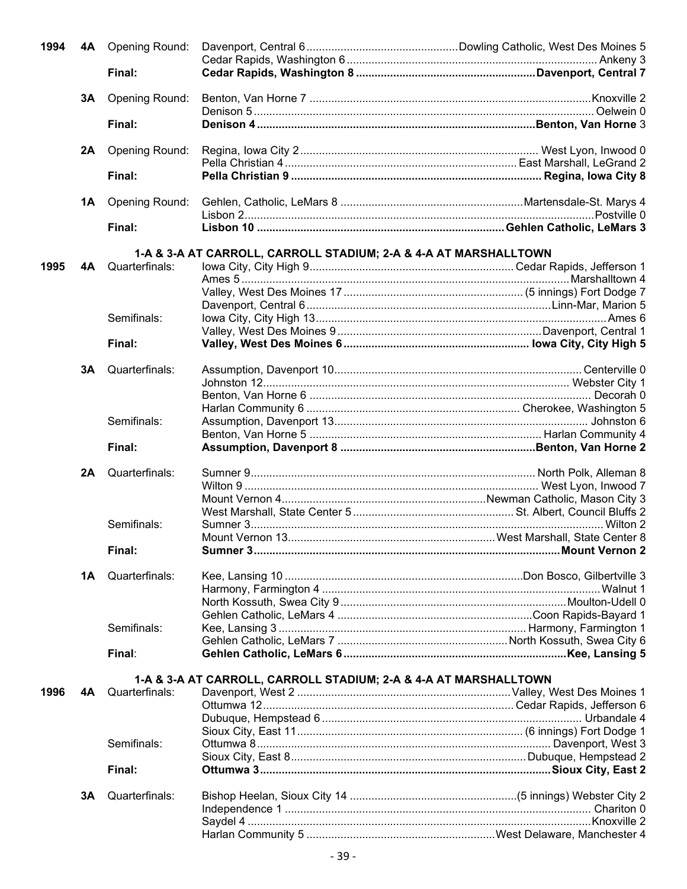| Year | Class | Round | Winner | Loser |
|---|---|---|---|---|
| 1994 | 4A | Opening Round: | Davenport, Central 6 | Dowling Catholic, West Des Moines 5 |
| | | | Cedar Rapids, Washington 6 | Ankeny 3 |
| | | **Final:** | **Cedar Rapids, Washington 8** | **Davenport, Central 7** |
| | 3A | Opening Round: | Benton, Van Horne 7 | Knoxville 2 |
| | | | Denison 5 | Oelwein 0 |
| | | **Final:** | **Denison 4** | **Benton, Van Horne** 3 |
| | 2A | Opening Round: | Regina, Iowa City 2 | West Lyon, Inwood 0 |
| | | | Pella Christian 4 | East Marshall, LeGrand 2 |
| | | **Final:** | **Pella Christian 9** | **Regina, Iowa City 8** |
| | 1A | Opening Round: | Gehlen, Catholic, LeMars 8 | Martensdale-St. Marys 4 |
| | | | Lisbon 2 | Postville 0 |
| | | **Final:** | **Lisbon 10** | **Gehlen Catholic, LeMars 3** |

**1-A & 3-A AT CARROLL, CARROLL STADIUM; 2-A & 4-A AT MARSHALLTOWN**

| Year | Class | Round | Winner | Loser |
|---|---|---|---|---|
| 1995 | 4A | Quarterfinals: | Iowa City, City High 9 | Cedar Rapids, Jefferson 1 |
| | | | Ames 5 | Marshalltown 4 |
| | | | Valley, West Des Moines 17 | (5 innings) Fort Dodge 7 |
| | | | Davenport, Central 6 | Linn-Mar, Marion 5 |
| | | Semifinals: | Iowa City, City High 13 | Ames 6 |
| | | | Valley, West Des Moines 9 | Davenport, Central 1 |
| | | **Final:** | **Valley, West Des Moines 6** | **Iowa City, City High 5** |
| | 3A | Quarterfinals: | Assumption, Davenport 10 | Centerville 0 |
| | | | Johnston 12 | Webster City 1 |
| | | | Benton, Van Horne 6 | Decorah 0 |
| | | | Harlan Community 6 | Cherokee, Washington 5 |
| | | Semifinals: | Assumption, Davenport 13 | Johnston 6 |
| | | | Benton, Van Horne 5 | Harlan Community 4 |
| | | **Final:** | **Assumption, Davenport 8** | **Benton, Van Horne 2** |
| | 2A | Quarterfinals: | Sumner 9 | North Polk, Alleman 8 |
| | | | Wilton 9 | West Lyon, Inwood 7 |
| | | | Mount Vernon 4 | Newman Catholic, Mason City 3 |
| | | | West Marshall, State Center 5 | St. Albert, Council Bluffs 2 |
| | | Semifinals: | Sumner 3 | Wilton 2 |
| | | | Mount Vernon 13 | West Marshall, State Center 8 |
| | | **Final:** | **Sumner 3** | **Mount Vernon 2** |
| | 1A | Quarterfinals: | Kee, Lansing 10 | Don Bosco, Gilbertville 3 |
| | | | Harmony, Farmington 4 | Walnut 1 |
| | | | North Kossuth, Swea City 9 | Moulton-Udell 0 |
| | | | Gehlen Catholic, LeMars 4 | Coon Rapids-Bayard 1 |
| | | Semifinals: | Kee, Lansing 3 | Harmony, Farmington 1 |
| | | | Gehlen Catholic, LeMars 7 | North Kossuth, Swea City 6 |
| | | **Final:** | **Gehlen Catholic, LeMars 6** | **Kee, Lansing 5** |

**1-A & 3-A AT CARROLL, CARROLL STADIUM; 2-A & 4-A AT MARSHALLTOWN**

| Year | Class | Round | Winner | Loser |
|---|---|---|---|---|
| 1996 | 4A | Quarterfinals: | Davenport, West 2 | Valley, West Des Moines 1 |
| | | | Ottumwa 12 | Cedar Rapids, Jefferson 6 |
| | | | Dubuque, Hempstead 6 | Urbandale 4 |
| | | | Sioux City, East 11 | (6 innings) Fort Dodge 1 |
| | | Semifinals: | Ottumwa 8 | Davenport, West 3 |
| | | | Sioux City, East 8 | Dubuque, Hempstead 2 |
| | | **Final:** | **Ottumwa 3** | **Sioux City, East 2** |
| | 3A | Quarterfinals: | Bishop Heelan, Sioux City 14 | (5 innings) Webster City 2 |
| | | | Independence 1 | Chariton 0 |
| | | | Saydel 4 | Knoxville 2 |
| | | | Harlan Community 5 | West Delaware, Manchester 4 |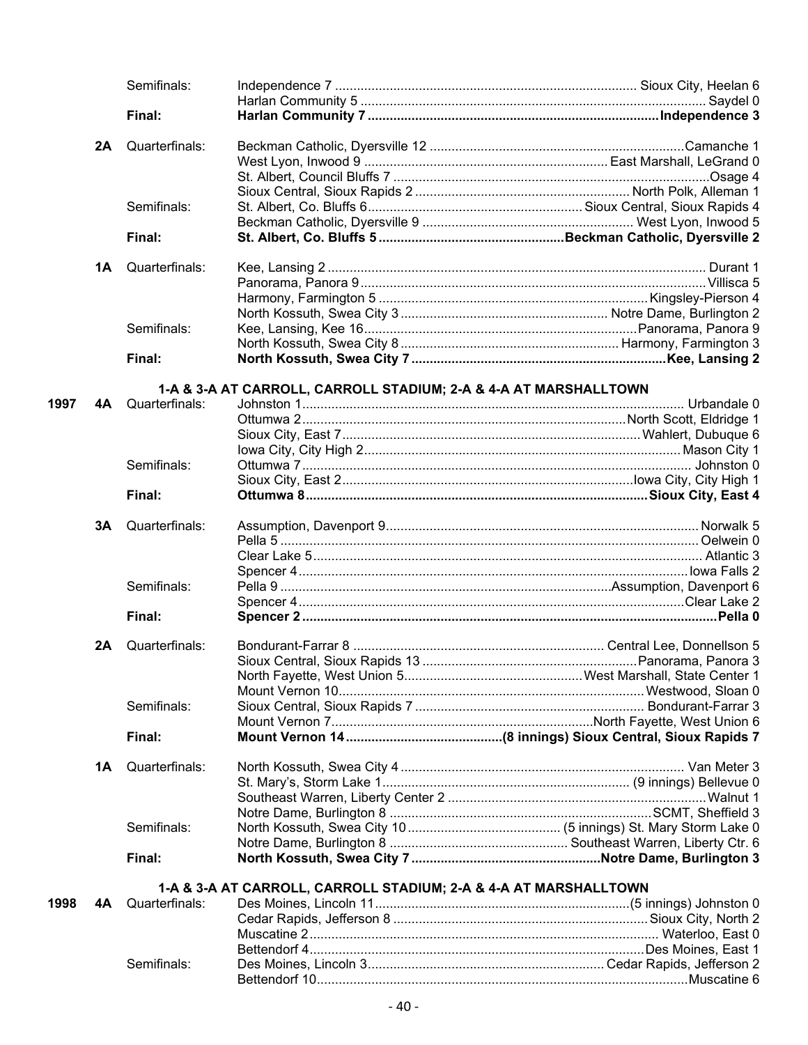| Year | Class | Round | Winner | Loser |
|---|---|---|---|---|
| | | Semifinals: | Independence 7 | Sioux City, Heelan 6 |
| | | | Harlan Community 5 | Saydel 0 |
| | | **Final:** | **Harlan Community 7** | **Independence 3** |
| | **2A** | Quarterfinals: | Beckman Catholic, Dyersville 12 | Camanche 1 |
| | | | West Lyon, Inwood 9 | East Marshall, LeGrand 0 |
| | | | St. Albert, Council Bluffs 7 | Osage 4 |
| | | | Sioux Central, Sioux Rapids 2 | North Polk, Alleman 1 |
| | | Semifinals: | St. Albert, Co. Bluffs 6 | Sioux Central, Sioux Rapids 4 |
| | | | Beckman Catholic, Dyersville 9 | West Lyon, Inwood 5 |
| | | **Final:** | **St. Albert, Co. Bluffs 5** | **Beckman Catholic, Dyersville 2** |
| | **1A** | Quarterfinals: | Kee, Lansing 2 | Durant 1 |
| | | | Panorama, Panora 9 | Villisca 5 |
| | | | Harmony, Farmington 5 | Kingsley-Pierson 4 |
| | | | North Kossuth, Swea City 3 | Notre Dame, Burlington 2 |
| | | Semifinals: | Kee, Lansing, Kee 16 | Panorama, Panora 9 |
| | | | North Kossuth, Swea City 8 | Harmony, Farmington 3 |
| | | **Final:** | **North Kossuth, Swea City 7** | **Kee, Lansing 2** |

**1-A & 3-A AT CARROLL, CARROLL STADIUM; 2-A & 4-A AT MARSHALLTOWN**

| Year | Class | Round | Winner | Loser |
|---|---|---|---|---|
| **1997** | **4A** | Quarterfinals: | Johnston 1 | Urbandale 0 |
| | | | Ottumwa 2 | North Scott, Eldridge 1 |
| | | | Sioux City, East 7 | Wahlert, Dubuque 6 |
| | | | Iowa City, City High 2 | Mason City 1 |
| | | Semifinals: | Ottumwa 7 | Johnston 0 |
| | | | Sioux City, East 2 | Iowa City, City High 1 |
| | | **Final:** | **Ottumwa 8** | **Sioux City, East 4** |
| | **3A** | Quarterfinals: | Assumption, Davenport 9 | Norwalk 5 |
| | | | Pella 5 | Oelwein 0 |
| | | | Clear Lake 5 | Atlantic 3 |
| | | | Spencer 4 | Iowa Falls 2 |
| | | Semifinals: | Pella 9 | Assumption, Davenport 6 |
| | | | Spencer 4 | Clear Lake 2 |
| | | **Final:** | **Spencer 2** | **Pella 0** |
| | **2A** | Quarterfinals: | Bondurant-Farrar 8 | Central Lee, Donnellson 5 |
| | | | Sioux Central, Sioux Rapids 13 | Panorama, Panora 3 |
| | | | North Fayette, West Union 5 | West Marshall, State Center 1 |
| | | | Mount Vernon 10 | Westwood, Sloan 0 |
| | | Semifinals: | Sioux Central, Sioux Rapids 7 | Bondurant-Farrar 3 |
| | | | Mount Vernon 7 | North Fayette, West Union 6 |
| | | **Final:** | **Mount Vernon 14** | **(8 innings) Sioux Central, Sioux Rapids 7** |
| | **1A** | Quarterfinals: | North Kossuth, Swea City 4 | Van Meter 3 |
| | | | St. Mary's, Storm Lake 1 | (9 innings) Bellevue 0 |
| | | | Southeast Warren, Liberty Center 2 | Walnut 1 |
| | | | Notre Dame, Burlington 8 | SCMT, Sheffield 3 |
| | | Semifinals: | North Kossuth, Swea City 10 | (5 innings) St. Mary Storm Lake 0 |
| | | | Notre Dame, Burlington 8 | Southeast Warren, Liberty Ctr. 6 |
| | | **Final:** | **North Kossuth, Swea City 7** | **Notre Dame, Burlington 3** |

**1-A & 3-A AT CARROLL, CARROLL STADIUM; 2-A & 4-A AT MARSHALLTOWN**

| Year | Class | Round | Winner | Loser |
|---|---|---|---|---|
| **1998** | **4A** | Quarterfinals: | Des Moines, Lincoln 11 | (5 innings) Johnston 0 |
| | | | Cedar Rapids, Jefferson 8 | Sioux City, North 2 |
| | | | Muscatine 2 | Waterloo, East 0 |
| | | | Bettendorf 4 | Des Moines, East 1 |
| | | Semifinals: | Des Moines, Lincoln 3 | Cedar Rapids, Jefferson 2 |
| | | | Bettendorf 10 | Muscatine 6 |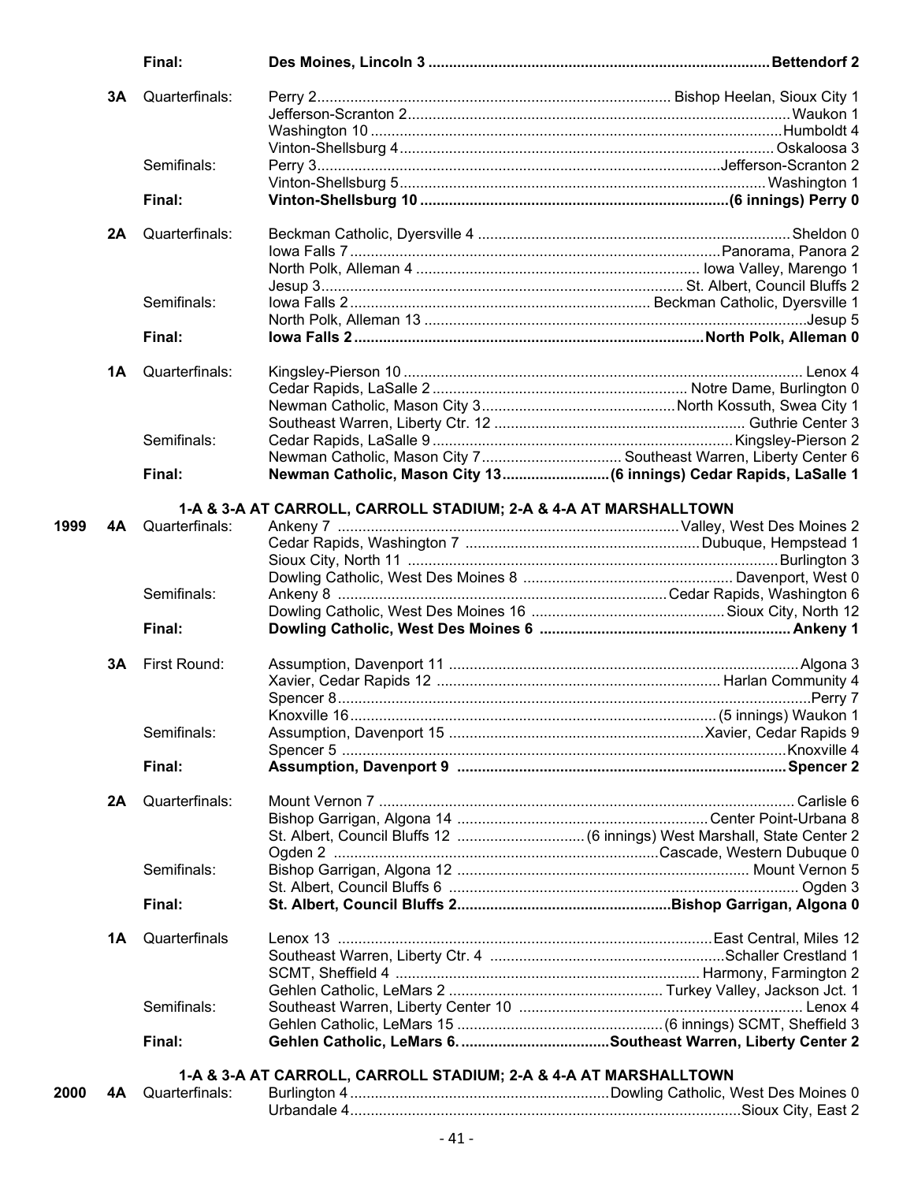| | | | |
|---|---|---|---|
| | | **Final:** | **Des Moines, Lincoln 3 ........ Bettendorf 2** |
| | **3A** | Quarterfinals: | Perry 2 ........ Bishop Heelan, Sioux City 1 |
| | | | Jefferson-Scranton 2 ........ Waukon 1 |
| | | | Washington 10 ........ Humboldt 4 |
| | | | Vinton-Shellsburg 4 ........ Oskaloosa 3 |
| | | Semifinals: | Perry 3 ........ Jefferson-Scranton 2 |
| | | | Vinton-Shellsburg 5 ........ Washington 1 |
| | | **Final:** | **Vinton-Shellsburg 10 ........ (6 innings) Perry 0** |
| | **2A** | Quarterfinals: | Beckman Catholic, Dyersville 4 ........ Sheldon 0 |
| | | | Iowa Falls 7 ........ Panorama, Panora 2 |
| | | | North Polk, Alleman 4 ........ Iowa Valley, Marengo 1 |
| | | | Jesup 3 ........ St. Albert, Council Bluffs 2 |
| | | Semifinals: | Iowa Falls 2 ........ Beckman Catholic, Dyersville 1 |
| | | | North Polk, Alleman 13 ........ Jesup 5 |
| | | **Final:** | **Iowa Falls 2 ........ North Polk, Alleman 0** |
| | **1A** | Quarterfinals: | Kingsley-Pierson 10 ........ Lenox 4 |
| | | | Cedar Rapids, LaSalle 2 ........ Notre Dame, Burlington 0 |
| | | | Newman Catholic, Mason City 3 ........ North Kossuth, Swea City 1 |
| | | | Southeast Warren, Liberty Ctr. 12 ........ Guthrie Center 3 |
| | | Semifinals: | Cedar Rapids, LaSalle 9 ........ Kingsley-Pierson 2 |
| | | | Newman Catholic, Mason City 7 ........ Southeast Warren, Liberty Center 6 |
| | | **Final:** | **Newman Catholic, Mason City 13 ........ (6 innings) Cedar Rapids, LaSalle 1** |

**1-A & 3-A AT CARROLL, CARROLL STADIUM; 2-A & 4-A AT MARSHALLTOWN**

| | | | |
|---|---|---|---|
| **1999** | **4A** | Quarterfinals: | Ankeny 7 ........ Valley, West Des Moines 2 |
| | | | Cedar Rapids, Washington 7 ........ Dubuque, Hempstead 1 |
| | | | Sioux City, North 11 ........ Burlington 3 |
| | | | Dowling Catholic, West Des Moines 8 ........ Davenport, West 0 |
| | | Semifinals: | Ankeny 8 ........ Cedar Rapids, Washington 6 |
| | | | Dowling Catholic, West Des Moines 16 ........ Sioux City, North 12 |
| | | **Final:** | **Dowling Catholic, West Des Moines 6 ........ Ankeny 1** |
| | **3A** | First Round: | Assumption, Davenport 11 ........ Algona 3 |
| | | | Xavier, Cedar Rapids 12 ........ Harlan Community 4 |
| | | | Spencer 8 ........ Perry 7 |
| | | | Knoxville 16 ........ (5 innings) Waukon 1 |
| | | Semifinals: | Assumption, Davenport 15 ........ Xavier, Cedar Rapids 9 |
| | | | Spencer 5 ........ Knoxville 4 |
| | | **Final:** | **Assumption, Davenport 9 ........ Spencer 2** |
| | **2A** | Quarterfinals: | Mount Vernon 7 ........ Carlisle 6 |
| | | | Bishop Garrigan, Algona 14 ........ Center Point-Urbana 8 |
| | | | St. Albert, Council Bluffs 12 ........ (6 innings) West Marshall, State Center 2 |
| | | | Ogden 2 ........ Cascade, Western Dubuque 0 |
| | | Semifinals: | Bishop Garrigan, Algona 12 ........ Mount Vernon 5 |
| | | | St. Albert, Council Bluffs 6 ........ Ogden 3 |
| | | **Final:** | **St. Albert, Council Bluffs 2 ........ Bishop Garrigan, Algona 0** |
| | **1A** | Quarterfinals | Lenox 13 ........ East Central, Miles 12 |
| | | | Southeast Warren, Liberty Ctr. 4 ........ Schaller Crestland 1 |
| | | | SCMT, Sheffield 4 ........ Harmony, Farmington 2 |
| | | | Gehlen Catholic, LeMars 2 ........ Turkey Valley, Jackson Jct. 1 |
| | | Semifinals: | Southeast Warren, Liberty Center 10 ........ Lenox 4 |
| | | | Gehlen Catholic, LeMars 15 ........ (6 innings) SCMT, Sheffield 3 |
| | | **Final:** | **Gehlen Catholic, LeMars 6. ........ Southeast Warren, Liberty Center 2** |

**1-A & 3-A AT CARROLL, CARROLL STADIUM; 2-A & 4-A AT MARSHALLTOWN**

| | | | |
|---|---|---|---|
| **2000** | **4A** | Quarterfinals: | Burlington 4 ........ Dowling Catholic, West Des Moines 0 |
| | | | Urbandale 4 ........ Sioux City, East 2 |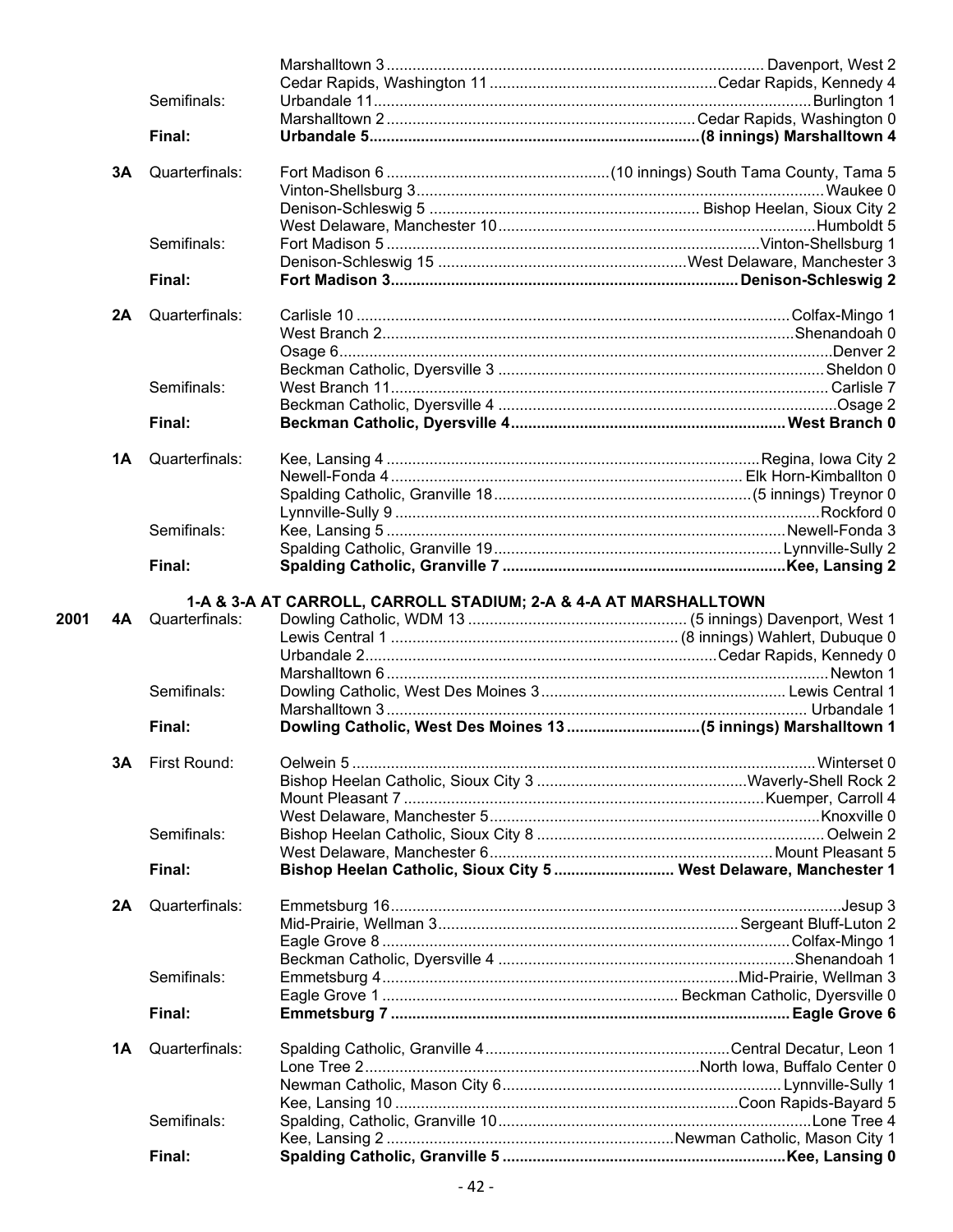| Year | Class | Round | Winner | Loser |
|---|---|---|---|---|
| | | | Marshalltown 3 | Davenport, West 2 |
| | | | Cedar Rapids, Washington 11 | Cedar Rapids, Kennedy 4 |
| | | Semifinals: | Urbandale 11 | Burlington 1 |
| | | | Marshalltown 2 | Cedar Rapids, Washington 0 |
| | | **Final:** | **Urbandale 5** | **(8 innings) Marshalltown 4** |
| | **3A** | Quarterfinals: | Fort Madison 6 | (10 innings) South Tama County, Tama 5 |
| | | | Vinton-Shellsburg 3 | Waukee 0 |
| | | | Denison-Schleswig 5 | Bishop Heelan, Sioux City 2 |
| | | | West Delaware, Manchester 10 | Humboldt 5 |
| | | Semifinals: | Fort Madison 5 | Vinton-Shellsburg 1 |
| | | | Denison-Schleswig 15 | West Delaware, Manchester 3 |
| | | **Final:** | **Fort Madison 3** | **Denison-Schleswig 2** |
| | **2A** | Quarterfinals: | Carlisle 10 | Colfax-Mingo 1 |
| | | | West Branch 2 | Shenandoah 0 |
| | | | Osage 6 | Denver 2 |
| | | | Beckman Catholic, Dyersville 3 | Sheldon 0 |
| | | Semifinals: | West Branch 11 | Carlisle 7 |
| | | | Beckman Catholic, Dyersville 4 | Osage 2 |
| | | **Final:** | **Beckman Catholic, Dyersville 4** | **West Branch 0** |
| | **1A** | Quarterfinals: | Kee, Lansing 4 | Regina, Iowa City 2 |
| | | | Newell-Fonda 4 | Elk Horn-Kimballton 0 |
| | | | Spalding Catholic, Granville 18 | (5 innings) Treynor 0 |
| | | | Lynnville-Sully 9 | Rockford 0 |
| | | Semifinals: | Kee, Lansing 5 | Newell-Fonda 3 |
| | | | Spalding Catholic, Granville 19 | Lynnville-Sully 2 |
| | | **Final:** | **Spalding Catholic, Granville 7** | **Kee, Lansing 2** |

**1-A & 3-A AT CARROLL, CARROLL STADIUM; 2-A & 4-A AT MARSHALLTOWN**

| Year | Class | Round | Winner | Loser |
|---|---|---|---|---|
| **2001** | **4A** | Quarterfinals: | Dowling Catholic, WDM 13 | (5 innings) Davenport, West 1 |
| | | | Lewis Central 1 | (8 innings) Wahlert, Dubuque 0 |
| | | | Urbandale 2 | Cedar Rapids, Kennedy 0 |
| | | | Marshalltown 6 | Newton 1 |
| | | Semifinals: | Dowling Catholic, West Des Moines 3 | Lewis Central 1 |
| | | | Marshalltown 3 | Urbandale 1 |
| | | **Final:** | **Dowling Catholic, West Des Moines 13** | **(5 innings) Marshalltown 1** |
| | **3A** | First Round: | Oelwein 5 | Winterset 0 |
| | | | Bishop Heelan Catholic, Sioux City 3 | Waverly-Shell Rock 2 |
| | | | Mount Pleasant 7 | Kuemper, Carroll 4 |
| | | | West Delaware, Manchester 5 | Knoxville 0 |
| | | Semifinals: | Bishop Heelan Catholic, Sioux City 8 | Oelwein 2 |
| | | | West Delaware, Manchester 6 | Mount Pleasant 5 |
| | | **Final:** | **Bishop Heelan Catholic, Sioux City 5** | **West Delaware, Manchester 1** |
| | **2A** | Quarterfinals: | Emmetsburg 16 | Jesup 3 |
| | | | Mid-Prairie, Wellman 3 | Sergeant Bluff-Luton 2 |
| | | | Eagle Grove 8 | Colfax-Mingo 1 |
| | | | Beckman Catholic, Dyersville 4 | Shenandoah 1 |
| | | Semifinals: | Emmetsburg 4 | Mid-Prairie, Wellman 3 |
| | | | Eagle Grove 1 | Beckman Catholic, Dyersville 0 |
| | | **Final:** | **Emmetsburg 7** | **Eagle Grove 6** |
| | **1A** | Quarterfinals: | Spalding Catholic, Granville 4 | Central Decatur, Leon 1 |
| | | | Lone Tree 2 | North Iowa, Buffalo Center 0 |
| | | | Newman Catholic, Mason City 6 | Lynnville-Sully 1 |
| | | | Kee, Lansing 10 | Coon Rapids-Bayard 5 |
| | | Semifinals: | Spalding, Catholic, Granville 10 | Lone Tree 4 |
| | | | Kee, Lansing 2 | Newman Catholic, Mason City 1 |
| | | **Final:** | **Spalding Catholic, Granville 5** | **Kee, Lansing 0** |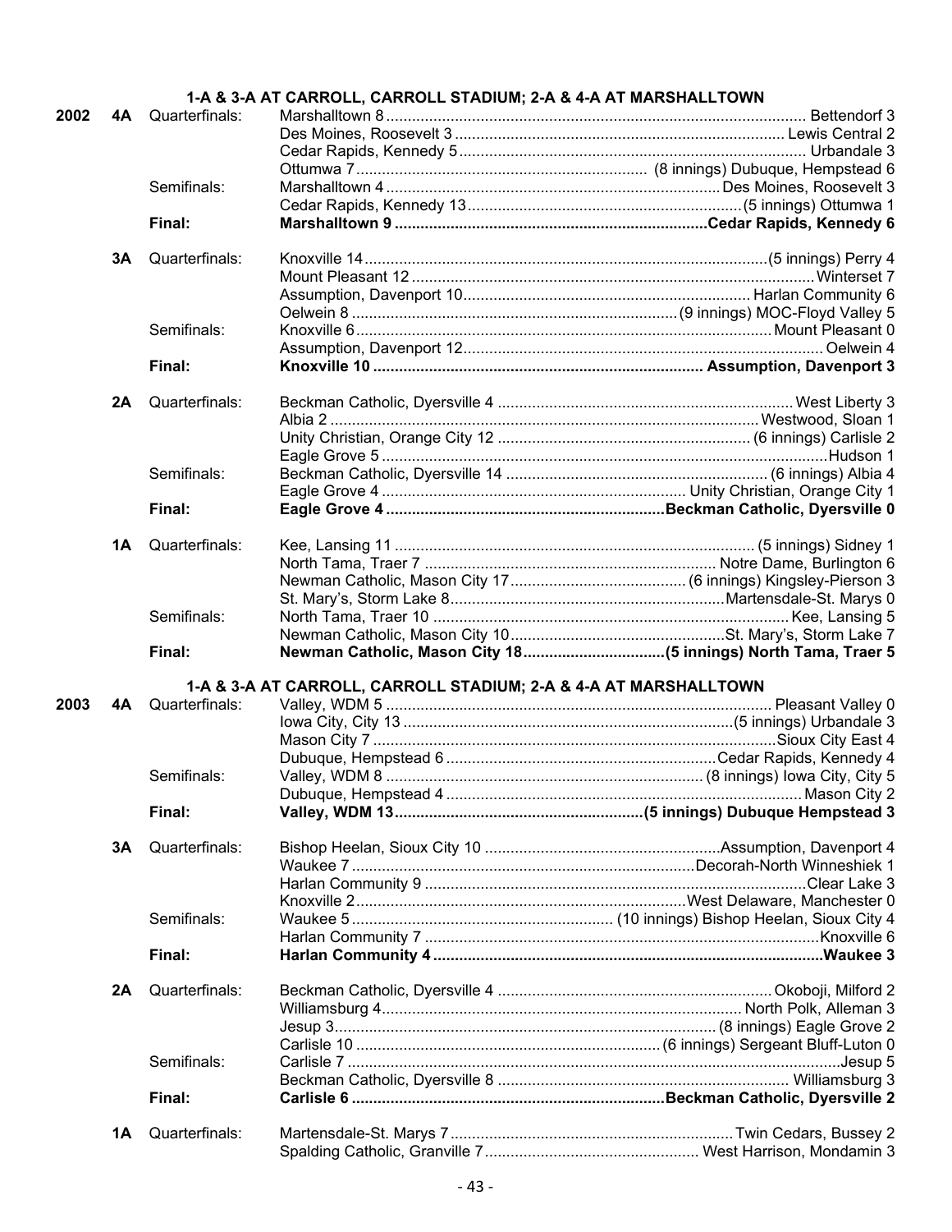**1-A & 3-A AT CARROLL, CARROLL STADIUM; 2-A & 4-A AT MARSHALLTOWN**

| Year | Class | Round | Winner | Loser |
|---|---|---|---|---|
| 2002 | 4A | Quarterfinals: | Marshalltown 8 | Bettendorf 3 |
| | | | Des Moines, Roosevelt 3 | Lewis Central 2 |
| | | | Cedar Rapids, Kennedy 5 | Urbandale 3 |
| | | | Ottumwa 7 | (8 innings) Dubuque, Hempstead 6 |
| | | Semifinals: | Marshalltown 4 | Des Moines, Roosevelt 3 |
| | | | Cedar Rapids, Kennedy 13 | (5 innings) Ottumwa 1 |
| | | **Final:** | **Marshalltown 9** | **Cedar Rapids, Kennedy 6** |
| | 3A | Quarterfinals: | Knoxville 14 | (5 innings) Perry 4 |
| | | | Mount Pleasant 12 | Winterset 7 |
| | | | Assumption, Davenport 10 | Harlan Community 6 |
| | | | Oelwein 8 | (9 innings) MOC-Floyd Valley 5 |
| | | Semifinals: | Knoxville 6 | Mount Pleasant 0 |
| | | | Assumption, Davenport 12 | Oelwein 4 |
| | | **Final:** | **Knoxville 10** | **Assumption, Davenport 3** |
| | 2A | Quarterfinals: | Beckman Catholic, Dyersville 4 | West Liberty 3 |
| | | | Albia 2 | Westwood, Sloan 1 |
| | | | Unity Christian, Orange City 12 | (6 innings) Carlisle 2 |
| | | | Eagle Grove 5 | Hudson 1 |
| | | Semifinals: | Beckman Catholic, Dyersville 14 | (6 innings) Albia 4 |
| | | | Eagle Grove 4 | Unity Christian, Orange City 1 |
| | | **Final:** | **Eagle Grove 4** | **Beckman Catholic, Dyersville 0** |
| | 1A | Quarterfinals: | Kee, Lansing 11 | (5 innings) Sidney 1 |
| | | | North Tama, Traer 7 | Notre Dame, Burlington 6 |
| | | | Newman Catholic, Mason City 17 | (6 innings) Kingsley-Pierson 3 |
| | | | St. Mary's, Storm Lake 8 | Martensdale-St. Marys 0 |
| | | Semifinals: | North Tama, Traer 10 | Kee, Lansing 5 |
| | | | Newman Catholic, Mason City 10 | St. Mary's, Storm Lake 7 |
| | | **Final:** | **Newman Catholic, Mason City 18** | **(5 innings) North Tama, Traer 5** |

**1-A & 3-A AT CARROLL, CARROLL STADIUM; 2-A & 4-A AT MARSHALLTOWN**

| Year | Class | Round | Winner | Loser |
|---|---|---|---|---|
| 2003 | 4A | Quarterfinals: | Valley, WDM 5 | Pleasant Valley 0 |
| | | | Iowa City, City 13 | (5 innings) Urbandale 3 |
| | | | Mason City 7 | Sioux City East 4 |
| | | | Dubuque, Hempstead 6 | Cedar Rapids, Kennedy 4 |
| | | Semifinals: | Valley, WDM 8 | (8 innings) Iowa City, City 5 |
| | | | Dubuque, Hempstead 4 | Mason City 2 |
| | | **Final:** | **Valley, WDM 13** | **(5 innings) Dubuque Hempstead 3** |
| | 3A | Quarterfinals: | Bishop Heelan, Sioux City 10 | Assumption, Davenport 4 |
| | | | Waukee 7 | Decorah-North Winneshiek 1 |
| | | | Harlan Community 9 | Clear Lake 3 |
| | | | Knoxville 2 | West Delaware, Manchester 0 |
| | | Semifinals: | Waukee 5 | (10 innings) Bishop Heelan, Sioux City 4 |
| | | | Harlan Community 7 | Knoxville 6 |
| | | **Final:** | **Harlan Community 4** | **Waukee 3** |
| | 2A | Quarterfinals: | Beckman Catholic, Dyersville 4 | Okoboji, Milford 2 |
| | | | Williamsburg 4 | North Polk, Alleman 3 |
| | | | Jesup 3 | (8 innings) Eagle Grove 2 |
| | | | Carlisle 10 | (6 innings) Sergeant Bluff-Luton 0 |
| | | Semifinals: | Carlisle 7 | Jesup 5 |
| | | | Beckman Catholic, Dyersville 8 | Williamsburg 3 |
| | | **Final:** | **Carlisle 6** | **Beckman Catholic, Dyersville 2** |
| | 1A | Quarterfinals: | Martensdale-St. Marys 7 | Twin Cedars, Bussey 2 |
| | | | Spalding Catholic, Granville 7 | West Harrison, Mondamin 3 |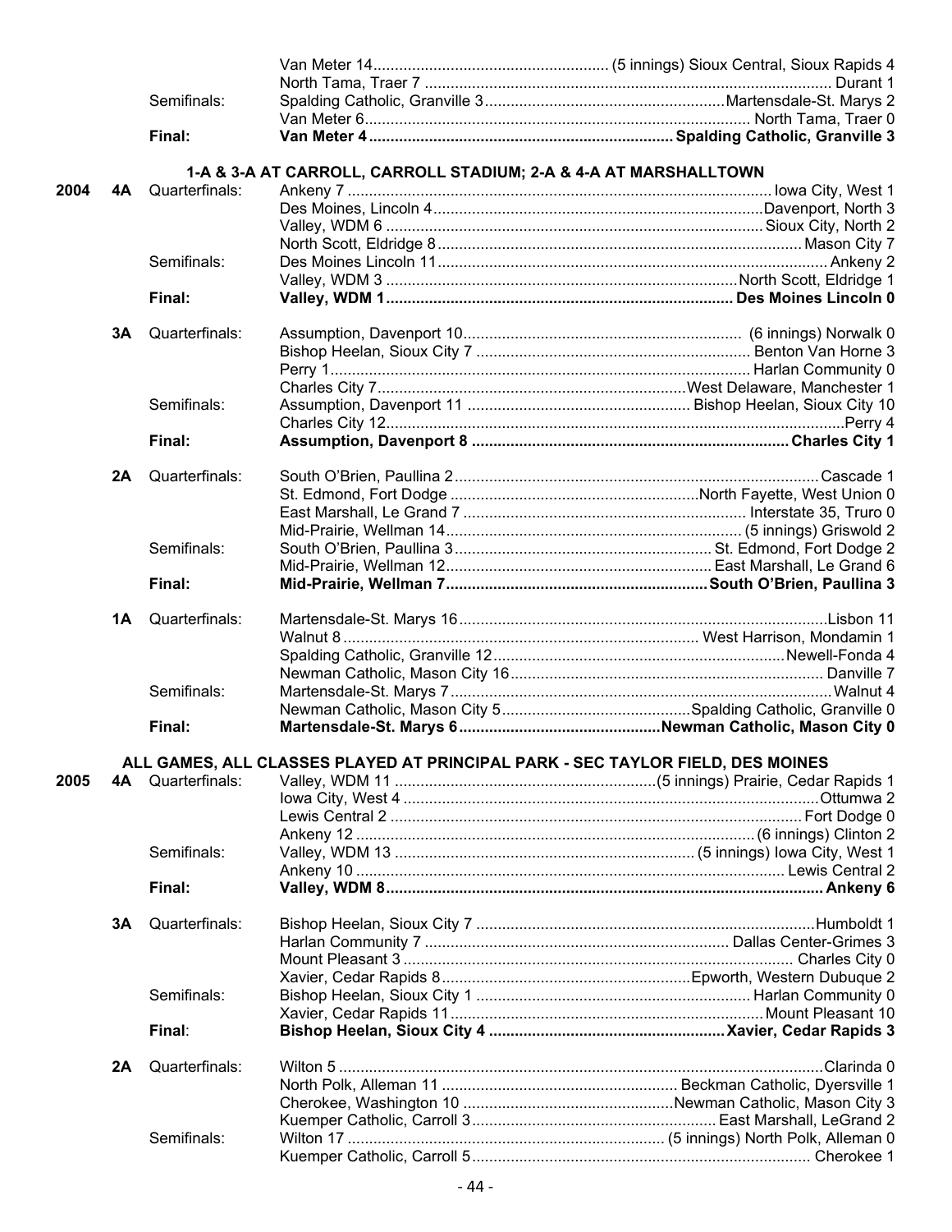| Year | Class | Round | Winner | Loser |
|---|---|---|---|---|
| | | | Van Meter 14 | (5 innings) Sioux Central, Sioux Rapids 4 |
| | | | North Tama, Traer 7 | Durant 1 |
| | | Semifinals: | Spalding Catholic, Granville 3 | Martensdale-St. Marys 2 |
| | | | Van Meter 6 | North Tama, Traer 0 |
| | | **Final:** | **Van Meter 4** | **Spalding Catholic, Granville 3** |

**1-A & 3-A AT CARROLL, CARROLL STADIUM; 2-A & 4-A AT MARSHALLTOWN**

| Year | Class | Round | Winner | Loser |
|---|---|---|---|---|
| **2004** | **4A** | Quarterfinals: | Ankeny 7 | Iowa City, West 1 |
| | | | Des Moines, Lincoln 4 | Davenport, North 3 |
| | | | Valley, WDM 6 | Sioux City, North 2 |
| | | | North Scott, Eldridge 8 | Mason City 7 |
| | | Semifinals: | Des Moines Lincoln 11 | Ankeny 2 |
| | | | Valley, WDM 3 | North Scott, Eldridge 1 |
| | | **Final:** | **Valley, WDM 1** | **Des Moines Lincoln 0** |
| | **3A** | Quarterfinals: | Assumption, Davenport 10 | (6 innings) Norwalk 0 |
| | | | Bishop Heelan, Sioux City 7 | Benton Van Horne 3 |
| | | | Perry 1 | Harlan Community 0 |
| | | | Charles City 7 | West Delaware, Manchester 1 |
| | | Semifinals: | Assumption, Davenport 11 | Bishop Heelan, Sioux City 10 |
| | | | Charles City 12 | Perry 4 |
| | | **Final:** | **Assumption, Davenport 8** | **Charles City 1** |
| | **2A** | Quarterfinals: | South O'Brien, Paullina 2 | Cascade 1 |
| | | | St. Edmond, Fort Dodge | North Fayette, West Union 0 |
| | | | East Marshall, Le Grand 7 | Interstate 35, Truro 0 |
| | | | Mid-Prairie, Wellman 14 | (5 innings) Griswold 2 |
| | | Semifinals: | South O'Brien, Paullina 3 | St. Edmond, Fort Dodge 2 |
| | | | Mid-Prairie, Wellman 12 | East Marshall, Le Grand 6 |
| | | **Final:** | **Mid-Prairie, Wellman 7** | **South O'Brien, Paullina 3** |
| | **1A** | Quarterfinals: | Martensdale-St. Marys 16 | Lisbon 11 |
| | | | Walnut 8 | West Harrison, Mondamin 1 |
| | | | Spalding Catholic, Granville 12 | Newell-Fonda 4 |
| | | | Newman Catholic, Mason City 16 | Danville 7 |
| | | Semifinals: | Martensdale-St. Marys 7 | Walnut 4 |
| | | | Newman Catholic, Mason City 5 | Spalding Catholic, Granville 0 |
| | | **Final:** | **Martensdale-St. Marys 6** | **Newman Catholic, Mason City 0** |

**ALL GAMES, ALL CLASSES PLAYED AT PRINCIPAL PARK - SEC TAYLOR FIELD, DES MOINES**

| Year | Class | Round | Winner | Loser |
|---|---|---|---|---|
| **2005** | **4A** | Quarterfinals: | Valley, WDM 11 | (5 innings) Prairie, Cedar Rapids 1 |
| | | | Iowa City, West 4 | Ottumwa 2 |
| | | | Lewis Central 2 | Fort Dodge 0 |
| | | | Ankeny 12 | (6 innings) Clinton 2 |
| | | Semifinals: | Valley, WDM 13 | (5 innings) Iowa City, West 1 |
| | | | Ankeny 10 | Lewis Central 2 |
| | | **Final:** | **Valley, WDM 8** | **Ankeny 6** |
| | **3A** | Quarterfinals: | Bishop Heelan, Sioux City 7 | Humboldt 1 |
| | | | Harlan Community 7 | Dallas Center-Grimes 3 |
| | | | Mount Pleasant 3 | Charles City 0 |
| | | | Xavier, Cedar Rapids 8 | Epworth, Western Dubuque 2 |
| | | Semifinals: | Bishop Heelan, Sioux City 1 | Harlan Community 0 |
| | | | Xavier, Cedar Rapids 11 | Mount Pleasant 10 |
| | | **Final:** | **Bishop Heelan, Sioux City 4** | **Xavier, Cedar Rapids 3** |
| | **2A** | Quarterfinals: | Wilton 5 | Clarinda 0 |
| | | | North Polk, Alleman 11 | Beckman Catholic, Dyersville 1 |
| | | | Cherokee, Washington 10 | Newman Catholic, Mason City 3 |
| | | | Kuemper Catholic, Carroll 3 | East Marshall, LeGrand 2 |
| | | Semifinals: | Wilton 17 | (5 innings) North Polk, Alleman 0 |
| | | | Kuemper Catholic, Carroll 5 | Cherokee 1 |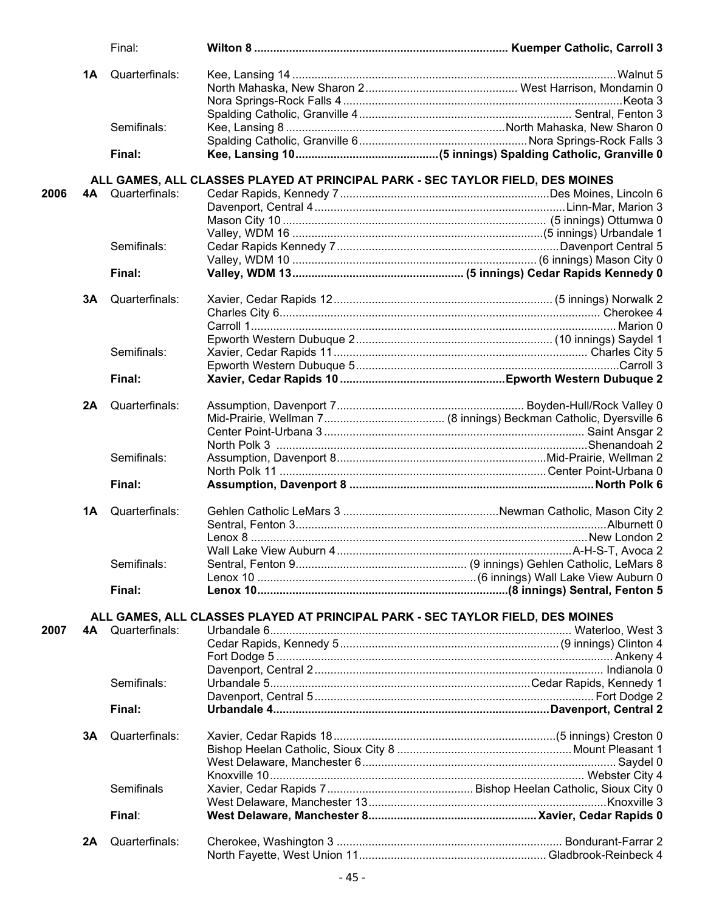| Year | Class | Round | Winner | Opponent |
|---|---|---|---|---|
| | | Final: | **Wilton 8** | **Kuemper Catholic, Carroll 3** |
| | 1A | Quarterfinals: | Kee, Lansing 14 | Walnut 5 |
| | | | North Mahaska, New Sharon 2 | West Harrison, Mondamin 0 |
| | | | Nora Springs-Rock Falls 4 | Keota 3 |
| | | | Spalding Catholic, Granville 4 | Sentral, Fenton 3 |
| | | Semifinals: | Kee, Lansing 8 | North Mahaska, New Sharon 0 |
| | | | Spalding Catholic, Granville 6 | Nora Springs-Rock Falls 3 |
| | | **Final:** | **Kee, Lansing 10** | **(5 innings) Spalding Catholic, Granville 0** |

**ALL GAMES, ALL CLASSES PLAYED AT PRINCIPAL PARK - SEC TAYLOR FIELD, DES MOINES**

| Year | Class | Round | Winner | Opponent |
|---|---|---|---|---|
| 2006 | 4A | Quarterfinals: | Cedar Rapids, Kennedy 7 | Des Moines, Lincoln 6 |
| | | | Davenport, Central 4 | Linn-Mar, Marion 3 |
| | | | Mason City 10 | (5 innings) Ottumwa 0 |
| | | | Valley, WDM 16 | (5 innings) Urbandale 1 |
| | | Semifinals: | Cedar Rapids Kennedy 7 | Davenport Central 5 |
| | | | Valley, WDM 10 | (6 innings) Mason City 0 |
| | | **Final:** | **Valley, WDM 13** | **(5 innings) Cedar Rapids Kennedy 0** |
| | 3A | Quarterfinals: | Xavier, Cedar Rapids 12 | (5 innings) Norwalk 2 |
| | | | Charles City 6 | Cherokee 4 |
| | | | Carroll 1 | Marion 0 |
| | | | Epworth Western Dubuque 2 | (10 innings) Saydel 1 |
| | | Semifinals: | Xavier, Cedar Rapids 11 | Charles City 5 |
| | | | Epworth Western Dubuque 5 | Carroll 3 |
| | | **Final:** | **Xavier, Cedar Rapids 10** | **Epworth Western Dubuque 2** |
| | 2A | Quarterfinals: | Assumption, Davenport 7 | Boyden-Hull/Rock Valley 0 |
| | | | Mid-Prairie, Wellman 7 | (8 innings) Beckman Catholic, Dyersville 6 |
| | | | Center Point-Urbana 3 | Saint Ansgar 2 |
| | | | North Polk 3 | Shenandoah 2 |
| | | Semifinals: | Assumption, Davenport 8 | Mid-Prairie, Wellman 2 |
| | | | North Polk 11 | Center Point-Urbana 0 |
| | | **Final:** | **Assumption, Davenport 8** | **North Polk 6** |
| | 1A | Quarterfinals: | Gehlen Catholic LeMars 3 | Newman Catholic, Mason City 2 |
| | | | Sentral, Fenton 3 | Alburnett 0 |
| | | | Lenox 8 | New London 2 |
| | | | Wall Lake View Auburn 4 | A-H-S-T, Avoca 2 |
| | | Semifinals: | Sentral, Fenton 9 | (9 innings) Gehlen Catholic, LeMars 8 |
| | | | Lenox 10 | (6 innings) Wall Lake View Auburn 0 |
| | | **Final:** | **Lenox 10** | **(8 innings) Sentral, Fenton 5** |

**ALL GAMES, ALL CLASSES PLAYED AT PRINCIPAL PARK - SEC TAYLOR FIELD, DES MOINES**

| Year | Class | Round | Winner | Opponent |
|---|---|---|---|---|
| 2007 | 4A | Quarterfinals: | Urbandale 6 | Waterloo, West 3 |
| | | | Cedar Rapids, Kennedy 5 | (9 innings) Clinton 4 |
| | | | Fort Dodge 5 | Ankeny 4 |
| | | | Davenport, Central 2 | Indianola 0 |
| | | Semifinals: | Urbandale 5 | Cedar Rapids, Kennedy 1 |
| | | | Davenport, Central 5 | Fort Dodge 2 |
| | | **Final:** | **Urbandale 4** | **Davenport, Central 2** |
| | 3A | Quarterfinals: | Xavier, Cedar Rapids 18 | (5 innings) Creston 0 |
| | | | Bishop Heelan Catholic, Sioux City 8 | Mount Pleasant 1 |
| | | | West Delaware, Manchester 6 | Saydel 0 |
| | | | Knoxville 10 | Webster City 4 |
| | | Semifinals | Xavier, Cedar Rapids 7 | Bishop Heelan Catholic, Sioux City 0 |
| | | | West Delaware, Manchester 13 | Knoxville 3 |
| | | **Final:** | **West Delaware, Manchester 8** | **Xavier, Cedar Rapids 0** |
| | 2A | Quarterfinals: | Cherokee, Washington 3 | Bondurant-Farrar 2 |
| | | | North Fayette, West Union 11 | Gladbrook-Reinbeck 4 |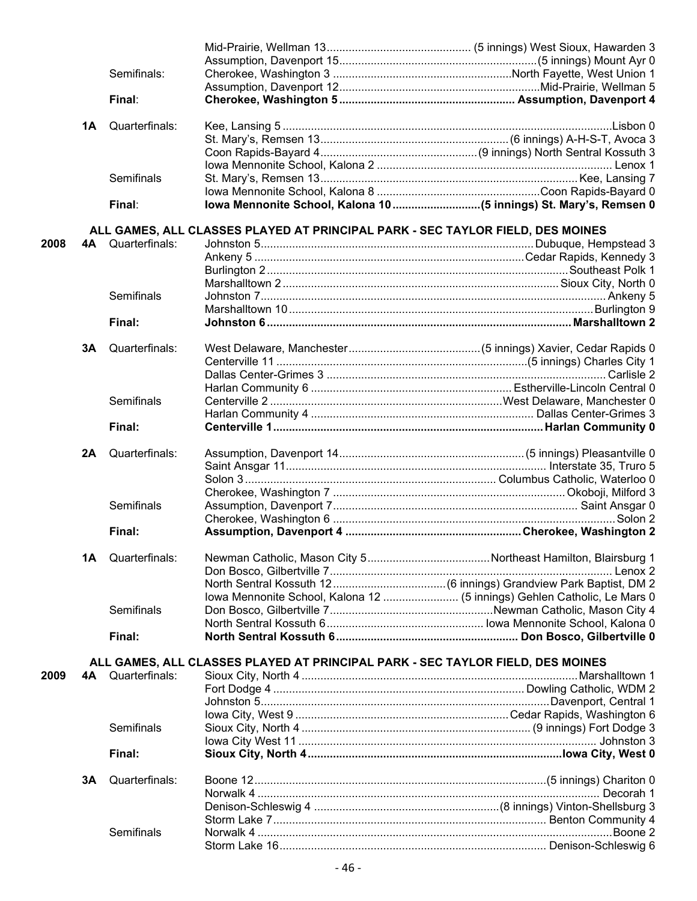| Year | Class | Round | Winner | Opponent |
|---|---|---|---|---|
| | | | Mid-Prairie, Wellman 13 | (5 innings) West Sioux, Hawarden 3 |
| | | | Assumption, Davenport 15 | (5 innings) Mount Ayr 0 |
| | | Semifinals: | Cherokee, Washington 3 | North Fayette, West Union 1 |
| | | | Assumption, Davenport 12 | Mid-Prairie, Wellman 5 |
| | | **Final**: | **Cherokee, Washington 5** | **Assumption, Davenport 4** |
| | **1A** | Quarterfinals: | Kee, Lansing 5 | Lisbon 0 |
| | | | St. Mary's, Remsen 13 | (6 innings) A-H-S-T, Avoca 3 |
| | | | Coon Rapids-Bayard 4 | (9 innings) North Sentral Kossuth 3 |
| | | | Iowa Mennonite School, Kalona 2 | Lenox 1 |
| | | Semifinals | St. Mary's, Remsen 13 | Kee, Lansing 7 |
| | | | Iowa Mennonite School, Kalona 8 | Coon Rapids-Bayard 0 |
| | | **Final**: | **Iowa Mennonite School, Kalona 10** | **(5 innings) St. Mary's, Remsen 0** |

**ALL GAMES, ALL CLASSES PLAYED AT PRINCIPAL PARK - SEC TAYLOR FIELD, DES MOINES**

| Year | Class | Round | Winner | Opponent |
|---|---|---|---|---|
| **2008** | **4A** | Quarterfinals: | Johnston 5 | Dubuque, Hempstead 3 |
| | | | Ankeny 5 | Cedar Rapids, Kennedy 3 |
| | | | Burlington 2 | Southeast Polk 1 |
| | | | Marshalltown 2 | Sioux City, North 0 |
| | | Semifinals | Johnston 7 | Ankeny 5 |
| | | | Marshalltown 10 | Burlington 9 |
| | | **Final:** | **Johnston 6** | **Marshalltown 2** |
| | **3A** | Quarterfinals: | West Delaware, Manchester | (5 innings) Xavier, Cedar Rapids 0 |
| | | | Centerville 11 | (5 innings) Charles City 1 |
| | | | Dallas Center-Grimes 3 | Carlisle 2 |
| | | | Harlan Community 6 | Estherville-Lincoln Central 0 |
| | | Semifinals | Centerville 2 | West Delaware, Manchester 0 |
| | | | Harlan Community 4 | Dallas Center-Grimes 3 |
| | | **Final:** | **Centerville 1** | **Harlan Community 0** |
| | **2A** | Quarterfinals: | Assumption, Davenport 14 | (5 innings) Pleasantville 0 |
| | | | Saint Ansgar 11 | Interstate 35, Truro 5 |
| | | | Solon 3 | Columbus Catholic, Waterloo 0 |
| | | | Cherokee, Washington 7 | Okoboji, Milford 3 |
| | | Semifinals | Assumption, Davenport 7 | Saint Ansgar 0 |
| | | | Cherokee, Washington 6 | Solon 2 |
| | | **Final:** | **Assumption, Davenport 4** | **Cherokee, Washington 2** |
| | **1A** | Quarterfinals: | Newman Catholic, Mason City 5 | Northeast Hamilton, Blairsburg 1 |
| | | | Don Bosco, Gilbertville 7 | Lenox 2 |
| | | | North Sentral Kossuth 12 | (6 innings) Grandview Park Baptist, DM 2 |
| | | | Iowa Mennonite School, Kalona 12 | (5 innings) Gehlen Catholic, Le Mars 0 |
| | | Semifinals | Don Bosco, Gilbertville 7 | Newman Catholic, Mason City 4 |
| | | | North Sentral Kossuth 6 | Iowa Mennonite School, Kalona 0 |
| | | **Final:** | **North Sentral Kossuth 6** | **Don Bosco, Gilbertville 0** |

**ALL GAMES, ALL CLASSES PLAYED AT PRINCIPAL PARK - SEC TAYLOR FIELD, DES MOINES**

| Year | Class | Round | Winner | Opponent |
|---|---|---|---|---|
| **2009** | **4A** | Quarterfinals: | Sioux City, North 4 | Marshalltown 1 |
| | | | Fort Dodge 4 | Dowling Catholic, WDM 2 |
| | | | Johnston 5 | Davenport, Central 1 |
| | | | Iowa City, West 9 | Cedar Rapids, Washington 6 |
| | | Semifinals | Sioux City, North 4 | (9 innings) Fort Dodge 3 |
| | | | Iowa City West 11 | Johnston 3 |
| | | **Final:** | **Sioux City, North 4** | **Iowa City, West 0** |
| | **3A** | Quarterfinals: | Boone 12 | (5 innings) Chariton 0 |
| | | | Norwalk 4 | Decorah 1 |
| | | | Denison-Schleswig 4 | (8 innings) Vinton-Shellsburg 3 |
| | | | Storm Lake 7 | Benton Community 4 |
| | | Semifinals | Norwalk 4 | Boone 2 |
| | | | Storm Lake 16 | Denison-Schleswig 6 |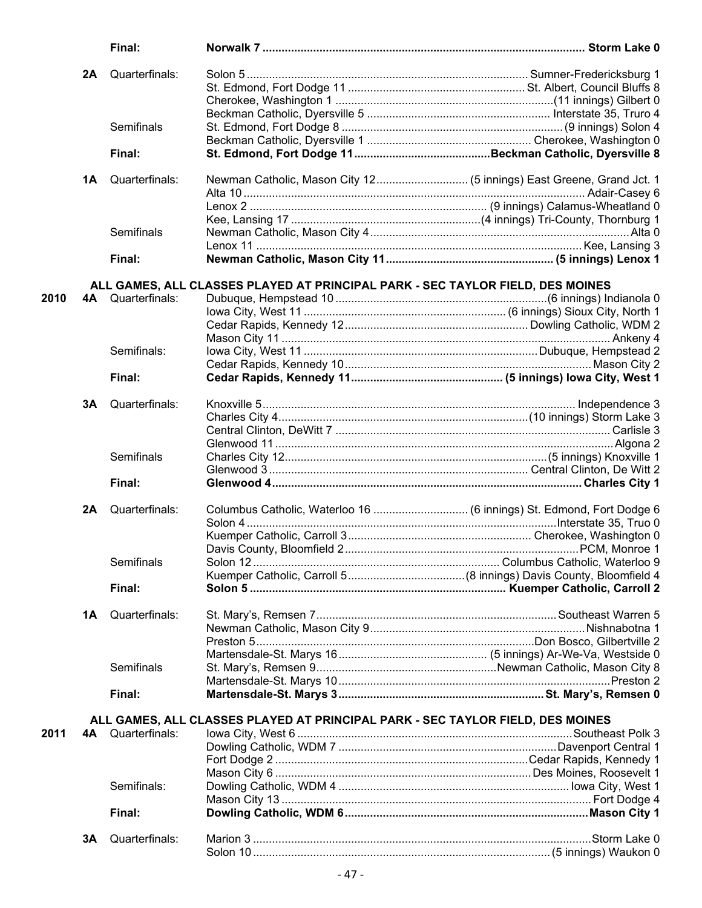| | | | | |
|---|---|---|---|---|
| | | Final: | **Norwalk 7** | **Storm Lake 0** |
| | 2A | Quarterfinals: | Solon 5 | Sumner-Fredericksburg 1 |
| | | | St. Edmond, Fort Dodge 11 | St. Albert, Council Bluffs 8 |
| | | | Cherokee, Washington 1 | (11 innings) Gilbert 0 |
| | | | Beckman Catholic, Dyersville 5 | Interstate 35, Truro 4 |
| | | Semifinals | St. Edmond, Fort Dodge 8 | (9 innings) Solon 4 |
| | | | Beckman Catholic, Dyersville 1 | Cherokee, Washington 0 |
| | | Final: | **St. Edmond, Fort Dodge 11** | **Beckman Catholic, Dyersville 8** |
| | 1A | Quarterfinals: | Newman Catholic, Mason City 12 | (5 innings) East Greene, Grand Jct. 1 |
| | | | Alta 10 | Adair-Casey 6 |
| | | | Lenox 2 | (9 innings) Calamus-Wheatland 0 |
| | | | Kee, Lansing 17 | (4 innings) Tri-County, Thornburg 1 |
| | | Semifinals | Newman Catholic, Mason City 4 | Alta 0 |
| | | | Lenox 11 | Kee, Lansing 3 |
| | | Final: | **Newman Catholic, Mason City 11** | **(5 innings) Lenox 1** |

**ALL GAMES, ALL CLASSES PLAYED AT PRINCIPAL PARK - SEC TAYLOR FIELD, DES MOINES**

| | | | | |
|---|---|---|---|---|
| **2010** | **4A** | Quarterfinals: | Dubuque, Hempstead 10 | (6 innings) Indianola 0 |
| | | | Iowa City, West 11 | (6 innings) Sioux City, North 1 |
| | | | Cedar Rapids, Kennedy 12 | Dowling Catholic, WDM 2 |
| | | | Mason City 11 | Ankeny 4 |
| | | Semifinals: | Iowa City, West 11 | Dubuque, Hempstead 2 |
| | | | Cedar Rapids, Kennedy 10 | Mason City 2 |
| | | Final: | **Cedar Rapids, Kennedy 11** | **(5 innings) Iowa City, West 1** |
| | 3A | Quarterfinals: | Knoxville 5 | Independence 3 |
| | | | Charles City 4 | (10 innings) Storm Lake 3 |
| | | | Central Clinton, DeWitt 7 | Carlisle 3 |
| | | | Glenwood 11 | Algona 2 |
| | | Semifinals | Charles City 12 | (5 innings) Knoxville 1 |
| | | | Glenwood 3 | Central Clinton, De Witt 2 |
| | | Final: | **Glenwood 4** | **Charles City 1** |
| | 2A | Quarterfinals: | Columbus Catholic, Waterloo 16 | (6 innings) St. Edmond, Fort Dodge 6 |
| | | | Solon 4 | Interstate 35, Truo 0 |
| | | | Kuemper Catholic, Carroll 3 | Cherokee, Washington 0 |
| | | | Davis County, Bloomfield 2 | PCM, Monroe 1 |
| | | Semifinals | Solon 12 | Columbus Catholic, Waterloo 9 |
| | | | Kuemper Catholic, Carroll 5 | (8 innings) Davis County, Bloomfield 4 |
| | | Final: | **Solon 5** | **Kuemper Catholic, Carroll 2** |
| | 1A | Quarterfinals: | St. Mary's, Remsen 7 | Southeast Warren 5 |
| | | | Newman Catholic, Mason City 9 | Nishnabotna 1 |
| | | | Preston 5 | Don Bosco, Gilbertville 2 |
| | | | Martensdale-St. Marys 16 | (5 innings) Ar-We-Va, Westside 0 |
| | | Semifinals | St. Mary's, Remsen 9 | Newman Catholic, Mason City 8 |
| | | | Martensdale-St. Marys 10 | Preston 2 |
| | | Final: | **Martensdale-St. Marys 3** | **St. Mary's, Remsen 0** |

**ALL GAMES, ALL CLASSES PLAYED AT PRINCIPAL PARK - SEC TAYLOR FIELD, DES MOINES**

| | | | | |
|---|---|---|---|---|
| **2011** | **4A** | Quarterfinals: | Iowa City, West 6 | Southeast Polk 3 |
| | | | Dowling Catholic, WDM 7 | Davenport Central 1 |
| | | | Fort Dodge 2 | Cedar Rapids, Kennedy 1 |
| | | | Mason City 6 | Des Moines, Roosevelt 1 |
| | | Semifinals: | Dowling Catholic, WDM 4 | Iowa City, West 1 |
| | | | Mason City 13 | Fort Dodge 4 |
| | | Final: | **Dowling Catholic, WDM 6** | **Mason City 1** |
| | 3A | Quarterfinals: | Marion 3 | Storm Lake 0 |
| | | | Solon 10 | (5 innings) Waukon 0 |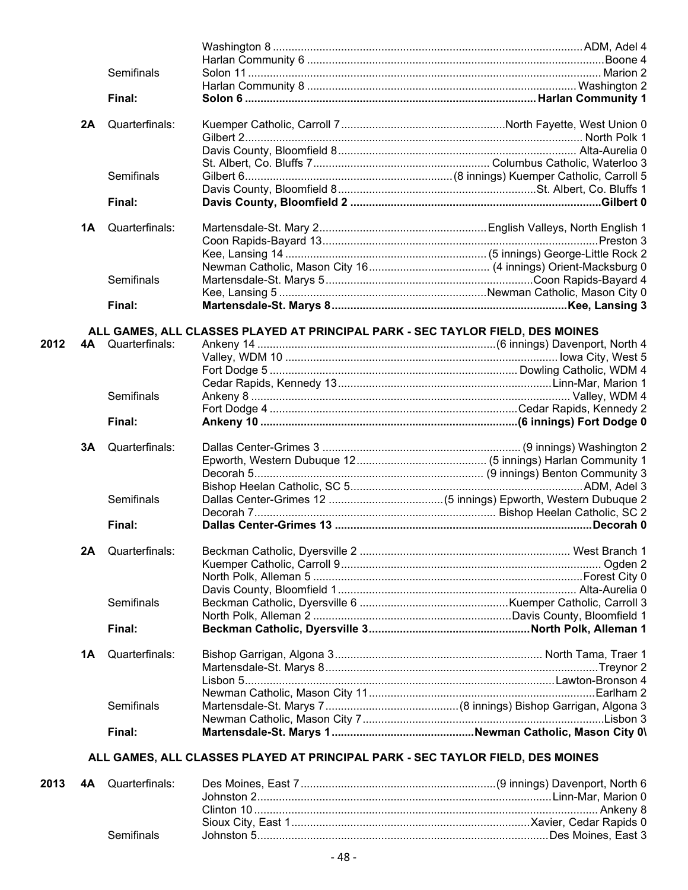| Year | Class | Round | Winner | Loser |
|---|---|---|---|---|
| | | | Washington 8 | ADM, Adel 4 |
| | | | Harlan Community 6 | Boone 4 |
| | | Semifinals | Solon 11 | Marion 2 |
| | | | Harlan Community 8 | Washington 2 |
| | | **Final:** | **Solon 6** | **Harlan Community 1** |
| | **2A** | Quarterfinals: | Kuemper Catholic, Carroll 7 | North Fayette, West Union 0 |
| | | | Gilbert 2 | North Polk 1 |
| | | | Davis County, Bloomfield 8 | Alta-Aurelia 0 |
| | | | St. Albert, Co. Bluffs 7 | Columbus Catholic, Waterloo 3 |
| | | Semifinals | Gilbert 6 | (8 innings) Kuemper Catholic, Carroll 5 |
| | | | Davis County, Bloomfield 8 | St. Albert, Co. Bluffs 1 |
| | | **Final:** | **Davis County, Bloomfield 2** | **Gilbert 0** |
| | **1A** | Quarterfinals: | Martensdale-St. Mary 2 | English Valleys, North English 1 |
| | | | Coon Rapids-Bayard 13 | Preston 3 |
| | | | Kee, Lansing 14 | (5 innings) George-Little Rock 2 |
| | | | Newman Catholic, Mason City 16 | (4 innings) Orient-Macksburg 0 |
| | | Semifinals | Martensdale-St. Marys 5 | Coon Rapids-Bayard 4 |
| | | | Kee, Lansing 5 | Newman Catholic, Mason City 0 |
| | | **Final:** | **Martensdale-St. Marys 8** | **Kee, Lansing 3** |

**ALL GAMES, ALL CLASSES PLAYED AT PRINCIPAL PARK - SEC TAYLOR FIELD, DES MOINES**

| Year | Class | Round | Winner | Loser |
|---|---|---|---|---|
| **2012** | **4A** | Quarterfinals: | Ankeny 14 | (6 innings) Davenport, North 4 |
| | | | Valley, WDM 10 | Iowa City, West 5 |
| | | | Fort Dodge 5 | Dowling Catholic, WDM 4 |
| | | | Cedar Rapids, Kennedy 13 | Linn-Mar, Marion 1 |
| | | Semifinals | Ankeny 8 | Valley, WDM 4 |
| | | | Fort Dodge 4 | Cedar Rapids, Kennedy 2 |
| | | **Final:** | **Ankeny 10** | **(6 innings) Fort Dodge 0** |
| | **3A** | Quarterfinals: | Dallas Center-Grimes 3 | (9 innings) Washington 2 |
| | | | Epworth, Western Dubuque 12 | (5 innings) Harlan Community 1 |
| | | | Decorah 5 | (9 innings) Benton Community 3 |
| | | | Bishop Heelan Catholic, SC 5 | ADM, Adel 3 |
| | | Semifinals | Dallas Center-Grimes 12 | (5 innings) Epworth, Western Dubuque 2 |
| | | | Decorah 7 | Bishop Heelan Catholic, SC 2 |
| | | **Final:** | **Dallas Center-Grimes 13** | **Decorah 0** |
| | **2A** | Quarterfinals: | Beckman Catholic, Dyersville 2 | West Branch 1 |
| | | | Kuemper Catholic, Carroll 9 | Ogden 2 |
| | | | North Polk, Alleman 5 | Forest City 0 |
| | | | Davis County, Bloomfield 1 | Alta-Aurelia 0 |
| | | Semifinals | Beckman Catholic, Dyersville 6 | Kuemper Catholic, Carroll 3 |
| | | | North Polk, Alleman 2 | Davis County, Bloomfield 1 |
| | | **Final:** | **Beckman Catholic, Dyersville 3** | **North Polk, Alleman 1** |
| | **1A** | Quarterfinals: | Bishop Garrigan, Algona 3 | North Tama, Traer 1 |
| | | | Martensdale-St. Marys 8 | Treynor 2 |
| | | | Lisbon 5 | Lawton-Bronson 4 |
| | | | Newman Catholic, Mason City 11 | Earlham 2 |
| | | Semifinals | Martensdale-St. Marys 7 | (8 innings) Bishop Garrigan, Algona 3 |
| | | | Newman Catholic, Mason City 7 | Lisbon 3 |
| | | **Final:** | **Martensdale-St. Marys 1** | **Newman Catholic, Mason City 0\** |

**ALL GAMES, ALL CLASSES PLAYED AT PRINCIPAL PARK - SEC TAYLOR FIELD, DES MOINES**

| Year | Class | Round | Winner | Loser |
|---|---|---|---|---|
| **2013** | **4A** | Quarterfinals: | Des Moines, East 7 | (9 innings) Davenport, North 6 |
| | | | Johnston 2 | Linn-Mar, Marion 0 |
| | | | Clinton 10 | Ankeny 8 |
| | | | Sioux City, East 1 | Xavier, Cedar Rapids 0 |
| | | Semifinals | Johnston 5 | Des Moines, East 3 |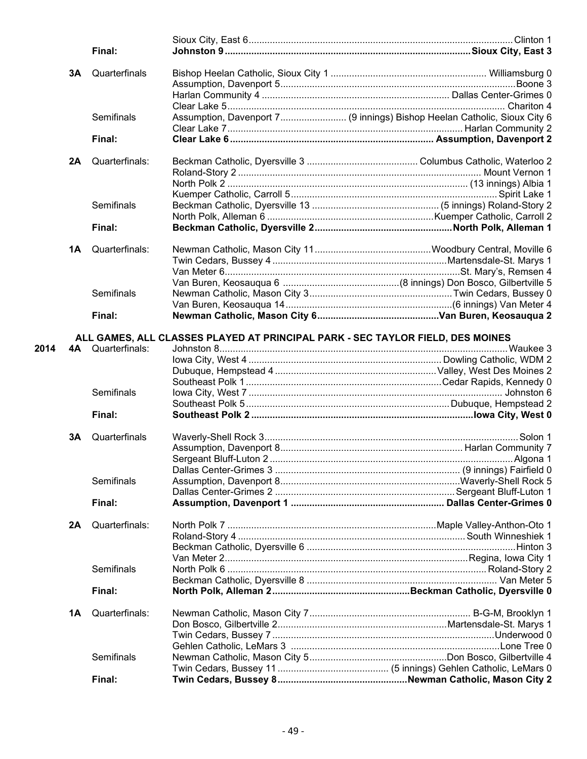| Year | Class | Round | Winner | Loser |
|---|---|---|---|---|
| | | | Sioux City, East 6 | Clinton 1 |
| | | **Final:** | **Johnston 9** | **Sioux City, East 3** |
| | **3A** | Quarterfinals | Bishop Heelan Catholic, Sioux City 1 | Williamsburg 0 |
| | | | Assumption, Davenport 5 | Boone 3 |
| | | | Harlan Community 4 | Dallas Center-Grimes 0 |
| | | | Clear Lake 5 | Chariton 4 |
| | | Semifinals | Assumption, Davenport 7 | (9 innings) Bishop Heelan Catholic, Sioux City 6 |
| | | | Clear Lake 7 | Harlan Community 2 |
| | | **Final:** | **Clear Lake 6** | **Assumption, Davenport 2** |
| | **2A** | Quarterfinals: | Beckman Catholic, Dyersville 3 | Columbus Catholic, Waterloo 2 |
| | | | Roland-Story 2 | Mount Vernon 1 |
| | | | North Polk 2 | (13 innings) Albia 1 |
| | | | Kuemper Catholic, Carroll 5 | Spirit Lake 1 |
| | | Semifinals | Beckman Catholic, Dyersville 13 | (5 innings) Roland-Story 2 |
| | | | North Polk, Alleman 6 | Kuemper Catholic, Carroll 2 |
| | | **Final:** | **Beckman Catholic, Dyersville 2** | **North Polk, Alleman 1** |
| | **1A** | Quarterfinals: | Newman Catholic, Mason City 11 | Woodbury Central, Moville 6 |
| | | | Twin Cedars, Bussey 4 | Martensdale-St. Marys 1 |
| | | | Van Meter 6 | St. Mary's, Remsen 4 |
| | | | Van Buren, Keosauqua 6 | (8 innings) Don Bosco, Gilbertville 5 |
| | | Semifinals | Newman Catholic, Mason City 3 | Twin Cedars, Bussey 0 |
| | | | Van Buren, Keosauqua 14 | (6 innings) Van Meter 4 |
| | | **Final:** | **Newman Catholic, Mason City 6** | **Van Buren, Keosauqua 2** |

**ALL GAMES, ALL CLASSES PLAYED AT PRINCIPAL PARK - SEC TAYLOR FIELD, DES MOINES**

| Year | Class | Round | Winner | Loser |
|---|---|---|---|---|
| **2014** | **4A** | Quarterfinals: | Johnston 8 | Waukee 3 |
| | | | Iowa City, West 4 | Dowling Catholic, WDM 2 |
| | | | Dubuque, Hempstead 4 | Valley, West Des Moines 2 |
| | | | Southeast Polk 1 | Cedar Rapids, Kennedy 0 |
| | | Semifinals | Iowa City, West 7 | Johnston 6 |
| | | | Southeast Polk 5 | Dubuque, Hempstead 2 |
| | | **Final:** | **Southeast Polk 2** | **Iowa City, West 0** |
| | **3A** | Quarterfinals | Waverly-Shell Rock 3 | Solon 1 |
| | | | Assumption, Davenport 8 | Harlan Community 7 |
| | | | Sergeant Bluff-Luton 2 | Algona 1 |
| | | | Dallas Center-Grimes 3 | (9 innings) Fairfield 0 |
| | | Semifinals | Assumption, Davenport 8 | Waverly-Shell Rock 5 |
| | | | Dallas Center-Grimes 2 | Sergeant Bluff-Luton 1 |
| | | **Final:** | **Assumption, Davenport 1** | **Dallas Center-Grimes 0** |
| | **2A** | Quarterfinals: | North Polk 7 | Maple Valley-Anthon-Oto 1 |
| | | | Roland-Story 4 | South Winneshiek 1 |
| | | | Beckman Catholic, Dyersville 6 | Hinton 3 |
| | | | Van Meter 2 | Regina, Iowa City 1 |
| | | Semifinals | North Polk 6 | Roland-Story 2 |
| | | | Beckman Catholic, Dyersville 8 | Van Meter 5 |
| | | **Final:** | **North Polk, Alleman 2** | **Beckman Catholic, Dyersville 0** |
| | **1A** | Quarterfinals: | Newman Catholic, Mason City 7 | B-G-M, Brooklyn 1 |
| | | | Don Bosco, Gilbertville 2 | Martensdale-St. Marys 1 |
| | | | Twin Cedars, Bussey 7 | Underwood 0 |
| | | | Gehlen Catholic, LeMars 3 | Lone Tree 0 |
| | | Semifinals | Newman Catholic, Mason City 5 | Don Bosco, Gilbertville 4 |
| | | | Twin Cedars, Bussey 11 | (5 innings) Gehlen Catholic, LeMars 0 |
| | | **Final:** | **Twin Cedars, Bussey 8** | **Newman Catholic, Mason City 2** |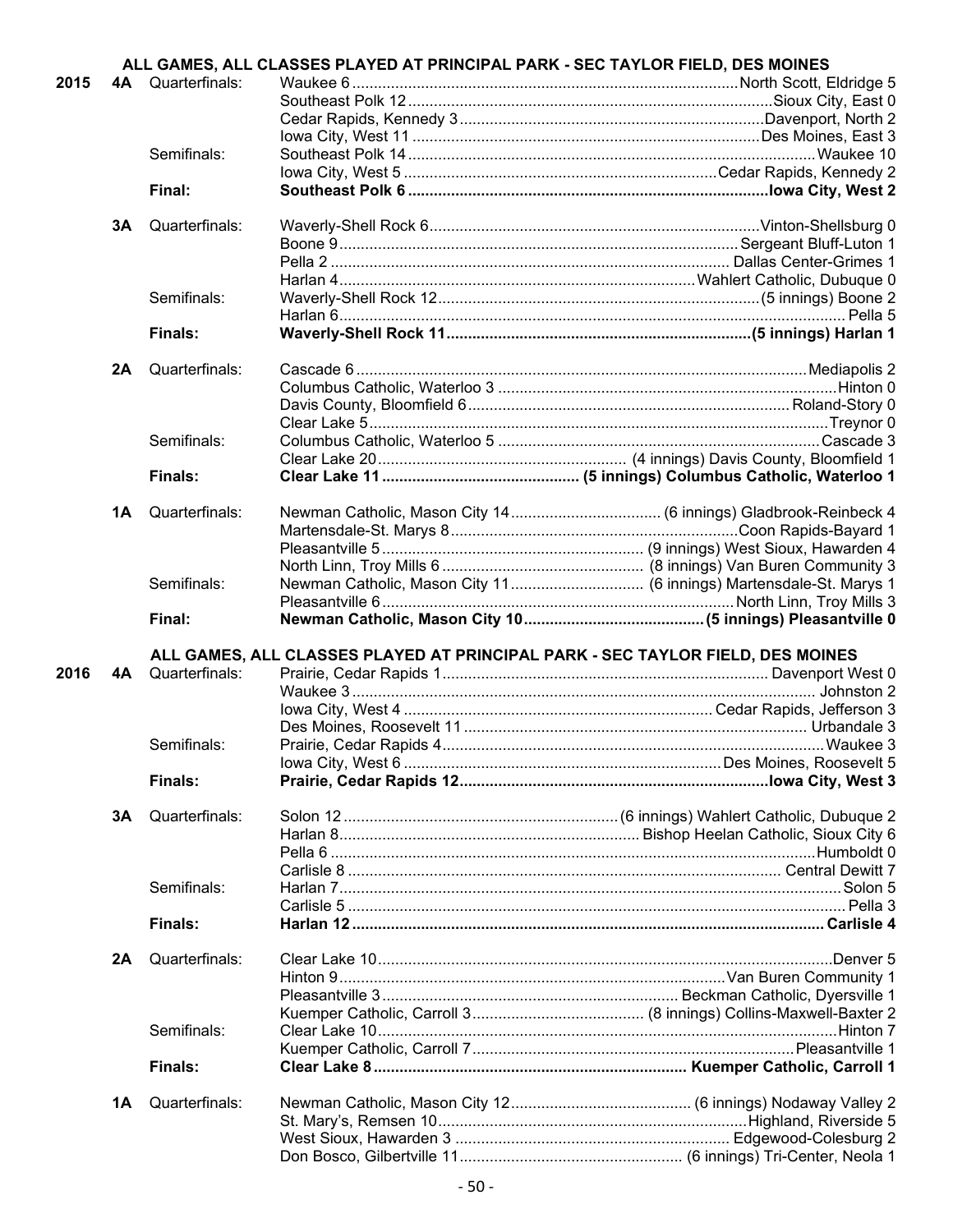**ALL GAMES, ALL CLASSES PLAYED AT PRINCIPAL PARK - SEC TAYLOR FIELD, DES MOINES**

| Year | Class | Round | Winner | Loser |
|---|---|---|---|---|
| 2015 | 4A | Quarterfinals: | Waukee 6 | North Scott, Eldridge 5 |
| | | | Southeast Polk 12 | Sioux City, East 0 |
| | | | Cedar Rapids, Kennedy 3 | Davenport, North 2 |
| | | | Iowa City, West 11 | Des Moines, East 3 |
| | | Semifinals: | Southeast Polk 14 | Waukee 10 |
| | | | Iowa City, West 5 | Cedar Rapids, Kennedy 2 |
| | | **Final:** | **Southeast Polk 6** | **Iowa City, West 2** |
| | 3A | Quarterfinals: | Waverly-Shell Rock 6 | Vinton-Shellsburg 0 |
| | | | Boone 9 | Sergeant Bluff-Luton 1 |
| | | | Pella 2 | Dallas Center-Grimes 1 |
| | | | Harlan 4 | Wahlert Catholic, Dubuque 0 |
| | | Semifinals: | Waverly-Shell Rock 12 | (5 innings) Boone 2 |
| | | | Harlan 6 | Pella 5 |
| | | **Finals:** | **Waverly-Shell Rock 11** | **(5 innings) Harlan 1** |
| | 2A | Quarterfinals: | Cascade 6 | Mediapolis 2 |
| | | | Columbus Catholic, Waterloo 3 | Hinton 0 |
| | | | Davis County, Bloomfield 6 | Roland-Story 0 |
| | | | Clear Lake 5 | Treynor 0 |
| | | Semifinals: | Columbus Catholic, Waterloo 5 | Cascade 3 |
| | | | Clear Lake 20 | (4 innings) Davis County, Bloomfield 1 |
| | | **Finals:** | **Clear Lake 11** | **(5 innings) Columbus Catholic, Waterloo 1** |
| | 1A | Quarterfinals: | Newman Catholic, Mason City 14 | (6 innings) Gladbrook-Reinbeck 4 |
| | | | Martensdale-St. Marys 8 | Coon Rapids-Bayard 1 |
| | | | Pleasantville 5 | (9 innings) West Sioux, Hawarden 4 |
| | | | North Linn, Troy Mills 6 | (8 innings) Van Buren Community 3 |
| | | Semifinals: | Newman Catholic, Mason City 11 | (6 innings) Martensdale-St. Marys 1 |
| | | | Pleasantville 6 | North Linn, Troy Mills 3 |
| | | **Final:** | **Newman Catholic, Mason City 10** | **(5 innings) Pleasantville 0** |

**ALL GAMES, ALL CLASSES PLAYED AT PRINCIPAL PARK - SEC TAYLOR FIELD, DES MOINES**

| Year | Class | Round | Winner | Loser |
|---|---|---|---|---|
| 2016 | 4A | Quarterfinals: | Prairie, Cedar Rapids 1 | Davenport West 0 |
| | | | Waukee 3 | Johnston 2 |
| | | | Iowa City, West 4 | Cedar Rapids, Jefferson 3 |
| | | | Des Moines, Roosevelt 11 | Urbandale 3 |
| | | Semifinals: | Prairie, Cedar Rapids 4 | Waukee 3 |
| | | | Iowa City, West 6 | Des Moines, Roosevelt 5 |
| | | **Finals:** | **Prairie, Cedar Rapids 12** | **Iowa City, West 3** |
| | 3A | Quarterfinals: | Solon 12 | (6 innings) Wahlert Catholic, Dubuque 2 |
| | | | Harlan 8 | Bishop Heelan Catholic, Sioux City 6 |
| | | | Pella 6 | Humboldt 0 |
| | | | Carlisle 8 | Central Dewitt 7 |
| | | Semifinals: | Harlan 7 | Solon 5 |
| | | | Carlisle 5 | Pella 3 |
| | | **Finals:** | **Harlan 12** | **Carlisle 4** |
| | 2A | Quarterfinals: | Clear Lake 10 | Denver 5 |
| | | | Hinton 9 | Van Buren Community 1 |
| | | | Pleasantville 3 | Beckman Catholic, Dyersville 1 |
| | | | Kuemper Catholic, Carroll 3 | (8 innings) Collins-Maxwell-Baxter 2 |
| | | Semifinals: | Clear Lake 10 | Hinton 7 |
| | | | Kuemper Catholic, Carroll 7 | Pleasantville 1 |
| | | **Finals:** | **Clear Lake 8** | **Kuemper Catholic, Carroll 1** |
| | 1A | Quarterfinals: | Newman Catholic, Mason City 12 | (6 innings) Nodaway Valley 2 |
| | | | St. Mary's, Remsen 10 | Highland, Riverside 5 |
| | | | West Sioux, Hawarden 3 | Edgewood-Colesburg 2 |
| | | | Don Bosco, Gilbertville 11 | (6 innings) Tri-Center, Neola 1 |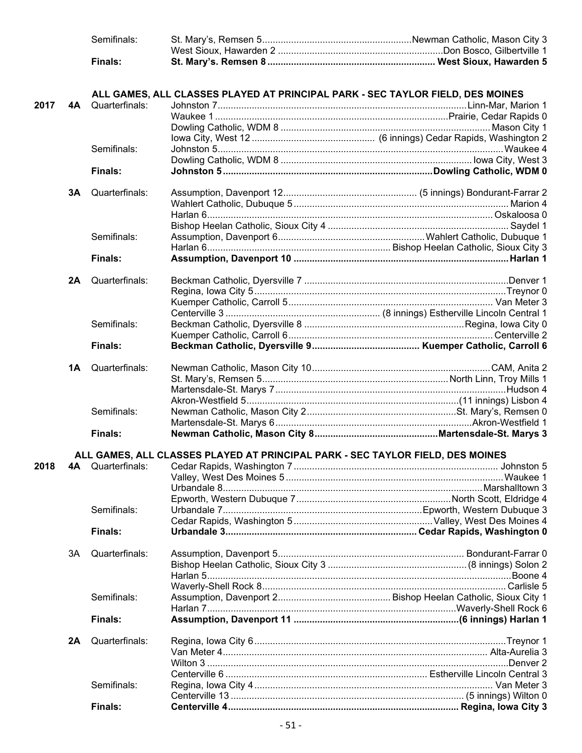| | | | |
|---|---|---|---|
| | | Semifinals: | St. Mary's, Remsen 5 ... Newman Catholic, Mason City 3 |
| | | | West Sioux, Hawarden 2 ... Don Bosco, Gilbertville 1 |
| | | **Finals:** | **St. Mary's. Remsen 8 ... West Sioux, Hawarden 5** |

**ALL GAMES, ALL CLASSES PLAYED AT PRINCIPAL PARK - SEC TAYLOR FIELD, DES MOINES**

| Year | Class | Round | Result |
|---|---|---|---|
| **2017** | **4A** | Quarterfinals: | Johnston 7 ... Linn-Mar, Marion 1 |
| | | | Waukee 1 ... Prairie, Cedar Rapids 0 |
| | | | Dowling Catholic, WDM 8 ... Mason City 1 |
| | | | Iowa City, West 12 ... (6 innings) Cedar Rapids, Washington 2 |
| | | Semifinals: | Johnston 5 ... Waukee 4 |
| | | | Dowling Catholic, WDM 8 ... Iowa City, West 3 |
| | | **Finals:** | **Johnston 5 ... Dowling Catholic, WDM 0** |
| | **3A** | Quarterfinals: | Assumption, Davenport 12 ... (5 innings) Bondurant-Farrar 2 |
| | | | Wahlert Catholic, Dubuque 5 ... Marion 4 |
| | | | Harlan 6 ... Oskaloosa 0 |
| | | | Bishop Heelan Catholic, Sioux City 4 ... Saydel 1 |
| | | Semifinals: | Assumption, Davenport 6 ... Wahlert Catholic, Dubuque 1 |
| | | | Harlan 6 ... Bishop Heelan Catholic, Sioux City 3 |
| | | **Finals:** | **Assumption, Davenport 10 ... Harlan 1** |
| | **2A** | Quarterfinals: | Beckman Catholic, Dyersville 7 ... Denver 1 |
| | | | Regina, Iowa City 5 ... Treynor 0 |
| | | | Kuemper Catholic, Carroll 5 ... Van Meter 3 |
| | | | Centerville 3 ... (8 innings) Estherville Lincoln Central 1 |
| | | Semifinals: | Beckman Catholic, Dyersville 8 ... Regina, Iowa City 0 |
| | | | Kuemper Catholic, Carroll 6 ... Centerville 2 |
| | | **Finals:** | **Beckman Catholic, Dyersville 9 ... Kuemper Catholic, Carroll 6** |
| | **1A** | Quarterfinals: | Newman Catholic, Mason City 10 ... CAM, Anita 2 |
| | | | St. Mary's, Remsen 5 ... North Linn, Troy Mills 1 |
| | | | Martensdale-St. Marys 7 ... Hudson 4 |
| | | | Akron-Westfield 5 ... (11 innings) Lisbon 4 |
| | | Semifinals: | Newman Catholic, Mason City 2 ... St. Mary's, Remsen 0 |
| | | | Martensdale-St. Marys 6 ... Akron-Westfield 1 |
| | | **Finals:** | **Newman Catholic, Mason City 8 ... Martensdale-St. Marys 3** |

**ALL GAMES, ALL CLASSES PLAYED AT PRINCIPAL PARK - SEC TAYLOR FIELD, DES MOINES**

| Year | Class | Round | Result |
|---|---|---|---|
| **2018** | **4A** | Quarterfinals: | Cedar Rapids, Washington 7 ... Johnston 5 |
| | | | Valley, West Des Moines 5 ... Waukee 1 |
| | | | Urbandale 8 ... Marshalltown 3 |
| | | | Epworth, Western Dubuque 7 ... North Scott, Eldridge 4 |
| | | Semifinals: | Urbandale 7 ... Epworth, Western Dubuque 3 |
| | | | Cedar Rapids, Washington 5 ... Valley, West Des Moines 4 |
| | | **Finals:** | **Urbandale 3 ... Cedar Rapids, Washington 0** |
| | 3A | Quarterfinals: | Assumption, Davenport 5 ... Bondurant-Farrar 0 |
| | | | Bishop Heelan Catholic, Sioux City 3 ... (8 innings) Solon 2 |
| | | | Harlan 5 ... Boone 4 |
| | | | Waverly-Shell Rock 8 ... Carlisle 5 |
| | | Semifinals: | Assumption, Davenport 2 ... Bishop Heelan Catholic, Sioux City 1 |
| | | | Harlan 7 ... Waverly-Shell Rock 6 |
| | | **Finals:** | **Assumption, Davenport 11 ... (6 innings) Harlan 1** |
| | **2A** | Quarterfinals: | Regina, Iowa City 6 ... Treynor 1 |
| | | | Van Meter 4 ... Alta-Aurelia 3 |
| | | | Wilton 3 ... Denver 2 |
| | | | Centerville 6 ... Estherville Lincoln Central 3 |
| | | Semifinals: | Regina, Iowa City 4 ... Van Meter 3 |
| | | | Centerville 13 ... (5 innings) Wilton 0 |
| | | **Finals:** | **Centerville 4 ... Regina, Iowa City 3** |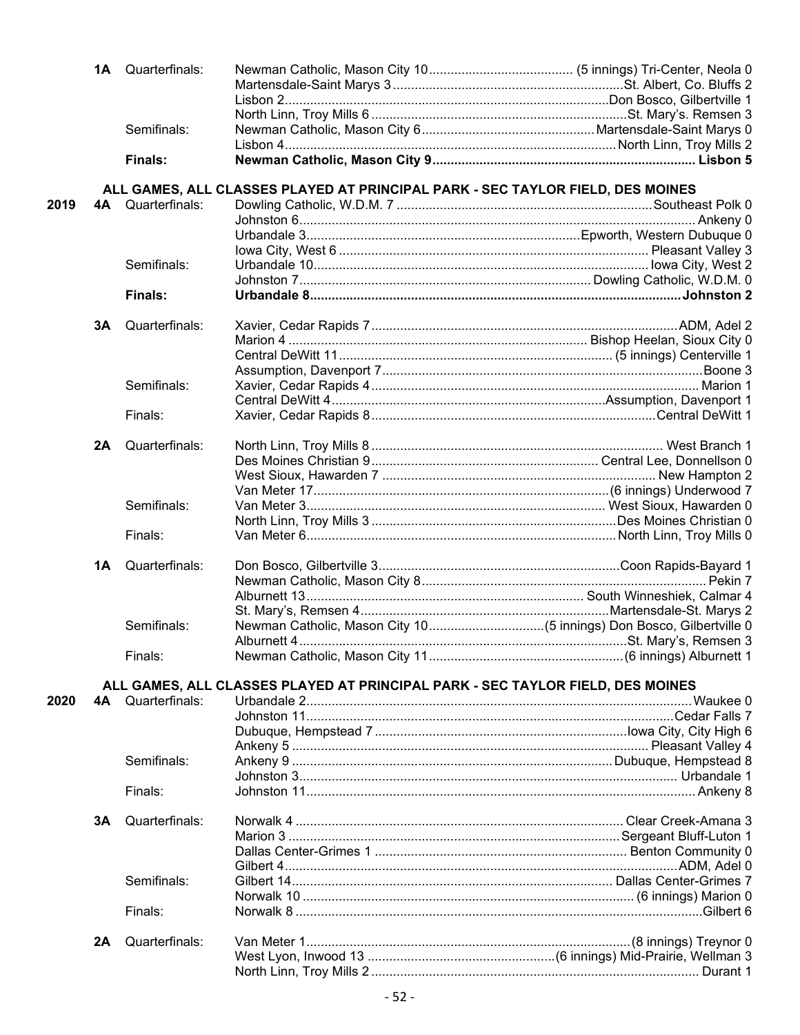| Year | Class | Round | Winner | Loser |
|---|---|---|---|---|
| | 1A | Quarterfinals: | Newman Catholic, Mason City 10 | (5 innings) Tri-Center, Neola 0 |
| | | | Martensdale-Saint Marys 3 | St. Albert, Co. Bluffs 2 |
| | | | Lisbon 2 | Don Bosco, Gilbertville 1 |
| | | | North Linn, Troy Mills 6 | St. Mary's. Remsen 3 |
| | | Semifinals: | Newman Catholic, Mason City 6 | Martensdale-Saint Marys 0 |
| | | | Lisbon 4 | North Linn, Troy Mills 2 |
| | | **Finals:** | **Newman Catholic, Mason City 9** | **Lisbon 5** |

**ALL GAMES, ALL CLASSES PLAYED AT PRINCIPAL PARK - SEC TAYLOR FIELD, DES MOINES**

| Year | Class | Round | Winner | Loser |
|---|---|---|---|---|
| 2019 | 4A | Quarterfinals: | Dowling Catholic, W.D.M. 7 | Southeast Polk 0 |
| | | | Johnston 6 | Ankeny 0 |
| | | | Urbandale 3 | Epworth, Western Dubuque 0 |
| | | | Iowa City, West 6 | Pleasant Valley 3 |
| | | Semifinals: | Urbandale 10 | Iowa City, West 2 |
| | | | Johnston 7 | Dowling Catholic, W.D.M. 0 |
| | | **Finals:** | **Urbandale 8** | **Johnston 2** |
| | 3A | Quarterfinals: | Xavier, Cedar Rapids 7 | ADM, Adel 2 |
| | | | Marion 4 | Bishop Heelan, Sioux City 0 |
| | | | Central DeWitt 11 | (5 innings) Centerville 1 |
| | | | Assumption, Davenport 7 | Boone 3 |
| | | Semifinals: | Xavier, Cedar Rapids 4 | Marion 1 |
| | | | Central DeWitt 4 | Assumption, Davenport 1 |
| | | Finals: | Xavier, Cedar Rapids 8 | Central DeWitt 1 |
| | 2A | Quarterfinals: | North Linn, Troy Mills 8 | West Branch 1 |
| | | | Des Moines Christian 9 | Central Lee, Donnellson 0 |
| | | | West Sioux, Hawarden 7 | New Hampton 2 |
| | | | Van Meter 17 | (6 innings) Underwood 7 |
| | | Semifinals: | Van Meter 3 | West Sioux, Hawarden 0 |
| | | | North Linn, Troy Mills 3 | Des Moines Christian 0 |
| | | Finals: | Van Meter 6 | North Linn, Troy Mills 0 |
| | 1A | Quarterfinals: | Don Bosco, Gilbertville 3 | Coon Rapids-Bayard 1 |
| | | | Newman Catholic, Mason City 8 | Pekin 7 |
| | | | Alburnett 13 | South Winneshiek, Calmar 4 |
| | | | St. Mary's, Remsen 4 | Martensdale-St. Marys 2 |
| | | Semifinals: | Newman Catholic, Mason City 10 | (5 innings) Don Bosco, Gilbertville 0 |
| | | | Alburnett 4 | St. Mary's, Remsen 3 |
| | | Finals: | Newman Catholic, Mason City 11 | (6 innings) Alburnett 1 |

**ALL GAMES, ALL CLASSES PLAYED AT PRINCIPAL PARK - SEC TAYLOR FIELD, DES MOINES**

| Year | Class | Round | Winner | Loser |
|---|---|---|---|---|
| 2020 | 4A | Quarterfinals: | Urbandale 2 | Waukee 0 |
| | | | Johnston 11 | Cedar Falls 7 |
| | | | Dubuque, Hempstead 7 | Iowa City, City High 6 |
| | | | Ankeny 5 | Pleasant Valley 4 |
| | | Semifinals: | Ankeny 9 | Dubuque, Hempstead 8 |
| | | | Johnston 3 | Urbandale 1 |
| | | Finals: | Johnston 11 | Ankeny 8 |
| | 3A | Quarterfinals: | Norwalk 4 | Clear Creek-Amana 3 |
| | | | Marion 3 | Sergeant Bluff-Luton 1 |
| | | | Dallas Center-Grimes 1 | Benton Community 0 |
| | | | Gilbert 4 | ADM, Adel 0 |
| | | Semifinals: | Gilbert 14 | Dallas Center-Grimes 7 |
| | | | Norwalk 10 | (6 innings) Marion 0 |
| | | Finals: | Norwalk 8 | Gilbert 6 |
| | 2A | Quarterfinals: | Van Meter 1 | (8 innings) Treynor 0 |
| | | | West Lyon, Inwood 13 | (6 innings) Mid-Prairie, Wellman 3 |
| | | | North Linn, Troy Mills 2 | Durant 1 |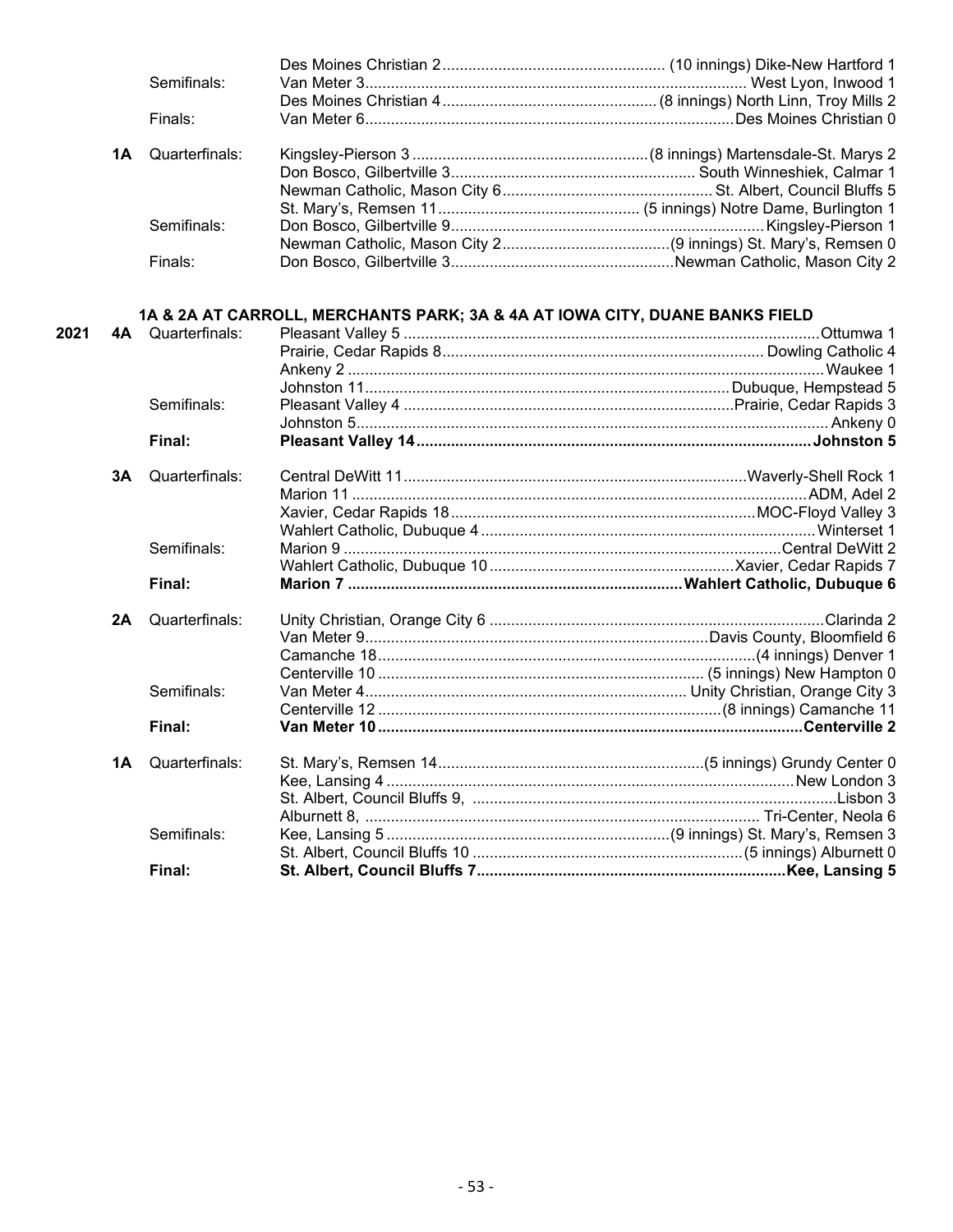| Year | Class | Round | Winner | Loser |
|---|---|---|---|---|
| | | | Des Moines Christian 2 | (10 innings) Dike-New Hartford 1 |
| | | Semifinals: | Van Meter 3 | West Lyon, Inwood 1 |
| | | | Des Moines Christian 4 | (8 innings) North Linn, Troy Mills 2 |
| | | Finals: | Van Meter 6 | Des Moines Christian 0 |
| | **1A** | Quarterfinals: | Kingsley-Pierson 3 | (8 innings) Martensdale-St. Marys 2 |
| | | | Don Bosco, Gilbertville 3 | South Winneshiek, Calmar 1 |
| | | | Newman Catholic, Mason City 6 | St. Albert, Council Bluffs 5 |
| | | | St. Mary's, Remsen 11 | (5 innings) Notre Dame, Burlington 1 |
| | | Semifinals: | Don Bosco, Gilbertville 9 | Kingsley-Pierson 1 |
| | | | Newman Catholic, Mason City 2 | (9 innings) St. Mary's, Remsen 0 |
| | | Finals: | Don Bosco, Gilbertville 3 | Newman Catholic, Mason City 2 |

**1A & 2A AT CARROLL, MERCHANTS PARK; 3A & 4A AT IOWA CITY, DUANE BANKS FIELD**

| Year | Class | Round | Winner | Loser |
|---|---|---|---|---|
| **2021** | **4A** | Quarterfinals: | Pleasant Valley 5 | Ottumwa 1 |
| | | | Prairie, Cedar Rapids 8 | Dowling Catholic 4 |
| | | | Ankeny 2 | Waukee 1 |
| | | | Johnston 11 | Dubuque, Hempstead 5 |
| | | Semifinals: | Pleasant Valley 4 | Prairie, Cedar Rapids 3 |
| | | | Johnston 5 | Ankeny 0 |
| | | **Final:** | **Pleasant Valley 14** | **Johnston 5** |
| | **3A** | Quarterfinals: | Central DeWitt 11 | Waverly-Shell Rock 1 |
| | | | Marion 11 | ADM, Adel 2 |
| | | | Xavier, Cedar Rapids 18 | MOC-Floyd Valley 3 |
| | | | Wahlert Catholic, Dubuque 4 | Winterset 1 |
| | | Semifinals: | Marion 9 | Central DeWitt 2 |
| | | | Wahlert Catholic, Dubuque 10 | Xavier, Cedar Rapids 7 |
| | | **Final:** | **Marion 7** | **Wahlert Catholic, Dubuque 6** |
| | **2A** | Quarterfinals: | Unity Christian, Orange City 6 | Clarinda 2 |
| | | | Van Meter 9 | Davis County, Bloomfield 6 |
| | | | Camanche 18 | (4 innings) Denver 1 |
| | | | Centerville 10 | (5 innings) New Hampton 0 |
| | | Semifinals: | Van Meter 4 | Unity Christian, Orange City 3 |
| | | | Centerville 12 | (8 innings) Camanche 11 |
| | | **Final:** | **Van Meter 10** | **Centerville 2** |
| | **1A** | Quarterfinals: | St. Mary's, Remsen 14 | (5 innings) Grundy Center 0 |
| | | | Kee, Lansing 4 | New London 3 |
| | | | St. Albert, Council Bluffs 9, | Lisbon 3 |
| | | | Alburnett 8, | Tri-Center, Neola 6 |
| | | Semifinals: | Kee, Lansing 5 | (9 innings) St. Mary's, Remsen 3 |
| | | | St. Albert, Council Bluffs 10 | (5 innings) Alburnett 0 |
| | | **Final:** | **St. Albert, Council Bluffs 7** | **Kee, Lansing 5** |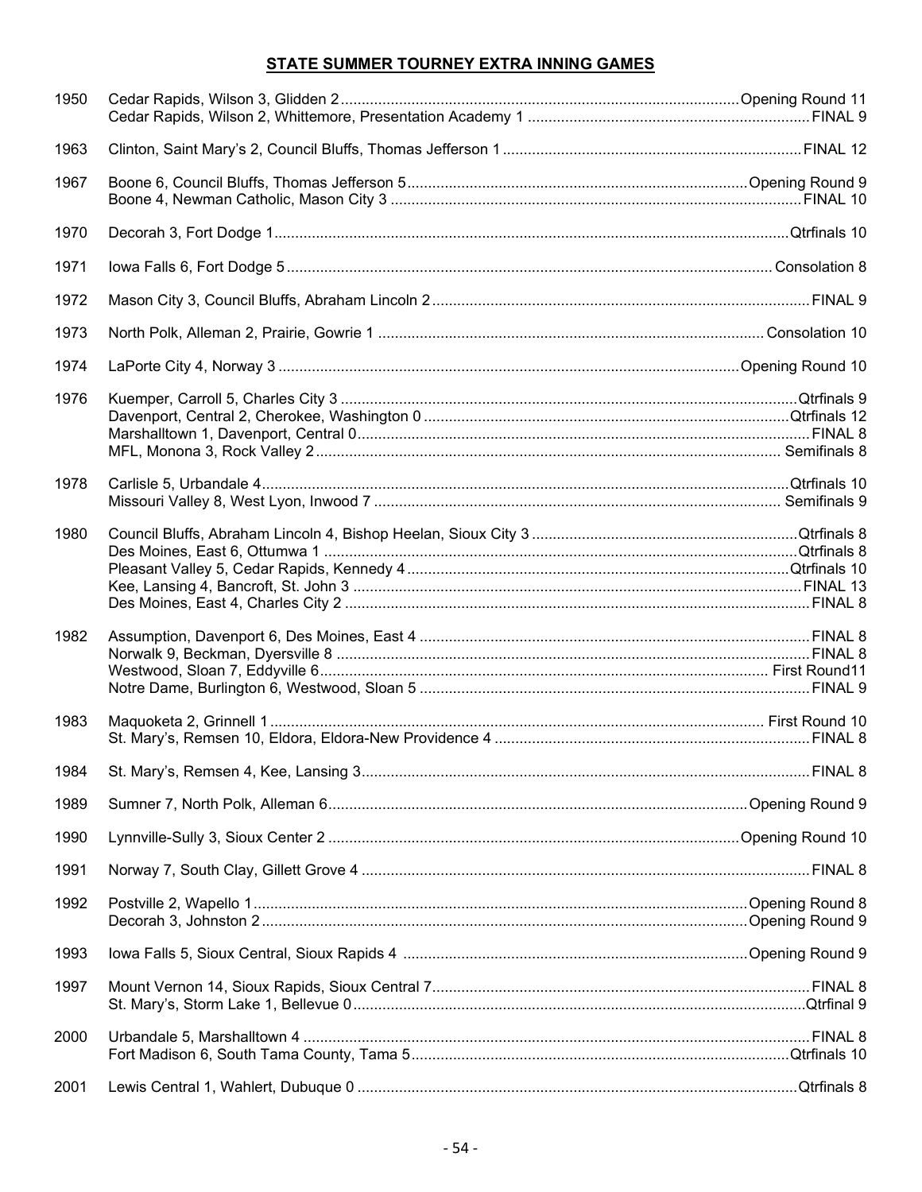## STATE SUMMER TOURNEY EXTRA INNING GAMES

| Year | Game | Round / Innings |
|---|---|---|
| 1950 | Cedar Rapids, Wilson 3, Glidden 2 | Opening Round 11 |
| | Cedar Rapids, Wilson 2, Whittemore, Presentation Academy 1 | FINAL 9 |
| 1963 | Clinton, Saint Mary's 2, Council Bluffs, Thomas Jefferson 1 | FINAL 12 |
| 1967 | Boone 6, Council Bluffs, Thomas Jefferson 5 | Opening Round 9 |
| | Boone 4, Newman Catholic, Mason City 3 | FINAL 10 |
| 1970 | Decorah 3, Fort Dodge 1 | Qtrfinals 10 |
| 1971 | Iowa Falls 6, Fort Dodge 5 | Consolation 8 |
| 1972 | Mason City 3, Council Bluffs, Abraham Lincoln 2 | FINAL 9 |
| 1973 | North Polk, Alleman 2, Prairie, Gowrie 1 | Consolation 10 |
| 1974 | LaPorte City 4, Norway 3 | Opening Round 10 |
| 1976 | Kuemper, Carroll 5, Charles City 3 | Qtrfinals 9 |
| | Davenport, Central 2, Cherokee, Washington 0 | Qtrfinals 12 |
| | Marshalltown 1, Davenport, Central 0 | FINAL 8 |
| | MFL, Monona 3, Rock Valley 2 | Semifinals 8 |
| 1978 | Carlisle 5, Urbandale 4 | Qtrfinals 10 |
| | Missouri Valley 8, West Lyon, Inwood 7 | Semifinals 9 |
| 1980 | Council Bluffs, Abraham Lincoln 4, Bishop Heelan, Sioux City 3 | Qtrfinals 8 |
| | Des Moines, East 6, Ottumwa 1 | Qtrfinals 8 |
| | Pleasant Valley 5, Cedar Rapids, Kennedy 4 | Qtrfinals 10 |
| | Kee, Lansing 4, Bancroft, St. John 3 | FINAL 13 |
| | Des Moines, East 4, Charles City 2 | FINAL 8 |
| 1982 | Assumption, Davenport 6, Des Moines, East 4 | FINAL 8 |
| | Norwalk 9, Beckman, Dyersville 8 | FINAL 8 |
| | Westwood, Sloan 7, Eddyville 6 | First Round11 |
| | Notre Dame, Burlington 6, Westwood, Sloan 5 | FINAL 9 |
| 1983 | Maquoketa 2, Grinnell 1 | First Round 10 |
| | St. Mary's, Remsen 10, Eldora, Eldora-New Providence 4 | FINAL 8 |
| 1984 | St. Mary's, Remsen 4, Kee, Lansing 3 | FINAL 8 |
| 1989 | Sumner 7, North Polk, Alleman 6 | Opening Round 9 |
| 1990 | Lynnville-Sully 3, Sioux Center 2 | Opening Round 10 |
| 1991 | Norway 7, South Clay, Gillett Grove 4 | FINAL 8 |
| 1992 | Postville 2, Wapello 1 | Opening Round 8 |
| | Decorah 3, Johnston 2 | Opening Round 9 |
| 1993 | Iowa Falls 5, Sioux Central, Sioux Rapids 4 | Opening Round 9 |
| 1997 | Mount Vernon 14, Sioux Rapids, Sioux Central 7 | FINAL 8 |
| | St. Mary's, Storm Lake 1, Bellevue 0 | Qtrfinal 9 |
| 2000 | Urbandale 5, Marshalltown 4 | FINAL 8 |
| | Fort Madison 6, South Tama County, Tama 5 | Qtrfinals 10 |
| 2001 | Lewis Central 1, Wahlert, Dubuque 0 | Qtrfinals 8 |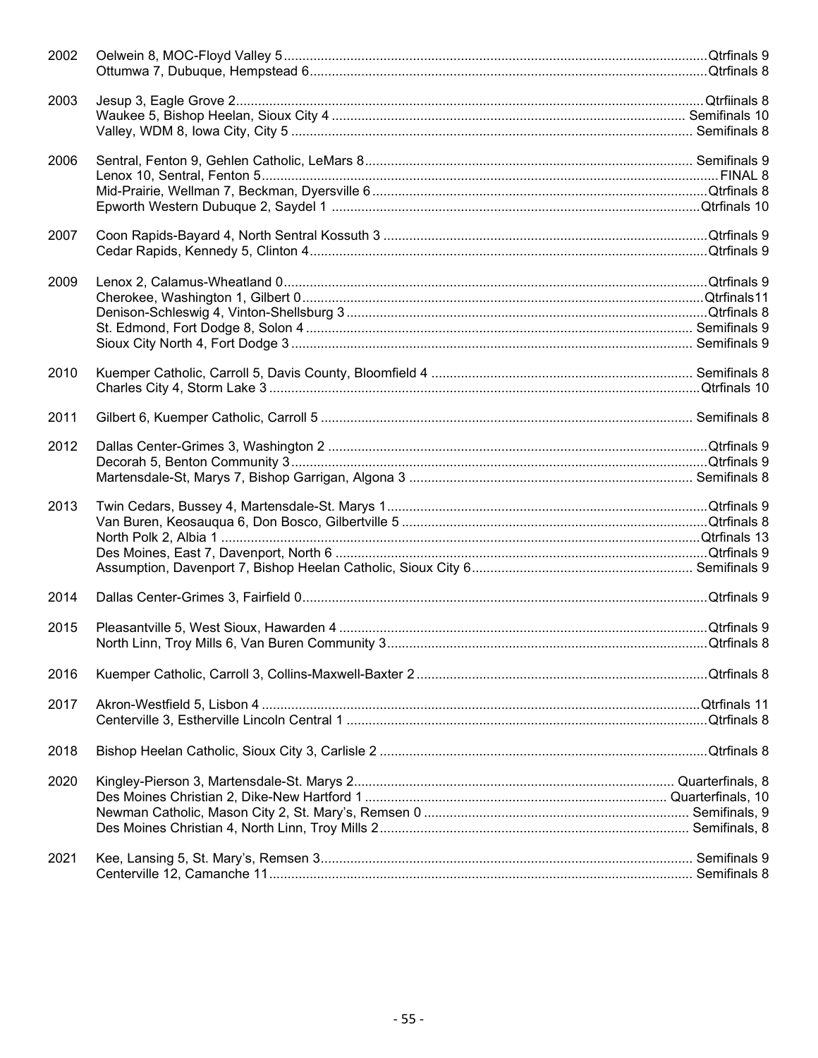| Year | Game | Round / Innings |
|---|---|---|
| 2002 | Oelwein 8, MOC-Floyd Valley 5 | Qtrfinals 9 |
| | Ottumwa 7, Dubuque, Hempstead 6 | Qtrfinals 8 |
| 2003 | Jesup 3, Eagle Grove 2 | Qtrfiinals 8 |
| | Waukee 5, Bishop Heelan, Sioux City 4 | Semifinals 10 |
| | Valley, WDM 8, Iowa City, City 5 | Semifinals 8 |
| 2006 | Sentral, Fenton 9, Gehlen Catholic, LeMars 8 | Semifinals 9 |
| | Lenox 10, Sentral, Fenton 5 | FINAL 8 |
| | Mid-Prairie, Wellman 7, Beckman, Dyersville 6 | Qtrfinals 8 |
| | Epworth Western Dubuque 2, Saydel 1 | Qtrfinals 10 |
| 2007 | Coon Rapids-Bayard 4, North Sentral Kossuth 3 | Qtrfinals 9 |
| | Cedar Rapids, Kennedy 5, Clinton 4 | Qtrfinals 9 |
| 2009 | Lenox 2, Calamus-Wheatland 0 | Qtrfinals 9 |
| | Cherokee, Washington 1, Gilbert 0 | Qtrfinals11 |
| | Denison-Schleswig 4, Vinton-Shellsburg 3 | Qtrfinals 8 |
| | St. Edmond, Fort Dodge 8, Solon 4 | Semifinals 9 |
| | Sioux City North 4, Fort Dodge 3 | Semifinals 9 |
| 2010 | Kuemper Catholic, Carroll 5, Davis County, Bloomfield 4 | Semifinals 8 |
| | Charles City 4, Storm Lake 3 | Qtrfinals 10 |
| 2011 | Gilbert 6, Kuemper Catholic, Carroll 5 | Semifinals 8 |
| 2012 | Dallas Center-Grimes 3, Washington 2 | Qtrfinals 9 |
| | Decorah 5, Benton Community 3 | Qtrfinals 9 |
| | Martensdale-St, Marys 7, Bishop Garrigan, Algona 3 | Semifinals 8 |
| 2013 | Twin Cedars, Bussey 4, Martensdale-St. Marys 1 | Qtrfinals 9 |
| | Van Buren, Keosauqua 6, Don Bosco, Gilbertville 5 | Qtrfinals 8 |
| | North Polk 2, Albia 1 | Qtrfinals 13 |
| | Des Moines, East 7, Davenport, North 6 | Qtrfinals 9 |
| | Assumption, Davenport 7, Bishop Heelan Catholic, Sioux City 6 | Semifinals 9 |
| 2014 | Dallas Center-Grimes 3, Fairfield 0 | Qtrfinals 9 |
| 2015 | Pleasantville 5, West Sioux, Hawarden 4 | Qtrfinals 9 |
| | North Linn, Troy Mills 6, Van Buren Community 3 | Qtrfinals 8 |
| 2016 | Kuemper Catholic, Carroll 3, Collins-Maxwell-Baxter 2 | Qtrfinals 8 |
| 2017 | Akron-Westfield 5, Lisbon 4 | Qtrfinals 11 |
| | Centerville 3, Estherville Lincoln Central 1 | Qtrfinals 8 |
| 2018 | Bishop Heelan Catholic, Sioux City 3, Carlisle 2 | Qtrfinals 8 |
| 2020 | Kingley-Pierson 3, Martensdale-St. Marys 2 | Quarterfinals, 8 |
| | Des Moines Christian 2, Dike-New Hartford 1 | Quarterfinals, 10 |
| | Newman Catholic, Mason City 2, St. Mary's, Remsen 0 | Semifinals, 9 |
| | Des Moines Christian 4, North Linn, Troy Mills 2 | Semifinals, 8 |
| 2021 | Kee, Lansing 5, St. Mary's, Remsen 3 | Semifinals 9 |
| | Centerville 12, Camanche 11 | Semifinals 8 |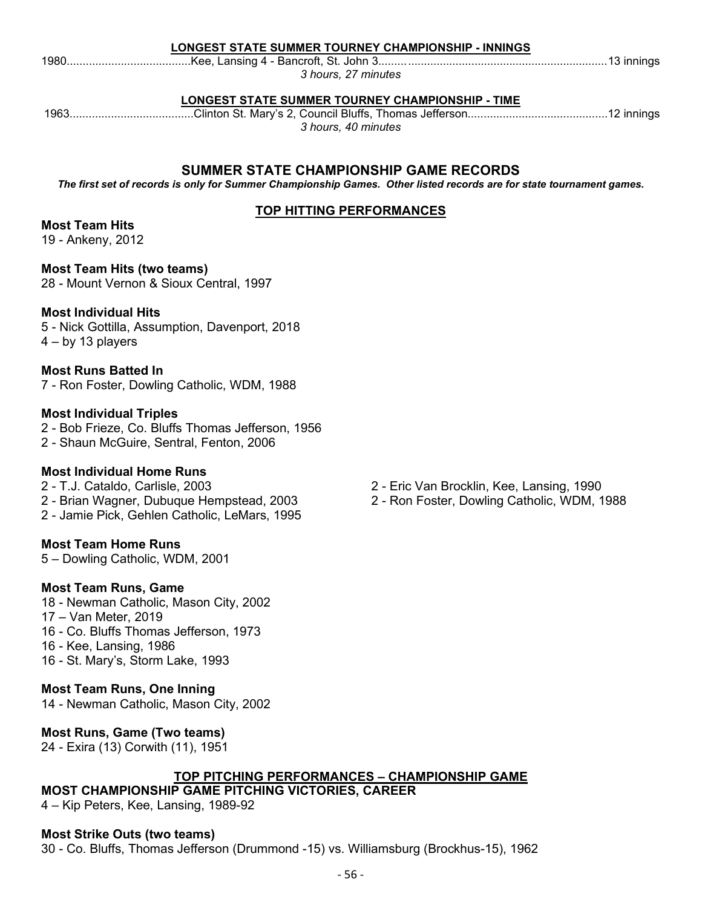**LONGEST STATE SUMMER TOURNEY CHAMPIONSHIP - INNINGS**

1980.......................................Kee, Lansing 4 - Bancroft, St. John 3.........................................................................13 innings

*3 hours, 27 minutes*

**LONGEST STATE SUMMER TOURNEY CHAMPIONSHIP - TIME**

1963.......................................Clinton St. Mary's 2, Council Bluffs, Thomas Jefferson............................................12 innings

*3 hours, 40 minutes*

## SUMMER STATE CHAMPIONSHIP GAME RECORDS

***The first set of records is only for Summer Championship Games. Other listed records are for state tournament games.***

### TOP HITTING PERFORMANCES

**Most Team Hits**

19 - Ankeny, 2012

**Most Team Hits (two teams)**

28 - Mount Vernon & Sioux Central, 1997

**Most Individual Hits**

5 - Nick Gottilla, Assumption, Davenport, 2018

4 – by 13 players

**Most Runs Batted In**

7 - Ron Foster, Dowling Catholic, WDM, 1988

**Most Individual Triples**

2 - Bob Frieze, Co. Bluffs Thomas Jefferson, 1956

2 - Shaun McGuire, Sentral, Fenton, 2006

**Most Individual Home Runs**

2 - T.J. Cataldo, Carlisle, 2003

2 - Brian Wagner, Dubuque Hempstead, 2003

2 - Jamie Pick, Gehlen Catholic, LeMars, 1995

2 - Eric Van Brocklin, Kee, Lansing, 1990

2 - Ron Foster, Dowling Catholic, WDM, 1988

**Most Team Home Runs**

5 – Dowling Catholic, WDM, 2001

**Most Team Runs, Game**

18 - Newman Catholic, Mason City, 2002

17 – Van Meter, 2019

16 - Co. Bluffs Thomas Jefferson, 1973

16 - Kee, Lansing, 1986

16 - St. Mary's, Storm Lake, 1993

**Most Team Runs, One Inning**

14 - Newman Catholic, Mason City, 2002

**Most Runs, Game (Two teams)**

24 - Exira (13) Corwith (11), 1951

### TOP PITCHING PERFORMANCES – CHAMPIONSHIP GAME

**MOST CHAMPIONSHIP GAME PITCHING VICTORIES, CAREER**

4 – Kip Peters, Kee, Lansing, 1989-92

**Most Strike Outs (two teams)**

30 - Co. Bluffs, Thomas Jefferson (Drummond -15) vs. Williamsburg (Brockhus-15), 1962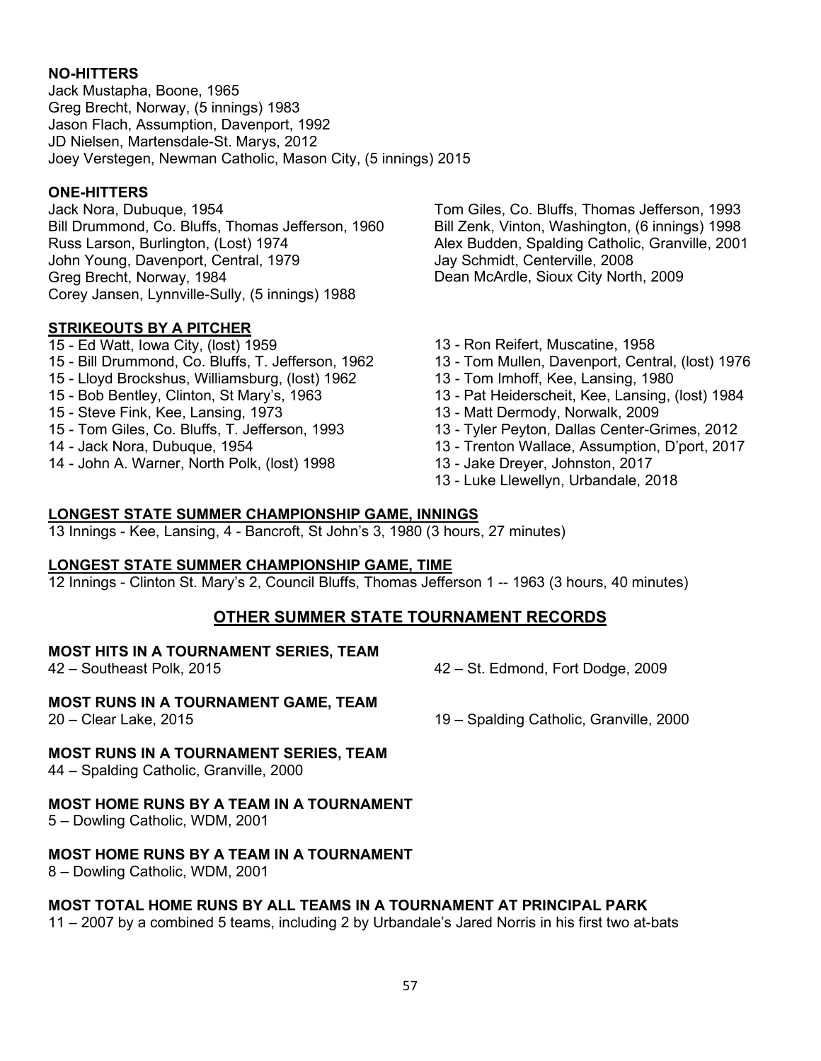**NO-HITTERS**

Jack Mustapha, Boone, 1965
Greg Brecht, Norway, (5 innings) 1983
Jason Flach, Assumption, Davenport, 1992
JD Nielsen, Martensdale-St. Marys, 2012
Joey Verstegen, Newman Catholic, Mason City, (5 innings) 2015

**ONE-HITTERS**

Jack Nora, Dubuque, 1954
Bill Drummond, Co. Bluffs, Thomas Jefferson, 1960
Russ Larson, Burlington, (Lost) 1974
John Young, Davenport, Central, 1979
Greg Brecht, Norway, 1984
Corey Jansen, Lynnville-Sully, (5 innings) 1988
Tom Giles, Co. Bluffs, Thomas Jefferson, 1993
Bill Zenk, Vinton, Washington, (6 innings) 1998
Alex Budden, Spalding Catholic, Granville, 2001
Jay Schmidt, Centerville, 2008
Dean McArdle, Sioux City North, 2009

**STRIKEOUTS BY A PITCHER**

15 - Ed Watt, Iowa City, (lost) 1959
15 - Bill Drummond, Co. Bluffs, T. Jefferson, 1962
15 - Lloyd Brockshus, Williamsburg, (lost) 1962
15 - Bob Bentley, Clinton, St Mary's, 1963
15 - Steve Fink, Kee, Lansing, 1973
15 - Tom Giles, Co. Bluffs, T. Jefferson, 1993
14 - Jack Nora, Dubuque, 1954
14 - John A. Warner, North Polk, (lost) 1998
13 - Ron Reifert, Muscatine, 1958
13 - Tom Mullen, Davenport, Central, (lost) 1976
13 - Tom Imhoff, Kee, Lansing, 1980
13 - Pat Heiderscheit, Kee, Lansing, (lost) 1984
13 - Matt Dermody, Norwalk, 2009
13 - Tyler Peyton, Dallas Center-Grimes, 2012
13 - Trenton Wallace, Assumption, D'port, 2017
13 - Jake Dreyer, Johnston, 2017
13 - Luke Llewellyn, Urbandale, 2018

**LONGEST STATE SUMMER CHAMPIONSHIP GAME, INNINGS**

13 Innings - Kee, Lansing, 4 - Bancroft, St John's 3, 1980 (3 hours, 27 minutes)

**LONGEST STATE SUMMER CHAMPIONSHIP GAME, TIME**

12 Innings - Clinton St. Mary's 2, Council Bluffs, Thomas Jefferson 1 -- 1963 (3 hours, 40 minutes)

## OTHER SUMMER STATE TOURNAMENT RECORDS

**MOST HITS IN A TOURNAMENT SERIES, TEAM**

42 – Southeast Polk, 2015
42 – St. Edmond, Fort Dodge, 2009

**MOST RUNS IN A TOURNAMENT GAME, TEAM**

20 – Clear Lake, 2015
19 – Spalding Catholic, Granville, 2000

**MOST RUNS IN A TOURNAMENT SERIES, TEAM**

44 – Spalding Catholic, Granville, 2000

**MOST HOME RUNS BY A TEAM IN A TOURNAMENT**

5 – Dowling Catholic, WDM, 2001

**MOST HOME RUNS BY A TEAM IN A TOURNAMENT**

8 – Dowling Catholic, WDM, 2001

**MOST TOTAL HOME RUNS BY ALL TEAMS IN A TOURNAMENT AT PRINCIPAL PARK**

11 – 2007 by a combined 5 teams, including 2 by Urbandale's Jared Norris in his first two at-bats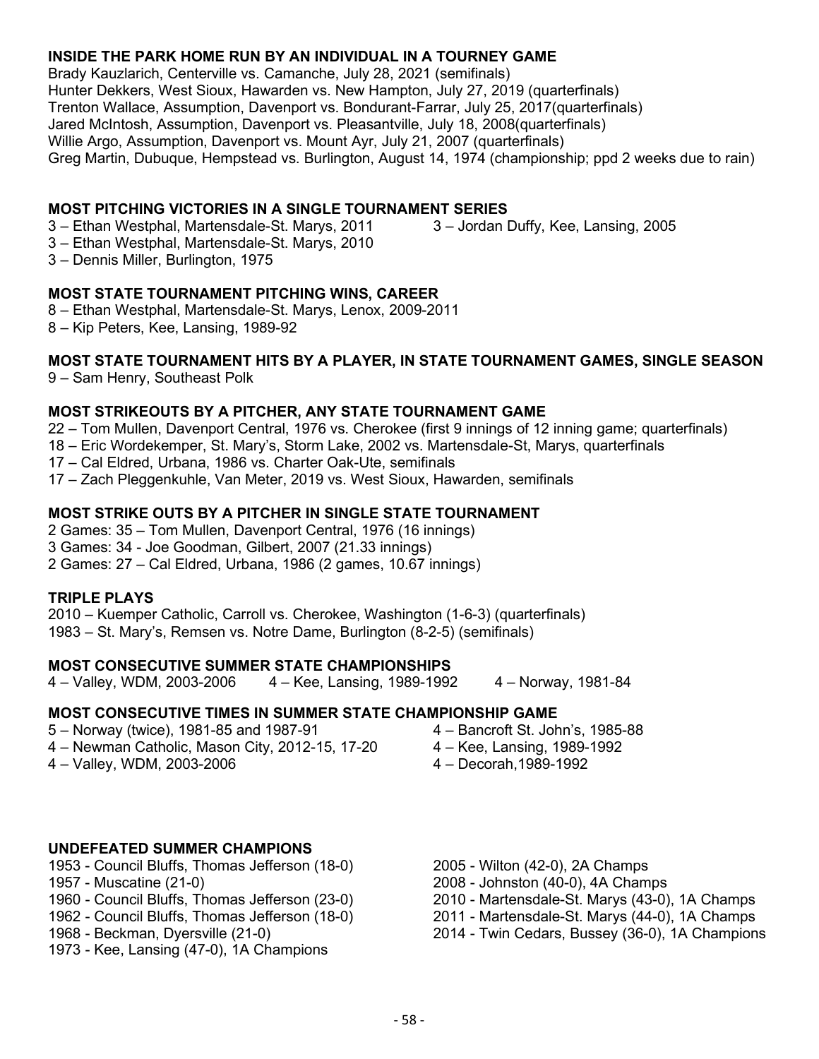**INSIDE THE PARK HOME RUN BY AN INDIVIDUAL IN A TOURNEY GAME**

Brady Kauzlarich, Centerville vs. Camanche, July 28, 2021 (semifinals)
Hunter Dekkers, West Sioux, Hawarden vs. New Hampton, July 27, 2019 (quarterfinals)
Trenton Wallace, Assumption, Davenport vs. Bondurant-Farrar, July 25, 2017(quarterfinals)
Jared McIntosh, Assumption, Davenport vs. Pleasantville, July 18, 2008(quarterfinals)
Willie Argo, Assumption, Davenport vs. Mount Ayr, July 21, 2007 (quarterfinals)
Greg Martin, Dubuque, Hempstead vs. Burlington, August 14, 1974 (championship; ppd 2 weeks due to rain)

**MOST PITCHING VICTORIES IN A SINGLE TOURNAMENT SERIES**

3 – Ethan Westphal, Martensdale-St. Marys, 2011
3 – Ethan Westphal, Martensdale-St. Marys, 2010
3 – Dennis Miller, Burlington, 1975
3 – Jordan Duffy, Kee, Lansing, 2005

**MOST STATE TOURNAMENT PITCHING WINS, CAREER**

8 – Ethan Westphal, Martensdale-St. Marys, Lenox, 2009-2011
8 – Kip Peters, Kee, Lansing, 1989-92

**MOST STATE TOURNAMENT HITS BY A PLAYER, IN STATE TOURNAMENT GAMES, SINGLE SEASON**

9 – Sam Henry, Southeast Polk

**MOST STRIKEOUTS BY A PITCHER, ANY STATE TOURNAMENT GAME**

22 – Tom Mullen, Davenport Central, 1976 vs. Cherokee (first 9 innings of 12 inning game; quarterfinals)
18 – Eric Wordekemper, St. Mary's, Storm Lake, 2002 vs. Martensdale-St, Marys, quarterfinals
17 – Cal Eldred, Urbana, 1986 vs. Charter Oak-Ute, semifinals
17 – Zach Pleggenkuhle, Van Meter, 2019 vs. West Sioux, Hawarden, semifinals

**MOST STRIKE OUTS BY A PITCHER IN SINGLE STATE TOURNAMENT**

2 Games: 35 – Tom Mullen, Davenport Central, 1976 (16 innings)
3 Games: 34 - Joe Goodman, Gilbert, 2007 (21.33 innings)
2 Games: 27 – Cal Eldred, Urbana, 1986 (2 games, 10.67 innings)

**TRIPLE PLAYS**

2010 – Kuemper Catholic, Carroll vs. Cherokee, Washington (1-6-3) (quarterfinals)
1983 – St. Mary's, Remsen vs. Notre Dame, Burlington (8-2-5) (semifinals)

**MOST CONSECUTIVE SUMMER STATE CHAMPIONSHIPS**

4 – Valley, WDM, 2003-2006
4 – Kee, Lansing, 1989-1992
4 – Norway, 1981-84

**MOST CONSECUTIVE TIMES IN SUMMER STATE CHAMPIONSHIP GAME**

5 – Norway (twice), 1981-85 and 1987-91
4 – Newman Catholic, Mason City, 2012-15, 17-20
4 – Valley, WDM, 2003-2006
4 – Bancroft St. John's, 1985-88
4 – Kee, Lansing, 1989-1992
4 – Decorah,1989-1992

**UNDEFEATED SUMMER CHAMPIONS**

1953 - Council Bluffs, Thomas Jefferson (18-0)
1957 - Muscatine (21-0)
1960 - Council Bluffs, Thomas Jefferson (23-0)
1962 - Council Bluffs, Thomas Jefferson (18-0)
1968 - Beckman, Dyersville (21-0)
1973 - Kee, Lansing (47-0), 1A Champions
2005 - Wilton (42-0), 2A Champs
2008 - Johnston (40-0), 4A Champs
2010 - Martensdale-St. Marys (43-0), 1A Champs
2011 - Martensdale-St. Marys (44-0), 1A Champs
2014 - Twin Cedars, Bussey (36-0), 1A Champions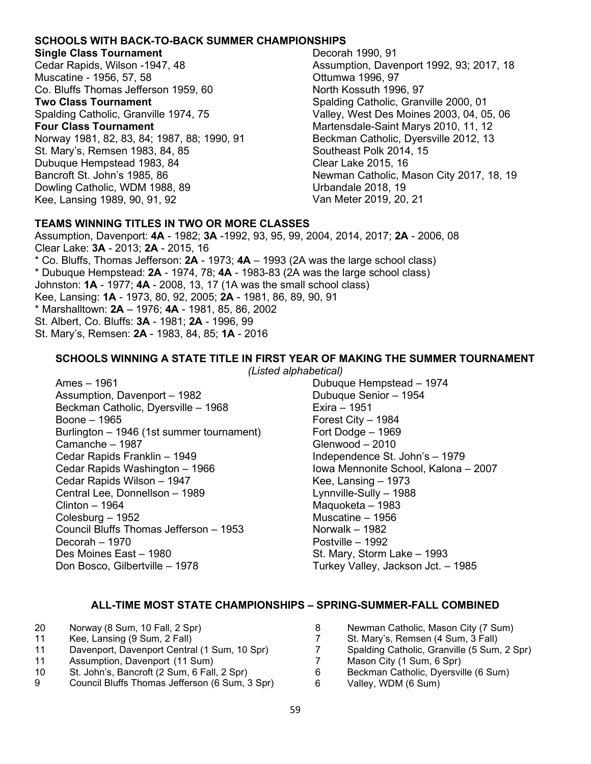## SCHOOLS WITH BACK-TO-BACK SUMMER CHAMPIONSHIPS

**Single Class Tournament**
Cedar Rapids, Wilson -1947, 48
Muscatine - 1956, 57, 58
Co. Bluffs Thomas Jefferson 1959, 60

**Two Class Tournament**
Spalding Catholic, Granville 1974, 75

**Four Class Tournament**
Norway 1981, 82, 83, 84; 1987, 88; 1990, 91
St. Mary's, Remsen 1983, 84, 85
Dubuque Hempstead 1983, 84
Bancroft St. John's 1985, 86
Dowling Catholic, WDM 1988, 89
Kee, Lansing 1989, 90, 91, 92
Decorah 1990, 91
Assumption, Davenport 1992, 93; 2017, 18
Ottumwa 1996, 97
North Kossuth 1996, 97
Spalding Catholic, Granville 2000, 01
Valley, West Des Moines 2003, 04, 05, 06
Martensdale-Saint Marys 2010, 11, 12
Beckman Catholic, Dyersville 2012, 13
Southeast Polk 2014, 15
Clear Lake 2015, 16
Newman Catholic, Mason City 2017, 18, 19
Urbandale 2018, 19
Van Meter 2019, 20, 21

## TEAMS WINNING TITLES IN TWO OR MORE CLASSES

Assumption, Davenport: **4A** - 1982; **3A** -1992, 93, 95, 99, 2004, 2014, 2017; **2A** - 2006, 08
Clear Lake: **3A** - 2013; **2A** - 2015, 16
* Co. Bluffs, Thomas Jefferson: **2A** - 1973; **4A** – 1993 (2A was the large school class)
* Dubuque Hempstead: **2A** - 1974, 78; **4A** - 1983-83 (2A was the large school class)
Johnston: **1A** - 1977; **4A** - 2008, 13, 17 (1A was the small school class)
Kee, Lansing: **1A** - 1973, 80, 92, 2005; **2A** - 1981, 86, 89, 90, 91
* Marshalltown: **2A** – 1976; **4A** - 1981, 85, 86, 2002
St. Albert, Co. Bluffs: **3A** - 1981; **2A** - 1996, 99
St. Mary's, Remsen: **2A** - 1983, 84, 85; **1A** - 2016

## SCHOOLS WINNING A STATE TITLE IN FIRST YEAR OF MAKING THE SUMMER TOURNAMENT

*(Listed alphabetical)*

Ames – 1961
Assumption, Davenport – 1982
Beckman Catholic, Dyersville – 1968
Boone – 1965
Burlington – 1946 (1st summer tournament)
Camanche – 1987
Cedar Rapids Franklin – 1949
Cedar Rapids Washington – 1966
Cedar Rapids Wilson – 1947
Central Lee, Donnellson – 1989
Clinton – 1964
Colesburg – 1952
Council Bluffs Thomas Jefferson – 1953
Decorah – 1970
Des Moines East – 1980
Don Bosco, Gilbertville – 1978
Dubuque Hempstead – 1974
Dubuque Senior – 1954
Exira – 1951
Forest City – 1984
Fort Dodge – 1969
Glenwood – 2010
Independence St. John's – 1979
Iowa Mennonite School, Kalona – 2007
Kee, Lansing – 1973
Lynnville-Sully – 1988
Maquoketa – 1983
Muscatine – 1956
Norwalk – 1982
Postville – 1992
St. Mary, Storm Lake – 1993
Turkey Valley, Jackson Jct. – 1985

## ALL-TIME MOST STATE CHAMPIONSHIPS – SPRING-SUMMER-FALL COMBINED

| | |
|---|---|
| 20 | Norway (8 Sum, 10 Fall, 2 Spr) |
| 11 | Kee, Lansing (9 Sum, 2 Fall) |
| 11 | Davenport, Davenport Central (1 Sum, 10 Spr) |
| 11 | Assumption, Davenport (11 Sum) |
| 10 | St. John's, Bancroft (2 Sum, 6 Fall, 2 Spr) |
| 9 | Council Bluffs Thomas Jefferson (6 Sum, 3 Spr) |
| 8 | Newman Catholic, Mason City (7 Sum) |
| 7 | St. Mary's, Remsen (4 Sum, 3 Fall) |
| 7 | Spalding Catholic, Granville (5 Sum, 2 Spr) |
| 7 | Mason City (1 Sum, 6 Spr) |
| 6 | Beckman Catholic, Dyersville (6 Sum) |
| 6 | Valley, WDM (6 Sum) |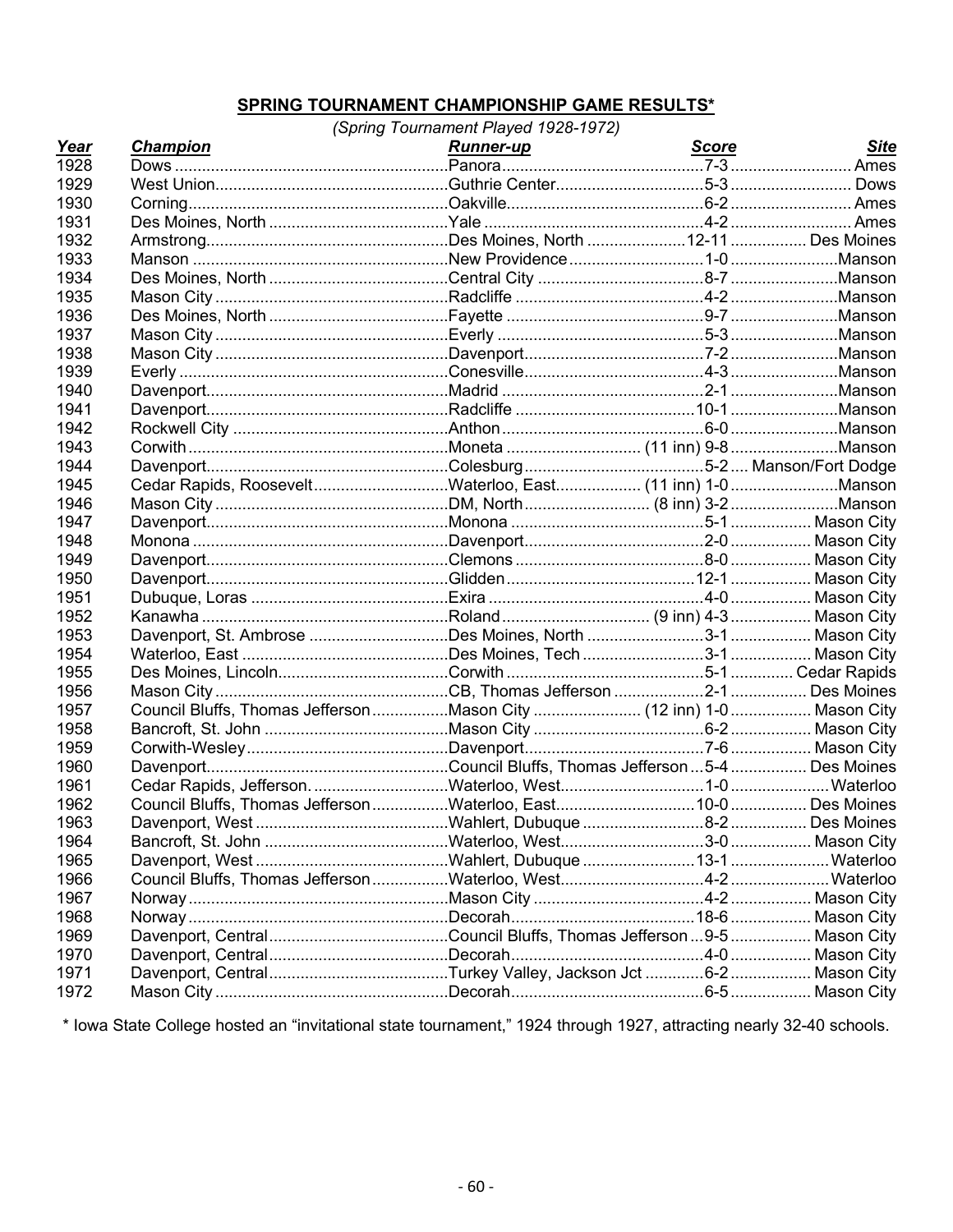## SPRING TOURNAMENT CHAMPIONSHIP GAME RESULTS*

*(Spring Tournament Played 1928-1972)*

| ***Year*** | ***Champion*** | ***Runner-up*** | ***Score*** | ***Site*** |
|---|---|---|---|---|
| 1928 | Dows | Panora | 7-3 | Ames |
| 1929 | West Union | Guthrie Center | 5-3 | Dows |
| 1930 | Corning | Oakville | 6-2 | Ames |
| 1931 | Des Moines, North | Yale | 4-2 | Ames |
| 1932 | Armstrong | Des Moines, North | 12-11 | Des Moines |
| 1933 | Manson | New Providence | 1-0 | Manson |
| 1934 | Des Moines, North | Central City | 8-7 | Manson |
| 1935 | Mason City | Radcliffe | 4-2 | Manson |
| 1936 | Des Moines, North | Fayette | 9-7 | Manson |
| 1937 | Mason City | Everly | 5-3 | Manson |
| 1938 | Mason City | Davenport | 7-2 | Manson |
| 1939 | Everly | Conesville | 4-3 | Manson |
| 1940 | Davenport | Madrid | 2-1 | Manson |
| 1941 | Davenport | Radcliffe | 10-1 | Manson |
| 1942 | Rockwell City | Anthon | 6-0 | Manson |
| 1943 | Corwith | Moneta | (11 inn) 9-8 | Manson |
| 1944 | Davenport | Colesburg | 5-2 | Manson/Fort Dodge |
| 1945 | Cedar Rapids, Roosevelt | Waterloo, East | (11 inn) 1-0 | Manson |
| 1946 | Mason City | DM, North | (8 inn) 3-2 | Manson |
| 1947 | Davenport | Monona | 5-1 | Mason City |
| 1948 | Monona | Davenport | 2-0 | Mason City |
| 1949 | Davenport | Clemons | 8-0 | Mason City |
| 1950 | Davenport | Glidden | 12-1 | Mason City |
| 1951 | Dubuque, Loras | Exira | 4-0 | Mason City |
| 1952 | Kanawha | Roland | (9 inn) 4-3 | Mason City |
| 1953 | Davenport, St. Ambrose | Des Moines, North | 3-1 | Mason City |
| 1954 | Waterloo, East | Des Moines, Tech | 3-1 | Mason City |
| 1955 | Des Moines, Lincoln | Corwith | 5-1 | Cedar Rapids |
| 1956 | Mason City | CB, Thomas Jefferson | 2-1 | Des Moines |
| 1957 | Council Bluffs, Thomas Jefferson | Mason City | (12 inn) 1-0 | Mason City |
| 1958 | Bancroft, St. John | Mason City | 6-2 | Mason City |
| 1959 | Corwith-Wesley | Davenport | 7-6 | Mason City |
| 1960 | Davenport | Council Bluffs, Thomas Jefferson | 5-4 | Des Moines |
| 1961 | Cedar Rapids, Jefferson. | Waterloo, West | 1-0 | Waterloo |
| 1962 | Council Bluffs, Thomas Jefferson | Waterloo, East | 10-0 | Des Moines |
| 1963 | Davenport, West | Wahlert, Dubuque | 8-2 | Des Moines |
| 1964 | Bancroft, St. John | Waterloo, West | 3-0 | Mason City |
| 1965 | Davenport, West | Wahlert, Dubuque | 13-1 | Waterloo |
| 1966 | Council Bluffs, Thomas Jefferson | Waterloo, West | 4-2 | Waterloo |
| 1967 | Norway | Mason City | 4-2 | Mason City |
| 1968 | Norway | Decorah | 18-6 | Mason City |
| 1969 | Davenport, Central | Council Bluffs, Thomas Jefferson | 9-5 | Mason City |
| 1970 | Davenport, Central | Decorah | 4-0 | Mason City |
| 1971 | Davenport, Central | Turkey Valley, Jackson Jct | 6-2 | Mason City |
| 1972 | Mason City | Decorah | 6-5 | Mason City |

* Iowa State College hosted an "invitational state tournament," 1924 through 1927, attracting nearly 32-40 schools.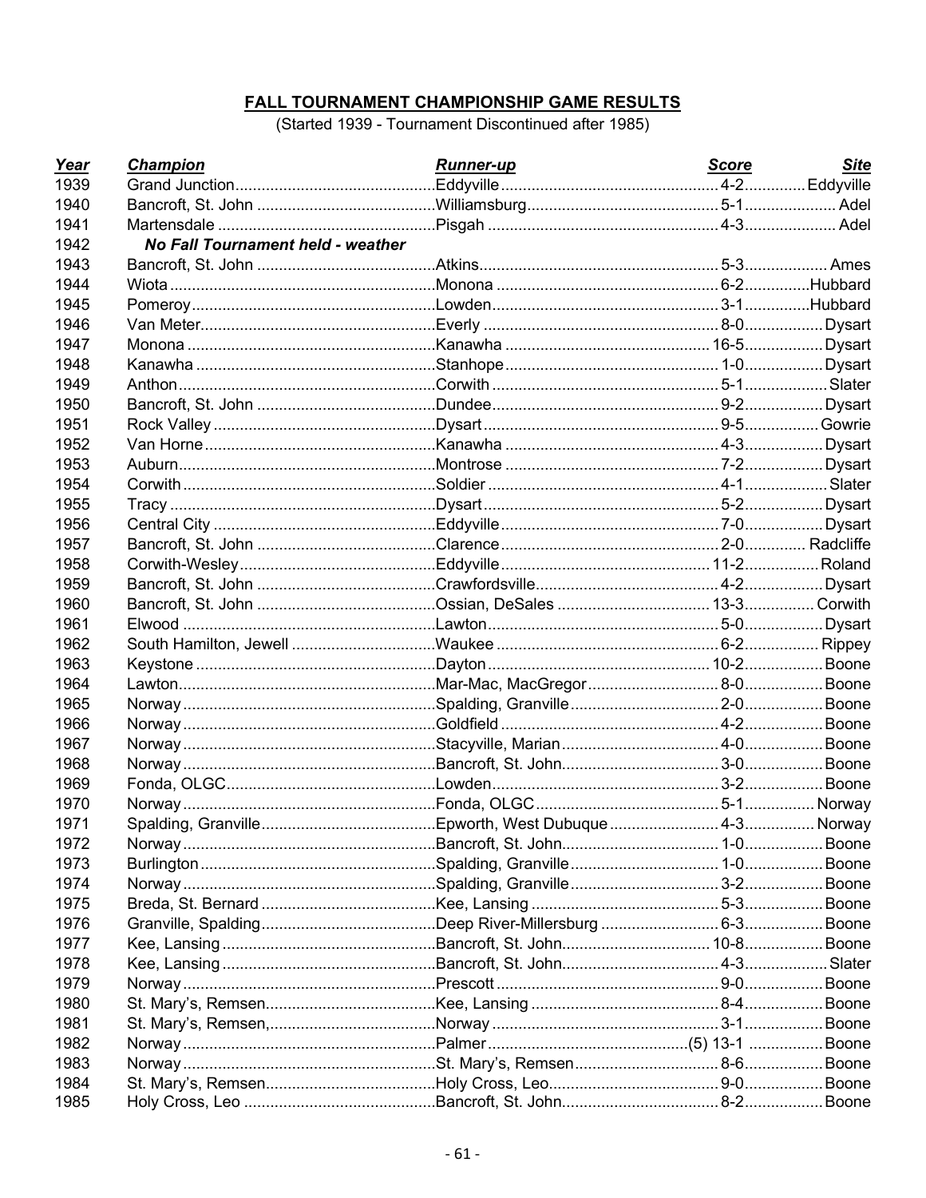## FALL TOURNAMENT CHAMPIONSHIP GAME RESULTS

(Started 1939 - Tournament Discontinued after 1985)

| Year | Champion | Runner-up | Score | Site |
|---|---|---|---|---|
| 1939 | Grand Junction | Eddyville | 4-2 | Eddyville |
| 1940 | Bancroft, St. John | Williamsburg | 5-1 | Adel |
| 1941 | Martensdale | Pisgah | 4-3 | Adel |
| 1942 | ***No Fall Tournament held - weather*** | | | |
| 1943 | Bancroft, St. John | Atkins | 5-3 | Ames |
| 1944 | Wiota | Monona | 6-2 | Hubbard |
| 1945 | Pomeroy | Lowden | 3-1 | Hubbard |
| 1946 | Van Meter | Everly | 8-0 | Dysart |
| 1947 | Monona | Kanawha | 16-5 | Dysart |
| 1948 | Kanawha | Stanhope | 1-0 | Dysart |
| 1949 | Anthon | Corwith | 5-1 | Slater |
| 1950 | Bancroft, St. John | Dundee | 9-2 | Dysart |
| 1951 | Rock Valley | Dysart | 9-5 | Gowrie |
| 1952 | Van Horne | Kanawha | 4-3 | Dysart |
| 1953 | Auburn | Montrose | 7-2 | Dysart |
| 1954 | Corwith | Soldier | 4-1 | Slater |
| 1955 | Tracy | Dysart | 5-2 | Dysart |
| 1956 | Central City | Eddyville | 7-0 | Dysart |
| 1957 | Bancroft, St. John | Clarence | 2-0 | Radcliffe |
| 1958 | Corwith-Wesley | Eddyville | 11-2 | Roland |
| 1959 | Bancroft, St. John | Crawfordsville | 4-2 | Dysart |
| 1960 | Bancroft, St. John | Ossian, DeSales | 13-3 | Corwith |
| 1961 | Elwood | Lawton | 5-0 | Dysart |
| 1962 | South Hamilton, Jewell | Waukee | 6-2 | Rippey |
| 1963 | Keystone | Dayton | 10-2 | Boone |
| 1964 | Lawton | Mar-Mac, MacGregor | 8-0 | Boone |
| 1965 | Norway | Spalding, Granville | 2-0 | Boone |
| 1966 | Norway | Goldfield | 4-2 | Boone |
| 1967 | Norway | Stacyville, Marian | 4-0 | Boone |
| 1968 | Norway | Bancroft, St. John. | 3-0 | Boone |
| 1969 | Fonda, OLGC | Lowden | 3-2 | Boone |
| 1970 | Norway | Fonda, OLGC | 5-1 | Norway |
| 1971 | Spalding, Granville | Epworth, West Dubuque | 4-3 | Norway |
| 1972 | Norway | Bancroft, St. John. | 1-0 | Boone |
| 1973 | Burlington | Spalding, Granville | 1-0 | Boone |
| 1974 | Norway | Spalding, Granville | 3-2 | Boone |
| 1975 | Breda, St. Bernard | Kee, Lansing | 5-3 | Boone |
| 1976 | Granville, Spalding | Deep River-Millersburg | 6-3 | Boone |
| 1977 | Kee, Lansing | Bancroft, St. John. | 10-8 | Boone |
| 1978 | Kee, Lansing | Bancroft, St. John. | 4-3 | Slater |
| 1979 | Norway | Prescott | 9-0 | Boone |
| 1980 | St. Mary's, Remsen | Kee, Lansing | 8-4 | Boone |
| 1981 | St. Mary's, Remsen, | Norway | 3-1 | Boone |
| 1982 | Norway | Palmer | (5) 13-1 | Boone |
| 1983 | Norway | St. Mary's, Remsen | 8-6 | Boone |
| 1984 | St. Mary's, Remsen | Holy Cross, Leo | 9-0 | Boone |
| 1985 | Holy Cross, Leo | Bancroft, St. John. | 8-2 | Boone |